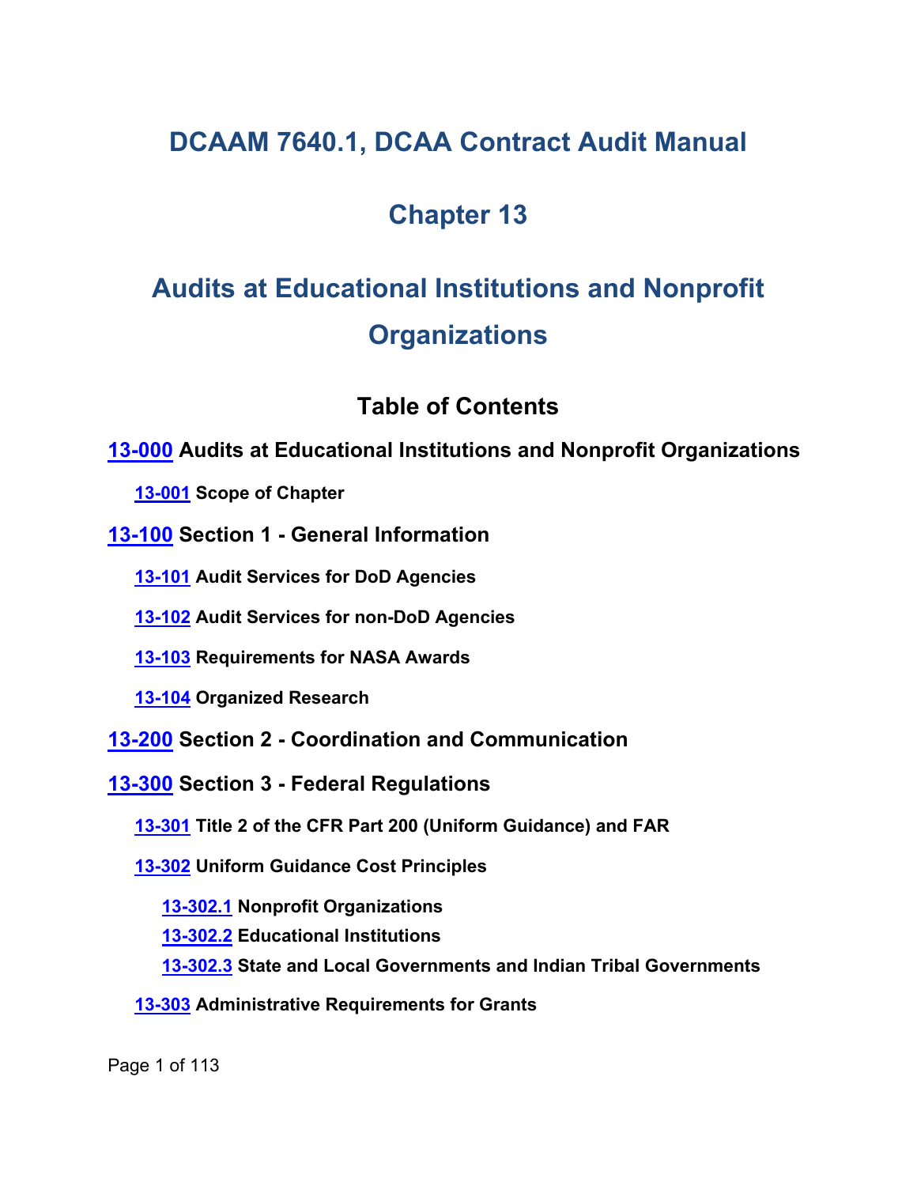# DCAAM 7640.1, DCAA Contract Audit Manual

# Chapter 13

# Audits at Educational Institutions and Nonprofit Organizations

## Table of Contents

**13-000 Audits at Educational Institutions and Nonprofit Organizations**

- **13-001 Scope of Chapter**

**13-100 Section 1 - General Information**

- **13-101 Audit Services for DoD Agencies**
- **13-102 Audit Services for non-DoD Agencies**
- **13-103 Requirements for NASA Awards**
- **13-104 Organized Research**

**13-200 Section 2 - Coordination and Communication**

**13-300 Section 3 - Federal Regulations**

- **13-301 Title 2 of the CFR Part 200 (Uniform Guidance) and FAR**
- **13-302 Uniform Guidance Cost Principles**
  - **13-302.1 Nonprofit Organizations**
  - **13-302.2 Educational Institutions**
  - **13-302.3 State and Local Governments and Indian Tribal Governments**
- **13-303 Administrative Requirements for Grants**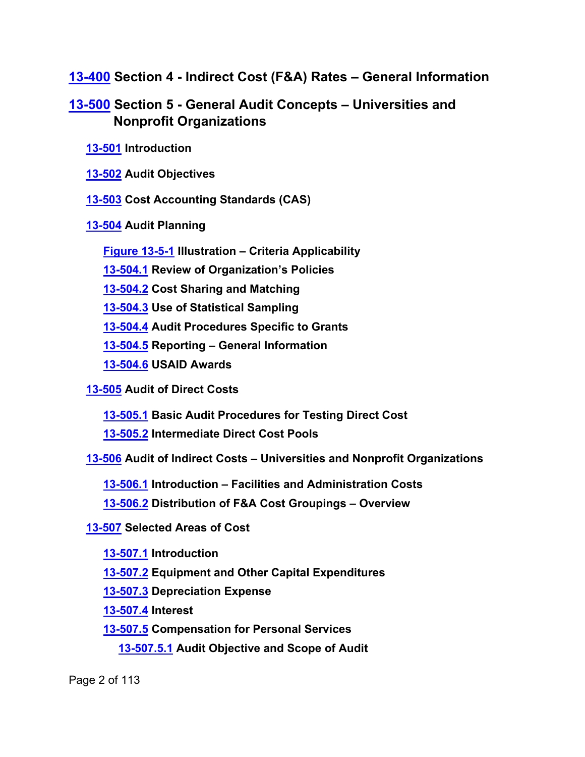**13-400 Section 4 - Indirect Cost (F&A) Rates – General Information**

**13-500 Section 5 - General Audit Concepts – Universities and Nonprofit Organizations**

- **13-501 Introduction**
- **13-502 Audit Objectives**
- **13-503 Cost Accounting Standards (CAS)**
- **13-504 Audit Planning**
  - **Figure 13-5-1 Illustration – Criteria Applicability**
  - **13-504.1 Review of Organization's Policies**
  - **13-504.2 Cost Sharing and Matching**
  - **13-504.3 Use of Statistical Sampling**
  - **13-504.4 Audit Procedures Specific to Grants**
  - **13-504.5 Reporting – General Information**
  - **13-504.6 USAID Awards**
- **13-505 Audit of Direct Costs**
  - **13-505.1 Basic Audit Procedures for Testing Direct Cost**
  - **13-505.2 Intermediate Direct Cost Pools**
- **13-506 Audit of Indirect Costs – Universities and Nonprofit Organizations**
  - **13-506.1 Introduction – Facilities and Administration Costs**
  - **13-506.2 Distribution of F&A Cost Groupings – Overview**
- **13-507 Selected Areas of Cost**
  - **13-507.1 Introduction**
  - **13-507.2 Equipment and Other Capital Expenditures**
  - **13-507.3 Depreciation Expense**
  - **13-507.4 Interest**
  - **13-507.5 Compensation for Personal Services**
    - **13-507.5.1 Audit Objective and Scope of Audit**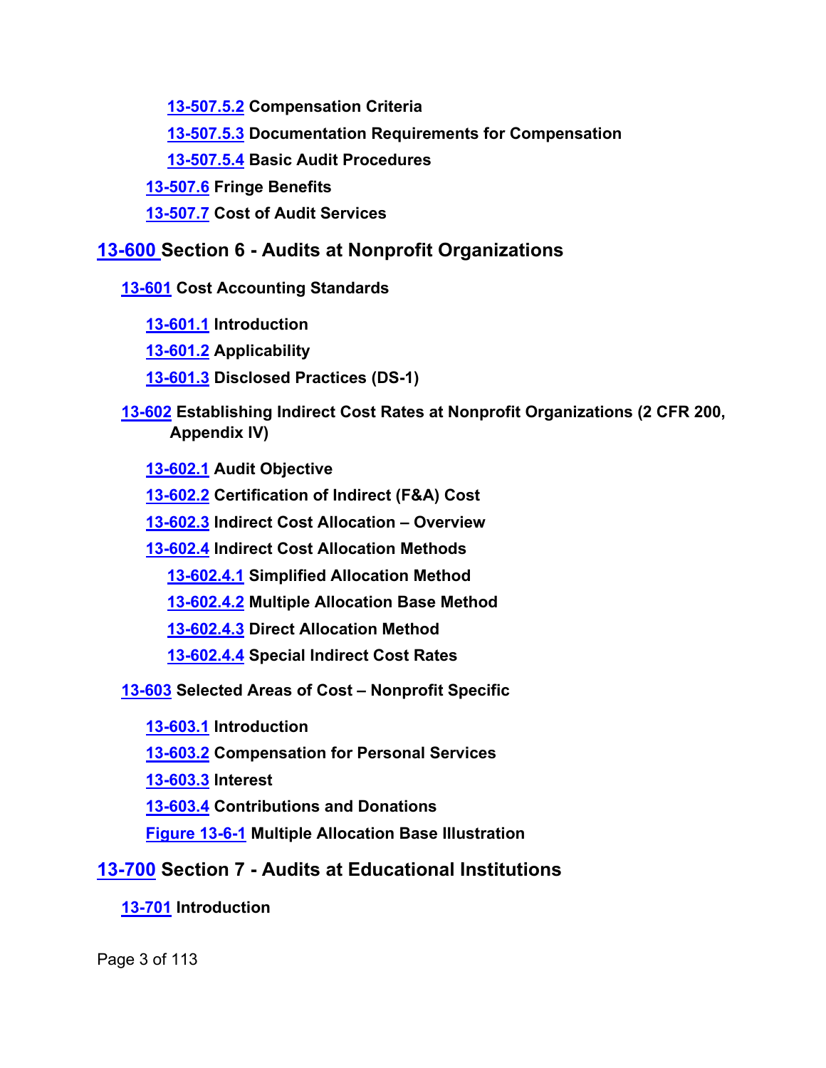- 13-507.5.2 **Compensation Criteria**
- 13-507.5.3 **Documentation Requirements for Compensation**
- 13-507.5.4 **Basic Audit Procedures**
- 13-507.6 **Fringe Benefits**
- 13-507.7 **Cost of Audit Services**

## 13-600 Section 6 - Audits at Nonprofit Organizations

- 13-601 **Cost Accounting Standards**
  - 13-601.1 **Introduction**
  - 13-601.2 **Applicability**
  - 13-601.3 **Disclosed Practices (DS-1)**
- 13-602 **Establishing Indirect Cost Rates at Nonprofit Organizations (2 CFR 200, Appendix IV)**
  - 13-602.1 **Audit Objective**
  - 13-602.2 **Certification of Indirect (F&A) Cost**
  - 13-602.3 **Indirect Cost Allocation – Overview**
  - 13-602.4 **Indirect Cost Allocation Methods**
    - 13-602.4.1 **Simplified Allocation Method**
    - 13-602.4.2 **Multiple Allocation Base Method**
    - 13-602.4.3 **Direct Allocation Method**
    - 13-602.4.4 **Special Indirect Cost Rates**
- 13-603 **Selected Areas of Cost – Nonprofit Specific**
  - 13-603.1 **Introduction**
  - 13-603.2 **Compensation for Personal Services**
  - 13-603.3 **Interest**
  - 13-603.4 **Contributions and Donations**
  - Figure 13-6-1 **Multiple Allocation Base Illustration**

## 13-700 Section 7 - Audits at Educational Institutions

- 13-701 **Introduction**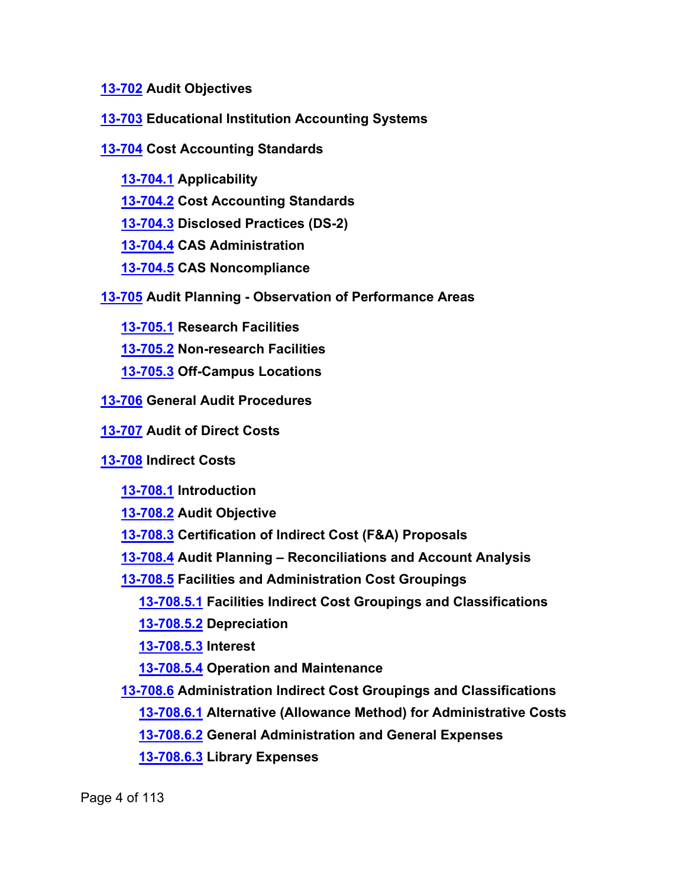**13-702** **Audit Objectives**

**13-703** **Educational Institution Accounting Systems**

**13-704** **Cost Accounting Standards**

- **13-704.1** **Applicability**
- **13-704.2** **Cost Accounting Standards**
- **13-704.3** **Disclosed Practices (DS-2)**
- **13-704.4** **CAS Administration**
- **13-704.5** **CAS Noncompliance**

**13-705** **Audit Planning - Observation of Performance Areas**

- **13-705.1** **Research Facilities**
- **13-705.2** **Non-research Facilities**
- **13-705.3** **Off-Campus Locations**

**13-706** **General Audit Procedures**

**13-707** **Audit of Direct Costs**

**13-708** **Indirect Costs**

- **13-708.1** **Introduction**
- **13-708.2** **Audit Objective**
- **13-708.3** **Certification of Indirect Cost (F&A) Proposals**
- **13-708.4** **Audit Planning – Reconciliations and Account Analysis**
- **13-708.5** **Facilities and Administration Cost Groupings**
  - **13-708.5.1** **Facilities Indirect Cost Groupings and Classifications**
  - **13-708.5.2** **Depreciation**
  - **13-708.5.3** **Interest**
  - **13-708.5.4** **Operation and Maintenance**
- **13-708.6** **Administration Indirect Cost Groupings and Classifications**
  - **13-708.6.1** **Alternative (Allowance Method) for Administrative Costs**
  - **13-708.6.2** **General Administration and General Expenses**
  - **13-708.6.3** **Library Expenses**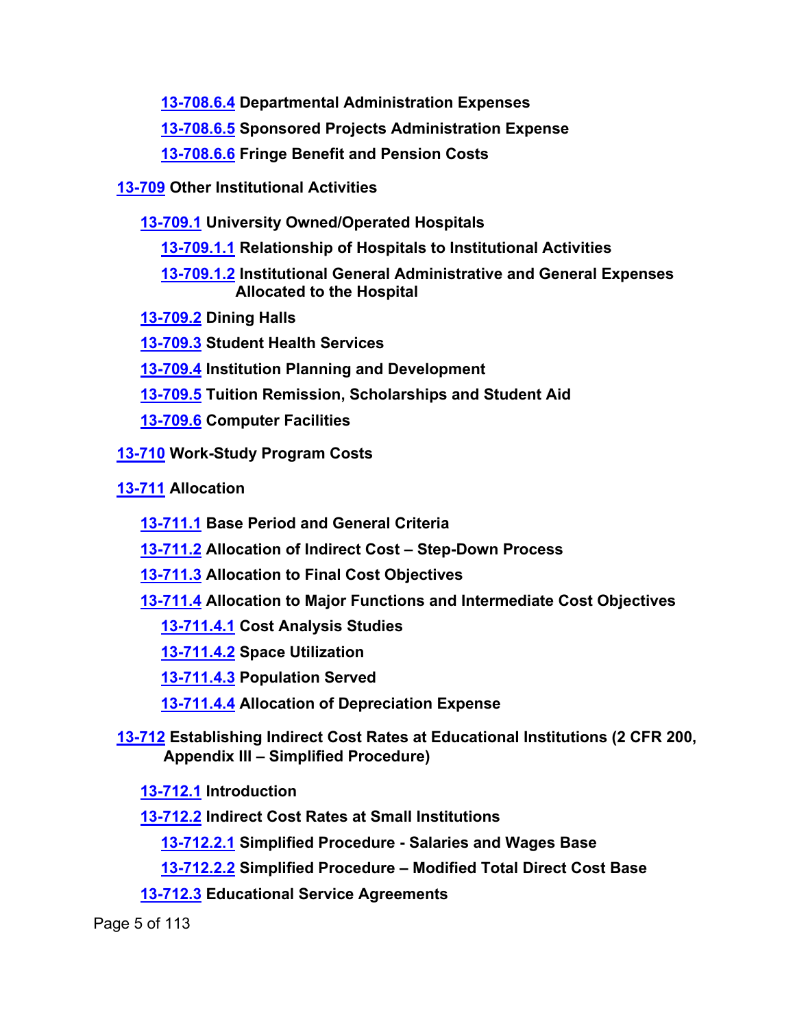**13-708.6.4 Departmental Administration Expenses**

**13-708.6.5 Sponsored Projects Administration Expense**

**13-708.6.6 Fringe Benefit and Pension Costs**

**13-709 Other Institutional Activities**

**13-709.1 University Owned/Operated Hospitals**

**13-709.1.1 Relationship of Hospitals to Institutional Activities**

**13-709.1.2 Institutional General Administrative and General Expenses Allocated to the Hospital**

**13-709.2 Dining Halls**

**13-709.3 Student Health Services**

**13-709.4 Institution Planning and Development**

**13-709.5 Tuition Remission, Scholarships and Student Aid**

**13-709.6 Computer Facilities**

**13-710 Work-Study Program Costs**

**13-711 Allocation**

**13-711.1 Base Period and General Criteria**

**13-711.2 Allocation of Indirect Cost – Step-Down Process**

**13-711.3 Allocation to Final Cost Objectives**

**13-711.4 Allocation to Major Functions and Intermediate Cost Objectives**

**13-711.4.1 Cost Analysis Studies**

**13-711.4.2 Space Utilization**

**13-711.4.3 Population Served**

**13-711.4.4 Allocation of Depreciation Expense**

**13-712 Establishing Indirect Cost Rates at Educational Institutions (2 CFR 200, Appendix III – Simplified Procedure)**

**13-712.1 Introduction**

**13-712.2 Indirect Cost Rates at Small Institutions**

**13-712.2.1 Simplified Procedure - Salaries and Wages Base**

**13-712.2.2 Simplified Procedure – Modified Total Direct Cost Base**

**13-712.3 Educational Service Agreements**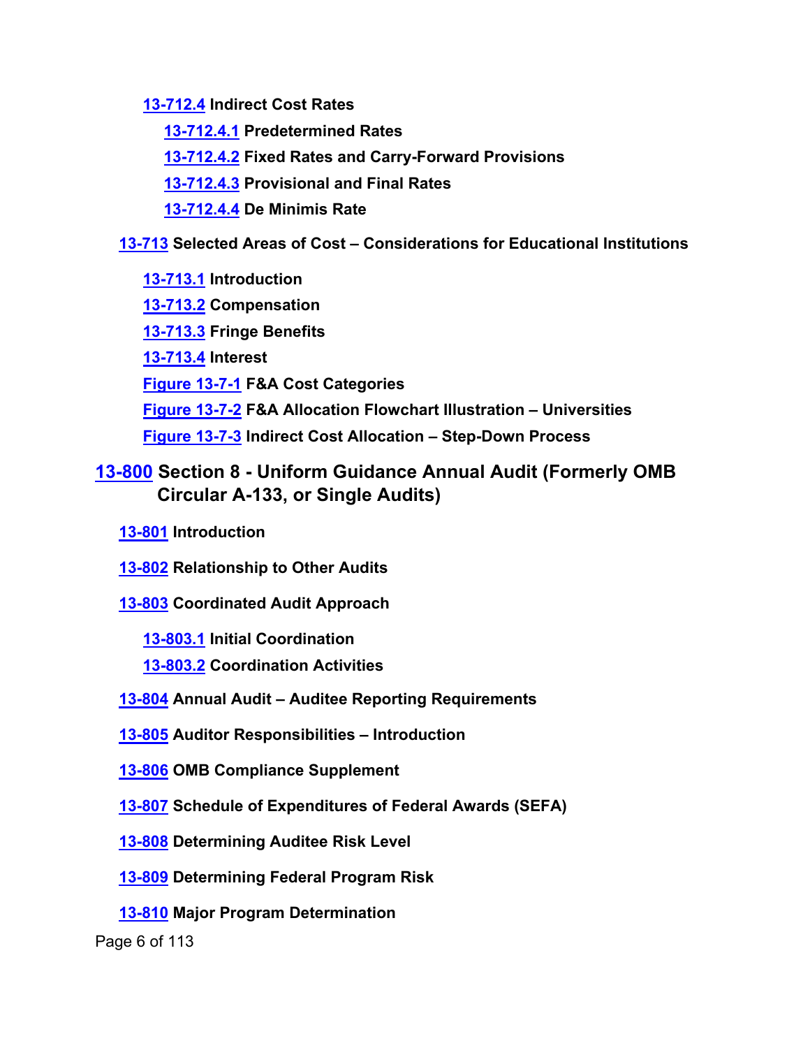- **13-712.4 Indirect Cost Rates**
    - **13-712.4.1 Predetermined Rates**
    - **13-712.4.2 Fixed Rates and Carry-Forward Provisions**
    - **13-712.4.3 Provisional and Final Rates**
    - **13-712.4.4 De Minimis Rate**

**13-713 Selected Areas of Cost – Considerations for Educational Institutions**

- **13-713.1 Introduction**
- **13-713.2 Compensation**
- **13-713.3 Fringe Benefits**
- **13-713.4 Interest**
- **Figure 13-7-1 F&A Cost Categories**
- **Figure 13-7-2 F&A Allocation Flowchart Illustration – Universities**
- **Figure 13-7-3 Indirect Cost Allocation – Step-Down Process**

## 13-800 Section 8 - Uniform Guidance Annual Audit (Formerly OMB Circular A-133, or Single Audits)

**13-801 Introduction**

**13-802 Relationship to Other Audits**

**13-803 Coordinated Audit Approach**

- **13-803.1 Initial Coordination**
- **13-803.2 Coordination Activities**

**13-804 Annual Audit – Auditee Reporting Requirements**

**13-805 Auditor Responsibilities – Introduction**

**13-806 OMB Compliance Supplement**

**13-807 Schedule of Expenditures of Federal Awards (SEFA)**

**13-808 Determining Auditee Risk Level**

**13-809 Determining Federal Program Risk**

**13-810 Major Program Determination**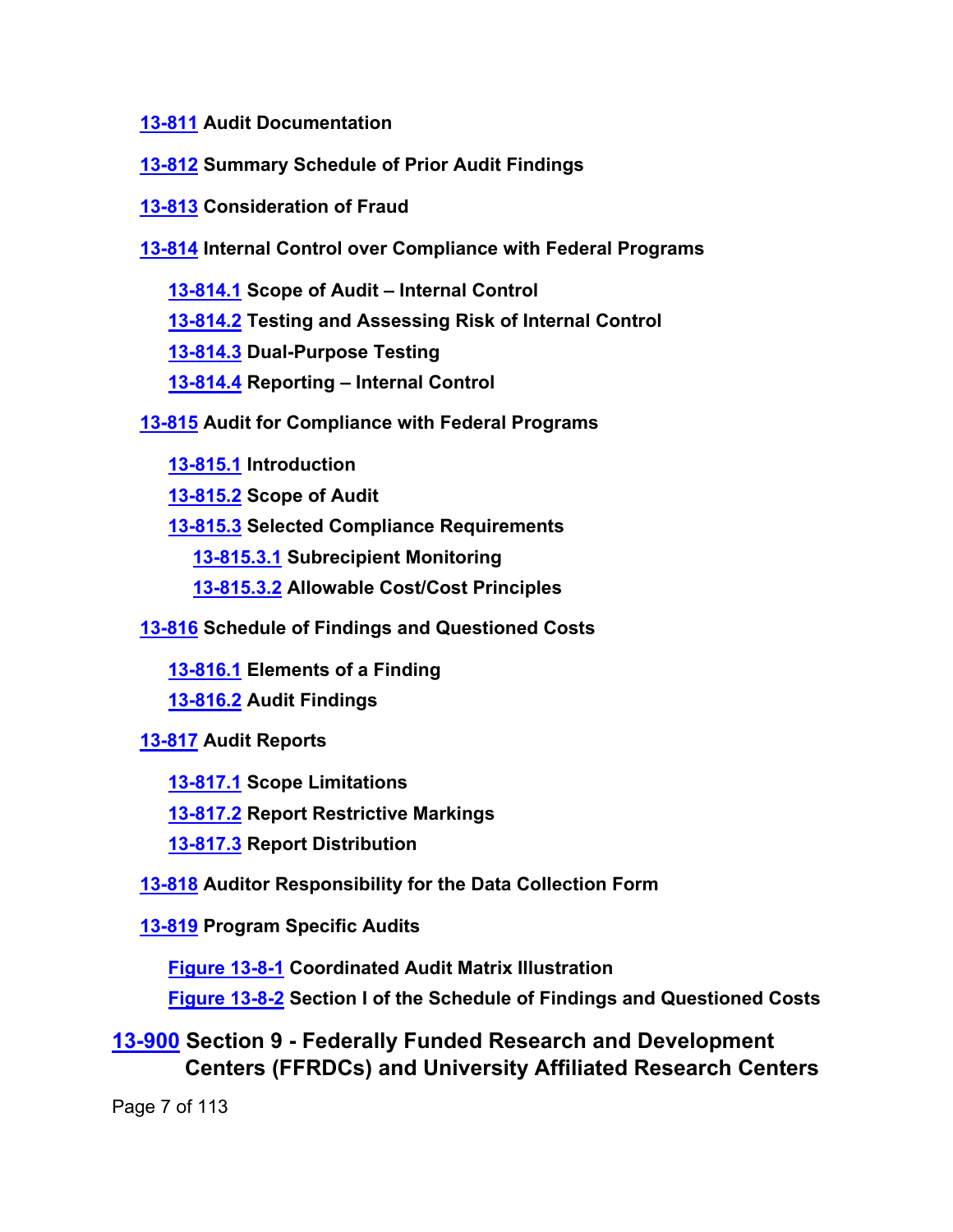**13-811 Audit Documentation**

**13-812 Summary Schedule of Prior Audit Findings**

**13-813 Consideration of Fraud**

**13-814 Internal Control over Compliance with Federal Programs**

- **13-814.1 Scope of Audit – Internal Control**
- **13-814.2 Testing and Assessing Risk of Internal Control**
- **13-814.3 Dual-Purpose Testing**
- **13-814.4 Reporting – Internal Control**

**13-815 Audit for Compliance with Federal Programs**

- **13-815.1 Introduction**
- **13-815.2 Scope of Audit**
- **13-815.3 Selected Compliance Requirements**
  - **13-815.3.1 Subrecipient Monitoring**
  - **13-815.3.2 Allowable Cost/Cost Principles**

**13-816 Schedule of Findings and Questioned Costs**

- **13-816.1 Elements of a Finding**
- **13-816.2 Audit Findings**

**13-817 Audit Reports**

- **13-817.1 Scope Limitations**
- **13-817.2 Report Restrictive Markings**
- **13-817.3 Report Distribution**

**13-818 Auditor Responsibility for the Data Collection Form**

**13-819 Program Specific Audits**

- **Figure 13-8-1 Coordinated Audit Matrix Illustration**
- **Figure 13-8-2 Section I of the Schedule of Findings and Questioned Costs**

## 13-900 Section 9 - Federally Funded Research and Development Centers (FFRDCs) and University Affiliated Research Centers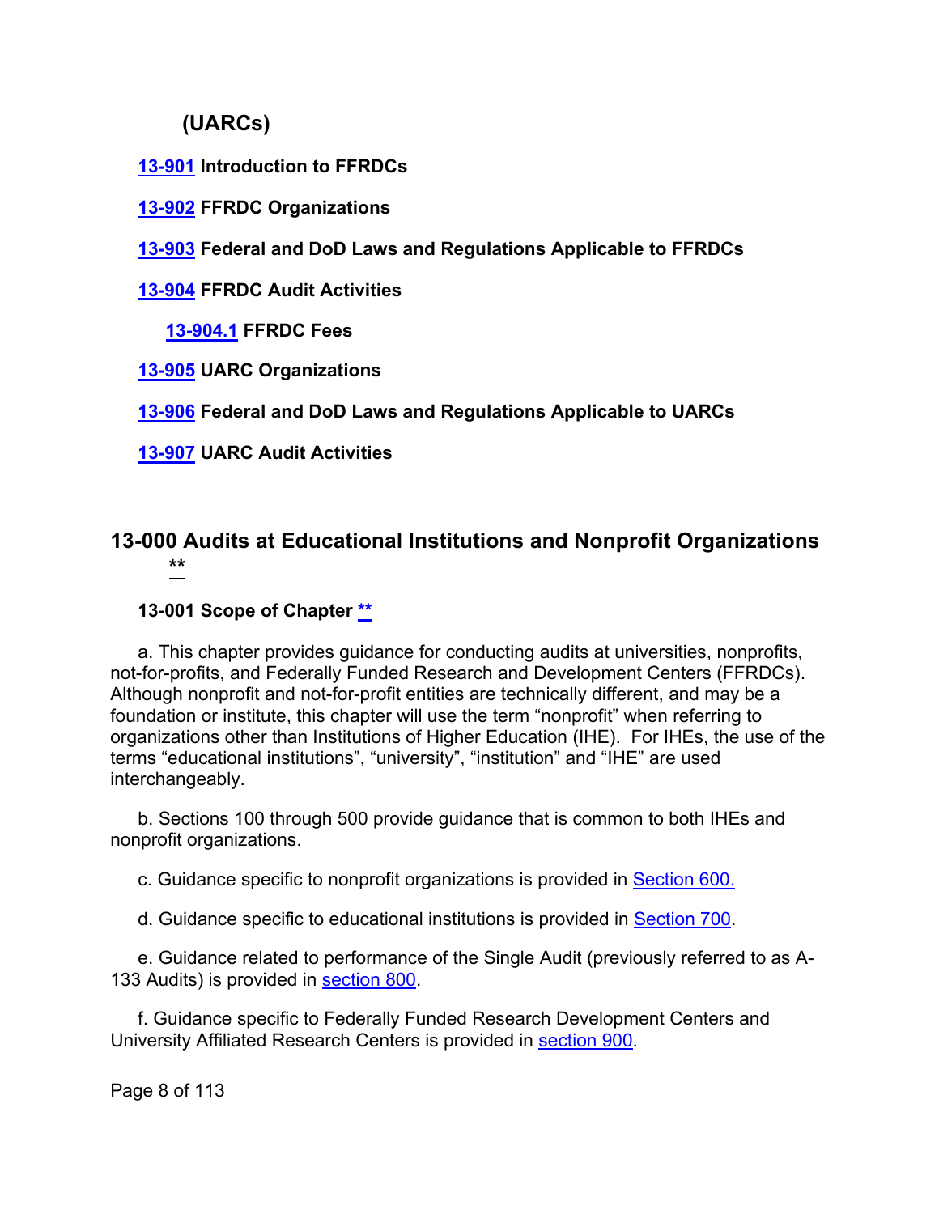**(UARCs)**

**13-901 Introduction to FFRDCs**

**13-902 FFRDC Organizations**

**13-903 Federal and DoD Laws and Regulations Applicable to FFRDCs**

**13-904 FFRDC Audit Activities**

**13-904.1 FFRDC Fees**

**13-905 UARC Organizations**

**13-906 Federal and DoD Laws and Regulations Applicable to UARCs**

**13-907 UARC Audit Activities**

# 13-000 Audits at Educational Institutions and Nonprofit Organizations **

## 13-001 Scope of Chapter **

a. This chapter provides guidance for conducting audits at universities, nonprofits, not-for-profits, and Federally Funded Research and Development Centers (FFRDCs). Although nonprofit and not-for-profit entities are technically different, and may be a foundation or institute, this chapter will use the term "nonprofit" when referring to organizations other than Institutions of Higher Education (IHE). For IHEs, the use of the terms "educational institutions", "university", "institution" and "IHE" are used interchangeably.

b. Sections 100 through 500 provide guidance that is common to both IHEs and nonprofit organizations.

c. Guidance specific to nonprofit organizations is provided in Section 600.

d. Guidance specific to educational institutions is provided in Section 700.

e. Guidance related to performance of the Single Audit (previously referred to as A-133 Audits) is provided in section 800.

f. Guidance specific to Federally Funded Research Development Centers and University Affiliated Research Centers is provided in section 900.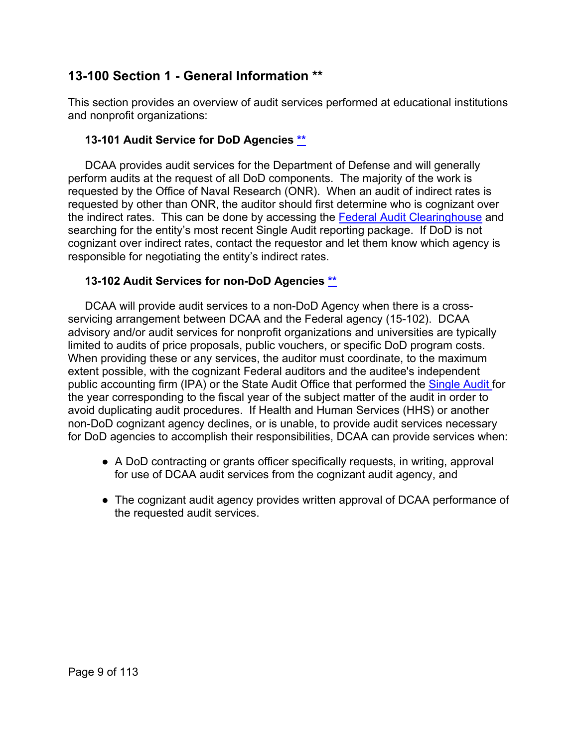## 13-100 Section 1 - General Information **

This section provides an overview of audit services performed at educational institutions and nonprofit organizations:

### 13-101 Audit Service for DoD Agencies **

DCAA provides audit services for the Department of Defense and will generally perform audits at the request of all DoD components. The majority of the work is requested by the Office of Naval Research (ONR). When an audit of indirect rates is requested by other than ONR, the auditor should first determine who is cognizant over the indirect rates. This can be done by accessing the Federal Audit Clearinghouse and searching for the entity's most recent Single Audit reporting package. If DoD is not cognizant over indirect rates, contact the requestor and let them know which agency is responsible for negotiating the entity's indirect rates.

### 13-102 Audit Services for non-DoD Agencies **

DCAA will provide audit services to a non-DoD Agency when there is a cross-servicing arrangement between DCAA and the Federal agency (15-102). DCAA advisory and/or audit services for nonprofit organizations and universities are typically limited to audits of price proposals, public vouchers, or specific DoD program costs. When providing these or any services, the auditor must coordinate, to the maximum extent possible, with the cognizant Federal auditors and the auditee's independent public accounting firm (IPA) or the State Audit Office that performed the Single Audit for the year corresponding to the fiscal year of the subject matter of the audit in order to avoid duplicating audit procedures. If Health and Human Services (HHS) or another non-DoD cognizant agency declines, or is unable, to provide audit services necessary for DoD agencies to accomplish their responsibilities, DCAA can provide services when:

- A DoD contracting or grants officer specifically requests, in writing, approval for use of DCAA audit services from the cognizant audit agency, and
- The cognizant audit agency provides written approval of DCAA performance of the requested audit services.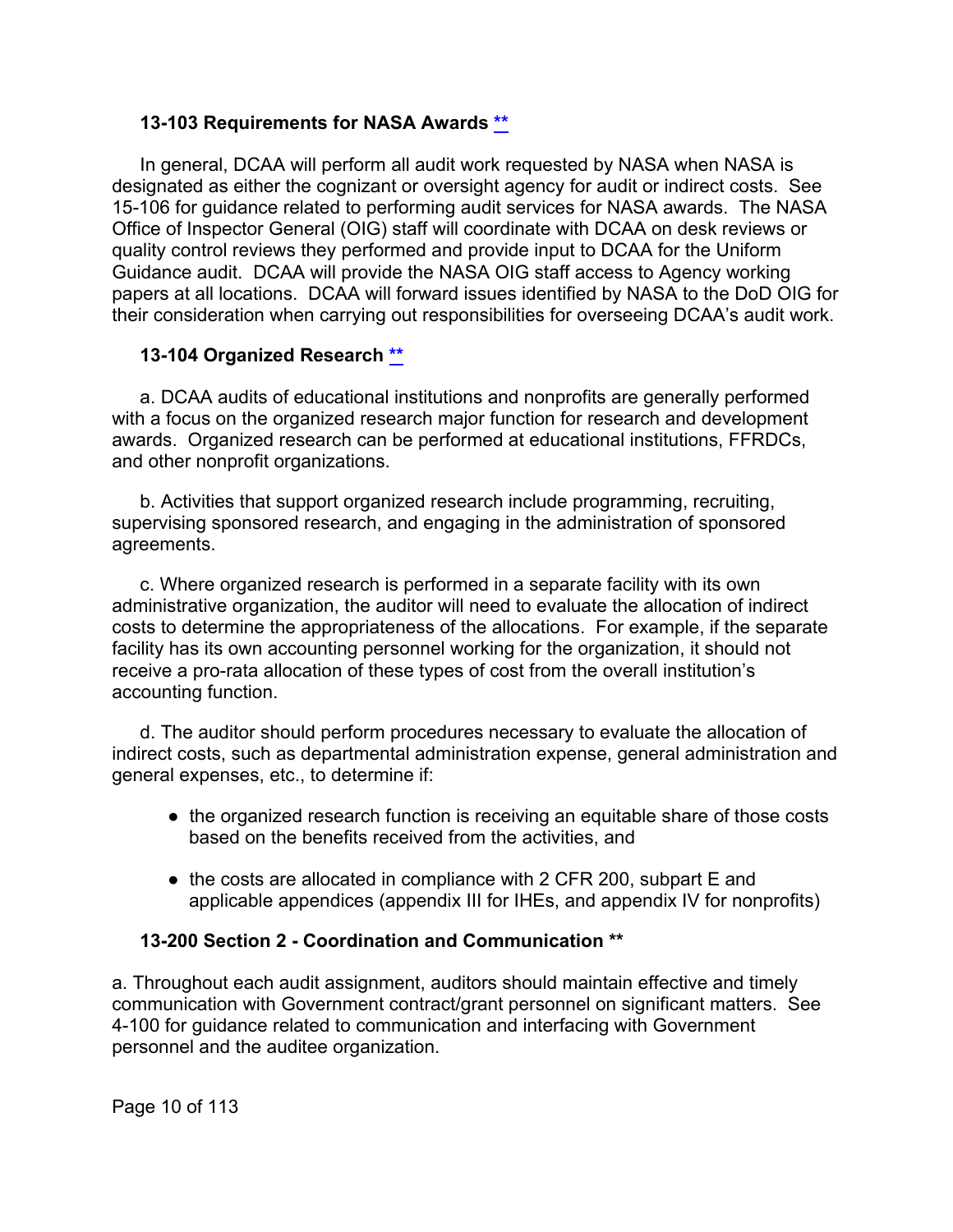### 13-103 Requirements for NASA Awards **

In general, DCAA will perform all audit work requested by NASA when NASA is designated as either the cognizant or oversight agency for audit or indirect costs. See 15-106 for guidance related to performing audit services for NASA awards. The NASA Office of Inspector General (OIG) staff will coordinate with DCAA on desk reviews or quality control reviews they performed and provide input to DCAA for the Uniform Guidance audit. DCAA will provide the NASA OIG staff access to Agency working papers at all locations. DCAA will forward issues identified by NASA to the DoD OIG for their consideration when carrying out responsibilities for overseeing DCAA's audit work.

### 13-104 Organized Research **

a. DCAA audits of educational institutions and nonprofits are generally performed with a focus on the organized research major function for research and development awards. Organized research can be performed at educational institutions, FFRDCs, and other nonprofit organizations.

b. Activities that support organized research include programming, recruiting, supervising sponsored research, and engaging in the administration of sponsored agreements.

c. Where organized research is performed in a separate facility with its own administrative organization, the auditor will need to evaluate the allocation of indirect costs to determine the appropriateness of the allocations. For example, if the separate facility has its own accounting personnel working for the organization, it should not receive a pro-rata allocation of these types of cost from the overall institution's accounting function.

d. The auditor should perform procedures necessary to evaluate the allocation of indirect costs, such as departmental administration expense, general administration and general expenses, etc., to determine if:

- the organized research function is receiving an equitable share of those costs based on the benefits received from the activities, and
- the costs are allocated in compliance with 2 CFR 200, subpart E and applicable appendices (appendix III for IHEs, and appendix IV for nonprofits)

### 13-200 Section 2 - Coordination and Communication **

a. Throughout each audit assignment, auditors should maintain effective and timely communication with Government contract/grant personnel on significant matters. See 4-100 for guidance related to communication and interfacing with Government personnel and the auditee organization.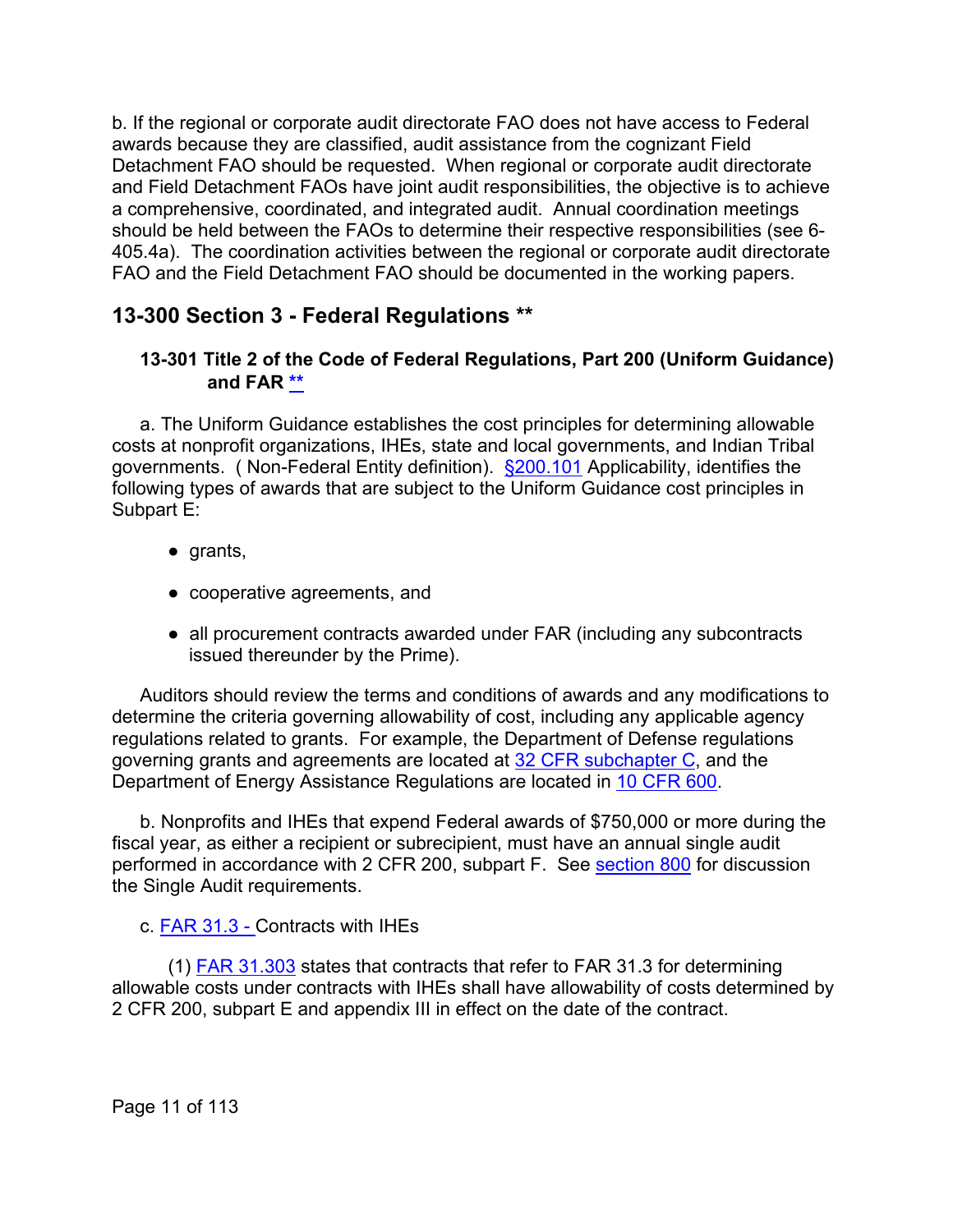b. If the regional or corporate audit directorate FAO does not have access to Federal awards because they are classified, audit assistance from the cognizant Field Detachment FAO should be requested. When regional or corporate audit directorate and Field Detachment FAOs have joint audit responsibilities, the objective is to achieve a comprehensive, coordinated, and integrated audit. Annual coordination meetings should be held between the FAOs to determine their respective responsibilities (see 6-405.4a). The coordination activities between the regional or corporate audit directorate FAO and the Field Detachment FAO should be documented in the working papers.

## 13-300 Section 3 - Federal Regulations **

### 13-301 Title 2 of the Code of Federal Regulations, Part 200 (Uniform Guidance) and FAR **

a. The Uniform Guidance establishes the cost principles for determining allowable costs at nonprofit organizations, IHEs, state and local governments, and Indian Tribal governments. ( Non-Federal Entity definition). §200.101 Applicability, identifies the following types of awards that are subject to the Uniform Guidance cost principles in Subpart E:

- grants,
- cooperative agreements, and
- all procurement contracts awarded under FAR (including any subcontracts issued thereunder by the Prime).

Auditors should review the terms and conditions of awards and any modifications to determine the criteria governing allowability of cost, including any applicable agency regulations related to grants. For example, the Department of Defense regulations governing grants and agreements are located at 32 CFR subchapter C, and the Department of Energy Assistance Regulations are located in 10 CFR 600.

b. Nonprofits and IHEs that expend Federal awards of $750,000 or more during the fiscal year, as either a recipient or subrecipient, must have an annual single audit performed in accordance with 2 CFR 200, subpart F. See section 800 for discussion the Single Audit requirements.

c. FAR 31.3 - Contracts with IHEs

(1) FAR 31.303 states that contracts that refer to FAR 31.3 for determining allowable costs under contracts with IHEs shall have allowability of costs determined by 2 CFR 200, subpart E and appendix III in effect on the date of the contract.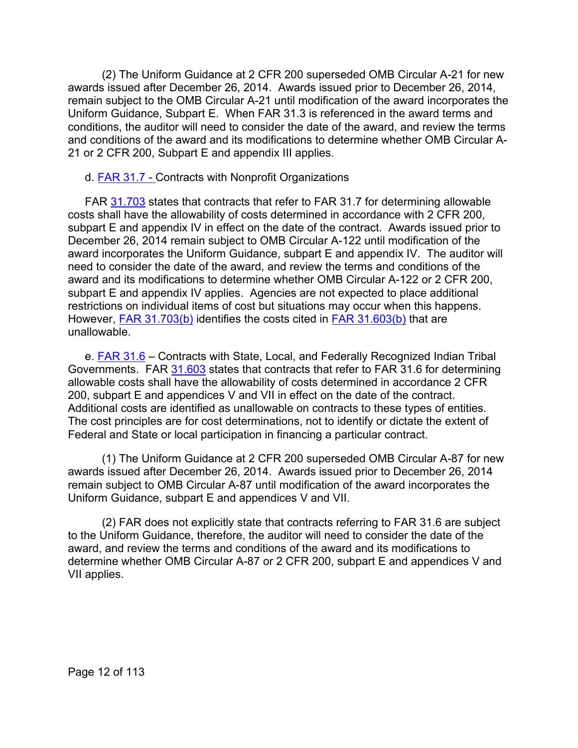(2) The Uniform Guidance at 2 CFR 200 superseded OMB Circular A-21 for new awards issued after December 26, 2014. Awards issued prior to December 26, 2014, remain subject to the OMB Circular A-21 until modification of the award incorporates the Uniform Guidance, Subpart E. When FAR 31.3 is referenced in the award terms and conditions, the auditor will need to consider the date of the award, and review the terms and conditions of the award and its modifications to determine whether OMB Circular A-21 or 2 CFR 200, Subpart E and appendix III applies.

d. FAR 31.7 - Contracts with Nonprofit Organizations

FAR 31.703 states that contracts that refer to FAR 31.7 for determining allowable costs shall have the allowability of costs determined in accordance with 2 CFR 200, subpart E and appendix IV in effect on the date of the contract. Awards issued prior to December 26, 2014 remain subject to OMB Circular A-122 until modification of the award incorporates the Uniform Guidance, subpart E and appendix IV. The auditor will need to consider the date of the award, and review the terms and conditions of the award and its modifications to determine whether OMB Circular A-122 or 2 CFR 200, subpart E and appendix IV applies. Agencies are not expected to place additional restrictions on individual items of cost but situations may occur when this happens. However, FAR 31.703(b) identifies the costs cited in FAR 31.603(b) that are unallowable.

e. FAR 31.6 – Contracts with State, Local, and Federally Recognized Indian Tribal Governments. FAR 31.603 states that contracts that refer to FAR 31.6 for determining allowable costs shall have the allowability of costs determined in accordance 2 CFR 200, subpart E and appendices V and VII in effect on the date of the contract. Additional costs are identified as unallowable on contracts to these types of entities. The cost principles are for cost determinations, not to identify or dictate the extent of Federal and State or local participation in financing a particular contract.

(1) The Uniform Guidance at 2 CFR 200 superseded OMB Circular A-87 for new awards issued after December 26, 2014. Awards issued prior to December 26, 2014 remain subject to OMB Circular A-87 until modification of the award incorporates the Uniform Guidance, subpart E and appendices V and VII.

(2) FAR does not explicitly state that contracts referring to FAR 31.6 are subject to the Uniform Guidance, therefore, the auditor will need to consider the date of the award, and review the terms and conditions of the award and its modifications to determine whether OMB Circular A-87 or 2 CFR 200, subpart E and appendices V and VII applies.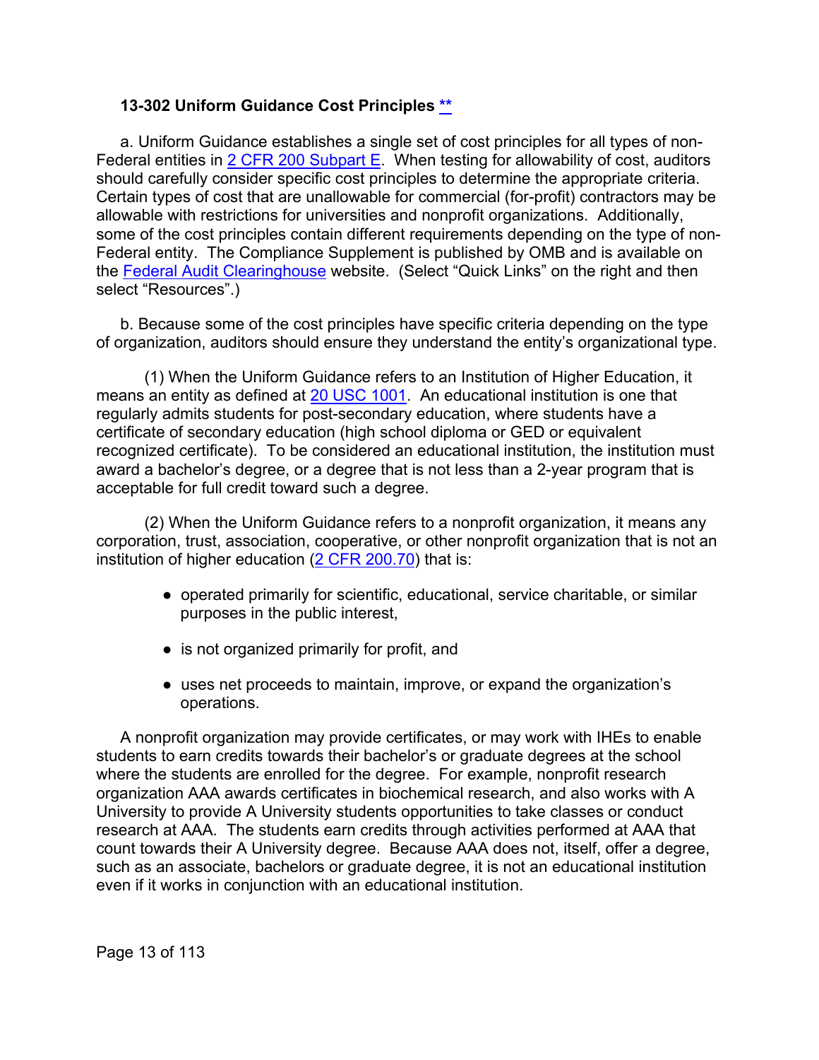### 13-302 Uniform Guidance Cost Principles **

a. Uniform Guidance establishes a single set of cost principles for all types of non-Federal entities in 2 CFR 200 Subpart E. When testing for allowability of cost, auditors should carefully consider specific cost principles to determine the appropriate criteria. Certain types of cost that are unallowable for commercial (for-profit) contractors may be allowable with restrictions for universities and nonprofit organizations. Additionally, some of the cost principles contain different requirements depending on the type of non-Federal entity. The Compliance Supplement is published by OMB and is available on the Federal Audit Clearinghouse website. (Select "Quick Links" on the right and then select "Resources".)

b. Because some of the cost principles have specific criteria depending on the type of organization, auditors should ensure they understand the entity's organizational type.

(1) When the Uniform Guidance refers to an Institution of Higher Education, it means an entity as defined at 20 USC 1001. An educational institution is one that regularly admits students for post-secondary education, where students have a certificate of secondary education (high school diploma or GED or equivalent recognized certificate). To be considered an educational institution, the institution must award a bachelor's degree, or a degree that is not less than a 2-year program that is acceptable for full credit toward such a degree.

(2) When the Uniform Guidance refers to a nonprofit organization, it means any corporation, trust, association, cooperative, or other nonprofit organization that is not an institution of higher education (2 CFR 200.70) that is:

- operated primarily for scientific, educational, service charitable, or similar purposes in the public interest,
- is not organized primarily for profit, and
- uses net proceeds to maintain, improve, or expand the organization's operations.

A nonprofit organization may provide certificates, or may work with IHEs to enable students to earn credits towards their bachelor's or graduate degrees at the school where the students are enrolled for the degree. For example, nonprofit research organization AAA awards certificates in biochemical research, and also works with A University to provide A University students opportunities to take classes or conduct research at AAA. The students earn credits through activities performed at AAA that count towards their A University degree. Because AAA does not, itself, offer a degree, such as an associate, bachelors or graduate degree, it is not an educational institution even if it works in conjunction with an educational institution.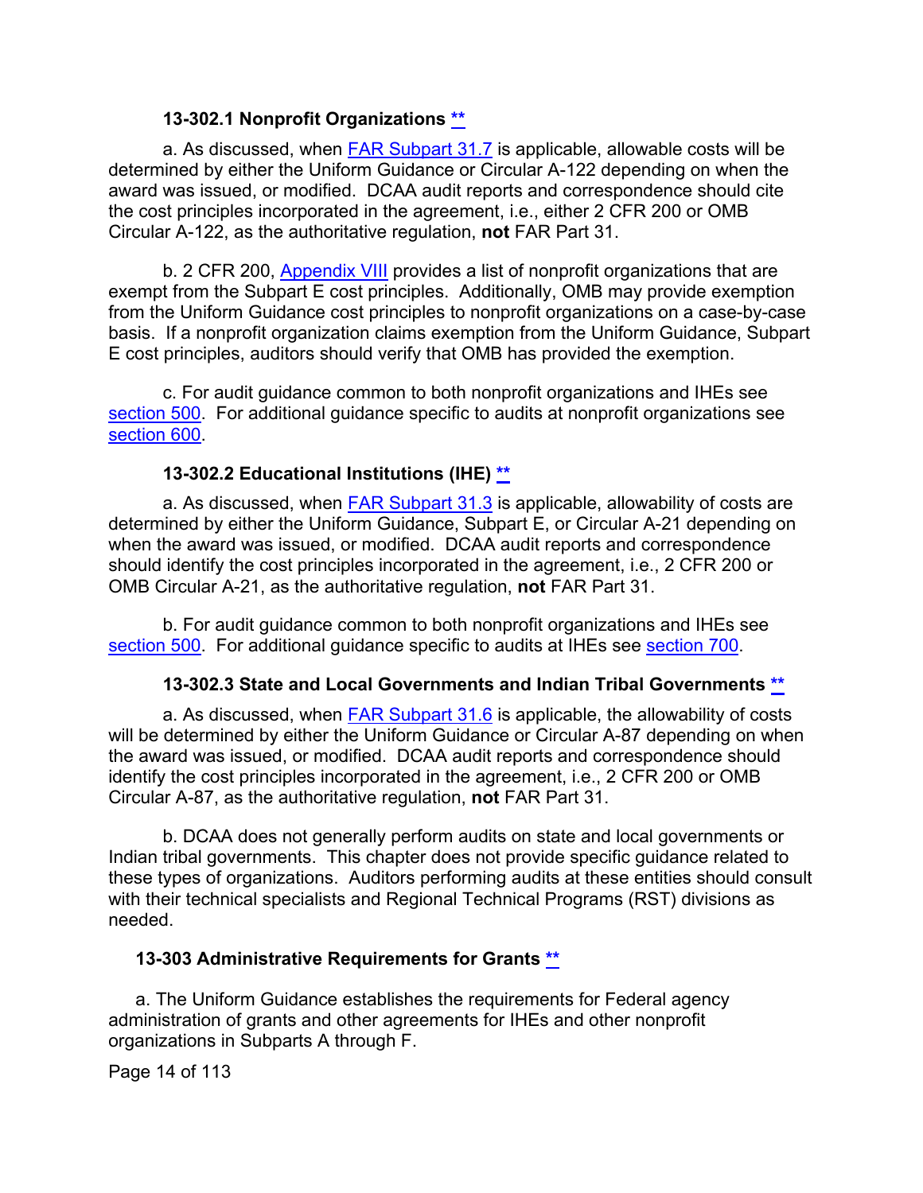### 13-302.1 Nonprofit Organizations **

a. As discussed, when FAR Subpart 31.7 is applicable, allowable costs will be determined by either the Uniform Guidance or Circular A-122 depending on when the award was issued, or modified. DCAA audit reports and correspondence should cite the cost principles incorporated in the agreement, i.e., either 2 CFR 200 or OMB Circular A-122, as the authoritative regulation, **not** FAR Part 31.

b. 2 CFR 200, Appendix VIII provides a list of nonprofit organizations that are exempt from the Subpart E cost principles. Additionally, OMB may provide exemption from the Uniform Guidance cost principles to nonprofit organizations on a case-by-case basis. If a nonprofit organization claims exemption from the Uniform Guidance, Subpart E cost principles, auditors should verify that OMB has provided the exemption.

c. For audit guidance common to both nonprofit organizations and IHEs see section 500. For additional guidance specific to audits at nonprofit organizations see section 600.

### 13-302.2 Educational Institutions (IHE) **

a. As discussed, when FAR Subpart 31.3 is applicable, allowability of costs are determined by either the Uniform Guidance, Subpart E, or Circular A-21 depending on when the award was issued, or modified. DCAA audit reports and correspondence should identify the cost principles incorporated in the agreement, i.e., 2 CFR 200 or OMB Circular A-21, as the authoritative regulation, **not** FAR Part 31.

b. For audit guidance common to both nonprofit organizations and IHEs see section 500. For additional guidance specific to audits at IHEs see section 700.

### 13-302.3 State and Local Governments and Indian Tribal Governments **

a. As discussed, when FAR Subpart 31.6 is applicable, the allowability of costs will be determined by either the Uniform Guidance or Circular A-87 depending on when the award was issued, or modified. DCAA audit reports and correspondence should identify the cost principles incorporated in the agreement, i.e., 2 CFR 200 or OMB Circular A-87, as the authoritative regulation, **not** FAR Part 31.

b. DCAA does not generally perform audits on state and local governments or Indian tribal governments. This chapter does not provide specific guidance related to these types of organizations. Auditors performing audits at these entities should consult with their technical specialists and Regional Technical Programs (RST) divisions as needed.

## 13-303 Administrative Requirements for Grants **

a. The Uniform Guidance establishes the requirements for Federal agency administration of grants and other agreements for IHEs and other nonprofit organizations in Subparts A through F.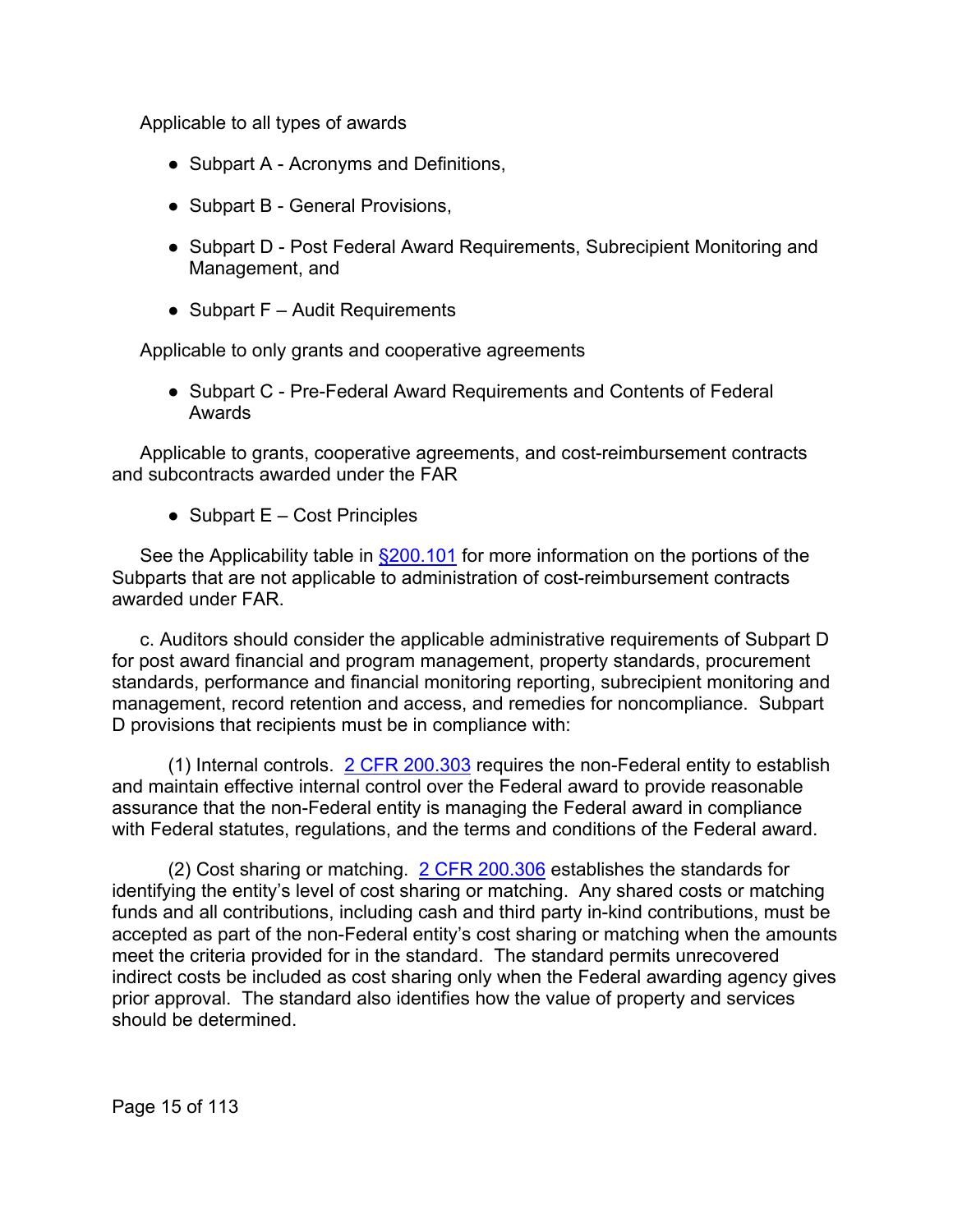Applicable to all types of awards

- Subpart A - Acronyms and Definitions,
- Subpart B - General Provisions,
- Subpart D - Post Federal Award Requirements, Subrecipient Monitoring and Management, and
- Subpart F – Audit Requirements

Applicable to only grants and cooperative agreements

- Subpart C - Pre-Federal Award Requirements and Contents of Federal Awards

Applicable to grants, cooperative agreements, and cost-reimbursement contracts and subcontracts awarded under the FAR

- Subpart E – Cost Principles

See the Applicability table in §200.101 for more information on the portions of the Subparts that are not applicable to administration of cost-reimbursement contracts awarded under FAR.

c. Auditors should consider the applicable administrative requirements of Subpart D for post award financial and program management, property standards, procurement standards, performance and financial monitoring reporting, subrecipient monitoring and management, record retention and access, and remedies for noncompliance. Subpart D provisions that recipients must be in compliance with:

(1) Internal controls. 2 CFR 200.303 requires the non-Federal entity to establish and maintain effective internal control over the Federal award to provide reasonable assurance that the non-Federal entity is managing the Federal award in compliance with Federal statutes, regulations, and the terms and conditions of the Federal award.

(2) Cost sharing or matching. 2 CFR 200.306 establishes the standards for identifying the entity's level of cost sharing or matching. Any shared costs or matching funds and all contributions, including cash and third party in-kind contributions, must be accepted as part of the non-Federal entity's cost sharing or matching when the amounts meet the criteria provided for in the standard. The standard permits unrecovered indirect costs be included as cost sharing only when the Federal awarding agency gives prior approval. The standard also identifies how the value of property and services should be determined.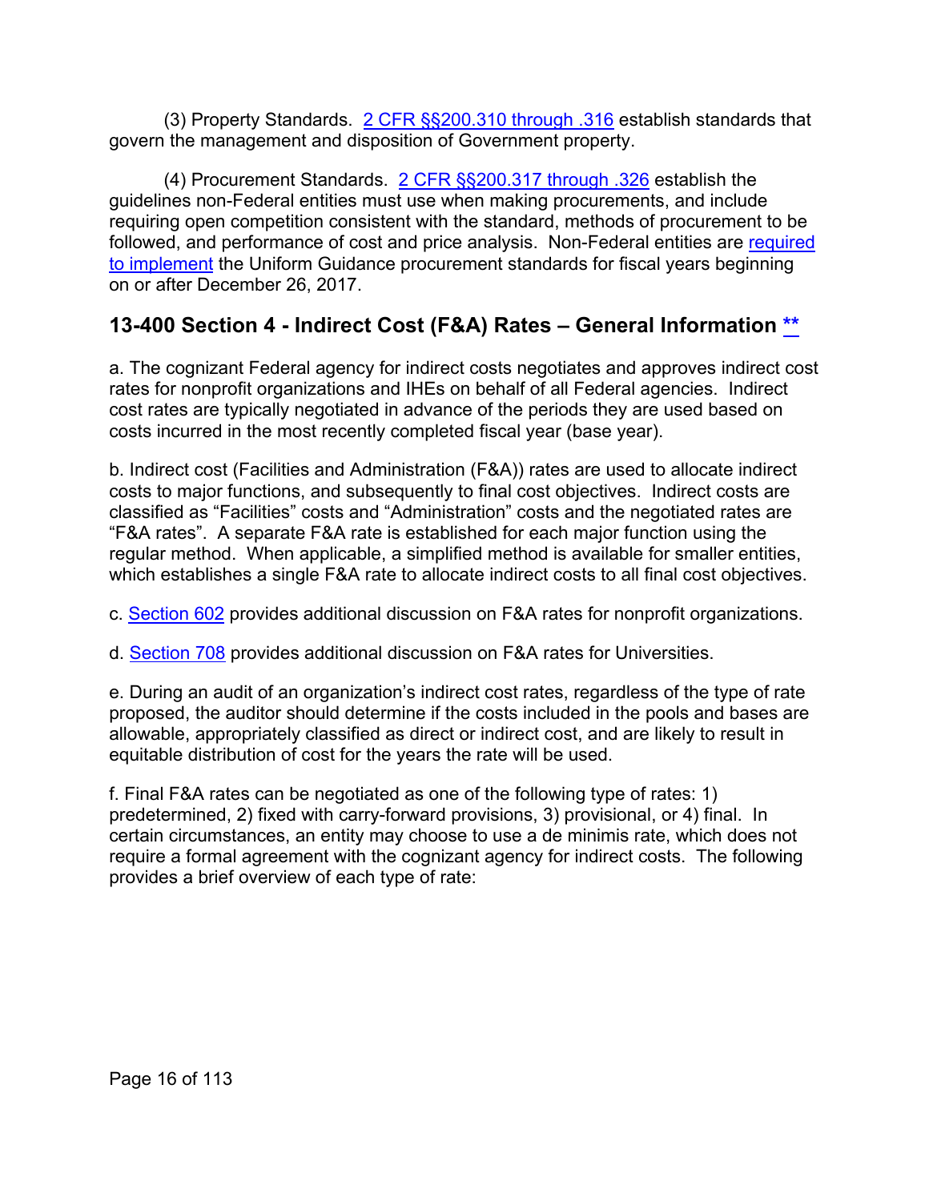(3) Property Standards. 2 CFR §§200.310 through .316 establish standards that govern the management and disposition of Government property.

(4) Procurement Standards. 2 CFR §§200.317 through .326 establish the guidelines non-Federal entities must use when making procurements, and include requiring open competition consistent with the standard, methods of procurement to be followed, and performance of cost and price analysis. Non-Federal entities are required to implement the Uniform Guidance procurement standards for fiscal years beginning on or after December 26, 2017.

## 13-400 Section 4 - Indirect Cost (F&A) Rates – General Information **

a. The cognizant Federal agency for indirect costs negotiates and approves indirect cost rates for nonprofit organizations and IHEs on behalf of all Federal agencies. Indirect cost rates are typically negotiated in advance of the periods they are used based on costs incurred in the most recently completed fiscal year (base year).

b. Indirect cost (Facilities and Administration (F&A)) rates are used to allocate indirect costs to major functions, and subsequently to final cost objectives. Indirect costs are classified as "Facilities" costs and "Administration" costs and the negotiated rates are "F&A rates". A separate F&A rate is established for each major function using the regular method. When applicable, a simplified method is available for smaller entities, which establishes a single F&A rate to allocate indirect costs to all final cost objectives.

c. Section 602 provides additional discussion on F&A rates for nonprofit organizations.

d. Section 708 provides additional discussion on F&A rates for Universities.

e. During an audit of an organization's indirect cost rates, regardless of the type of rate proposed, the auditor should determine if the costs included in the pools and bases are allowable, appropriately classified as direct or indirect cost, and are likely to result in equitable distribution of cost for the years the rate will be used.

f. Final F&A rates can be negotiated as one of the following type of rates: 1) predetermined, 2) fixed with carry-forward provisions, 3) provisional, or 4) final. In certain circumstances, an entity may choose to use a de minimis rate, which does not require a formal agreement with the cognizant agency for indirect costs. The following provides a brief overview of each type of rate: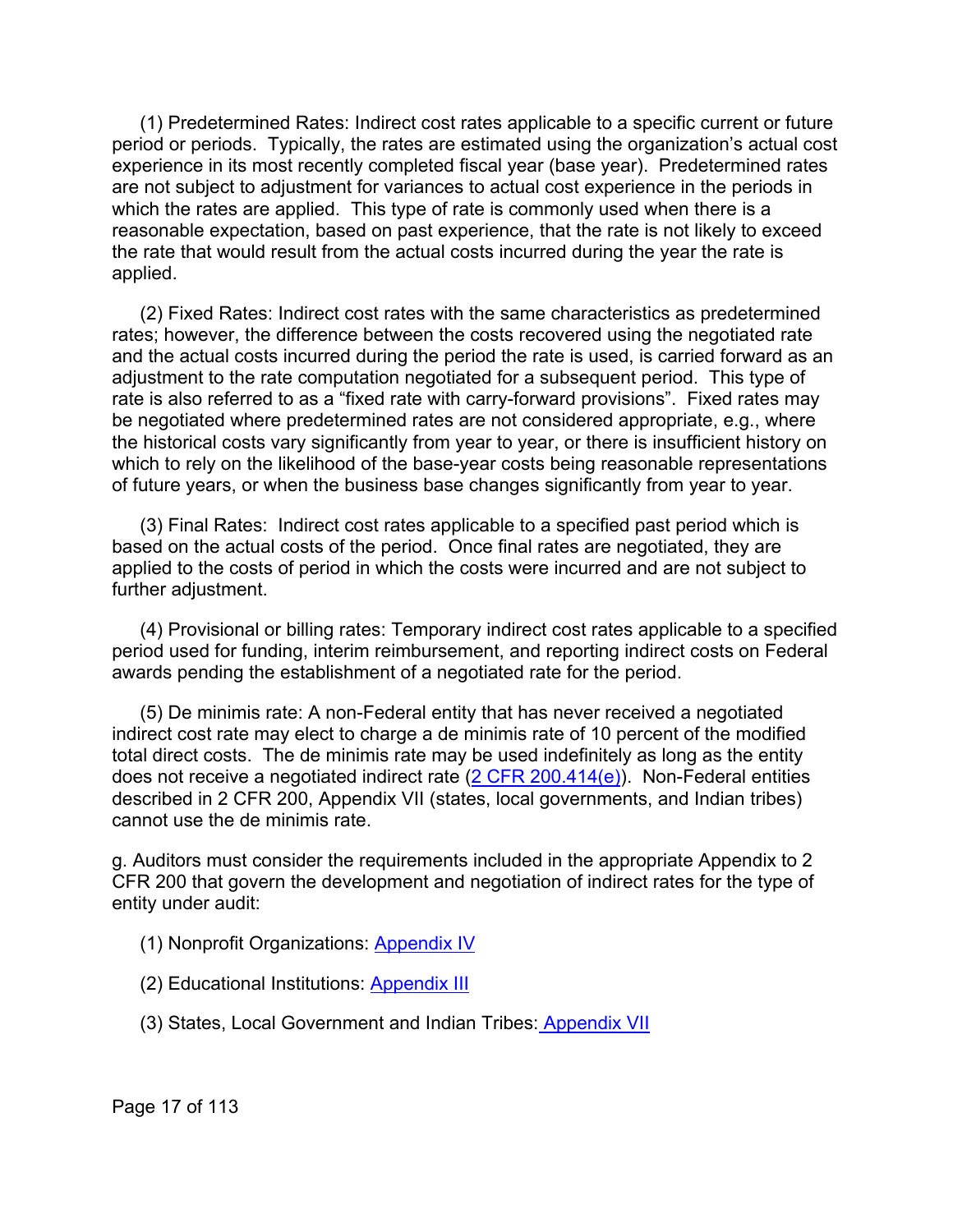(1) Predetermined Rates: Indirect cost rates applicable to a specific current or future period or periods. Typically, the rates are estimated using the organization's actual cost experience in its most recently completed fiscal year (base year). Predetermined rates are not subject to adjustment for variances to actual cost experience in the periods in which the rates are applied. This type of rate is commonly used when there is a reasonable expectation, based on past experience, that the rate is not likely to exceed the rate that would result from the actual costs incurred during the year the rate is applied.

(2) Fixed Rates: Indirect cost rates with the same characteristics as predetermined rates; however, the difference between the costs recovered using the negotiated rate and the actual costs incurred during the period the rate is used, is carried forward as an adjustment to the rate computation negotiated for a subsequent period. This type of rate is also referred to as a "fixed rate with carry-forward provisions". Fixed rates may be negotiated where predetermined rates are not considered appropriate, e.g., where the historical costs vary significantly from year to year, or there is insufficient history on which to rely on the likelihood of the base-year costs being reasonable representations of future years, or when the business base changes significantly from year to year.

(3) Final Rates: Indirect cost rates applicable to a specified past period which is based on the actual costs of the period. Once final rates are negotiated, they are applied to the costs of period in which the costs were incurred and are not subject to further adjustment.

(4) Provisional or billing rates: Temporary indirect cost rates applicable to a specified period used for funding, interim reimbursement, and reporting indirect costs on Federal awards pending the establishment of a negotiated rate for the period.

(5) De minimis rate: A non-Federal entity that has never received a negotiated indirect cost rate may elect to charge a de minimis rate of 10 percent of the modified total direct costs. The de minimis rate may be used indefinitely as long as the entity does not receive a negotiated indirect rate (2 CFR 200.414(e)). Non-Federal entities described in 2 CFR 200, Appendix VII (states, local governments, and Indian tribes) cannot use the de minimis rate.

g. Auditors must consider the requirements included in the appropriate Appendix to 2 CFR 200 that govern the development and negotiation of indirect rates for the type of entity under audit:

(1) Nonprofit Organizations: Appendix IV

(2) Educational Institutions: Appendix III

(3) States, Local Government and Indian Tribes: Appendix VII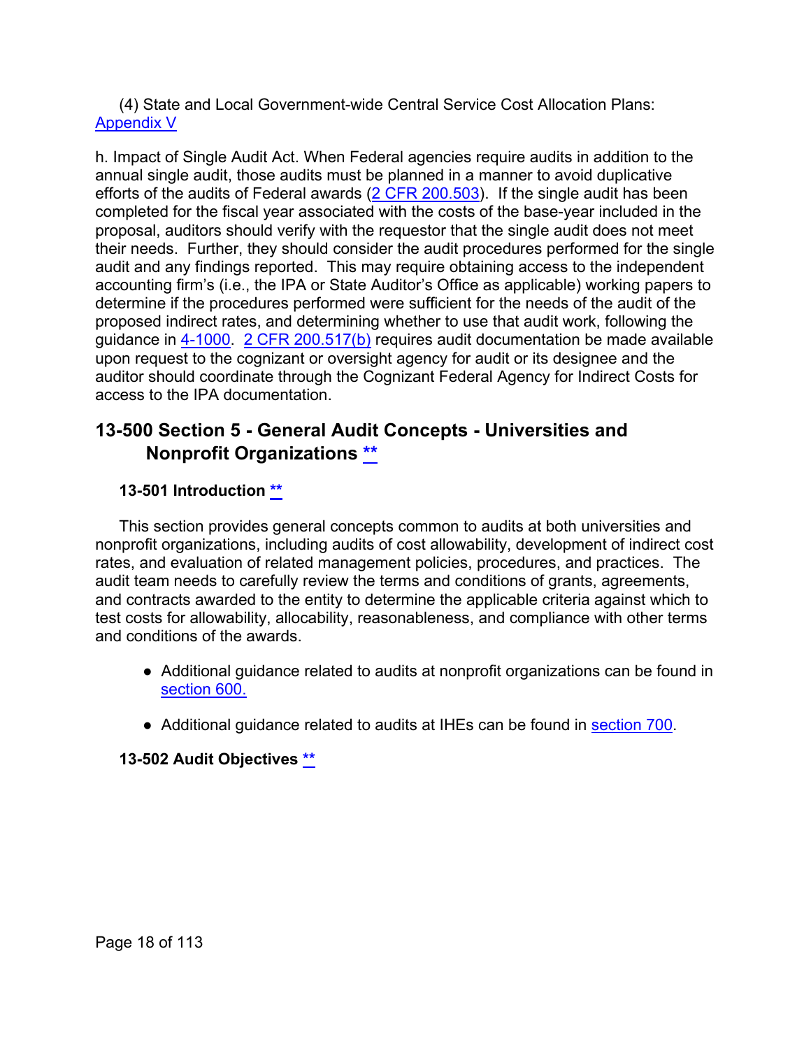(4) State and Local Government-wide Central Service Cost Allocation Plans: Appendix V

h. Impact of Single Audit Act. When Federal agencies require audits in addition to the annual single audit, those audits must be planned in a manner to avoid duplicative efforts of the audits of Federal awards (2 CFR 200.503). If the single audit has been completed for the fiscal year associated with the costs of the base-year included in the proposal, auditors should verify with the requestor that the single audit does not meet their needs. Further, they should consider the audit procedures performed for the single audit and any findings reported. This may require obtaining access to the independent accounting firm's (i.e., the IPA or State Auditor's Office as applicable) working papers to determine if the procedures performed were sufficient for the needs of the audit of the proposed indirect rates, and determining whether to use that audit work, following the guidance in 4-1000. 2 CFR 200.517(b) requires audit documentation be made available upon request to the cognizant or oversight agency for audit or its designee and the auditor should coordinate through the Cognizant Federal Agency for Indirect Costs for access to the IPA documentation.

## 13-500 Section 5 - General Audit Concepts - Universities and Nonprofit Organizations **

### 13-501 Introduction **

This section provides general concepts common to audits at both universities and nonprofit organizations, including audits of cost allowability, development of indirect cost rates, and evaluation of related management policies, procedures, and practices. The audit team needs to carefully review the terms and conditions of grants, agreements, and contracts awarded to the entity to determine the applicable criteria against which to test costs for allowability, allocability, reasonableness, and compliance with other terms and conditions of the awards.

- Additional guidance related to audits at nonprofit organizations can be found in section 600.
- Additional guidance related to audits at IHEs can be found in section 700.

### 13-502 Audit Objectives **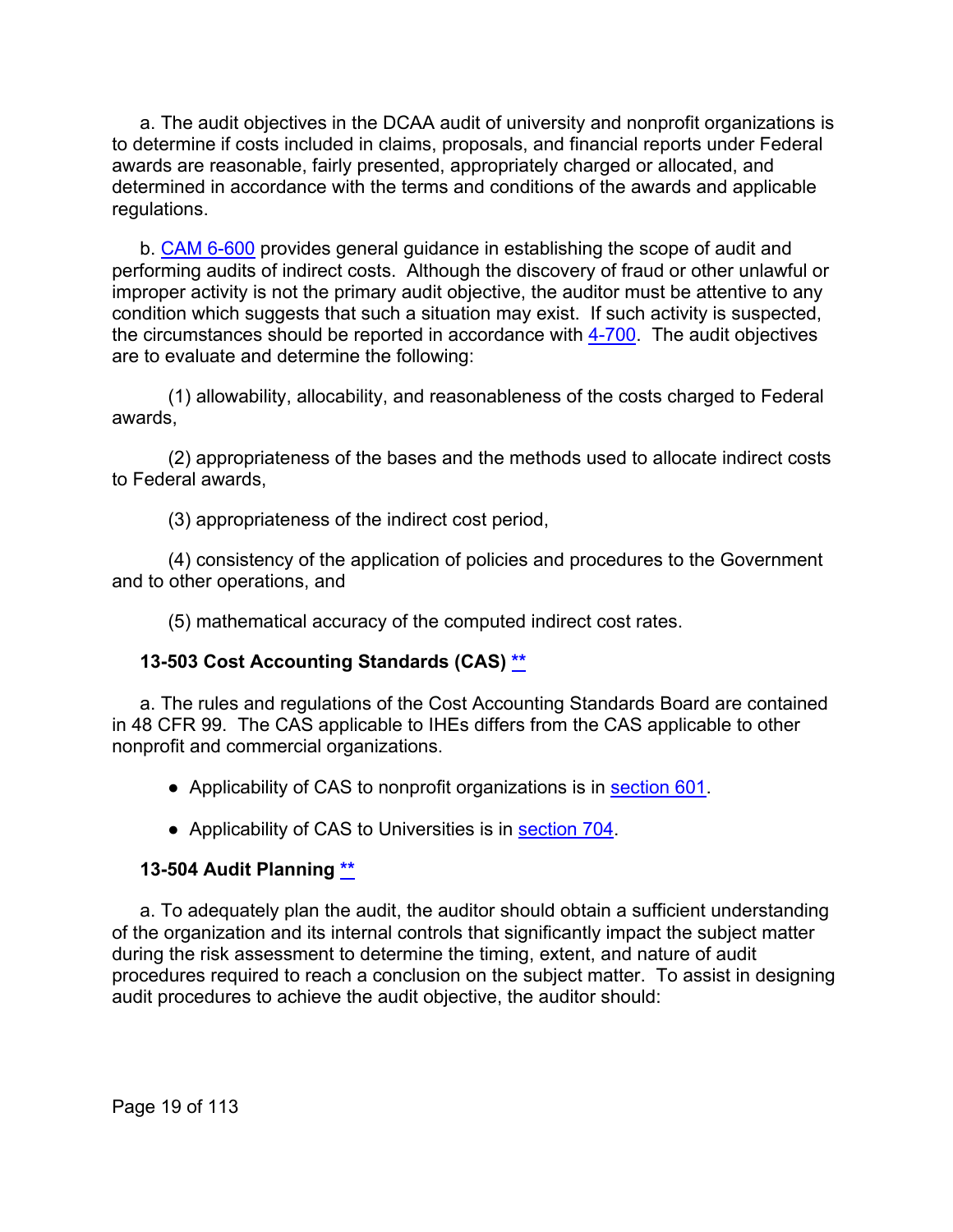a. The audit objectives in the DCAA audit of university and nonprofit organizations is to determine if costs included in claims, proposals, and financial reports under Federal awards are reasonable, fairly presented, appropriately charged or allocated, and determined in accordance with the terms and conditions of the awards and applicable regulations.

b. CAM 6-600 provides general guidance in establishing the scope of audit and performing audits of indirect costs. Although the discovery of fraud or other unlawful or improper activity is not the primary audit objective, the auditor must be attentive to any condition which suggests that such a situation may exist. If such activity is suspected, the circumstances should be reported in accordance with 4-700. The audit objectives are to evaluate and determine the following:

(1) allowability, allocability, and reasonableness of the costs charged to Federal awards,

(2) appropriateness of the bases and the methods used to allocate indirect costs to Federal awards,

(3) appropriateness of the indirect cost period,

(4) consistency of the application of policies and procedures to the Government and to other operations, and

(5) mathematical accuracy of the computed indirect cost rates.

### 13-503 Cost Accounting Standards (CAS) **

a. The rules and regulations of the Cost Accounting Standards Board are contained in 48 CFR 99. The CAS applicable to IHEs differs from the CAS applicable to other nonprofit and commercial organizations.

- Applicability of CAS to nonprofit organizations is in section 601.
- Applicability of CAS to Universities is in section 704.

### 13-504 Audit Planning **

a. To adequately plan the audit, the auditor should obtain a sufficient understanding of the organization and its internal controls that significantly impact the subject matter during the risk assessment to determine the timing, extent, and nature of audit procedures required to reach a conclusion on the subject matter. To assist in designing audit procedures to achieve the audit objective, the auditor should: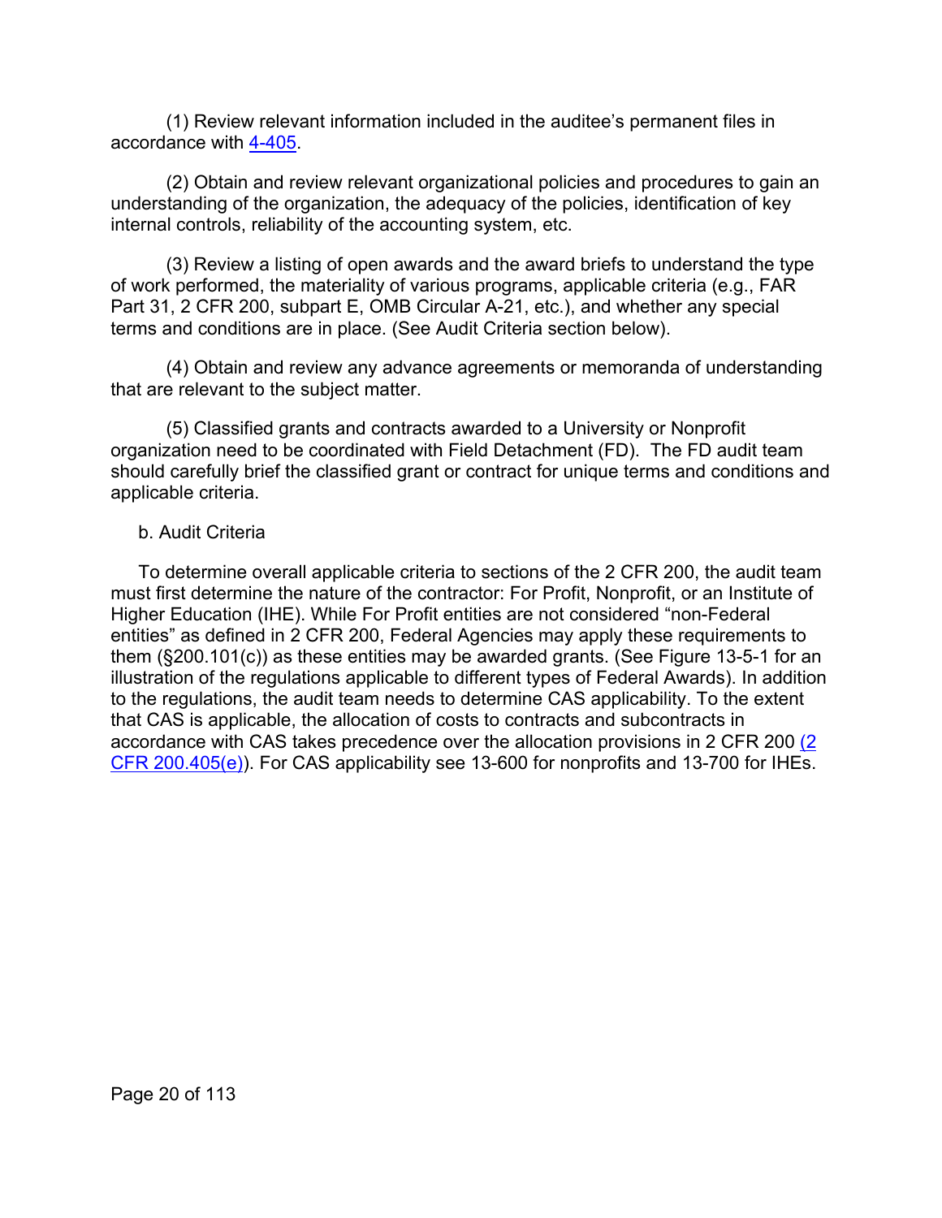(1) Review relevant information included in the auditee's permanent files in accordance with 4-405.

(2) Obtain and review relevant organizational policies and procedures to gain an understanding of the organization, the adequacy of the policies, identification of key internal controls, reliability of the accounting system, etc.

(3) Review a listing of open awards and the award briefs to understand the type of work performed, the materiality of various programs, applicable criteria (e.g., FAR Part 31, 2 CFR 200, subpart E, OMB Circular A-21, etc.), and whether any special terms and conditions are in place. (See Audit Criteria section below).

(4) Obtain and review any advance agreements or memoranda of understanding that are relevant to the subject matter.

(5) Classified grants and contracts awarded to a University or Nonprofit organization need to be coordinated with Field Detachment (FD). The FD audit team should carefully brief the classified grant or contract for unique terms and conditions and applicable criteria.

b. Audit Criteria

To determine overall applicable criteria to sections of the 2 CFR 200, the audit team must first determine the nature of the contractor: For Profit, Nonprofit, or an Institute of Higher Education (IHE). While For Profit entities are not considered "non-Federal entities" as defined in 2 CFR 200, Federal Agencies may apply these requirements to them (§200.101(c)) as these entities may be awarded grants. (See Figure 13-5-1 for an illustration of the regulations applicable to different types of Federal Awards). In addition to the regulations, the audit team needs to determine CAS applicability. To the extent that CAS is applicable, the allocation of costs to contracts and subcontracts in accordance with CAS takes precedence over the allocation provisions in 2 CFR 200 (2 CFR 200.405(e)). For CAS applicability see 13-600 for nonprofits and 13-700 for IHEs.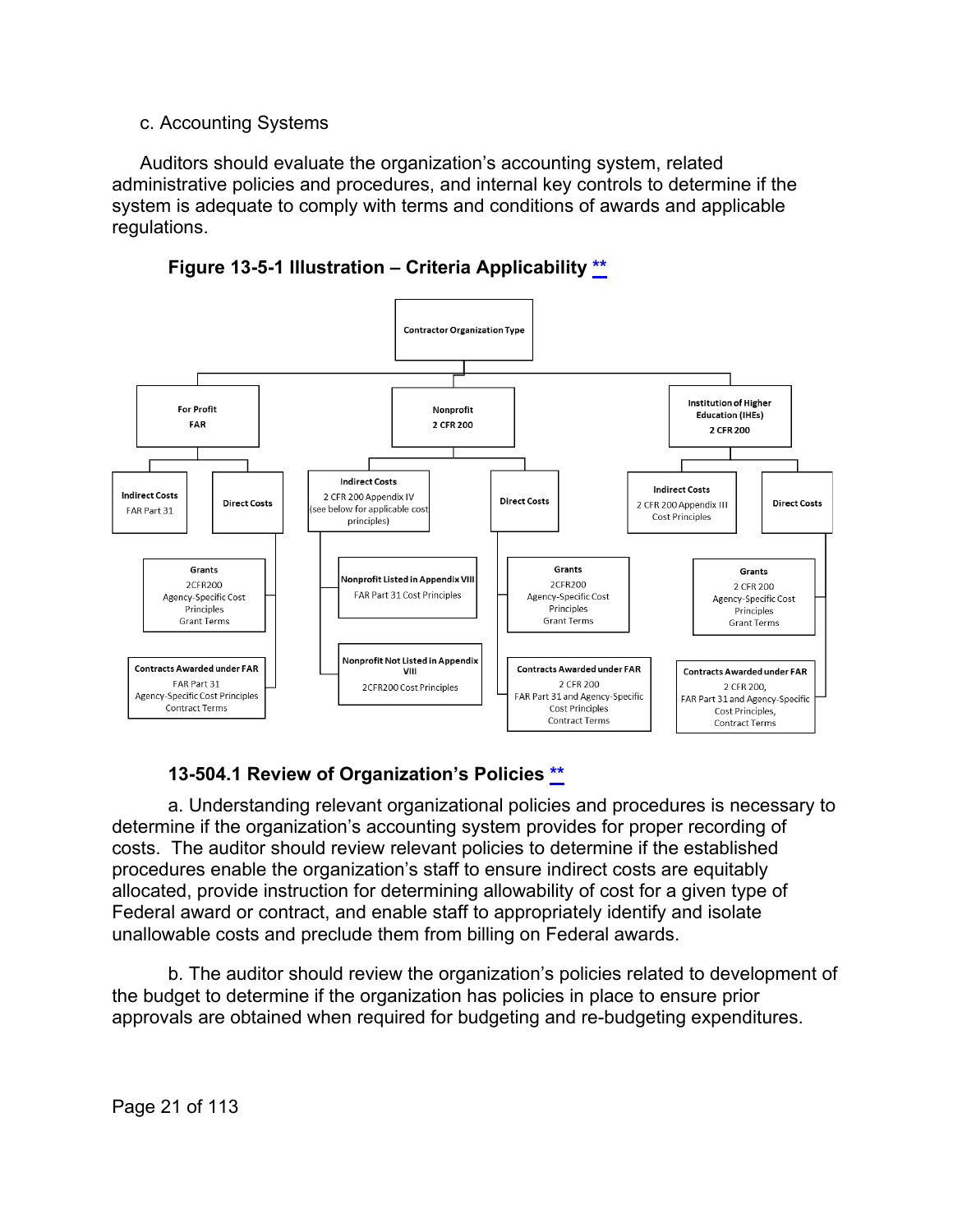c. Accounting Systems

Auditors should evaluate the organization's accounting system, related administrative policies and procedures, and internal key controls to determine if the system is adequate to comply with terms and conditions of awards and applicable regulations.

**Figure 13-5-1 Illustration – Criteria Applicability [**](#)**

Contractor Organization Type

For Profit
FAR

Indirect Costs
FAR Part 31

Direct Costs

Grants
2CFR200
Agency-Specific Cost Principles
Grant Terms

Contracts Awarded under FAR
FAR Part 31
Agency-Specific Cost Principles
Contract Terms

Nonprofit
2 CFR 200

Indirect Costs
2 CFR 200 Appendix IV
(see below for applicable cost principles)

Nonprofit Listed in Appendix VIII
FAR Part 31 Cost Principles

Nonprofit Not Listed in Appendix VIII
2CFR200 Cost Principles

Direct Costs

Grants
2CFR200
Agency-Specific Cost Principles
Grant Terms

Contracts Awarded under FAR
2 CFR 200
FAR Part 31 and Agency-Specific Cost Principles
Contract Terms

Institution of Higher Education (IHEs)
2 CFR 200

Indirect Costs
2 CFR 200 Appendix III
Cost Principles

Direct Costs

Grants
2 CFR 200
Agency-Specific Cost Principles
Grant Terms

Contracts Awarded under FAR
2 CFR 200,
FAR Part 31 and Agency-Specific Cost Principles,
Contract Terms

### 13-504.1 Review of Organization's Policies [**](#)

a. Understanding relevant organizational policies and procedures is necessary to determine if the organization's accounting system provides for proper recording of costs. The auditor should review relevant policies to determine if the established procedures enable the organization's staff to ensure indirect costs are equitably allocated, provide instruction for determining allowability of cost for a given type of Federal award or contract, and enable staff to appropriately identify and isolate unallowable costs and preclude them from billing on Federal awards.

b. The auditor should review the organization's policies related to development of the budget to determine if the organization has policies in place to ensure prior approvals are obtained when required for budgeting and re-budgeting expenditures.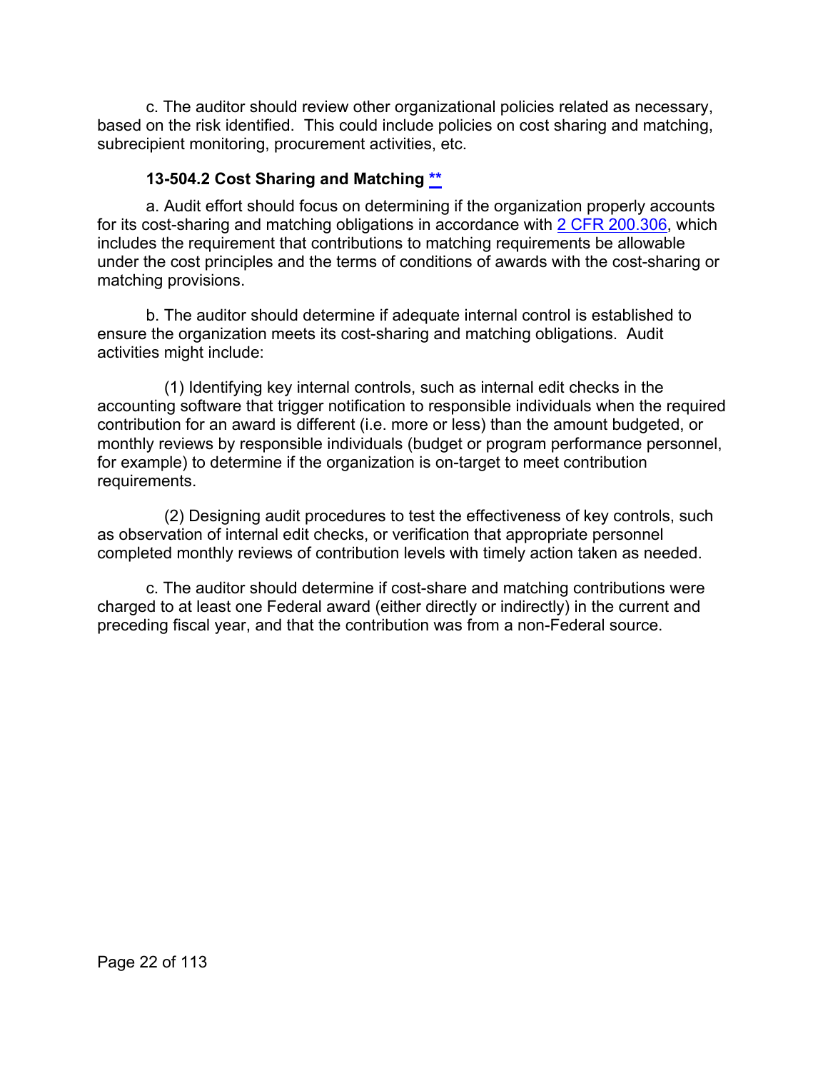c. The auditor should review other organizational policies related as necessary, based on the risk identified. This could include policies on cost sharing and matching, subrecipient monitoring, procurement activities, etc.

### 13-504.2 Cost Sharing and Matching **

a. Audit effort should focus on determining if the organization properly accounts for its cost-sharing and matching obligations in accordance with 2 CFR 200.306, which includes the requirement that contributions to matching requirements be allowable under the cost principles and the terms of conditions of awards with the cost-sharing or matching provisions.

b. The auditor should determine if adequate internal control is established to ensure the organization meets its cost-sharing and matching obligations. Audit activities might include:

(1) Identifying key internal controls, such as internal edit checks in the accounting software that trigger notification to responsible individuals when the required contribution for an award is different (i.e. more or less) than the amount budgeted, or monthly reviews by responsible individuals (budget or program performance personnel, for example) to determine if the organization is on-target to meet contribution requirements.

(2) Designing audit procedures to test the effectiveness of key controls, such as observation of internal edit checks, or verification that appropriate personnel completed monthly reviews of contribution levels with timely action taken as needed.

c. The auditor should determine if cost-share and matching contributions were charged to at least one Federal award (either directly or indirectly) in the current and preceding fiscal year, and that the contribution was from a non-Federal source.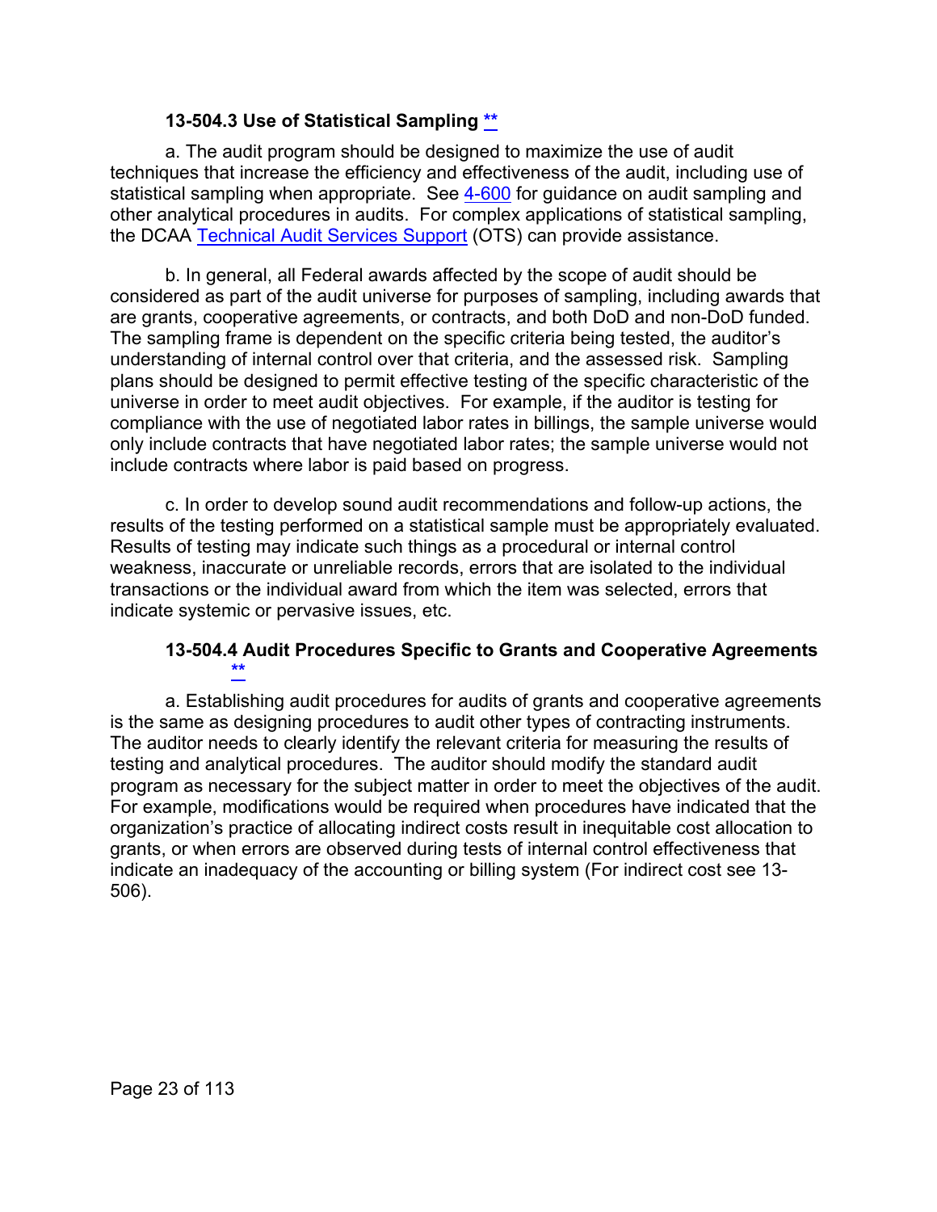### 13-504.3 Use of Statistical Sampling **

a. The audit program should be designed to maximize the use of audit techniques that increase the efficiency and effectiveness of the audit, including use of statistical sampling when appropriate. See 4-600 for guidance on audit sampling and other analytical procedures in audits. For complex applications of statistical sampling, the DCAA Technical Audit Services Support (OTS) can provide assistance.

b. In general, all Federal awards affected by the scope of audit should be considered as part of the audit universe for purposes of sampling, including awards that are grants, cooperative agreements, or contracts, and both DoD and non-DoD funded. The sampling frame is dependent on the specific criteria being tested, the auditor's understanding of internal control over that criteria, and the assessed risk. Sampling plans should be designed to permit effective testing of the specific characteristic of the universe in order to meet audit objectives. For example, if the auditor is testing for compliance with the use of negotiated labor rates in billings, the sample universe would only include contracts that have negotiated labor rates; the sample universe would not include contracts where labor is paid based on progress.

c. In order to develop sound audit recommendations and follow-up actions, the results of the testing performed on a statistical sample must be appropriately evaluated. Results of testing may indicate such things as a procedural or internal control weakness, inaccurate or unreliable records, errors that are isolated to the individual transactions or the individual award from which the item was selected, errors that indicate systemic or pervasive issues, etc.

### 13-504.4 Audit Procedures Specific to Grants and Cooperative Agreements **

a. Establishing audit procedures for audits of grants and cooperative agreements is the same as designing procedures to audit other types of contracting instruments. The auditor needs to clearly identify the relevant criteria for measuring the results of testing and analytical procedures. The auditor should modify the standard audit program as necessary for the subject matter in order to meet the objectives of the audit. For example, modifications would be required when procedures have indicated that the organization's practice of allocating indirect costs result in inequitable cost allocation to grants, or when errors are observed during tests of internal control effectiveness that indicate an inadequacy of the accounting or billing system (For indirect cost see 13-506).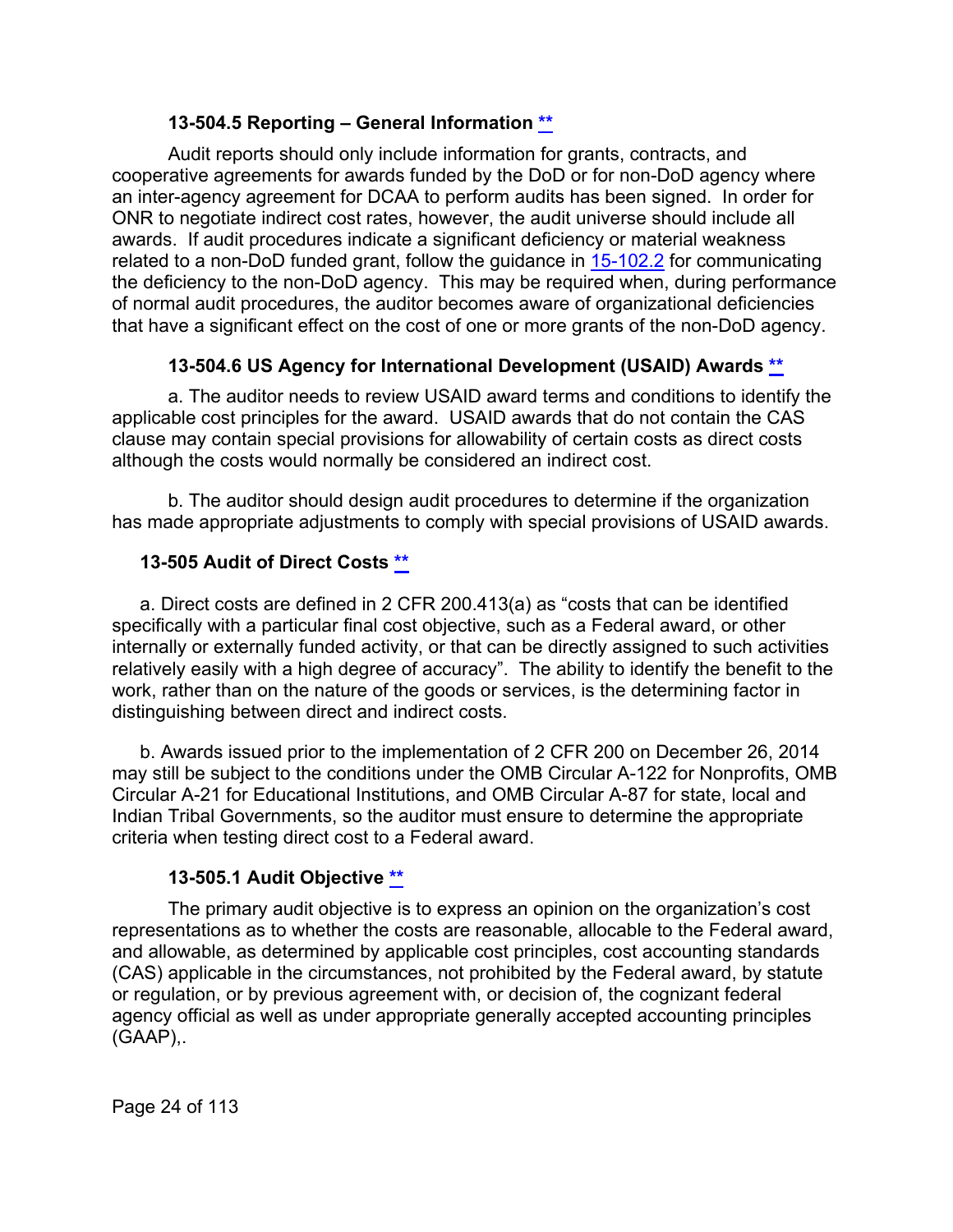### 13-504.5 Reporting – General Information [**]

Audit reports should only include information for grants, contracts, and cooperative agreements for awards funded by the DoD or for non-DoD agency where an inter-agency agreement for DCAA to perform audits has been signed. In order for ONR to negotiate indirect cost rates, however, the audit universe should include all awards. If audit procedures indicate a significant deficiency or material weakness related to a non-DoD funded grant, follow the guidance in 15-102.2 for communicating the deficiency to the non-DoD agency. This may be required when, during performance of normal audit procedures, the auditor becomes aware of organizational deficiencies that have a significant effect on the cost of one or more grants of the non-DoD agency.

### 13-504.6 US Agency for International Development (USAID) Awards [**]

a. The auditor needs to review USAID award terms and conditions to identify the applicable cost principles for the award. USAID awards that do not contain the CAS clause may contain special provisions for allowability of certain costs as direct costs although the costs would normally be considered an indirect cost.

b. The auditor should design audit procedures to determine if the organization has made appropriate adjustments to comply with special provisions of USAID awards.

## 13-505 Audit of Direct Costs [**]

a. Direct costs are defined in 2 CFR 200.413(a) as "costs that can be identified specifically with a particular final cost objective, such as a Federal award, or other internally or externally funded activity, or that can be directly assigned to such activities relatively easily with a high degree of accuracy". The ability to identify the benefit to the work, rather than on the nature of the goods or services, is the determining factor in distinguishing between direct and indirect costs.

b. Awards issued prior to the implementation of 2 CFR 200 on December 26, 2014 may still be subject to the conditions under the OMB Circular A-122 for Nonprofits, OMB Circular A-21 for Educational Institutions, and OMB Circular A-87 for state, local and Indian Tribal Governments, so the auditor must ensure to determine the appropriate criteria when testing direct cost to a Federal award.

### 13-505.1 Audit Objective [**]

The primary audit objective is to express an opinion on the organization's cost representations as to whether the costs are reasonable, allocable to the Federal award, and allowable, as determined by applicable cost principles, cost accounting standards (CAS) applicable in the circumstances, not prohibited by the Federal award, by statute or regulation, or by previous agreement with, or decision of, the cognizant federal agency official as well as under appropriate generally accepted accounting principles (GAAP),.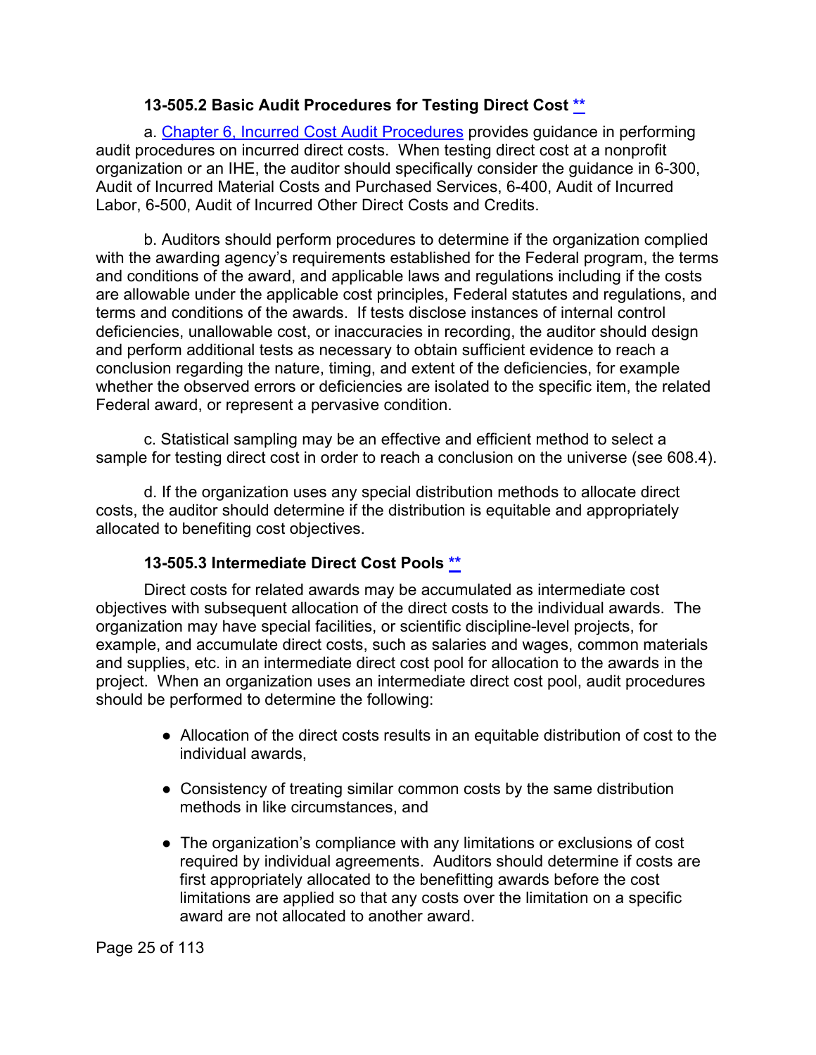### 13-505.2 Basic Audit Procedures for Testing Direct Cost [**](#)

a. [Chapter 6, Incurred Cost Audit Procedures](#) provides guidance in performing audit procedures on incurred direct costs. When testing direct cost at a nonprofit organization or an IHE, the auditor should specifically consider the guidance in 6-300, Audit of Incurred Material Costs and Purchased Services, 6-400, Audit of Incurred Labor, 6-500, Audit of Incurred Other Direct Costs and Credits.

b. Auditors should perform procedures to determine if the organization complied with the awarding agency's requirements established for the Federal program, the terms and conditions of the award, and applicable laws and regulations including if the costs are allowable under the applicable cost principles, Federal statutes and regulations, and terms and conditions of the awards. If tests disclose instances of internal control deficiencies, unallowable cost, or inaccuracies in recording, the auditor should design and perform additional tests as necessary to obtain sufficient evidence to reach a conclusion regarding the nature, timing, and extent of the deficiencies, for example whether the observed errors or deficiencies are isolated to the specific item, the related Federal award, or represent a pervasive condition.

c. Statistical sampling may be an effective and efficient method to select a sample for testing direct cost in order to reach a conclusion on the universe (see 608.4).

d. If the organization uses any special distribution methods to allocate direct costs, the auditor should determine if the distribution is equitable and appropriately allocated to benefiting cost objectives.

### 13-505.3 Intermediate Direct Cost Pools [**](#)

Direct costs for related awards may be accumulated as intermediate cost objectives with subsequent allocation of the direct costs to the individual awards. The organization may have special facilities, or scientific discipline-level projects, for example, and accumulate direct costs, such as salaries and wages, common materials and supplies, etc. in an intermediate direct cost pool for allocation to the awards in the project. When an organization uses an intermediate direct cost pool, audit procedures should be performed to determine the following:

- Allocation of the direct costs results in an equitable distribution of cost to the individual awards,
- Consistency of treating similar common costs by the same distribution methods in like circumstances, and
- The organization's compliance with any limitations or exclusions of cost required by individual agreements. Auditors should determine if costs are first appropriately allocated to the benefitting awards before the cost limitations are applied so that any costs over the limitation on a specific award are not allocated to another award.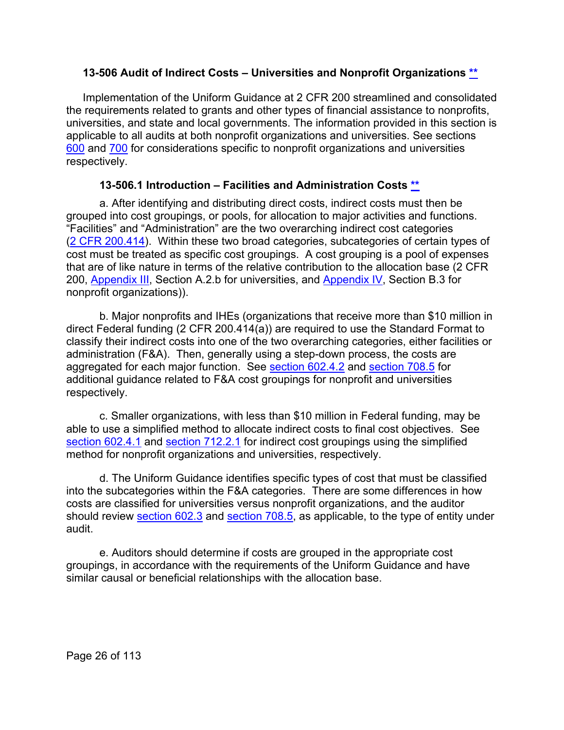### 13-506 Audit of Indirect Costs – Universities and Nonprofit Organizations **

Implementation of the Uniform Guidance at 2 CFR 200 streamlined and consolidated the requirements related to grants and other types of financial assistance to nonprofits, universities, and state and local governments. The information provided in this section is applicable to all audits at both nonprofit organizations and universities. See sections 600 and 700 for considerations specific to nonprofit organizations and universities respectively.

#### 13-506.1 Introduction – Facilities and Administration Costs **

a. After identifying and distributing direct costs, indirect costs must then be grouped into cost groupings, or pools, for allocation to major activities and functions. "Facilities" and "Administration" are the two overarching indirect cost categories (2 CFR 200.414). Within these two broad categories, subcategories of certain types of cost must be treated as specific cost groupings. A cost grouping is a pool of expenses that are of like nature in terms of the relative contribution to the allocation base (2 CFR 200, Appendix III, Section A.2.b for universities, and Appendix IV, Section B.3 for nonprofit organizations)).

b. Major nonprofits and IHEs (organizations that receive more than $10 million in direct Federal funding (2 CFR 200.414(a)) are required to use the Standard Format to classify their indirect costs into one of the two overarching categories, either facilities or administration (F&A). Then, generally using a step-down process, the costs are aggregated for each major function. See section 602.4.2 and section 708.5 for additional guidance related to F&A cost groupings for nonprofit and universities respectively.

c. Smaller organizations, with less than $10 million in Federal funding, may be able to use a simplified method to allocate indirect costs to final cost objectives. See section 602.4.1 and section 712.2.1 for indirect cost groupings using the simplified method for nonprofit organizations and universities, respectively.

d. The Uniform Guidance identifies specific types of cost that must be classified into the subcategories within the F&A categories. There are some differences in how costs are classified for universities versus nonprofit organizations, and the auditor should review section 602.3 and section 708.5, as applicable, to the type of entity under audit.

e. Auditors should determine if costs are grouped in the appropriate cost groupings, in accordance with the requirements of the Uniform Guidance and have similar causal or beneficial relationships with the allocation base.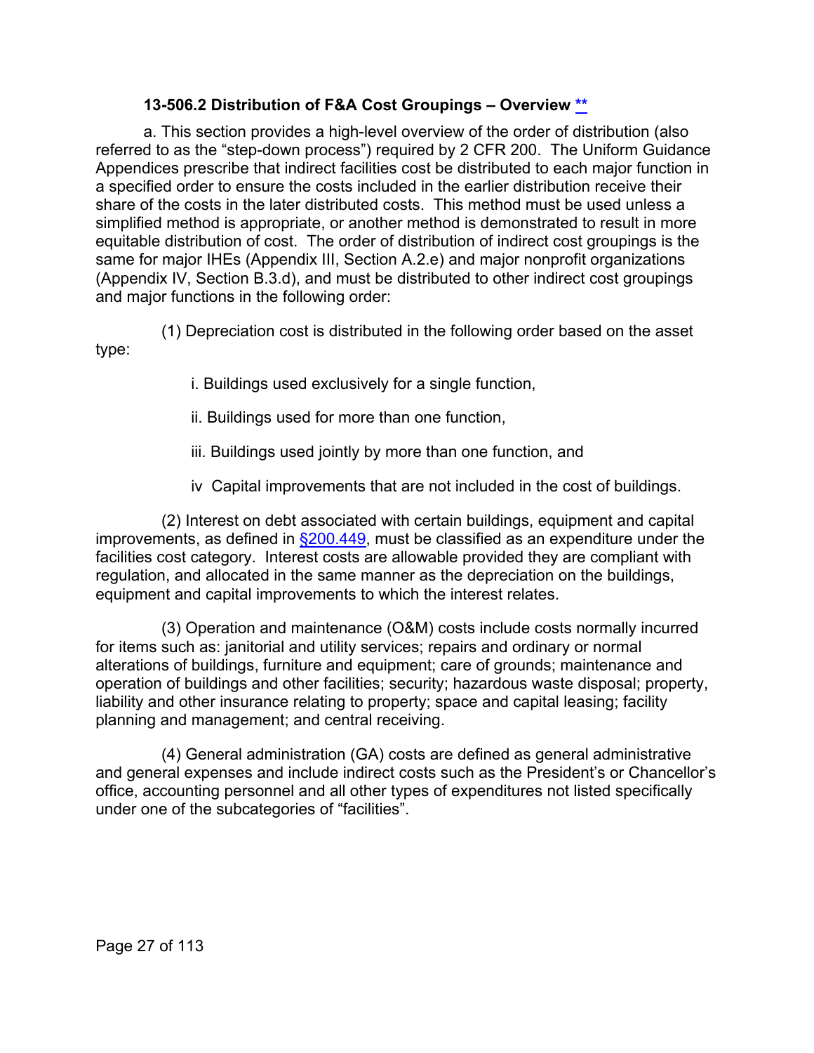### 13-506.2 Distribution of F&A Cost Groupings – Overview **

a. This section provides a high-level overview of the order of distribution (also referred to as the "step-down process") required by 2 CFR 200. The Uniform Guidance Appendices prescribe that indirect facilities cost be distributed to each major function in a specified order to ensure the costs included in the earlier distribution receive their share of the costs in the later distributed costs. This method must be used unless a simplified method is appropriate, or another method is demonstrated to result in more equitable distribution of cost. The order of distribution of indirect cost groupings is the same for major IHEs (Appendix III, Section A.2.e) and major nonprofit organizations (Appendix IV, Section B.3.d), and must be distributed to other indirect cost groupings and major functions in the following order:

(1) Depreciation cost is distributed in the following order based on the asset type:

i. Buildings used exclusively for a single function,

ii. Buildings used for more than one function,

iii. Buildings used jointly by more than one function, and

iv Capital improvements that are not included in the cost of buildings.

(2) Interest on debt associated with certain buildings, equipment and capital improvements, as defined in §200.449, must be classified as an expenditure under the facilities cost category. Interest costs are allowable provided they are compliant with regulation, and allocated in the same manner as the depreciation on the buildings, equipment and capital improvements to which the interest relates.

(3) Operation and maintenance (O&M) costs include costs normally incurred for items such as: janitorial and utility services; repairs and ordinary or normal alterations of buildings, furniture and equipment; care of grounds; maintenance and operation of buildings and other facilities; security; hazardous waste disposal; property, liability and other insurance relating to property; space and capital leasing; facility planning and management; and central receiving.

(4) General administration (GA) costs are defined as general administrative and general expenses and include indirect costs such as the President's or Chancellor's office, accounting personnel and all other types of expenditures not listed specifically under one of the subcategories of "facilities".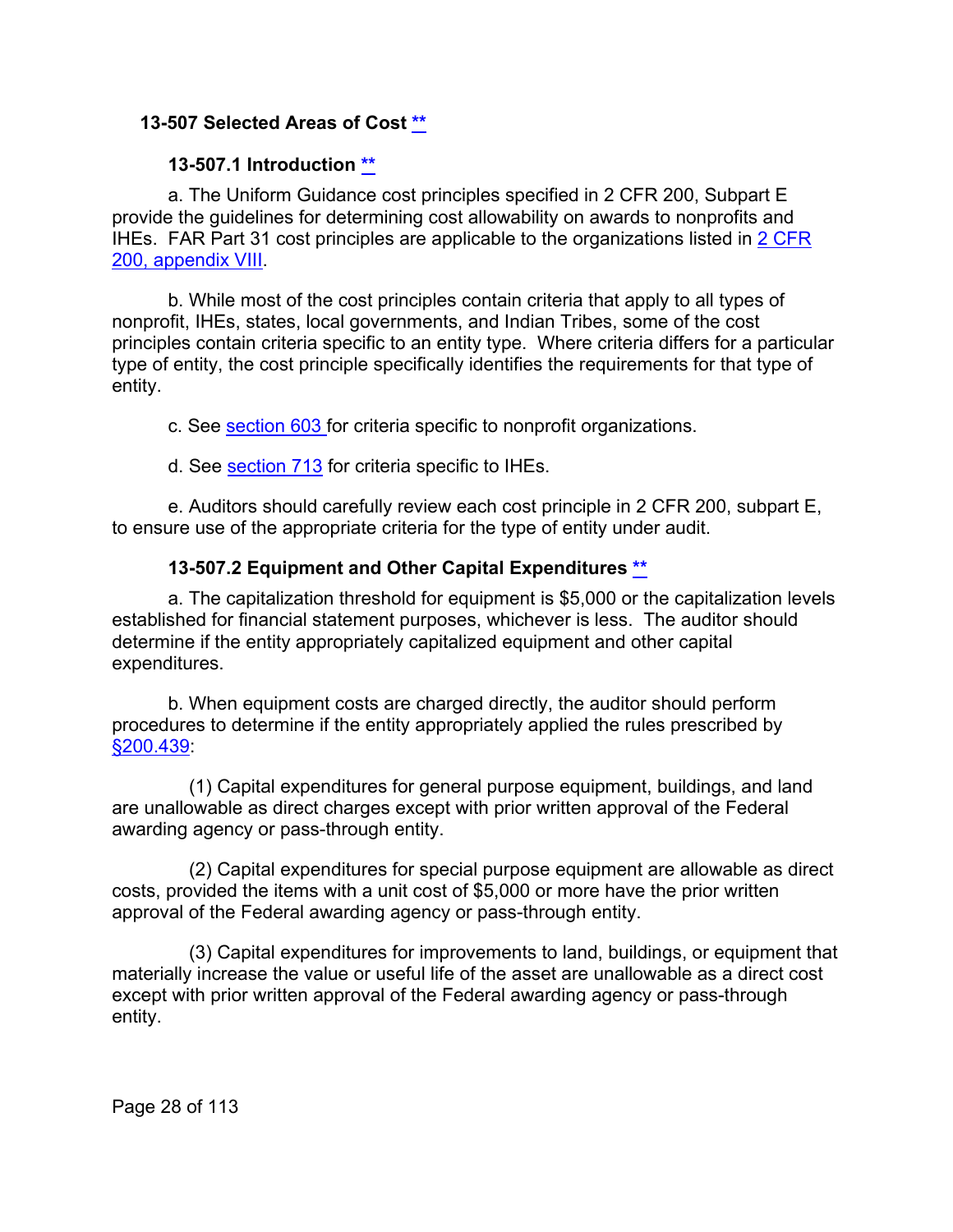### 13-507 Selected Areas of Cost [**](#)

#### 13-507.1 Introduction [**](#)

a. The Uniform Guidance cost principles specified in 2 CFR 200, Subpart E provide the guidelines for determining cost allowability on awards to nonprofits and IHEs. FAR Part 31 cost principles are applicable to the organizations listed in [2 CFR 200, appendix VIII](#).

b. While most of the cost principles contain criteria that apply to all types of nonprofit, IHEs, states, local governments, and Indian Tribes, some of the cost principles contain criteria specific to an entity type. Where criteria differs for a particular type of entity, the cost principle specifically identifies the requirements for that type of entity.

c. See [section 603](#) for criteria specific to nonprofit organizations.

d. See [section 713](#) for criteria specific to IHEs.

e. Auditors should carefully review each cost principle in 2 CFR 200, subpart E, to ensure use of the appropriate criteria for the type of entity under audit.

#### 13-507.2 Equipment and Other Capital Expenditures [**](#)

a. The capitalization threshold for equipment is $5,000 or the capitalization levels established for financial statement purposes, whichever is less. The auditor should determine if the entity appropriately capitalized equipment and other capital expenditures.

b. When equipment costs are charged directly, the auditor should perform procedures to determine if the entity appropriately applied the rules prescribed by [§200.439](#):

(1) Capital expenditures for general purpose equipment, buildings, and land are unallowable as direct charges except with prior written approval of the Federal awarding agency or pass-through entity.

(2) Capital expenditures for special purpose equipment are allowable as direct costs, provided the items with a unit cost of $5,000 or more have the prior written approval of the Federal awarding agency or pass-through entity.

(3) Capital expenditures for improvements to land, buildings, or equipment that materially increase the value or useful life of the asset are unallowable as a direct cost except with prior written approval of the Federal awarding agency or pass-through entity.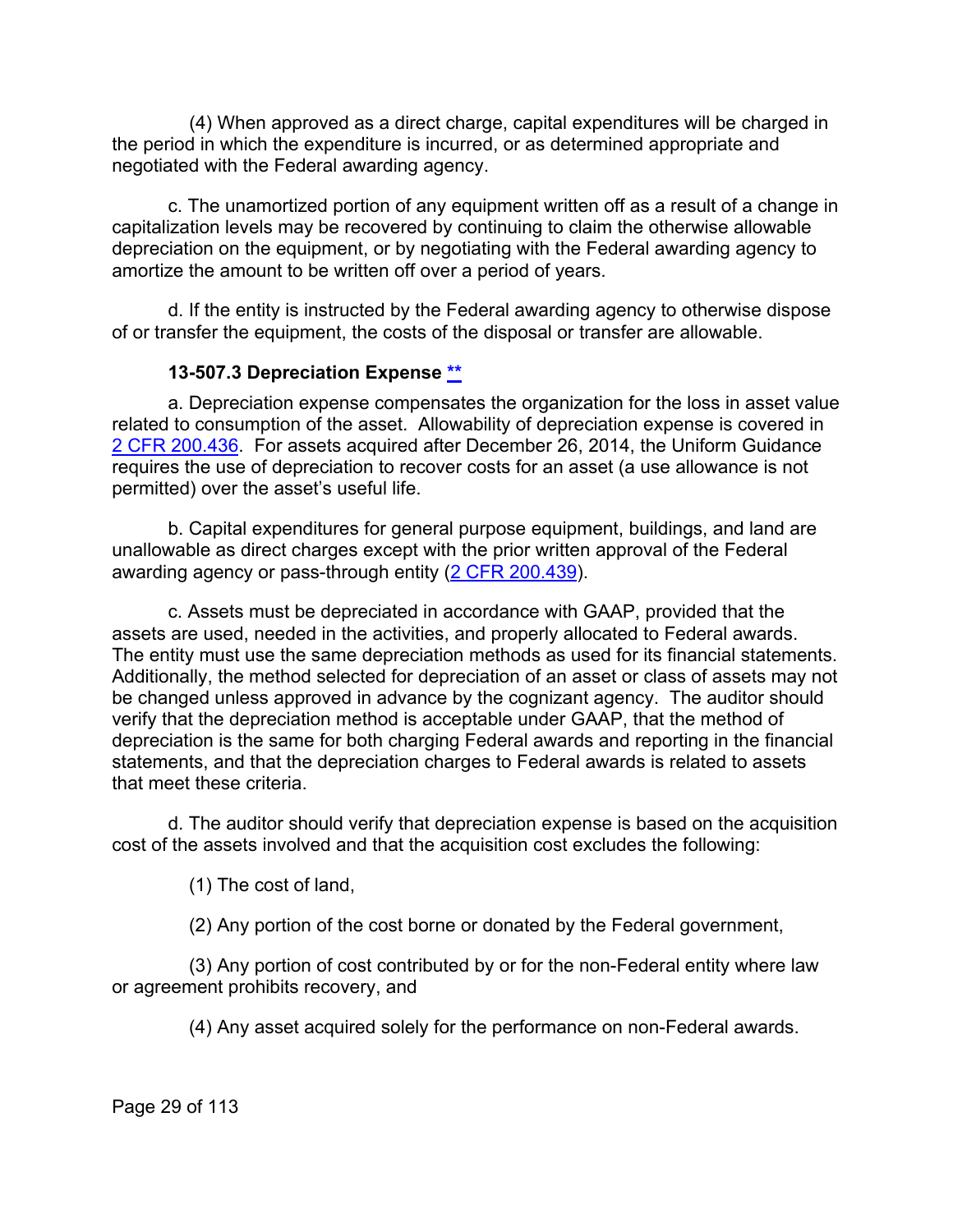(4) When approved as a direct charge, capital expenditures will be charged in the period in which the expenditure is incurred, or as determined appropriate and negotiated with the Federal awarding agency.

c. The unamortized portion of any equipment written off as a result of a change in capitalization levels may be recovered by continuing to claim the otherwise allowable depreciation on the equipment, or by negotiating with the Federal awarding agency to amortize the amount to be written off over a period of years.

d. If the entity is instructed by the Federal awarding agency to otherwise dispose of or transfer the equipment, the costs of the disposal or transfer are allowable.

#### 13-507.3 Depreciation Expense **

a. Depreciation expense compensates the organization for the loss in asset value related to consumption of the asset. Allowability of depreciation expense is covered in 2 CFR 200.436. For assets acquired after December 26, 2014, the Uniform Guidance requires the use of depreciation to recover costs for an asset (a use allowance is not permitted) over the asset's useful life.

b. Capital expenditures for general purpose equipment, buildings, and land are unallowable as direct charges except with the prior written approval of the Federal awarding agency or pass-through entity (2 CFR 200.439).

c. Assets must be depreciated in accordance with GAAP, provided that the assets are used, needed in the activities, and properly allocated to Federal awards. The entity must use the same depreciation methods as used for its financial statements. Additionally, the method selected for depreciation of an asset or class of assets may not be changed unless approved in advance by the cognizant agency. The auditor should verify that the depreciation method is acceptable under GAAP, that the method of depreciation is the same for both charging Federal awards and reporting in the financial statements, and that the depreciation charges to Federal awards is related to assets that meet these criteria.

d. The auditor should verify that depreciation expense is based on the acquisition cost of the assets involved and that the acquisition cost excludes the following:

(1) The cost of land,

(2) Any portion of the cost borne or donated by the Federal government,

(3) Any portion of cost contributed by or for the non-Federal entity where law or agreement prohibits recovery, and

(4) Any asset acquired solely for the performance on non-Federal awards.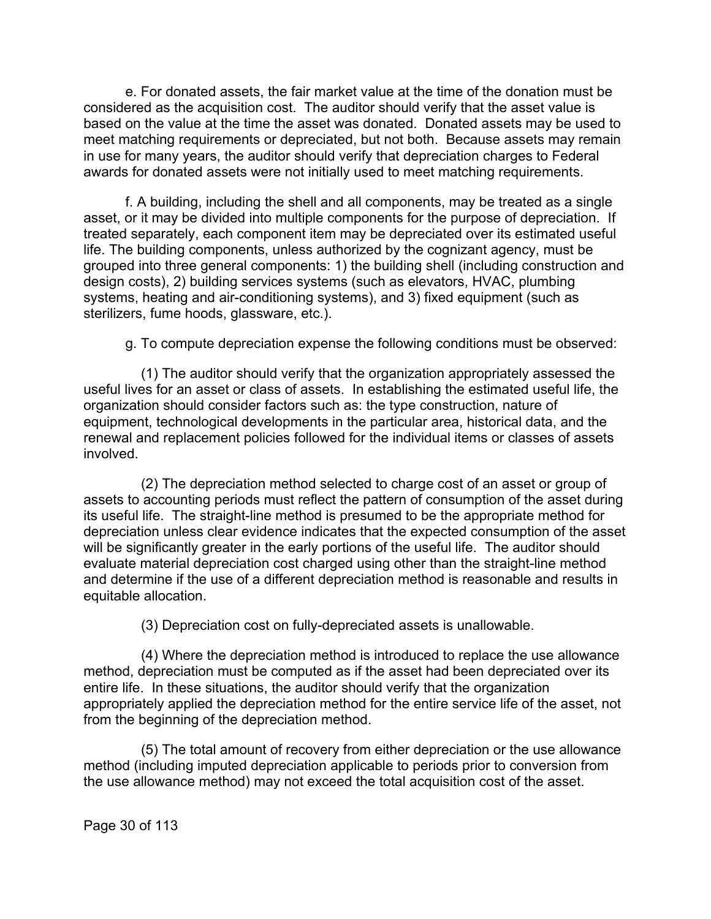e. For donated assets, the fair market value at the time of the donation must be considered as the acquisition cost. The auditor should verify that the asset value is based on the value at the time the asset was donated. Donated assets may be used to meet matching requirements or depreciated, but not both. Because assets may remain in use for many years, the auditor should verify that depreciation charges to Federal awards for donated assets were not initially used to meet matching requirements.

f. A building, including the shell and all components, may be treated as a single asset, or it may be divided into multiple components for the purpose of depreciation. If treated separately, each component item may be depreciated over its estimated useful life. The building components, unless authorized by the cognizant agency, must be grouped into three general components: 1) the building shell (including construction and design costs), 2) building services systems (such as elevators, HVAC, plumbing systems, heating and air-conditioning systems), and 3) fixed equipment (such as sterilizers, fume hoods, glassware, etc.).

g. To compute depreciation expense the following conditions must be observed:

(1) The auditor should verify that the organization appropriately assessed the useful lives for an asset or class of assets. In establishing the estimated useful life, the organization should consider factors such as: the type construction, nature of equipment, technological developments in the particular area, historical data, and the renewal and replacement policies followed for the individual items or classes of assets involved.

(2) The depreciation method selected to charge cost of an asset or group of assets to accounting periods must reflect the pattern of consumption of the asset during its useful life. The straight-line method is presumed to be the appropriate method for depreciation unless clear evidence indicates that the expected consumption of the asset will be significantly greater in the early portions of the useful life. The auditor should evaluate material depreciation cost charged using other than the straight-line method and determine if the use of a different depreciation method is reasonable and results in equitable allocation.

(3) Depreciation cost on fully-depreciated assets is unallowable.

(4) Where the depreciation method is introduced to replace the use allowance method, depreciation must be computed as if the asset had been depreciated over its entire life. In these situations, the auditor should verify that the organization appropriately applied the depreciation method for the entire service life of the asset, not from the beginning of the depreciation method.

(5) The total amount of recovery from either depreciation or the use allowance method (including imputed depreciation applicable to periods prior to conversion from the use allowance method) may not exceed the total acquisition cost of the asset.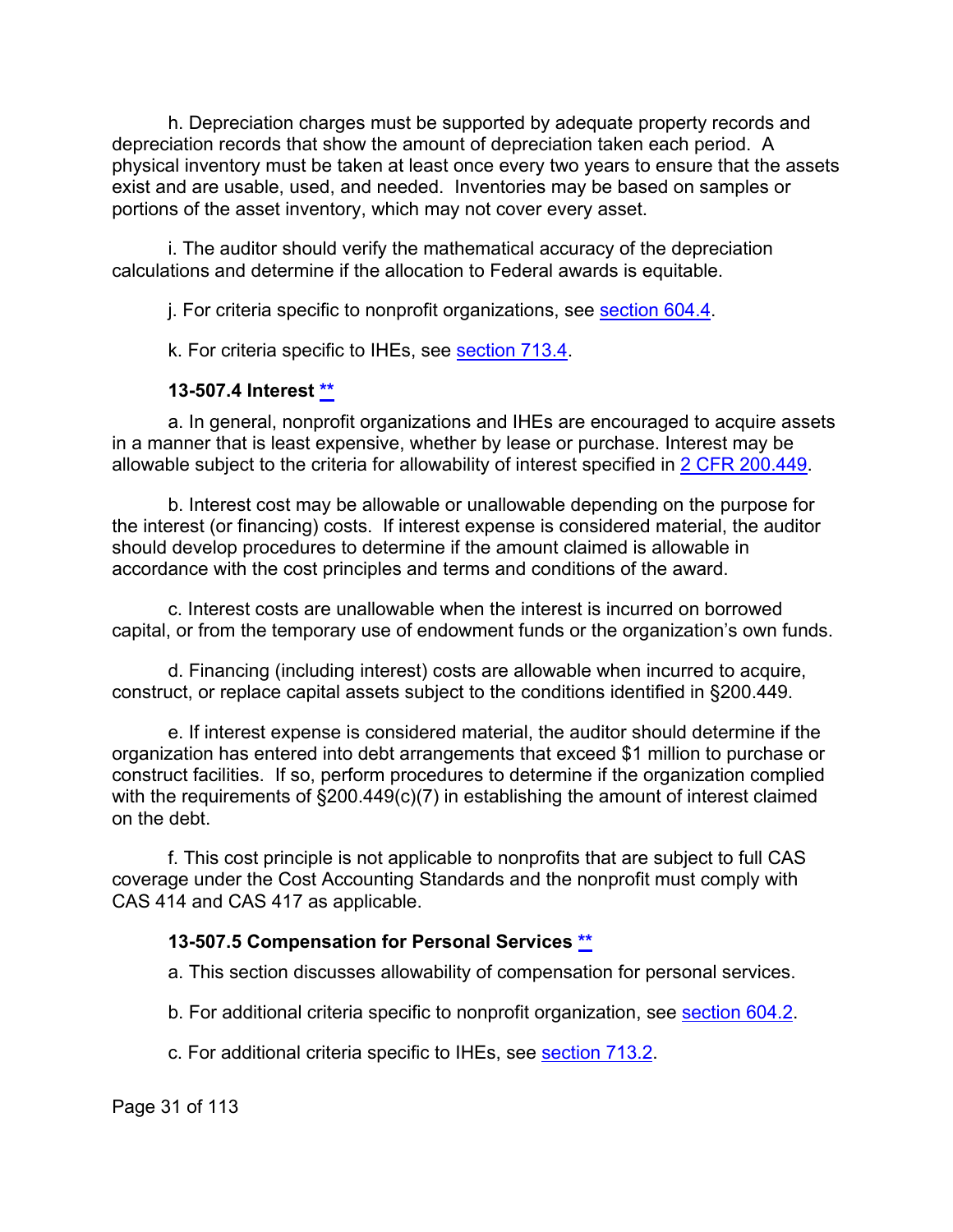h. Depreciation charges must be supported by adequate property records and depreciation records that show the amount of depreciation taken each period. A physical inventory must be taken at least once every two years to ensure that the assets exist and are usable, used, and needed. Inventories may be based on samples or portions of the asset inventory, which may not cover every asset.

i. The auditor should verify the mathematical accuracy of the depreciation calculations and determine if the allocation to Federal awards is equitable.

j. For criteria specific to nonprofit organizations, see section 604.4.

k. For criteria specific to IHEs, see section 713.4.

### 13-507.4 Interest **

a. In general, nonprofit organizations and IHEs are encouraged to acquire assets in a manner that is least expensive, whether by lease or purchase. Interest may be allowable subject to the criteria for allowability of interest specified in 2 CFR 200.449.

b. Interest cost may be allowable or unallowable depending on the purpose for the interest (or financing) costs. If interest expense is considered material, the auditor should develop procedures to determine if the amount claimed is allowable in accordance with the cost principles and terms and conditions of the award.

c. Interest costs are unallowable when the interest is incurred on borrowed capital, or from the temporary use of endowment funds or the organization's own funds.

d. Financing (including interest) costs are allowable when incurred to acquire, construct, or replace capital assets subject to the conditions identified in §200.449.

e. If interest expense is considered material, the auditor should determine if the organization has entered into debt arrangements that exceed $1 million to purchase or construct facilities. If so, perform procedures to determine if the organization complied with the requirements of §200.449(c)(7) in establishing the amount of interest claimed on the debt.

f. This cost principle is not applicable to nonprofits that are subject to full CAS coverage under the Cost Accounting Standards and the nonprofit must comply with CAS 414 and CAS 417 as applicable.

### 13-507.5 Compensation for Personal Services **

a. This section discusses allowability of compensation for personal services.

b. For additional criteria specific to nonprofit organization, see section 604.2.

c. For additional criteria specific to IHEs, see section 713.2.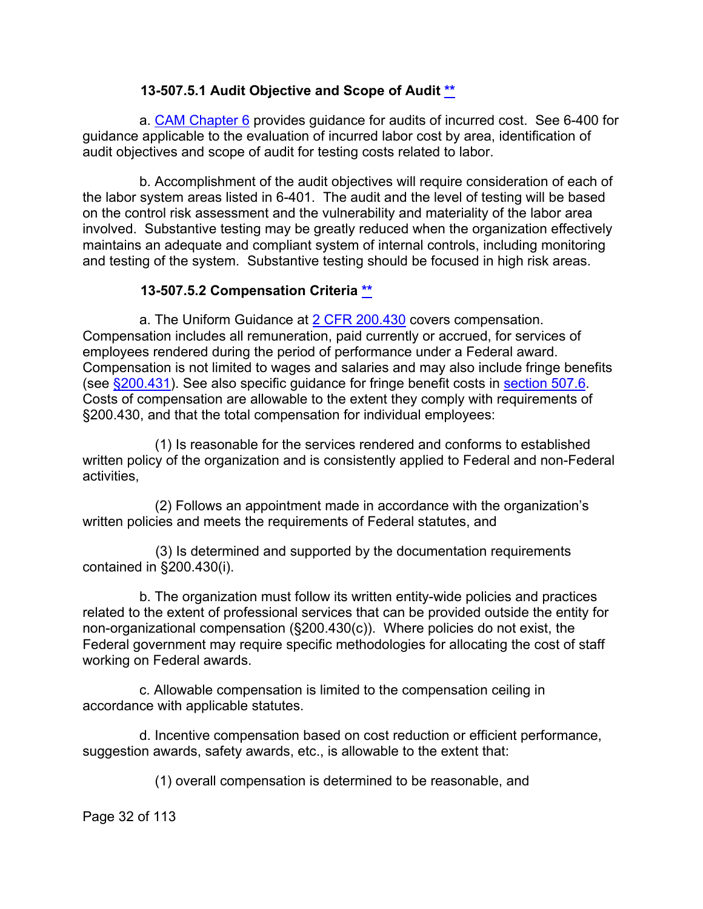#### 13-507.5.1 Audit Objective and Scope of Audit **

a. CAM Chapter 6 provides guidance for audits of incurred cost. See 6-400 for guidance applicable to the evaluation of incurred labor cost by area, identification of audit objectives and scope of audit for testing costs related to labor.

b. Accomplishment of the audit objectives will require consideration of each of the labor system areas listed in 6-401. The audit and the level of testing will be based on the control risk assessment and the vulnerability and materiality of the labor area involved. Substantive testing may be greatly reduced when the organization effectively maintains an adequate and compliant system of internal controls, including monitoring and testing of the system. Substantive testing should be focused in high risk areas.

#### 13-507.5.2 Compensation Criteria **

a. The Uniform Guidance at 2 CFR 200.430 covers compensation. Compensation includes all remuneration, paid currently or accrued, for services of employees rendered during the period of performance under a Federal award. Compensation is not limited to wages and salaries and may also include fringe benefits (see §200.431). See also specific guidance for fringe benefit costs in section 507.6. Costs of compensation are allowable to the extent they comply with requirements of §200.430, and that the total compensation for individual employees:

(1) Is reasonable for the services rendered and conforms to established written policy of the organization and is consistently applied to Federal and non-Federal activities,

(2) Follows an appointment made in accordance with the organization's written policies and meets the requirements of Federal statutes, and

(3) Is determined and supported by the documentation requirements contained in §200.430(i).

b. The organization must follow its written entity-wide policies and practices related to the extent of professional services that can be provided outside the entity for non-organizational compensation (§200.430(c)). Where policies do not exist, the Federal government may require specific methodologies for allocating the cost of staff working on Federal awards.

c. Allowable compensation is limited to the compensation ceiling in accordance with applicable statutes.

d. Incentive compensation based on cost reduction or efficient performance, suggestion awards, safety awards, etc., is allowable to the extent that:

(1) overall compensation is determined to be reasonable, and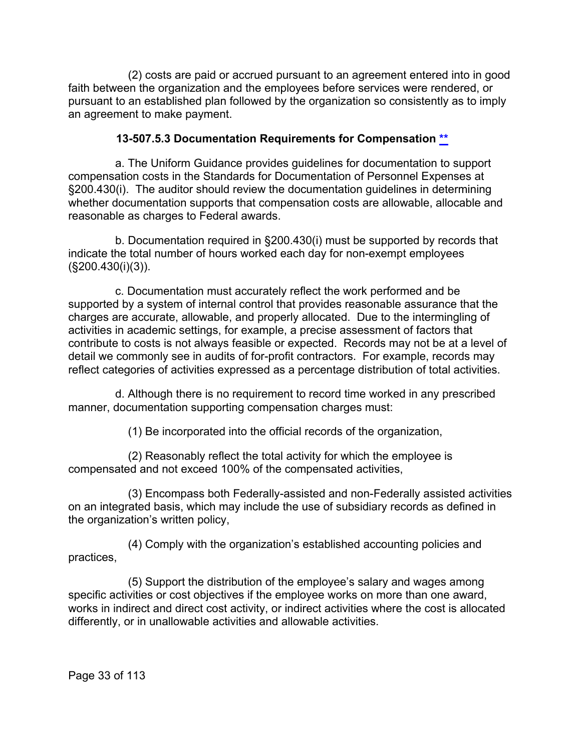(2) costs are paid or accrued pursuant to an agreement entered into in good faith between the organization and the employees before services were rendered, or pursuant to an established plan followed by the organization so consistently as to imply an agreement to make payment.

### 13-507.5.3 Documentation Requirements for Compensation **

a. The Uniform Guidance provides guidelines for documentation to support compensation costs in the Standards for Documentation of Personnel Expenses at §200.430(i). The auditor should review the documentation guidelines in determining whether documentation supports that compensation costs are allowable, allocable and reasonable as charges to Federal awards.

b. Documentation required in §200.430(i) must be supported by records that indicate the total number of hours worked each day for non-exempt employees (§200.430(i)(3)).

c. Documentation must accurately reflect the work performed and be supported by a system of internal control that provides reasonable assurance that the charges are accurate, allowable, and properly allocated. Due to the intermingling of activities in academic settings, for example, a precise assessment of factors that contribute to costs is not always feasible or expected. Records may not be at a level of detail we commonly see in audits of for-profit contractors. For example, records may reflect categories of activities expressed as a percentage distribution of total activities.

d. Although there is no requirement to record time worked in any prescribed manner, documentation supporting compensation charges must:

(1) Be incorporated into the official records of the organization,

(2) Reasonably reflect the total activity for which the employee is compensated and not exceed 100% of the compensated activities,

(3) Encompass both Federally-assisted and non-Federally assisted activities on an integrated basis, which may include the use of subsidiary records as defined in the organization's written policy,

(4) Comply with the organization's established accounting policies and practices,

(5) Support the distribution of the employee's salary and wages among specific activities or cost objectives if the employee works on more than one award, works in indirect and direct cost activity, or indirect activities where the cost is allocated differently, or in unallowable activities and allowable activities.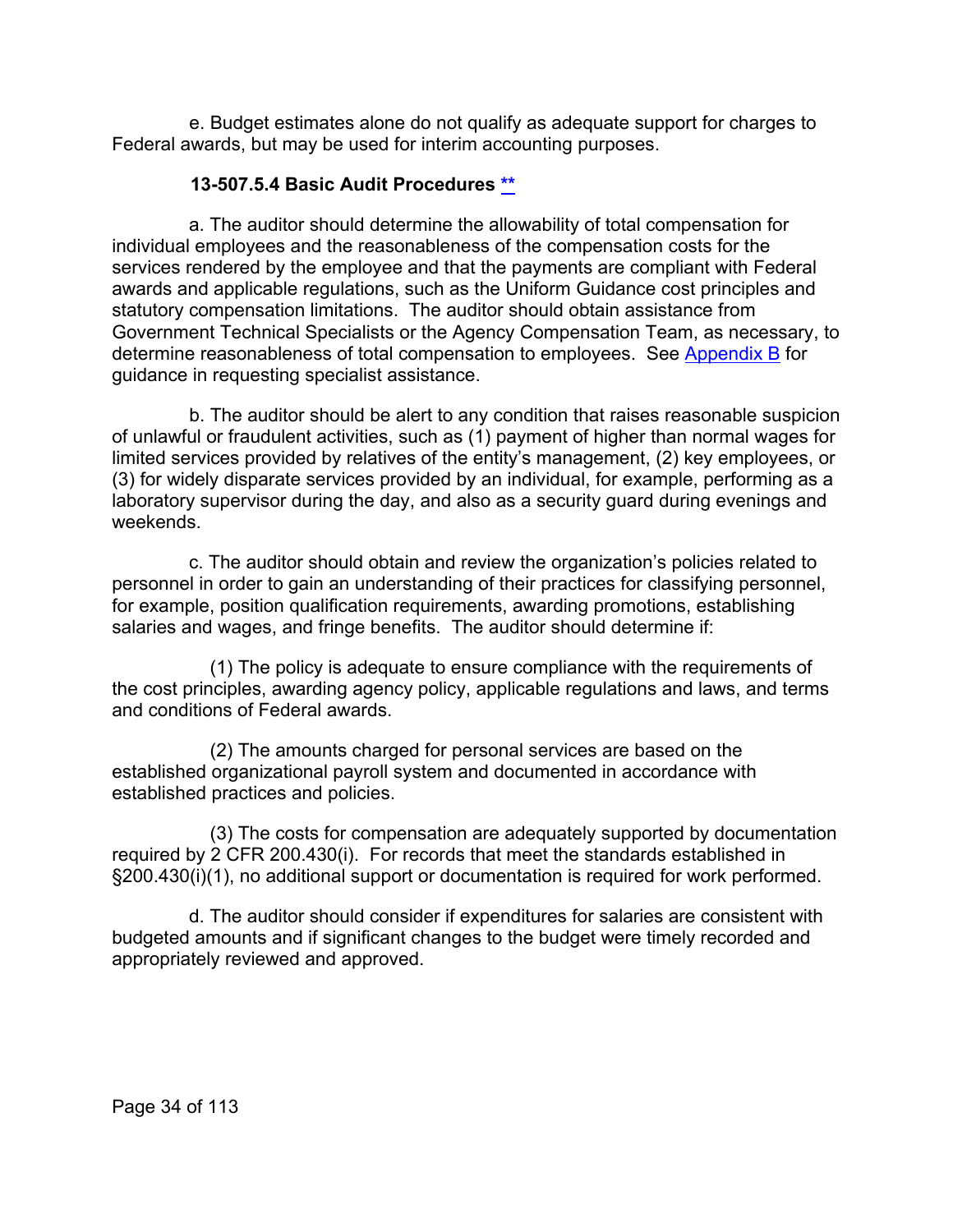e. Budget estimates alone do not qualify as adequate support for charges to Federal awards, but may be used for interim accounting purposes.

### 13-507.5.4 Basic Audit Procedures **

a. The auditor should determine the allowability of total compensation for individual employees and the reasonableness of the compensation costs for the services rendered by the employee and that the payments are compliant with Federal awards and applicable regulations, such as the Uniform Guidance cost principles and statutory compensation limitations. The auditor should obtain assistance from Government Technical Specialists or the Agency Compensation Team, as necessary, to determine reasonableness of total compensation to employees. See Appendix B for guidance in requesting specialist assistance.

b. The auditor should be alert to any condition that raises reasonable suspicion of unlawful or fraudulent activities, such as (1) payment of higher than normal wages for limited services provided by relatives of the entity's management, (2) key employees, or (3) for widely disparate services provided by an individual, for example, performing as a laboratory supervisor during the day, and also as a security guard during evenings and weekends.

c. The auditor should obtain and review the organization's policies related to personnel in order to gain an understanding of their practices for classifying personnel, for example, position qualification requirements, awarding promotions, establishing salaries and wages, and fringe benefits. The auditor should determine if:

(1) The policy is adequate to ensure compliance with the requirements of the cost principles, awarding agency policy, applicable regulations and laws, and terms and conditions of Federal awards.

(2) The amounts charged for personal services are based on the established organizational payroll system and documented in accordance with established practices and policies.

(3) The costs for compensation are adequately supported by documentation required by 2 CFR 200.430(i). For records that meet the standards established in §200.430(i)(1), no additional support or documentation is required for work performed.

d. The auditor should consider if expenditures for salaries are consistent with budgeted amounts and if significant changes to the budget were timely recorded and appropriately reviewed and approved.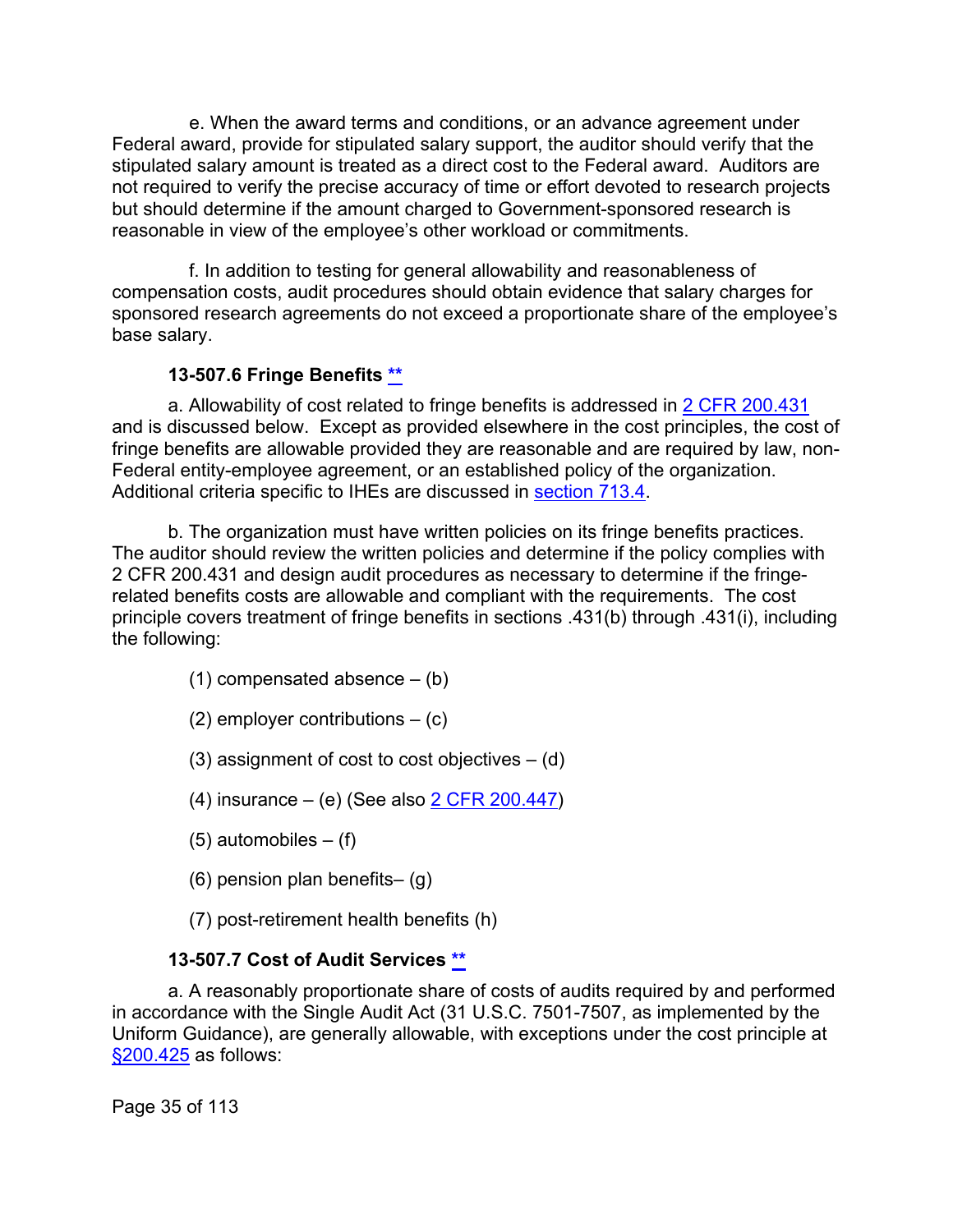e. When the award terms and conditions, or an advance agreement under Federal award, provide for stipulated salary support, the auditor should verify that the stipulated salary amount is treated as a direct cost to the Federal award. Auditors are not required to verify the precise accuracy of time or effort devoted to research projects but should determine if the amount charged to Government-sponsored research is reasonable in view of the employee's other workload or commitments.

f. In addition to testing for general allowability and reasonableness of compensation costs, audit procedures should obtain evidence that salary charges for sponsored research agreements do not exceed a proportionate share of the employee's base salary.

### 13-507.6 Fringe Benefits **

a. Allowability of cost related to fringe benefits is addressed in 2 CFR 200.431 and is discussed below. Except as provided elsewhere in the cost principles, the cost of fringe benefits are allowable provided they are reasonable and are required by law, non-Federal entity-employee agreement, or an established policy of the organization. Additional criteria specific to IHEs are discussed in section 713.4.

b. The organization must have written policies on its fringe benefits practices. The auditor should review the written policies and determine if the policy complies with 2 CFR 200.431 and design audit procedures as necessary to determine if the fringe-related benefits costs are allowable and compliant with the requirements. The cost principle covers treatment of fringe benefits in sections .431(b) through .431(i), including the following:

(1) compensated absence – (b)

(2) employer contributions – (c)

(3) assignment of cost to cost objectives – (d)

(4) insurance – (e) (See also 2 CFR 200.447)

(5) automobiles – (f)

(6) pension plan benefits– (g)

(7) post-retirement health benefits (h)

### 13-507.7 Cost of Audit Services **

a. A reasonably proportionate share of costs of audits required by and performed in accordance with the Single Audit Act (31 U.S.C. 7501-7507, as implemented by the Uniform Guidance), are generally allowable, with exceptions under the cost principle at §200.425 as follows: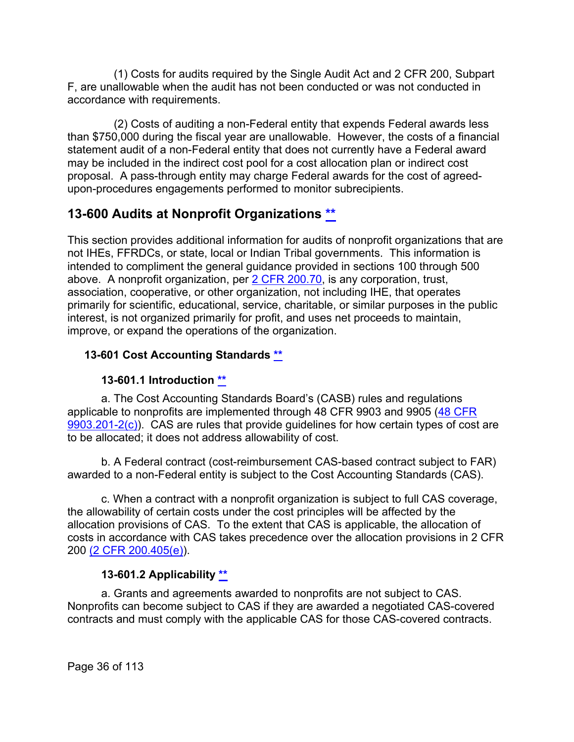(1) Costs for audits required by the Single Audit Act and 2 CFR 200, Subpart F, are unallowable when the audit has not been conducted or was not conducted in accordance with requirements.

(2) Costs of auditing a non-Federal entity that expends Federal awards less than $750,000 during the fiscal year are unallowable. However, the costs of a financial statement audit of a non-Federal entity that does not currently have a Federal award may be included in the indirect cost pool for a cost allocation plan or indirect cost proposal. A pass-through entity may charge Federal awards for the cost of agreed-upon-procedures engagements performed to monitor subrecipients.

## 13-600 Audits at Nonprofit Organizations **

This section provides additional information for audits of nonprofit organizations that are not IHEs, FFRDCs, or state, local or Indian Tribal governments. This information is intended to compliment the general guidance provided in sections 100 through 500 above. A nonprofit organization, per 2 CFR 200.70, is any corporation, trust, association, cooperative, or other organization, not including IHE, that operates primarily for scientific, educational, service, charitable, or similar purposes in the public interest, is not organized primarily for profit, and uses net proceeds to maintain, improve, or expand the operations of the organization.

### 13-601 Cost Accounting Standards **

#### 13-601.1 Introduction **

a. The Cost Accounting Standards Board's (CASB) rules and regulations applicable to nonprofits are implemented through 48 CFR 9903 and 9905 (48 CFR 9903.201-2(c)). CAS are rules that provide guidelines for how certain types of cost are to be allocated; it does not address allowability of cost.

b. A Federal contract (cost-reimbursement CAS-based contract subject to FAR) awarded to a non-Federal entity is subject to the Cost Accounting Standards (CAS).

c. When a contract with a nonprofit organization is subject to full CAS coverage, the allowability of certain costs under the cost principles will be affected by the allocation provisions of CAS. To the extent that CAS is applicable, the allocation of costs in accordance with CAS takes precedence over the allocation provisions in 2 CFR 200 (2 CFR 200.405(e)).

#### 13-601.2 Applicability **

a. Grants and agreements awarded to nonprofits are not subject to CAS. Nonprofits can become subject to CAS if they are awarded a negotiated CAS-covered contracts and must comply with the applicable CAS for those CAS-covered contracts.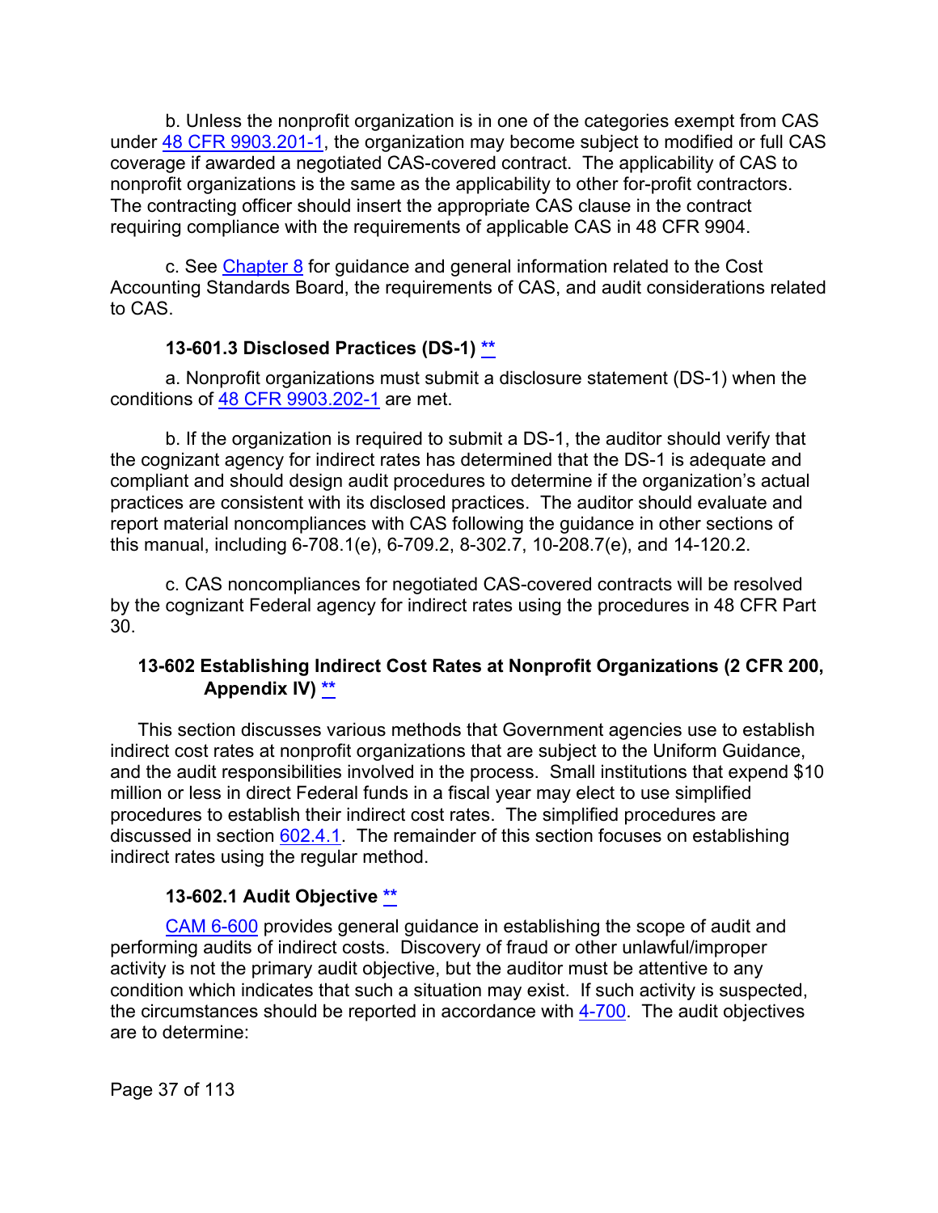b. Unless the nonprofit organization is in one of the categories exempt from CAS under 48 CFR 9903.201-1, the organization may become subject to modified or full CAS coverage if awarded a negotiated CAS-covered contract. The applicability of CAS to nonprofit organizations is the same as the applicability to other for-profit contractors. The contracting officer should insert the appropriate CAS clause in the contract requiring compliance with the requirements of applicable CAS in 48 CFR 9904.

c. See Chapter 8 for guidance and general information related to the Cost Accounting Standards Board, the requirements of CAS, and audit considerations related to CAS.

### 13-601.3 Disclosed Practices (DS-1) **

a. Nonprofit organizations must submit a disclosure statement (DS-1) when the conditions of 48 CFR 9903.202-1 are met.

b. If the organization is required to submit a DS-1, the auditor should verify that the cognizant agency for indirect rates has determined that the DS-1 is adequate and compliant and should design audit procedures to determine if the organization's actual practices are consistent with its disclosed practices. The auditor should evaluate and report material noncompliances with CAS following the guidance in other sections of this manual, including 6-708.1(e), 6-709.2, 8-302.7, 10-208.7(e), and 14-120.2.

c. CAS noncompliances for negotiated CAS-covered contracts will be resolved by the cognizant Federal agency for indirect rates using the procedures in 48 CFR Part 30.

## 13-602 Establishing Indirect Cost Rates at Nonprofit Organizations (2 CFR 200, Appendix IV) **

This section discusses various methods that Government agencies use to establish indirect cost rates at nonprofit organizations that are subject to the Uniform Guidance, and the audit responsibilities involved in the process. Small institutions that expend $10 million or less in direct Federal funds in a fiscal year may elect to use simplified procedures to establish their indirect cost rates. The simplified procedures are discussed in section 602.4.1. The remainder of this section focuses on establishing indirect rates using the regular method.

### 13-602.1 Audit Objective **

CAM 6-600 provides general guidance in establishing the scope of audit and performing audits of indirect costs. Discovery of fraud or other unlawful/improper activity is not the primary audit objective, but the auditor must be attentive to any condition which indicates that such a situation may exist. If such activity is suspected, the circumstances should be reported in accordance with 4-700. The audit objectives are to determine: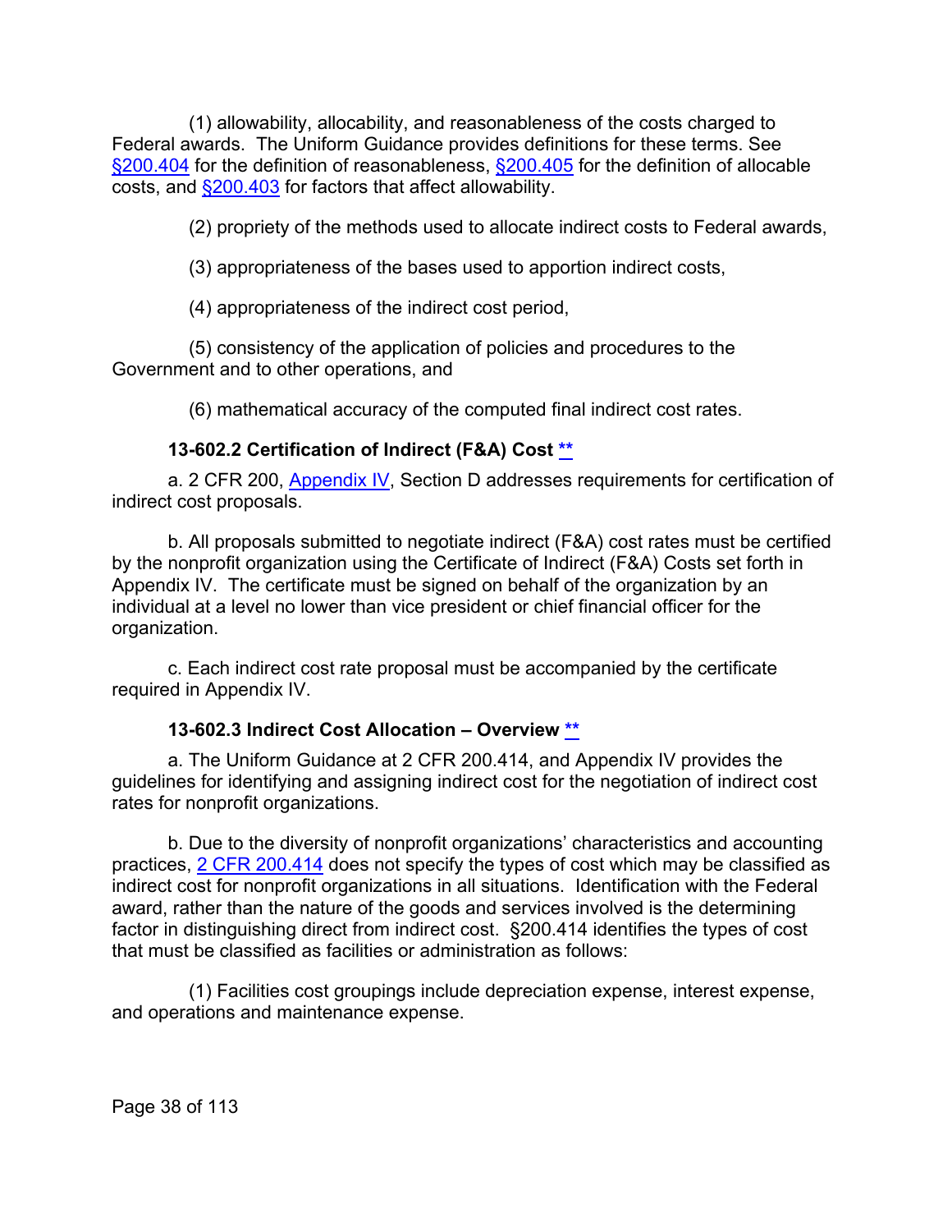(1) allowability, allocability, and reasonableness of the costs charged to Federal awards. The Uniform Guidance provides definitions for these terms. See §200.404 for the definition of reasonableness, §200.405 for the definition of allocable costs, and §200.403 for factors that affect allowability.

(2) propriety of the methods used to allocate indirect costs to Federal awards,

(3) appropriateness of the bases used to apportion indirect costs,

(4) appropriateness of the indirect cost period,

(5) consistency of the application of policies and procedures to the Government and to other operations, and

(6) mathematical accuracy of the computed final indirect cost rates.

### 13-602.2 Certification of Indirect (F&A) Cost **

a. 2 CFR 200, Appendix IV, Section D addresses requirements for certification of indirect cost proposals.

b. All proposals submitted to negotiate indirect (F&A) cost rates must be certified by the nonprofit organization using the Certificate of Indirect (F&A) Costs set forth in Appendix IV. The certificate must be signed on behalf of the organization by an individual at a level no lower than vice president or chief financial officer for the organization.

c. Each indirect cost rate proposal must be accompanied by the certificate required in Appendix IV.

### 13-602.3 Indirect Cost Allocation – Overview **

a. The Uniform Guidance at 2 CFR 200.414, and Appendix IV provides the guidelines for identifying and assigning indirect cost for the negotiation of indirect cost rates for nonprofit organizations.

b. Due to the diversity of nonprofit organizations' characteristics and accounting practices, 2 CFR 200.414 does not specify the types of cost which may be classified as indirect cost for nonprofit organizations in all situations. Identification with the Federal award, rather than the nature of the goods and services involved is the determining factor in distinguishing direct from indirect cost. §200.414 identifies the types of cost that must be classified as facilities or administration as follows:

(1) Facilities cost groupings include depreciation expense, interest expense, and operations and maintenance expense.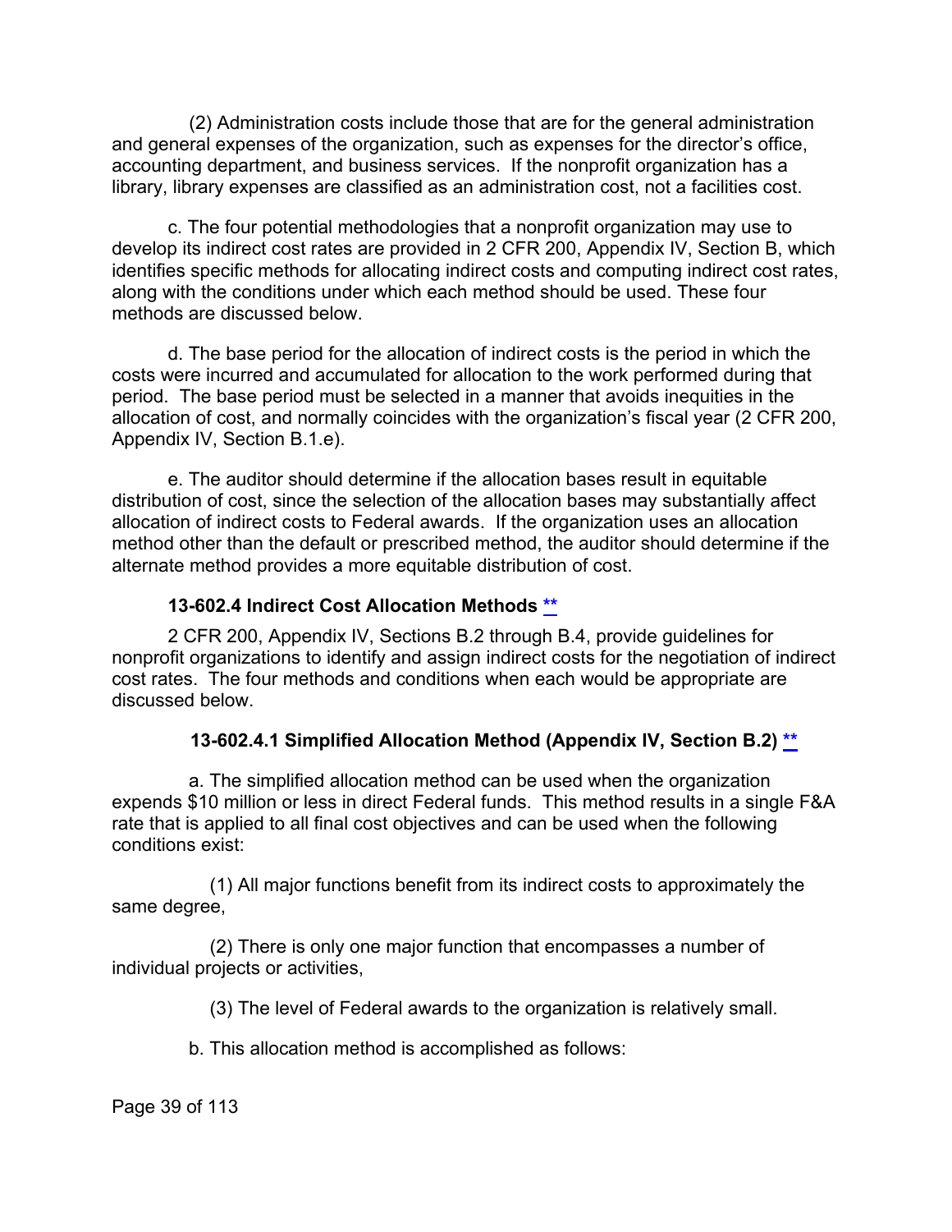(2) Administration costs include those that are for the general administration and general expenses of the organization, such as expenses for the director's office, accounting department, and business services. If the nonprofit organization has a library, library expenses are classified as an administration cost, not a facilities cost.

c. The four potential methodologies that a nonprofit organization may use to develop its indirect cost rates are provided in 2 CFR 200, Appendix IV, Section B, which identifies specific methods for allocating indirect costs and computing indirect cost rates, along with the conditions under which each method should be used. These four methods are discussed below.

d. The base period for the allocation of indirect costs is the period in which the costs were incurred and accumulated for allocation to the work performed during that period. The base period must be selected in a manner that avoids inequities in the allocation of cost, and normally coincides with the organization's fiscal year (2 CFR 200, Appendix IV, Section B.1.e).

e. The auditor should determine if the allocation bases result in equitable distribution of cost, since the selection of the allocation bases may substantially affect allocation of indirect costs to Federal awards. If the organization uses an allocation method other than the default or prescribed method, the auditor should determine if the alternate method provides a more equitable distribution of cost.

### 13-602.4 Indirect Cost Allocation Methods **

2 CFR 200, Appendix IV, Sections B.2 through B.4, provide guidelines for nonprofit organizations to identify and assign indirect costs for the negotiation of indirect cost rates. The four methods and conditions when each would be appropriate are discussed below.

#### 13-602.4.1 Simplified Allocation Method (Appendix IV, Section B.2) **

a. The simplified allocation method can be used when the organization expends $10 million or less in direct Federal funds. This method results in a single F&A rate that is applied to all final cost objectives and can be used when the following conditions exist:

(1) All major functions benefit from its indirect costs to approximately the same degree,

(2) There is only one major function that encompasses a number of individual projects or activities,

(3) The level of Federal awards to the organization is relatively small.

b. This allocation method is accomplished as follows: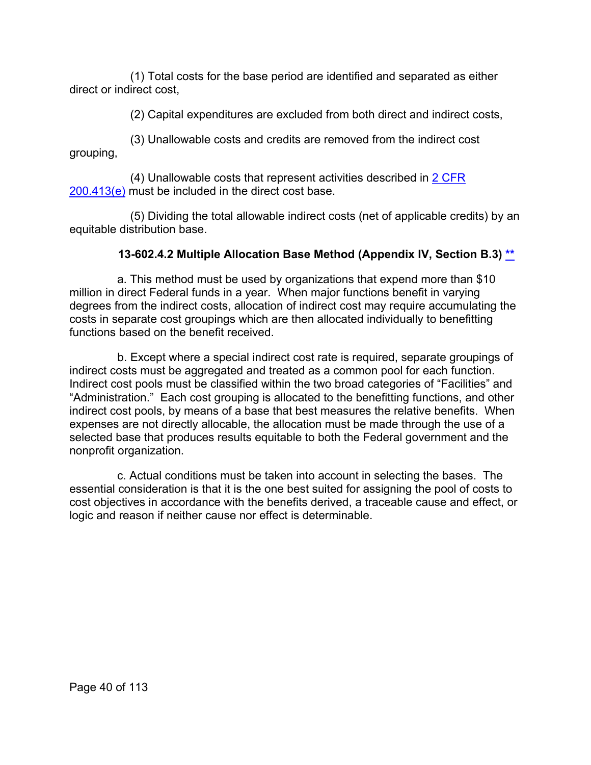(1) Total costs for the base period are identified and separated as either direct or indirect cost,

(2) Capital expenditures are excluded from both direct and indirect costs,

(3) Unallowable costs and credits are removed from the indirect cost grouping,

(4) Unallowable costs that represent activities described in 2 CFR 200.413(e) must be included in the direct cost base.

(5) Dividing the total allowable indirect costs (net of applicable credits) by an equitable distribution base.

#### 13-602.4.2 Multiple Allocation Base Method (Appendix IV, Section B.3) **

a. This method must be used by organizations that expend more than $10 million in direct Federal funds in a year. When major functions benefit in varying degrees from the indirect costs, allocation of indirect cost may require accumulating the costs in separate cost groupings which are then allocated individually to benefitting functions based on the benefit received.

b. Except where a special indirect cost rate is required, separate groupings of indirect costs must be aggregated and treated as a common pool for each function. Indirect cost pools must be classified within the two broad categories of "Facilities" and "Administration." Each cost grouping is allocated to the benefitting functions, and other indirect cost pools, by means of a base that best measures the relative benefits. When expenses are not directly allocable, the allocation must be made through the use of a selected base that produces results equitable to both the Federal government and the nonprofit organization.

c. Actual conditions must be taken into account in selecting the bases. The essential consideration is that it is the one best suited for assigning the pool of costs to cost objectives in accordance with the benefits derived, a traceable cause and effect, or logic and reason if neither cause nor effect is determinable.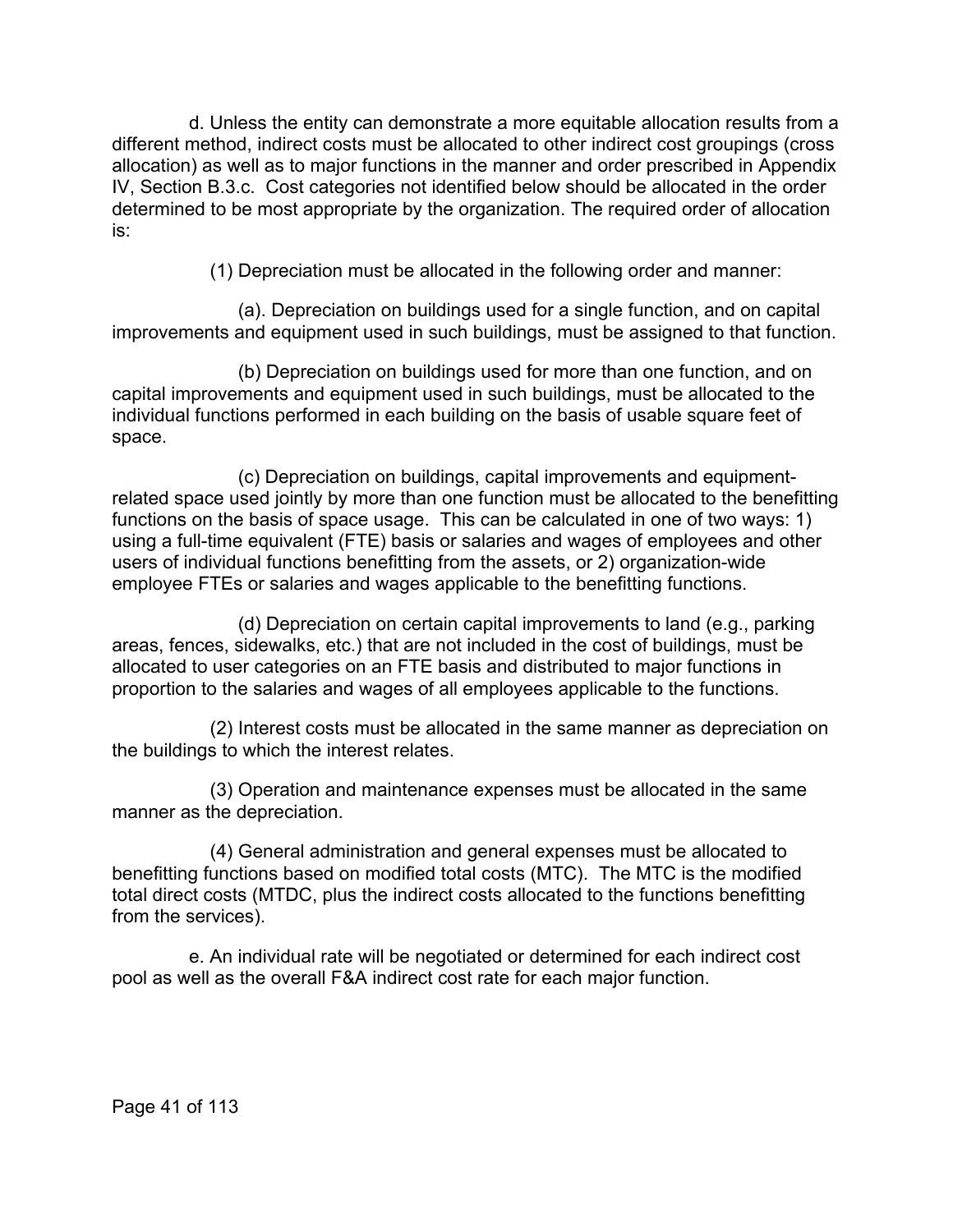d. Unless the entity can demonstrate a more equitable allocation results from a different method, indirect costs must be allocated to other indirect cost groupings (cross allocation) as well as to major functions in the manner and order prescribed in Appendix IV, Section B.3.c. Cost categories not identified below should be allocated in the order determined to be most appropriate by the organization. The required order of allocation is:

(1) Depreciation must be allocated in the following order and manner:

(a). Depreciation on buildings used for a single function, and on capital improvements and equipment used in such buildings, must be assigned to that function.

(b) Depreciation on buildings used for more than one function, and on capital improvements and equipment used in such buildings, must be allocated to the individual functions performed in each building on the basis of usable square feet of space.

(c) Depreciation on buildings, capital improvements and equipment-related space used jointly by more than one function must be allocated to the benefitting functions on the basis of space usage. This can be calculated in one of two ways: 1) using a full-time equivalent (FTE) basis or salaries and wages of employees and other users of individual functions benefitting from the assets, or 2) organization-wide employee FTEs or salaries and wages applicable to the benefitting functions.

(d) Depreciation on certain capital improvements to land (e.g., parking areas, fences, sidewalks, etc.) that are not included in the cost of buildings, must be allocated to user categories on an FTE basis and distributed to major functions in proportion to the salaries and wages of all employees applicable to the functions.

(2) Interest costs must be allocated in the same manner as depreciation on the buildings to which the interest relates.

(3) Operation and maintenance expenses must be allocated in the same manner as the depreciation.

(4) General administration and general expenses must be allocated to benefitting functions based on modified total costs (MTC). The MTC is the modified total direct costs (MTDC, plus the indirect costs allocated to the functions benefitting from the services).

e. An individual rate will be negotiated or determined for each indirect cost pool as well as the overall F&A indirect cost rate for each major function.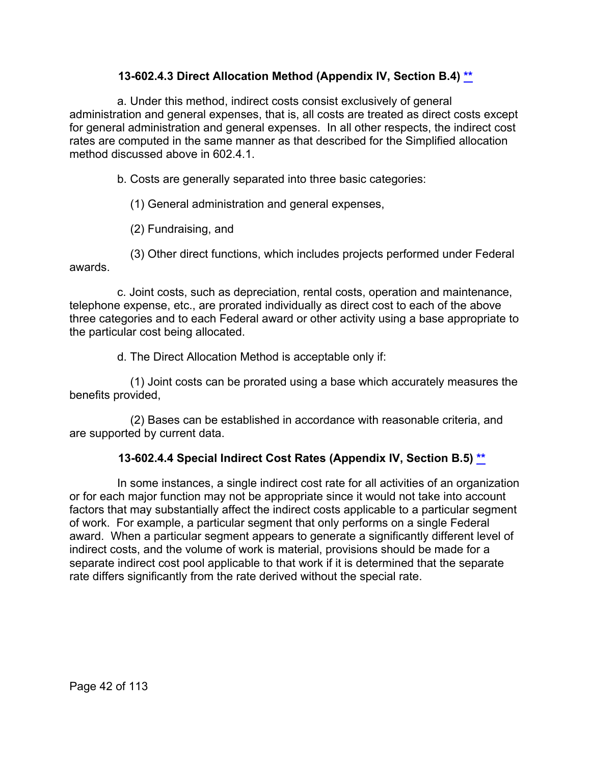### 13-602.4.3 Direct Allocation Method (Appendix IV, Section B.4) **

a. Under this method, indirect costs consist exclusively of general administration and general expenses, that is, all costs are treated as direct costs except for general administration and general expenses. In all other respects, the indirect cost rates are computed in the same manner as that described for the Simplified allocation method discussed above in 602.4.1.

b. Costs are generally separated into three basic categories:

(1) General administration and general expenses,

(2) Fundraising, and

(3) Other direct functions, which includes projects performed under Federal awards.

c. Joint costs, such as depreciation, rental costs, operation and maintenance, telephone expense, etc., are prorated individually as direct cost to each of the above three categories and to each Federal award or other activity using a base appropriate to the particular cost being allocated.

d. The Direct Allocation Method is acceptable only if:

(1) Joint costs can be prorated using a base which accurately measures the benefits provided,

(2) Bases can be established in accordance with reasonable criteria, and are supported by current data.

### 13-602.4.4 Special Indirect Cost Rates (Appendix IV, Section B.5) **

In some instances, a single indirect cost rate for all activities of an organization or for each major function may not be appropriate since it would not take into account factors that may substantially affect the indirect costs applicable to a particular segment of work. For example, a particular segment that only performs on a single Federal award. When a particular segment appears to generate a significantly different level of indirect costs, and the volume of work is material, provisions should be made for a separate indirect cost pool applicable to that work if it is determined that the separate rate differs significantly from the rate derived without the special rate.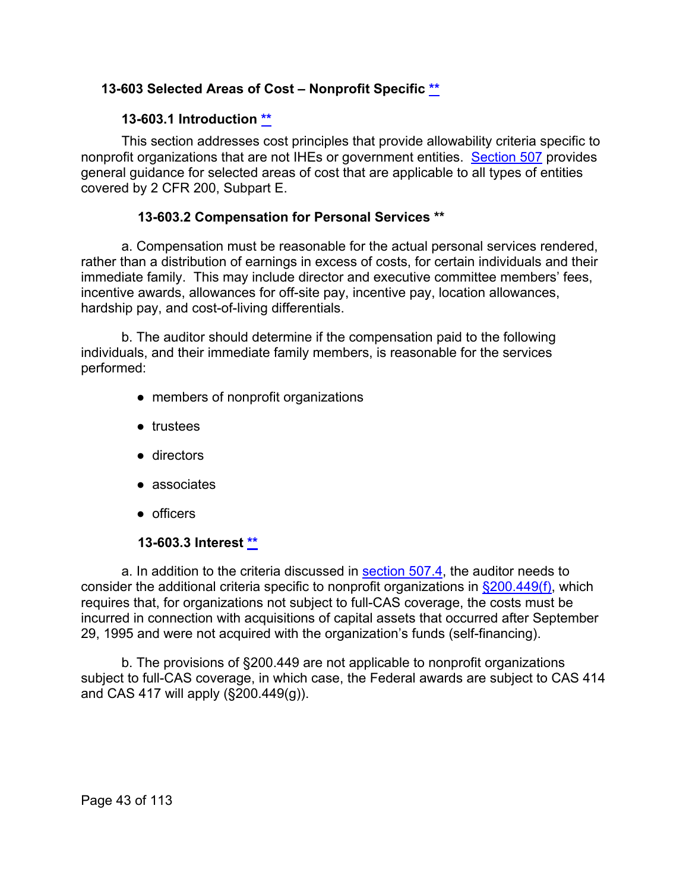## 13-603 Selected Areas of Cost – Nonprofit Specific **

### 13-603.1 Introduction **

This section addresses cost principles that provide allowability criteria specific to nonprofit organizations that are not IHEs or government entities. Section 507 provides general guidance for selected areas of cost that are applicable to all types of entities covered by 2 CFR 200, Subpart E.

### 13-603.2 Compensation for Personal Services **

a. Compensation must be reasonable for the actual personal services rendered, rather than a distribution of earnings in excess of costs, for certain individuals and their immediate family. This may include director and executive committee members' fees, incentive awards, allowances for off-site pay, incentive pay, location allowances, hardship pay, and cost-of-living differentials.

b. The auditor should determine if the compensation paid to the following individuals, and their immediate family members, is reasonable for the services performed:

- members of nonprofit organizations
- trustees
- directors
- associates
- officers

### 13-603.3 Interest **

a. In addition to the criteria discussed in section 507.4, the auditor needs to consider the additional criteria specific to nonprofit organizations in §200.449(f), which requires that, for organizations not subject to full-CAS coverage, the costs must be incurred in connection with acquisitions of capital assets that occurred after September 29, 1995 and were not acquired with the organization's funds (self-financing).

b. The provisions of §200.449 are not applicable to nonprofit organizations subject to full-CAS coverage, in which case, the Federal awards are subject to CAS 414 and CAS 417 will apply (§200.449(g)).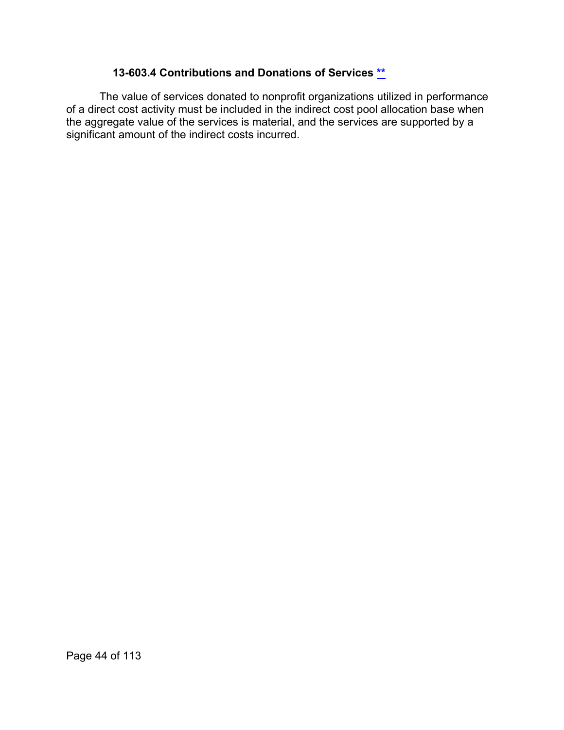### 13-603.4 Contributions and Donations of Services **

The value of services donated to nonprofit organizations utilized in performance of a direct cost activity must be included in the indirect cost pool allocation base when the aggregate value of the services is material, and the services are supported by a significant amount of the indirect costs incurred.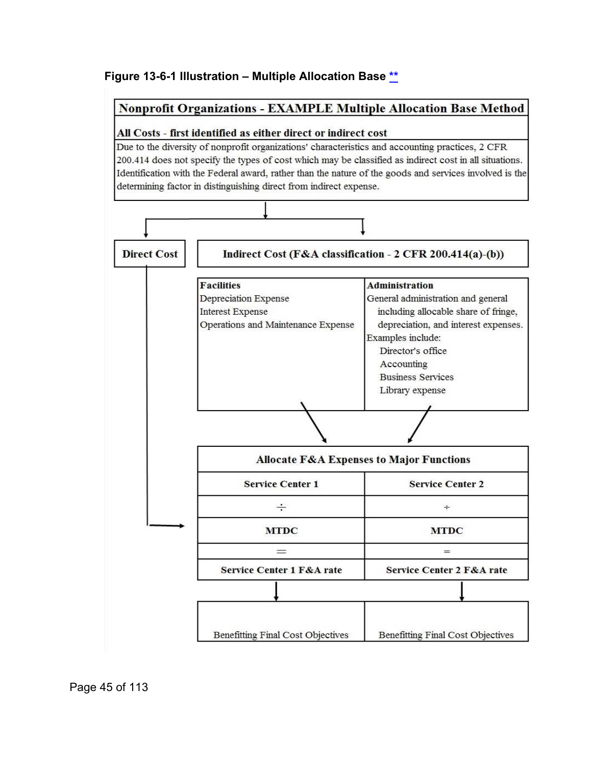**Figure 13-6-1 Illustration – Multiple Allocation Base **

**Nonprofit Organizations - EXAMPLE Multiple Allocation Base Method**

**All Costs - first identified as either direct or indirect cost**

Due to the diversity of nonprofit organizations' characteristics and accounting practices, 2 CFR 200.414 does not specify the types of cost which may be classified as indirect cost in all situations. Identification with the Federal award, rather than the nature of the goods and services involved is the determining factor in distinguishing direct from indirect expense.

**Direct Cost**

**Indirect Cost (F&A classification - 2 CFR 200.414(a)-(b))**

**Facilities**
Depreciation Expense
Interest Expense
Operations and Maintenance Expense

**Administration**
General administration and general including allocable share of fringe, depreciation, and interest expenses.
Examples include:
Director's office
Accounting
Business Services
Library expense

**Allocate F&A Expenses to Major Functions**

| **Service Center 1** | **Service Center 2** |
|---|---|
| ÷ | ÷ |
| **MTDC** | **MTDC** |
| = | = |
| **Service Center 1 F&A rate** | **Service Center 2 F&A rate** |

Benefitting Final Cost Objectives

Benefitting Final Cost Objectives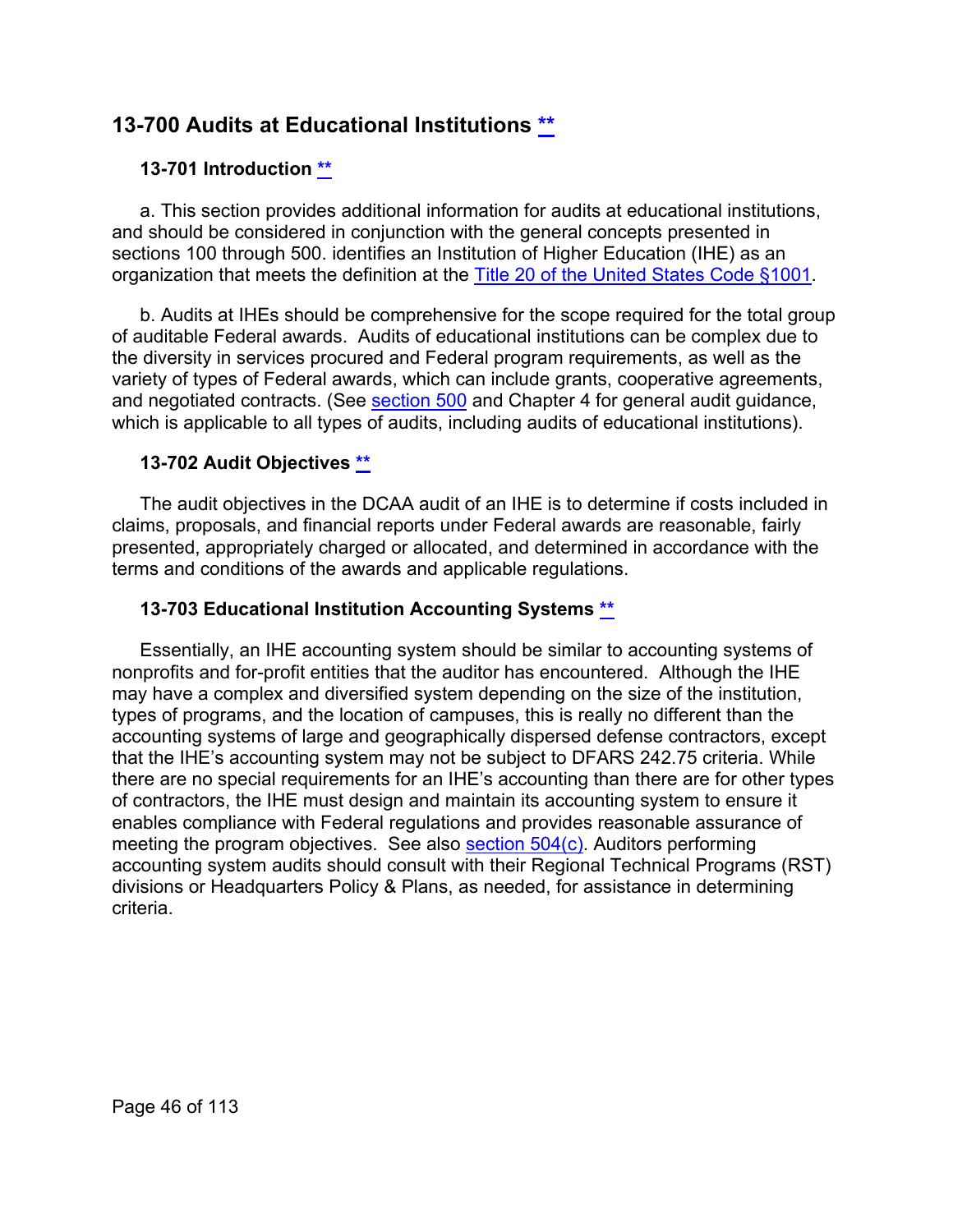## 13-700 Audits at Educational Institutions [**](#)

### 13-701 Introduction [**](#)

a. This section provides additional information for audits at educational institutions, and should be considered in conjunction with the general concepts presented in sections 100 through 500. identifies an Institution of Higher Education (IHE) as an organization that meets the definition at the [Title 20 of the United States Code §1001](#).

b. Audits at IHEs should be comprehensive for the scope required for the total group of auditable Federal awards. Audits of educational institutions can be complex due to the diversity in services procured and Federal program requirements, as well as the variety of types of Federal awards, which can include grants, cooperative agreements, and negotiated contracts. (See [section 500](#) and Chapter 4 for general audit guidance, which is applicable to all types of audits, including audits of educational institutions).

### 13-702 Audit Objectives [**](#)

The audit objectives in the DCAA audit of an IHE is to determine if costs included in claims, proposals, and financial reports under Federal awards are reasonable, fairly presented, appropriately charged or allocated, and determined in accordance with the terms and conditions of the awards and applicable regulations.

### 13-703 Educational Institution Accounting Systems [**](#)

Essentially, an IHE accounting system should be similar to accounting systems of nonprofits and for-profit entities that the auditor has encountered. Although the IHE may have a complex and diversified system depending on the size of the institution, types of programs, and the location of campuses, this is really no different than the accounting systems of large and geographically dispersed defense contractors, except that the IHE's accounting system may not be subject to DFARS 242.75 criteria. While there are no special requirements for an IHE's accounting than there are for other types of contractors, the IHE must design and maintain its accounting system to ensure it enables compliance with Federal regulations and provides reasonable assurance of meeting the program objectives. See also [section 504(c)](#). Auditors performing accounting system audits should consult with their Regional Technical Programs (RST) divisions or Headquarters Policy & Plans, as needed, for assistance in determining criteria.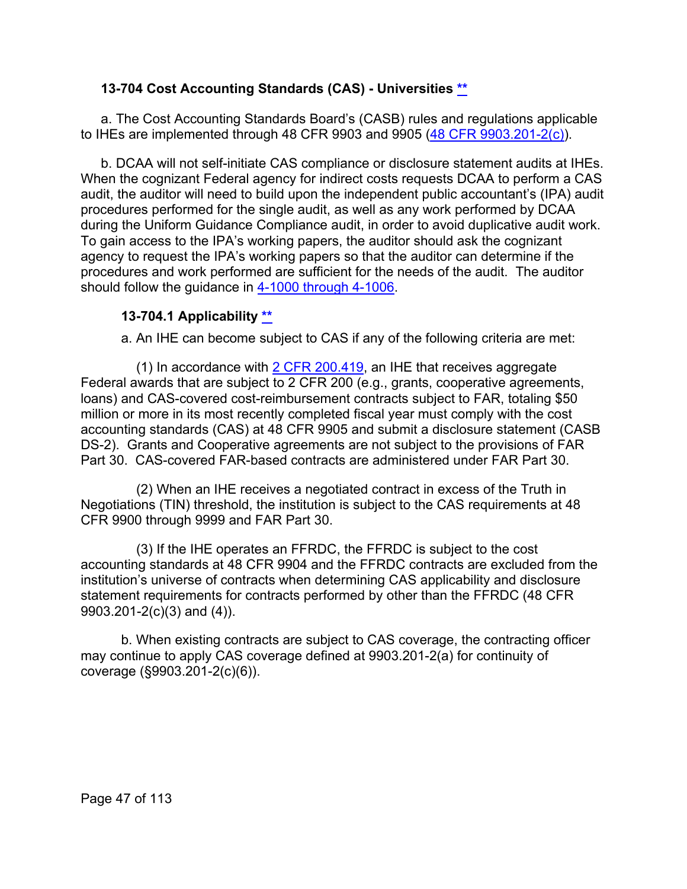### 13-704 Cost Accounting Standards (CAS) - Universities [**](#)

a. The Cost Accounting Standards Board's (CASB) rules and regulations applicable to IHEs are implemented through 48 CFR 9903 and 9905 ([48 CFR 9903.201-2(c)](#)).

b. DCAA will not self-initiate CAS compliance or disclosure statement audits at IHEs. When the cognizant Federal agency for indirect costs requests DCAA to perform a CAS audit, the auditor will need to build upon the independent public accountant's (IPA) audit procedures performed for the single audit, as well as any work performed by DCAA during the Uniform Guidance Compliance audit, in order to avoid duplicative audit work. To gain access to the IPA's working papers, the auditor should ask the cognizant agency to request the IPA's working papers so that the auditor can determine if the procedures and work performed are sufficient for the needs of the audit. The auditor should follow the guidance in [4-1000 through 4-1006](#).

#### 13-704.1 Applicability [**](#)

a. An IHE can become subject to CAS if any of the following criteria are met:

(1) In accordance with [2 CFR 200.419](#), an IHE that receives aggregate Federal awards that are subject to 2 CFR 200 (e.g., grants, cooperative agreements, loans) and CAS-covered cost-reimbursement contracts subject to FAR, totaling $50 million or more in its most recently completed fiscal year must comply with the cost accounting standards (CAS) at 48 CFR 9905 and submit a disclosure statement (CASB DS-2). Grants and Cooperative agreements are not subject to the provisions of FAR Part 30. CAS-covered FAR-based contracts are administered under FAR Part 30.

(2) When an IHE receives a negotiated contract in excess of the Truth in Negotiations (TIN) threshold, the institution is subject to the CAS requirements at 48 CFR 9900 through 9999 and FAR Part 30.

(3) If the IHE operates an FFRDC, the FFRDC is subject to the cost accounting standards at 48 CFR 9904 and the FFRDC contracts are excluded from the institution's universe of contracts when determining CAS applicability and disclosure statement requirements for contracts performed by other than the FFRDC (48 CFR 9903.201-2(c)(3) and (4)).

b. When existing contracts are subject to CAS coverage, the contracting officer may continue to apply CAS coverage defined at 9903.201-2(a) for continuity of coverage (§9903.201-2(c)(6)).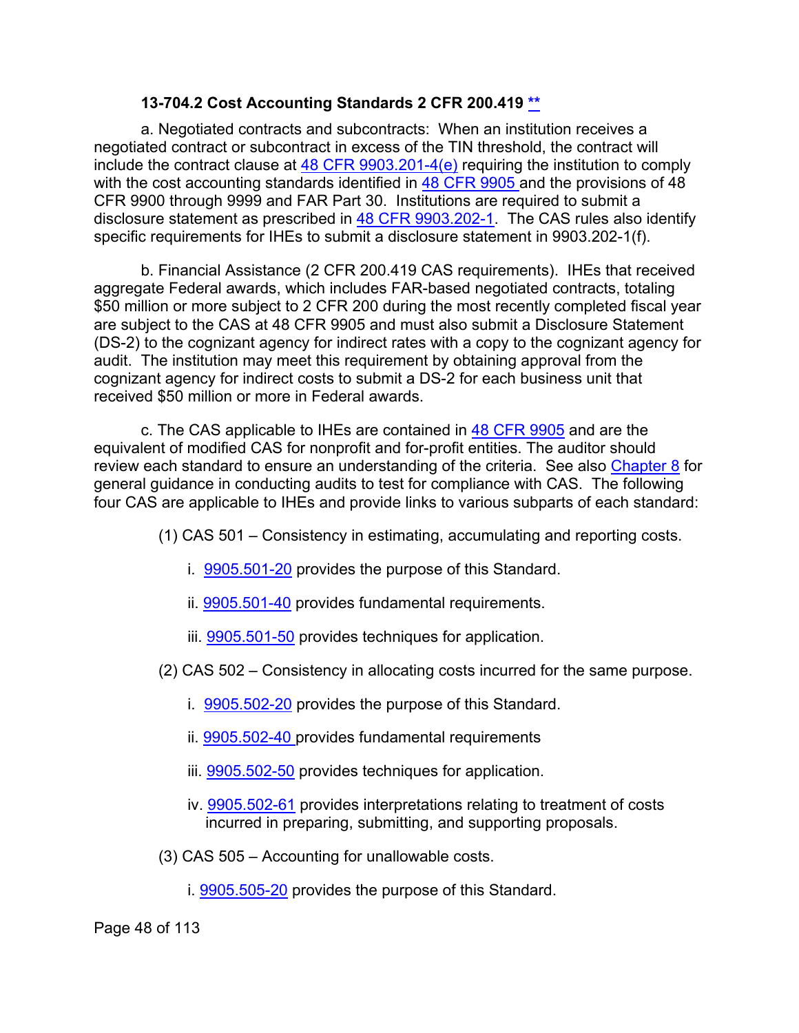### 13-704.2 Cost Accounting Standards 2 CFR 200.419 **

a. Negotiated contracts and subcontracts: When an institution receives a negotiated contract or subcontract in excess of the TIN threshold, the contract will include the contract clause at 48 CFR 9903.201-4(e) requiring the institution to comply with the cost accounting standards identified in 48 CFR 9905 and the provisions of 48 CFR 9900 through 9999 and FAR Part 30. Institutions are required to submit a disclosure statement as prescribed in 48 CFR 9903.202-1. The CAS rules also identify specific requirements for IHEs to submit a disclosure statement in 9903.202-1(f).

b. Financial Assistance (2 CFR 200.419 CAS requirements). IHEs that received aggregate Federal awards, which includes FAR-based negotiated contracts, totaling $50 million or more subject to 2 CFR 200 during the most recently completed fiscal year are subject to the CAS at 48 CFR 9905 and must also submit a Disclosure Statement (DS-2) to the cognizant agency for indirect rates with a copy to the cognizant agency for audit. The institution may meet this requirement by obtaining approval from the cognizant agency for indirect costs to submit a DS-2 for each business unit that received $50 million or more in Federal awards.

c. The CAS applicable to IHEs are contained in 48 CFR 9905 and are the equivalent of modified CAS for nonprofit and for-profit entities. The auditor should review each standard to ensure an understanding of the criteria. See also Chapter 8 for general guidance in conducting audits to test for compliance with CAS. The following four CAS are applicable to IHEs and provide links to various subparts of each standard:

(1) CAS 501 – Consistency in estimating, accumulating and reporting costs.

i. 9905.501-20 provides the purpose of this Standard.

ii. 9905.501-40 provides fundamental requirements.

iii. 9905.501-50 provides techniques for application.

(2) CAS 502 – Consistency in allocating costs incurred for the same purpose.

i. 9905.502-20 provides the purpose of this Standard.

ii. 9905.502-40 provides fundamental requirements

iii. 9905.502-50 provides techniques for application.

iv. 9905.502-61 provides interpretations relating to treatment of costs incurred in preparing, submitting, and supporting proposals.

(3) CAS 505 – Accounting for unallowable costs.

i. 9905.505-20 provides the purpose of this Standard.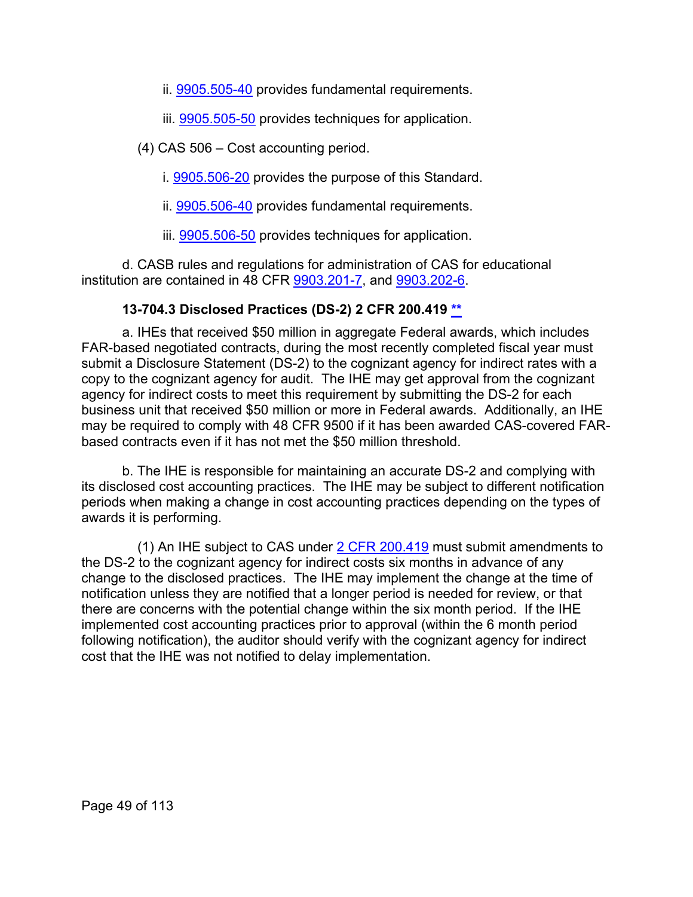ii. 9905.505-40 provides fundamental requirements.

iii. 9905.505-50 provides techniques for application.

(4) CAS 506 – Cost accounting period.

i. 9905.506-20 provides the purpose of this Standard.

ii. 9905.506-40 provides fundamental requirements.

iii. 9905.506-50 provides techniques for application.

d. CASB rules and regulations for administration of CAS for educational institution are contained in 48 CFR 9903.201-7, and 9903.202-6.

### 13-704.3 Disclosed Practices (DS-2) 2 CFR 200.419 **

a. IHEs that received $50 million in aggregate Federal awards, which includes FAR-based negotiated contracts, during the most recently completed fiscal year must submit a Disclosure Statement (DS-2) to the cognizant agency for indirect rates with a copy to the cognizant agency for audit. The IHE may get approval from the cognizant agency for indirect costs to meet this requirement by submitting the DS-2 for each business unit that received $50 million or more in Federal awards. Additionally, an IHE may be required to comply with 48 CFR 9500 if it has been awarded CAS-covered FAR-based contracts even if it has not met the $50 million threshold.

b. The IHE is responsible for maintaining an accurate DS-2 and complying with its disclosed cost accounting practices. The IHE may be subject to different notification periods when making a change in cost accounting practices depending on the types of awards it is performing.

(1) An IHE subject to CAS under 2 CFR 200.419 must submit amendments to the DS-2 to the cognizant agency for indirect costs six months in advance of any change to the disclosed practices. The IHE may implement the change at the time of notification unless they are notified that a longer period is needed for review, or that there are concerns with the potential change within the six month period. If the IHE implemented cost accounting practices prior to approval (within the 6 month period following notification), the auditor should verify with the cognizant agency for indirect cost that the IHE was not notified to delay implementation.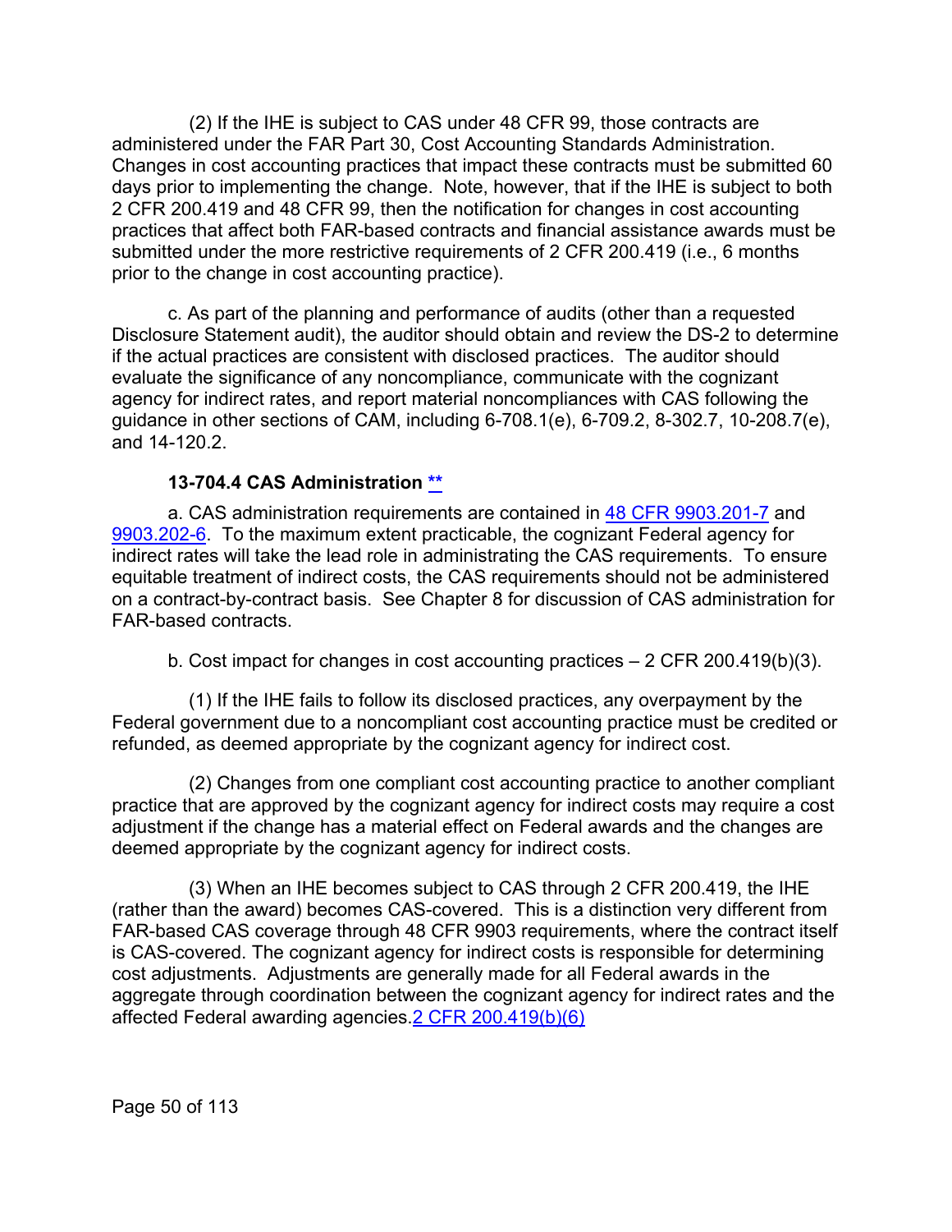(2) If the IHE is subject to CAS under 48 CFR 99, those contracts are administered under the FAR Part 30, Cost Accounting Standards Administration. Changes in cost accounting practices that impact these contracts must be submitted 60 days prior to implementing the change. Note, however, that if the IHE is subject to both 2 CFR 200.419 and 48 CFR 99, then the notification for changes in cost accounting practices that affect both FAR-based contracts and financial assistance awards must be submitted under the more restrictive requirements of 2 CFR 200.419 (i.e., 6 months prior to the change in cost accounting practice).

c. As part of the planning and performance of audits (other than a requested Disclosure Statement audit), the auditor should obtain and review the DS-2 to determine if the actual practices are consistent with disclosed practices. The auditor should evaluate the significance of any noncompliance, communicate with the cognizant agency for indirect rates, and report material noncompliances with CAS following the guidance in other sections of CAM, including 6-708.1(e), 6-709.2, 8-302.7, 10-208.7(e), and 14-120.2.

#### 13-704.4 CAS Administration **

a. CAS administration requirements are contained in 48 CFR 9903.201-7 and 9903.202-6. To the maximum extent practicable, the cognizant Federal agency for indirect rates will take the lead role in administrating the CAS requirements. To ensure equitable treatment of indirect costs, the CAS requirements should not be administered on a contract-by-contract basis. See Chapter 8 for discussion of CAS administration for FAR-based contracts.

b. Cost impact for changes in cost accounting practices – 2 CFR 200.419(b)(3).

(1) If the IHE fails to follow its disclosed practices, any overpayment by the Federal government due to a noncompliant cost accounting practice must be credited or refunded, as deemed appropriate by the cognizant agency for indirect cost.

(2) Changes from one compliant cost accounting practice to another compliant practice that are approved by the cognizant agency for indirect costs may require a cost adjustment if the change has a material effect on Federal awards and the changes are deemed appropriate by the cognizant agency for indirect costs.

(3) When an IHE becomes subject to CAS through 2 CFR 200.419, the IHE (rather than the award) becomes CAS-covered. This is a distinction very different from FAR-based CAS coverage through 48 CFR 9903 requirements, where the contract itself is CAS-covered. The cognizant agency for indirect costs is responsible for determining cost adjustments. Adjustments are generally made for all Federal awards in the aggregate through coordination between the cognizant agency for indirect rates and the affected Federal awarding agencies.2 CFR 200.419(b)(6)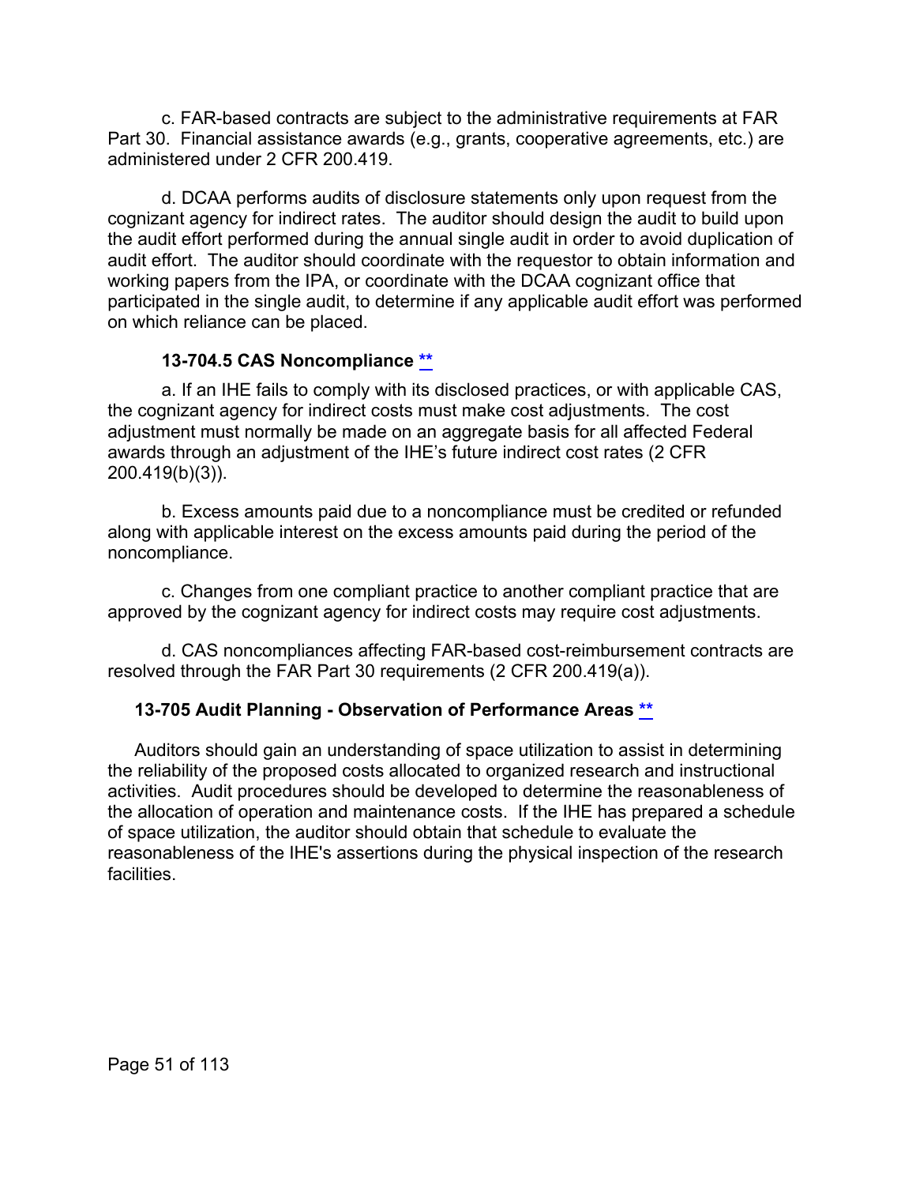c. FAR-based contracts are subject to the administrative requirements at FAR Part 30. Financial assistance awards (e.g., grants, cooperative agreements, etc.) are administered under 2 CFR 200.419.

d. DCAA performs audits of disclosure statements only upon request from the cognizant agency for indirect rates. The auditor should design the audit to build upon the audit effort performed during the annual single audit in order to avoid duplication of audit effort. The auditor should coordinate with the requestor to obtain information and working papers from the IPA, or coordinate with the DCAA cognizant office that participated in the single audit, to determine if any applicable audit effort was performed on which reliance can be placed.

#### 13-704.5 CAS Noncompliance **

a. If an IHE fails to comply with its disclosed practices, or with applicable CAS, the cognizant agency for indirect costs must make cost adjustments. The cost adjustment must normally be made on an aggregate basis for all affected Federal awards through an adjustment of the IHE's future indirect cost rates (2 CFR 200.419(b)(3)).

b. Excess amounts paid due to a noncompliance must be credited or refunded along with applicable interest on the excess amounts paid during the period of the noncompliance.

c. Changes from one compliant practice to another compliant practice that are approved by the cognizant agency for indirect costs may require cost adjustments.

d. CAS noncompliances affecting FAR-based cost-reimbursement contracts are resolved through the FAR Part 30 requirements (2 CFR 200.419(a)).

### 13-705 Audit Planning - Observation of Performance Areas **

Auditors should gain an understanding of space utilization to assist in determining the reliability of the proposed costs allocated to organized research and instructional activities. Audit procedures should be developed to determine the reasonableness of the allocation of operation and maintenance costs. If the IHE has prepared a schedule of space utilization, the auditor should obtain that schedule to evaluate the reasonableness of the IHE's assertions during the physical inspection of the research facilities.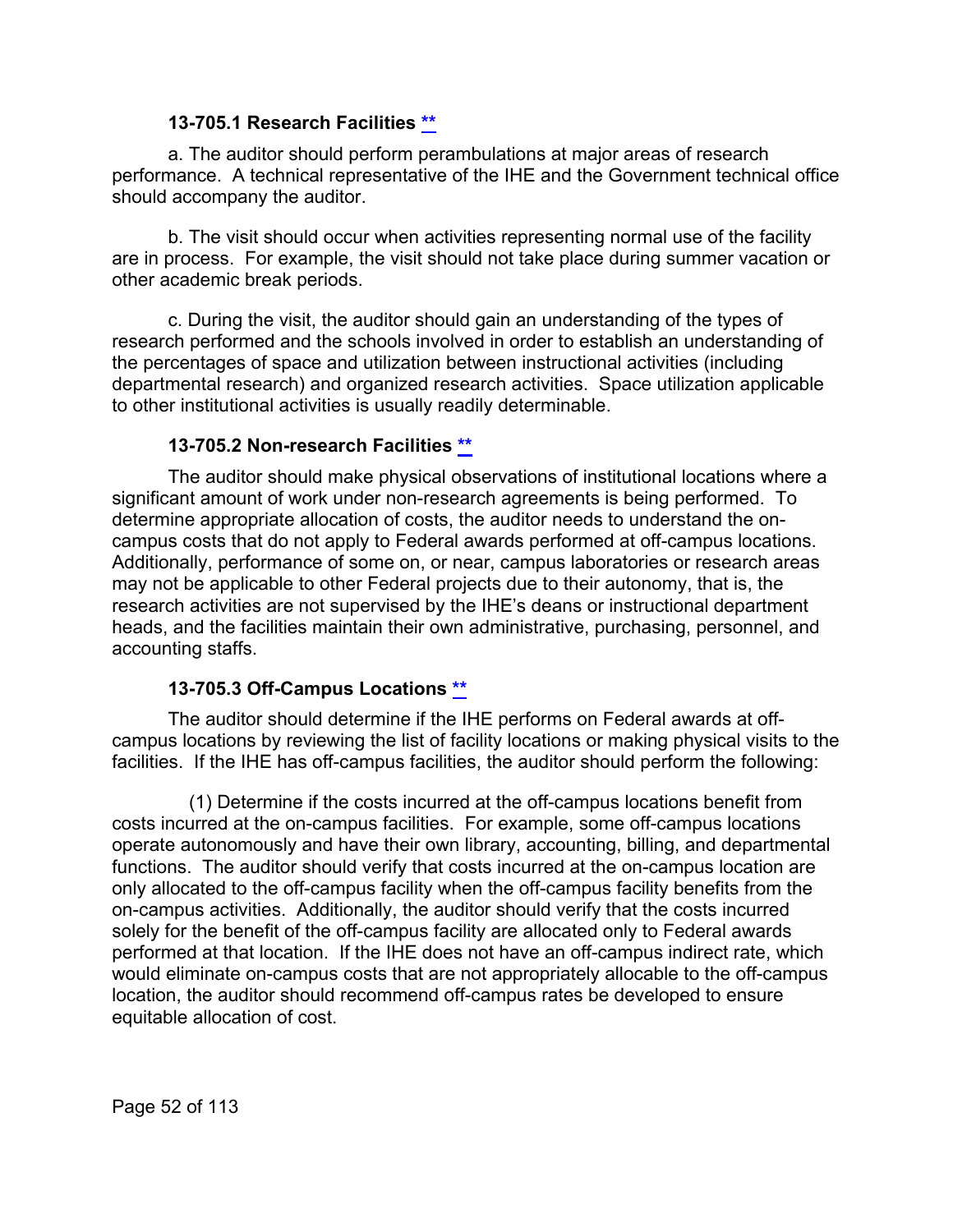#### 13-705.1 Research Facilities **

a. The auditor should perform perambulations at major areas of research performance. A technical representative of the IHE and the Government technical office should accompany the auditor.

b. The visit should occur when activities representing normal use of the facility are in process. For example, the visit should not take place during summer vacation or other academic break periods.

c. During the visit, the auditor should gain an understanding of the types of research performed and the schools involved in order to establish an understanding of the percentages of space and utilization between instructional activities (including departmental research) and organized research activities. Space utilization applicable to other institutional activities is usually readily determinable.

#### 13-705.2 Non-research Facilities **

The auditor should make physical observations of institutional locations where a significant amount of work under non-research agreements is being performed. To determine appropriate allocation of costs, the auditor needs to understand the on-campus costs that do not apply to Federal awards performed at off-campus locations. Additionally, performance of some on, or near, campus laboratories or research areas may not be applicable to other Federal projects due to their autonomy, that is, the research activities are not supervised by the IHE's deans or instructional department heads, and the facilities maintain their own administrative, purchasing, personnel, and accounting staffs.

#### 13-705.3 Off-Campus Locations **

The auditor should determine if the IHE performs on Federal awards at off-campus locations by reviewing the list of facility locations or making physical visits to the facilities. If the IHE has off-campus facilities, the auditor should perform the following:

(1) Determine if the costs incurred at the off-campus locations benefit from costs incurred at the on-campus facilities. For example, some off-campus locations operate autonomously and have their own library, accounting, billing, and departmental functions. The auditor should verify that costs incurred at the on-campus location are only allocated to the off-campus facility when the off-campus facility benefits from the on-campus activities. Additionally, the auditor should verify that the costs incurred solely for the benefit of the off-campus facility are allocated only to Federal awards performed at that location. If the IHE does not have an off-campus indirect rate, which would eliminate on-campus costs that are not appropriately allocable to the off-campus location, the auditor should recommend off-campus rates be developed to ensure equitable allocation of cost.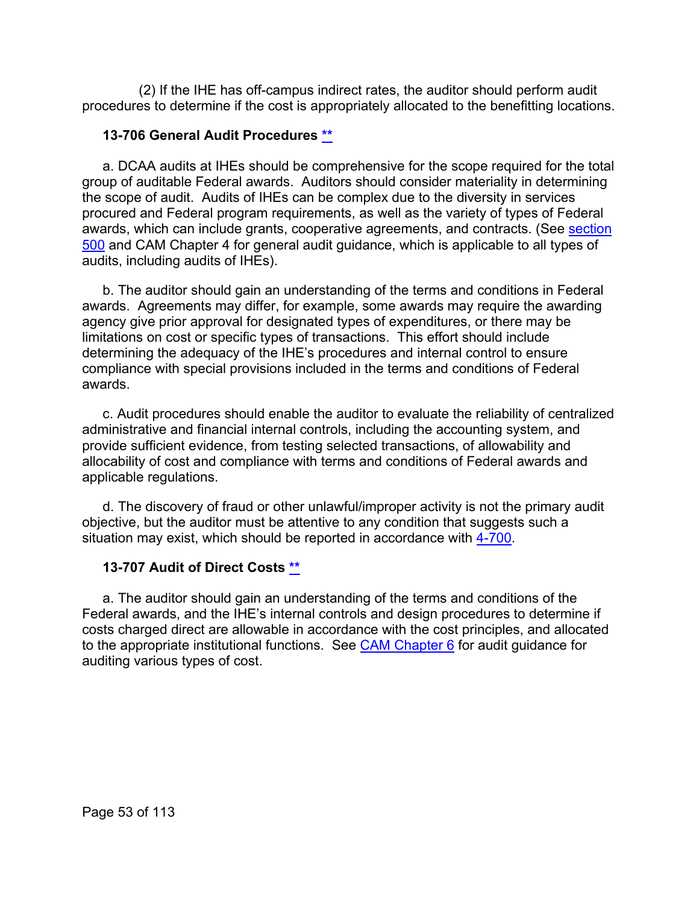(2) If the IHE has off-campus indirect rates, the auditor should perform audit procedures to determine if the cost is appropriately allocated to the benefitting locations.

### 13-706 General Audit Procedures **

a. DCAA audits at IHEs should be comprehensive for the scope required for the total group of auditable Federal awards. Auditors should consider materiality in determining the scope of audit. Audits of IHEs can be complex due to the diversity in services procured and Federal program requirements, as well as the variety of types of Federal awards, which can include grants, cooperative agreements, and contracts. (See section 500 and CAM Chapter 4 for general audit guidance, which is applicable to all types of audits, including audits of IHEs).

b. The auditor should gain an understanding of the terms and conditions in Federal awards. Agreements may differ, for example, some awards may require the awarding agency give prior approval for designated types of expenditures, or there may be limitations on cost or specific types of transactions. This effort should include determining the adequacy of the IHE's procedures and internal control to ensure compliance with special provisions included in the terms and conditions of Federal awards.

c. Audit procedures should enable the auditor to evaluate the reliability of centralized administrative and financial internal controls, including the accounting system, and provide sufficient evidence, from testing selected transactions, of allowability and allocability of cost and compliance with terms and conditions of Federal awards and applicable regulations.

d. The discovery of fraud or other unlawful/improper activity is not the primary audit objective, but the auditor must be attentive to any condition that suggests such a situation may exist, which should be reported in accordance with 4-700.

### 13-707 Audit of Direct Costs **

a. The auditor should gain an understanding of the terms and conditions of the Federal awards, and the IHE's internal controls and design procedures to determine if costs charged direct are allowable in accordance with the cost principles, and allocated to the appropriate institutional functions. See CAM Chapter 6 for audit guidance for auditing various types of cost.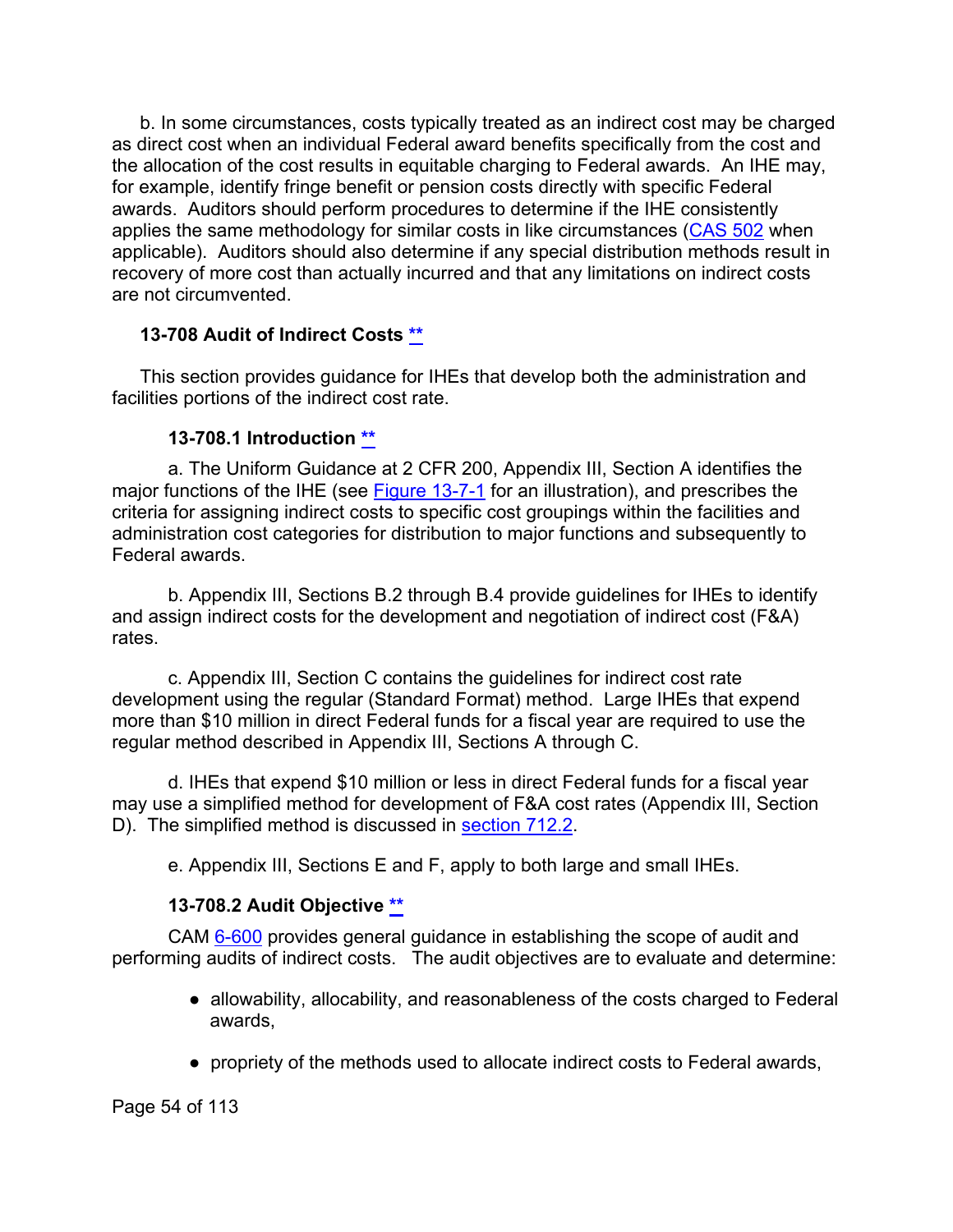b. In some circumstances, costs typically treated as an indirect cost may be charged as direct cost when an individual Federal award benefits specifically from the cost and the allocation of the cost results in equitable charging to Federal awards. An IHE may, for example, identify fringe benefit or pension costs directly with specific Federal awards. Auditors should perform procedures to determine if the IHE consistently applies the same methodology for similar costs in like circumstances (CAS 502 when applicable). Auditors should also determine if any special distribution methods result in recovery of more cost than actually incurred and that any limitations on indirect costs are not circumvented.

### 13-708 Audit of Indirect Costs **

This section provides guidance for IHEs that develop both the administration and facilities portions of the indirect cost rate.

#### 13-708.1 Introduction **

a. The Uniform Guidance at 2 CFR 200, Appendix III, Section A identifies the major functions of the IHE (see Figure 13-7-1 for an illustration), and prescribes the criteria for assigning indirect costs to specific cost groupings within the facilities and administration cost categories for distribution to major functions and subsequently to Federal awards.

b. Appendix III, Sections B.2 through B.4 provide guidelines for IHEs to identify and assign indirect costs for the development and negotiation of indirect cost (F&A) rates.

c. Appendix III, Section C contains the guidelines for indirect cost rate development using the regular (Standard Format) method. Large IHEs that expend more than $10 million in direct Federal funds for a fiscal year are required to use the regular method described in Appendix III, Sections A through C.

d. IHEs that expend $10 million or less in direct Federal funds for a fiscal year may use a simplified method for development of F&A cost rates (Appendix III, Section D). The simplified method is discussed in section 712.2.

e. Appendix III, Sections E and F, apply to both large and small IHEs.

#### 13-708.2 Audit Objective **

CAM 6-600 provides general guidance in establishing the scope of audit and performing audits of indirect costs. The audit objectives are to evaluate and determine:

- allowability, allocability, and reasonableness of the costs charged to Federal awards,
- propriety of the methods used to allocate indirect costs to Federal awards,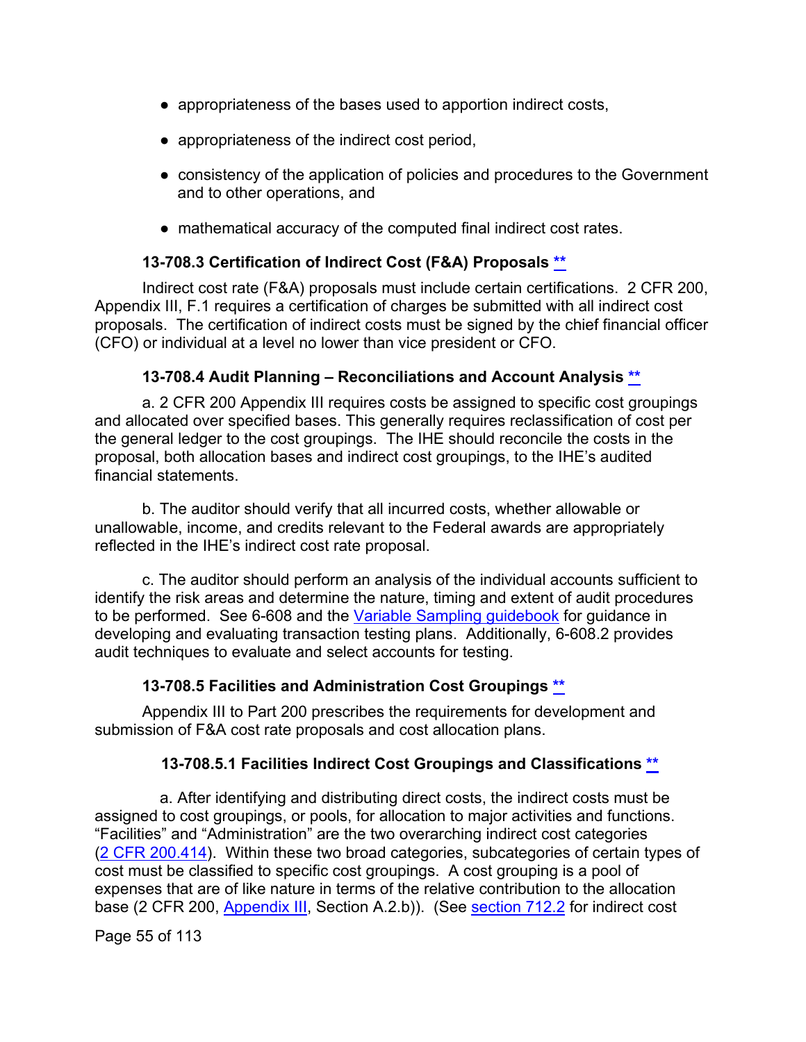- appropriateness of the bases used to apportion indirect costs,
- appropriateness of the indirect cost period,
- consistency of the application of policies and procedures to the Government and to other operations, and
- mathematical accuracy of the computed final indirect cost rates.

### 13-708.3 Certification of Indirect Cost (F&A) Proposals **

Indirect cost rate (F&A) proposals must include certain certifications. 2 CFR 200, Appendix III, F.1 requires a certification of charges be submitted with all indirect cost proposals. The certification of indirect costs must be signed by the chief financial officer (CFO) or individual at a level no lower than vice president or CFO.

### 13-708.4 Audit Planning – Reconciliations and Account Analysis **

a. 2 CFR 200 Appendix III requires costs be assigned to specific cost groupings and allocated over specified bases. This generally requires reclassification of cost per the general ledger to the cost groupings. The IHE should reconcile the costs in the proposal, both allocation bases and indirect cost groupings, to the IHE's audited financial statements.

b. The auditor should verify that all incurred costs, whether allowable or unallowable, income, and credits relevant to the Federal awards are appropriately reflected in the IHE's indirect cost rate proposal.

c. The auditor should perform an analysis of the individual accounts sufficient to identify the risk areas and determine the nature, timing and extent of audit procedures to be performed. See 6-608 and the Variable Sampling guidebook for guidance in developing and evaluating transaction testing plans. Additionally, 6-608.2 provides audit techniques to evaluate and select accounts for testing.

### 13-708.5 Facilities and Administration Cost Groupings **

Appendix III to Part 200 prescribes the requirements for development and submission of F&A cost rate proposals and cost allocation plans.

#### 13-708.5.1 Facilities Indirect Cost Groupings and Classifications **

a. After identifying and distributing direct costs, the indirect costs must be assigned to cost groupings, or pools, for allocation to major activities and functions. "Facilities" and "Administration" are the two overarching indirect cost categories (2 CFR 200.414). Within these two broad categories, subcategories of certain types of cost must be classified to specific cost groupings. A cost grouping is a pool of expenses that are of like nature in terms of the relative contribution to the allocation base (2 CFR 200, Appendix III, Section A.2.b)). (See section 712.2 for indirect cost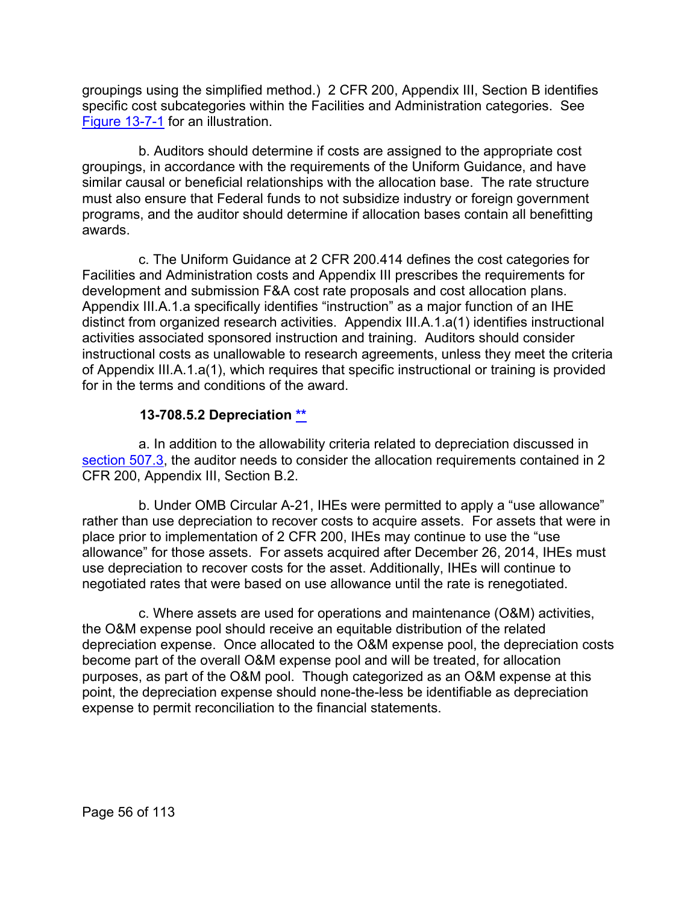groupings using the simplified method.) 2 CFR 200, Appendix III, Section B identifies specific cost subcategories within the Facilities and Administration categories. See Figure 13-7-1 for an illustration.

b. Auditors should determine if costs are assigned to the appropriate cost groupings, in accordance with the requirements of the Uniform Guidance, and have similar causal or beneficial relationships with the allocation base. The rate structure must also ensure that Federal funds to not subsidize industry or foreign government programs, and the auditor should determine if allocation bases contain all benefitting awards.

c. The Uniform Guidance at 2 CFR 200.414 defines the cost categories for Facilities and Administration costs and Appendix III prescribes the requirements for development and submission F&A cost rate proposals and cost allocation plans. Appendix III.A.1.a specifically identifies "instruction" as a major function of an IHE distinct from organized research activities. Appendix III.A.1.a(1) identifies instructional activities associated sponsored instruction and training. Auditors should consider instructional costs as unallowable to research agreements, unless they meet the criteria of Appendix III.A.1.a(1), which requires that specific instructional or training is provided for in the terms and conditions of the award.

#### 13-708.5.2 Depreciation **

a. In addition to the allowability criteria related to depreciation discussed in section 507.3, the auditor needs to consider the allocation requirements contained in 2 CFR 200, Appendix III, Section B.2.

b. Under OMB Circular A-21, IHEs were permitted to apply a "use allowance" rather than use depreciation to recover costs to acquire assets. For assets that were in place prior to implementation of 2 CFR 200, IHEs may continue to use the "use allowance" for those assets. For assets acquired after December 26, 2014, IHEs must use depreciation to recover costs for the asset. Additionally, IHEs will continue to negotiated rates that were based on use allowance until the rate is renegotiated.

c. Where assets are used for operations and maintenance (O&M) activities, the O&M expense pool should receive an equitable distribution of the related depreciation expense. Once allocated to the O&M expense pool, the depreciation costs become part of the overall O&M expense pool and will be treated, for allocation purposes, as part of the O&M pool. Though categorized as an O&M expense at this point, the depreciation expense should none-the-less be identifiable as depreciation expense to permit reconciliation to the financial statements.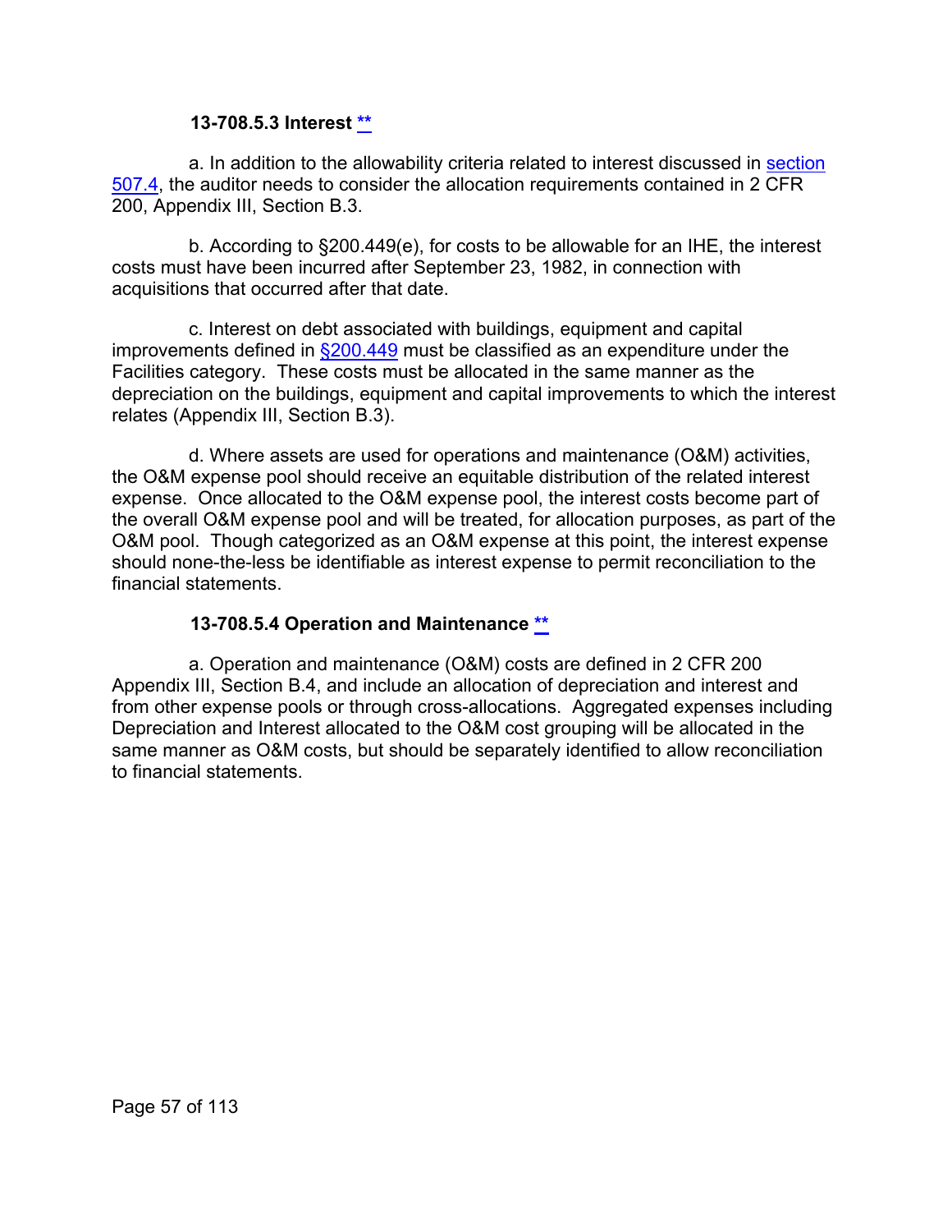#### 13-708.5.3 Interest **

a. In addition to the allowability criteria related to interest discussed in section 507.4, the auditor needs to consider the allocation requirements contained in 2 CFR 200, Appendix III, Section B.3.

b. According to §200.449(e), for costs to be allowable for an IHE, the interest costs must have been incurred after September 23, 1982, in connection with acquisitions that occurred after that date.

c. Interest on debt associated with buildings, equipment and capital improvements defined in §200.449 must be classified as an expenditure under the Facilities category. These costs must be allocated in the same manner as the depreciation on the buildings, equipment and capital improvements to which the interest relates (Appendix III, Section B.3).

d. Where assets are used for operations and maintenance (O&M) activities, the O&M expense pool should receive an equitable distribution of the related interest expense. Once allocated to the O&M expense pool, the interest costs become part of the overall O&M expense pool and will be treated, for allocation purposes, as part of the O&M pool. Though categorized as an O&M expense at this point, the interest expense should none-the-less be identifiable as interest expense to permit reconciliation to the financial statements.

#### 13-708.5.4 Operation and Maintenance **

a. Operation and maintenance (O&M) costs are defined in 2 CFR 200 Appendix III, Section B.4, and include an allocation of depreciation and interest and from other expense pools or through cross-allocations. Aggregated expenses including Depreciation and Interest allocated to the O&M cost grouping will be allocated in the same manner as O&M costs, but should be separately identified to allow reconciliation to financial statements.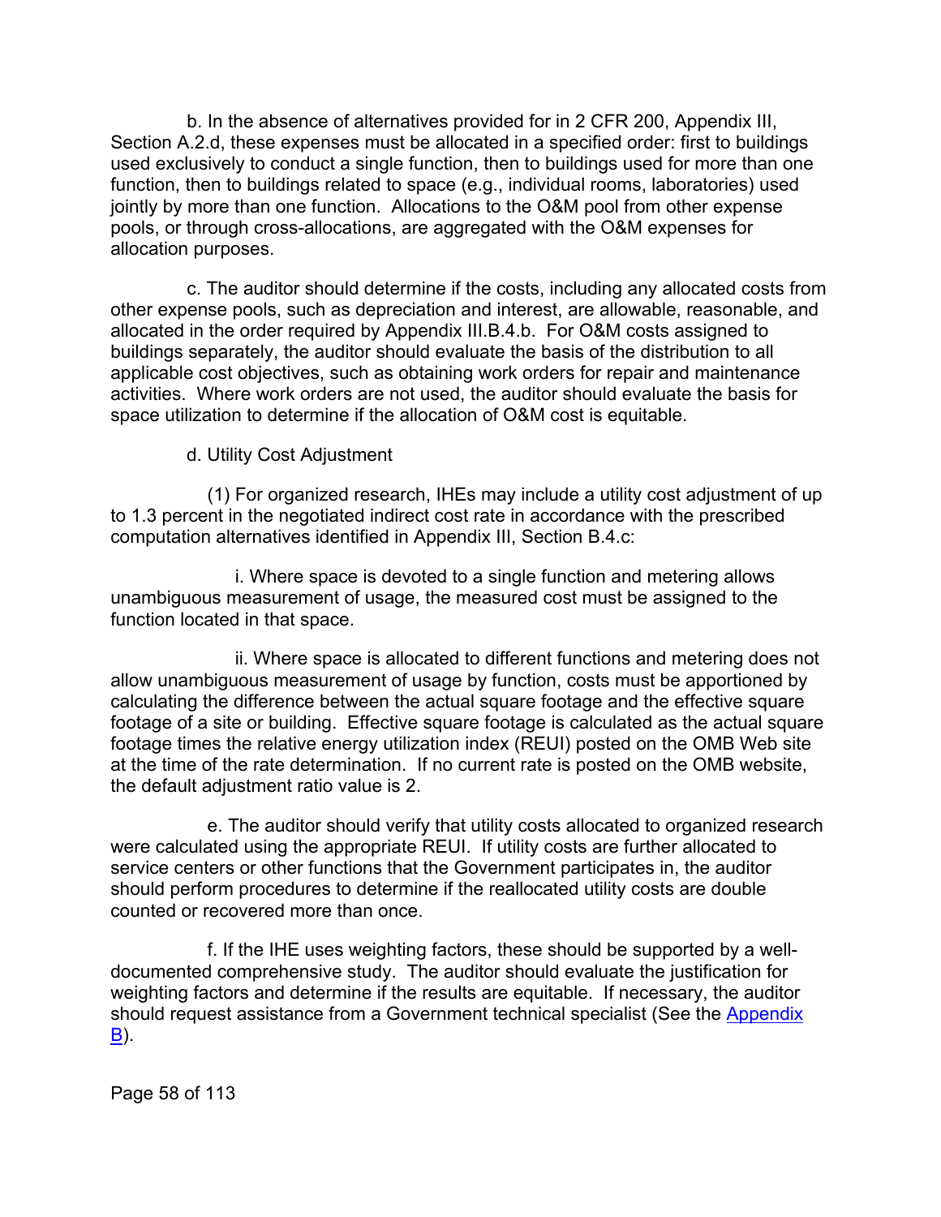b. In the absence of alternatives provided for in 2 CFR 200, Appendix III, Section A.2.d, these expenses must be allocated in a specified order: first to buildings used exclusively to conduct a single function, then to buildings used for more than one function, then to buildings related to space (e.g., individual rooms, laboratories) used jointly by more than one function. Allocations to the O&M pool from other expense pools, or through cross-allocations, are aggregated with the O&M expenses for allocation purposes.

c. The auditor should determine if the costs, including any allocated costs from other expense pools, such as depreciation and interest, are allowable, reasonable, and allocated in the order required by Appendix III.B.4.b. For O&M costs assigned to buildings separately, the auditor should evaluate the basis of the distribution to all applicable cost objectives, such as obtaining work orders for repair and maintenance activities. Where work orders are not used, the auditor should evaluate the basis for space utilization to determine if the allocation of O&M cost is equitable.

d. Utility Cost Adjustment

(1) For organized research, IHEs may include a utility cost adjustment of up to 1.3 percent in the negotiated indirect cost rate in accordance with the prescribed computation alternatives identified in Appendix III, Section B.4.c:

i. Where space is devoted to a single function and metering allows unambiguous measurement of usage, the measured cost must be assigned to the function located in that space.

ii. Where space is allocated to different functions and metering does not allow unambiguous measurement of usage by function, costs must be apportioned by calculating the difference between the actual square footage and the effective square footage of a site or building. Effective square footage is calculated as the actual square footage times the relative energy utilization index (REUI) posted on the OMB Web site at the time of the rate determination. If no current rate is posted on the OMB website, the default adjustment ratio value is 2.

e. The auditor should verify that utility costs allocated to organized research were calculated using the appropriate REUI. If utility costs are further allocated to service centers or other functions that the Government participates in, the auditor should perform procedures to determine if the reallocated utility costs are double counted or recovered more than once.

f. If the IHE uses weighting factors, these should be supported by a well-documented comprehensive study. The auditor should evaluate the justification for weighting factors and determine if the results are equitable. If necessary, the auditor should request assistance from a Government technical specialist (See the Appendix B).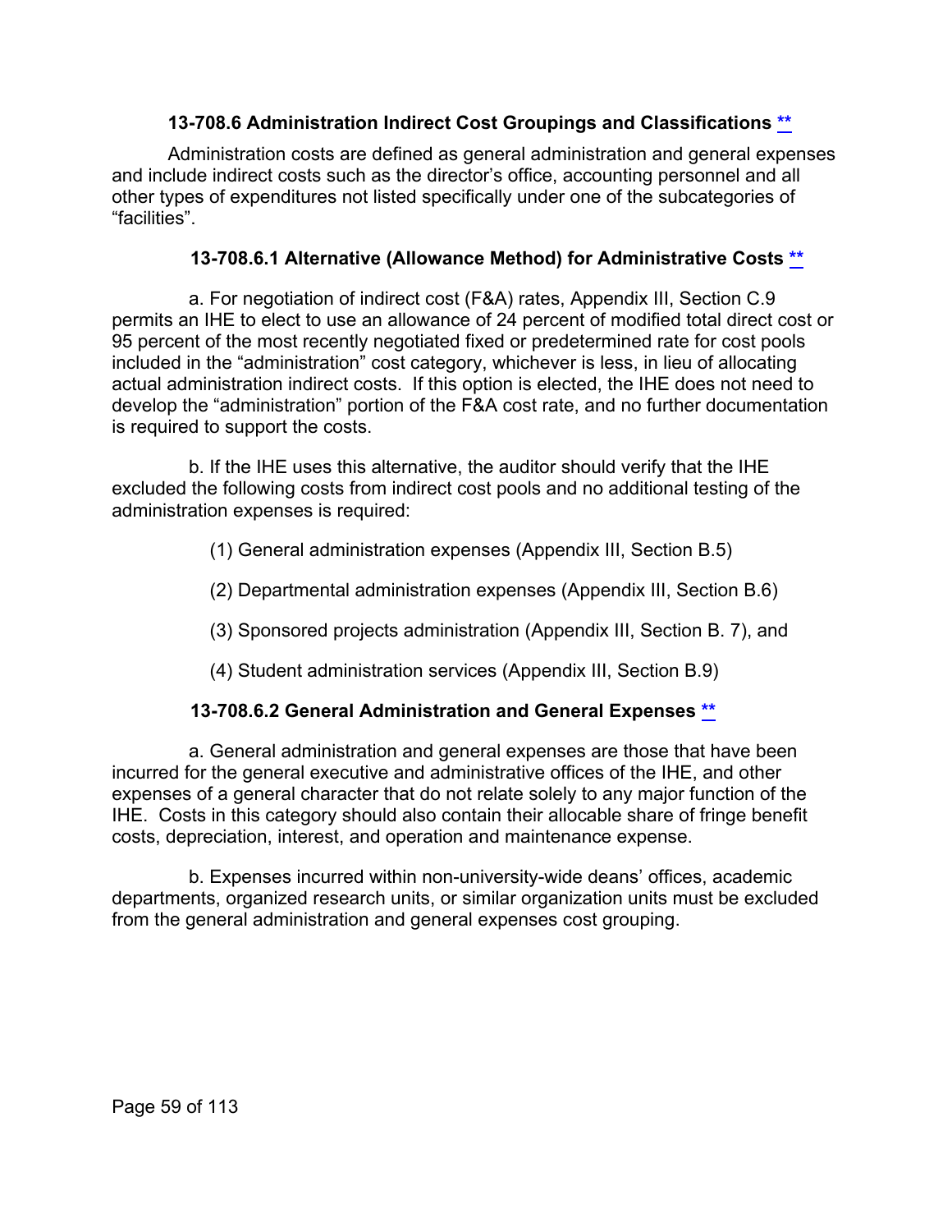### 13-708.6 Administration Indirect Cost Groupings and Classifications [**]

Administration costs are defined as general administration and general expenses and include indirect costs such as the director's office, accounting personnel and all other types of expenditures not listed specifically under one of the subcategories of "facilities".

#### 13-708.6.1 Alternative (Allowance Method) for Administrative Costs [**]

a. For negotiation of indirect cost (F&A) rates, Appendix III, Section C.9 permits an IHE to elect to use an allowance of 24 percent of modified total direct cost or 95 percent of the most recently negotiated fixed or predetermined rate for cost pools included in the "administration" cost category, whichever is less, in lieu of allocating actual administration indirect costs. If this option is elected, the IHE does not need to develop the "administration" portion of the F&A cost rate, and no further documentation is required to support the costs.

b. If the IHE uses this alternative, the auditor should verify that the IHE excluded the following costs from indirect cost pools and no additional testing of the administration expenses is required:

(1) General administration expenses (Appendix III, Section B.5)

(2) Departmental administration expenses (Appendix III, Section B.6)

(3) Sponsored projects administration (Appendix III, Section B. 7), and

(4) Student administration services (Appendix III, Section B.9)

#### 13-708.6.2 General Administration and General Expenses [**]

a. General administration and general expenses are those that have been incurred for the general executive and administrative offices of the IHE, and other expenses of a general character that do not relate solely to any major function of the IHE. Costs in this category should also contain their allocable share of fringe benefit costs, depreciation, interest, and operation and maintenance expense.

b. Expenses incurred within non-university-wide deans' offices, academic departments, organized research units, or similar organization units must be excluded from the general administration and general expenses cost grouping.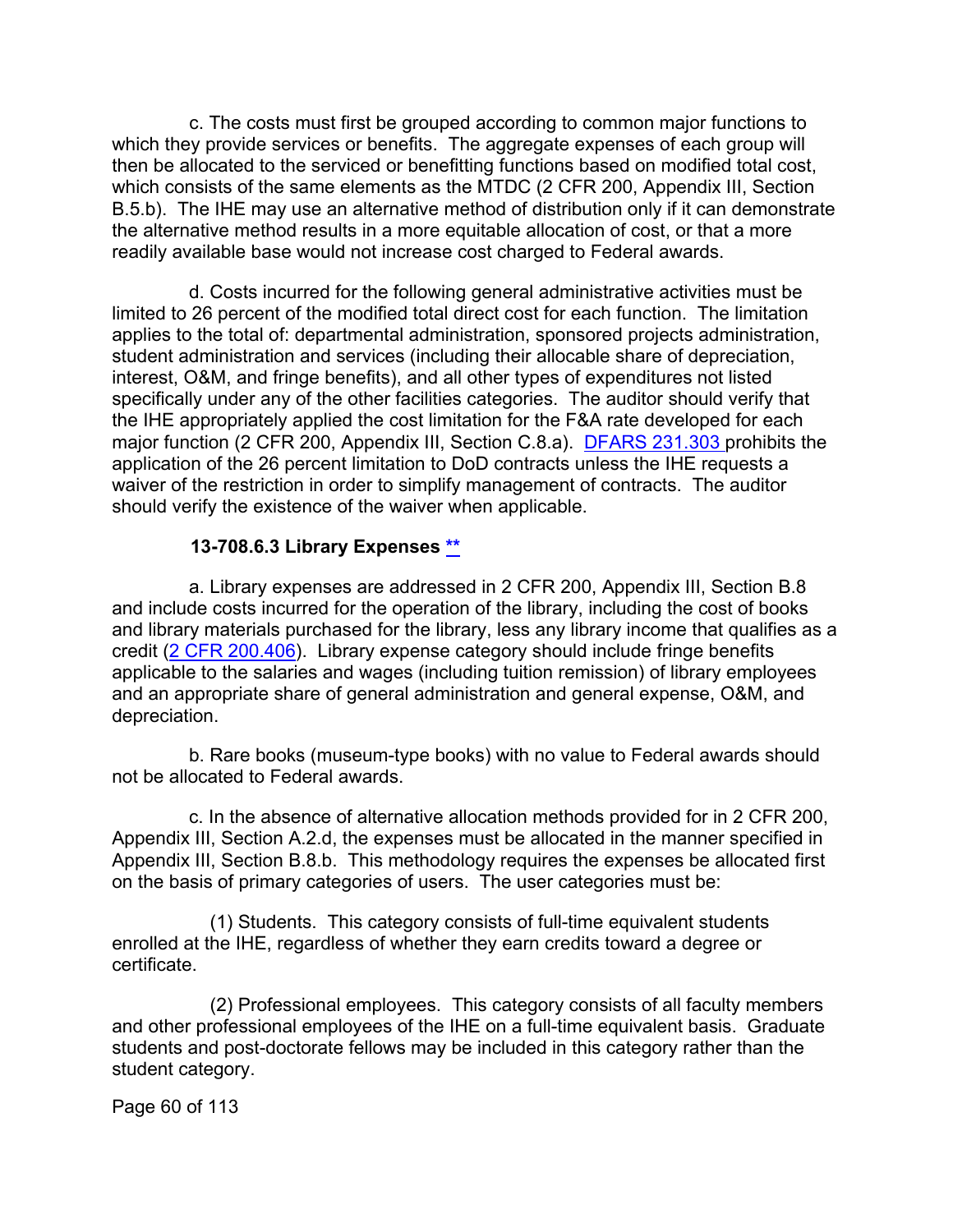c. The costs must first be grouped according to common major functions to which they provide services or benefits. The aggregate expenses of each group will then be allocated to the serviced or benefitting functions based on modified total cost, which consists of the same elements as the MTDC (2 CFR 200, Appendix III, Section B.5.b). The IHE may use an alternative method of distribution only if it can demonstrate the alternative method results in a more equitable allocation of cost, or that a more readily available base would not increase cost charged to Federal awards.

d. Costs incurred for the following general administrative activities must be limited to 26 percent of the modified total direct cost for each function. The limitation applies to the total of: departmental administration, sponsored projects administration, student administration and services (including their allocable share of depreciation, interest, O&M, and fringe benefits), and all other types of expenditures not listed specifically under any of the other facilities categories. The auditor should verify that the IHE appropriately applied the cost limitation for the F&A rate developed for each major function (2 CFR 200, Appendix III, Section C.8.a). DFARS 231.303 prohibits the application of the 26 percent limitation to DoD contracts unless the IHE requests a waiver of the restriction in order to simplify management of contracts. The auditor should verify the existence of the waiver when applicable.

### 13-708.6.3 Library Expenses **

a. Library expenses are addressed in 2 CFR 200, Appendix III, Section B.8 and include costs incurred for the operation of the library, including the cost of books and library materials purchased for the library, less any library income that qualifies as a credit (2 CFR 200.406). Library expense category should include fringe benefits applicable to the salaries and wages (including tuition remission) of library employees and an appropriate share of general administration and general expense, O&M, and depreciation.

b. Rare books (museum-type books) with no value to Federal awards should not be allocated to Federal awards.

c. In the absence of alternative allocation methods provided for in 2 CFR 200, Appendix III, Section A.2.d, the expenses must be allocated in the manner specified in Appendix III, Section B.8.b. This methodology requires the expenses be allocated first on the basis of primary categories of users. The user categories must be:

(1) Students. This category consists of full-time equivalent students enrolled at the IHE, regardless of whether they earn credits toward a degree or certificate.

(2) Professional employees. This category consists of all faculty members and other professional employees of the IHE on a full-time equivalent basis. Graduate students and post-doctorate fellows may be included in this category rather than the student category.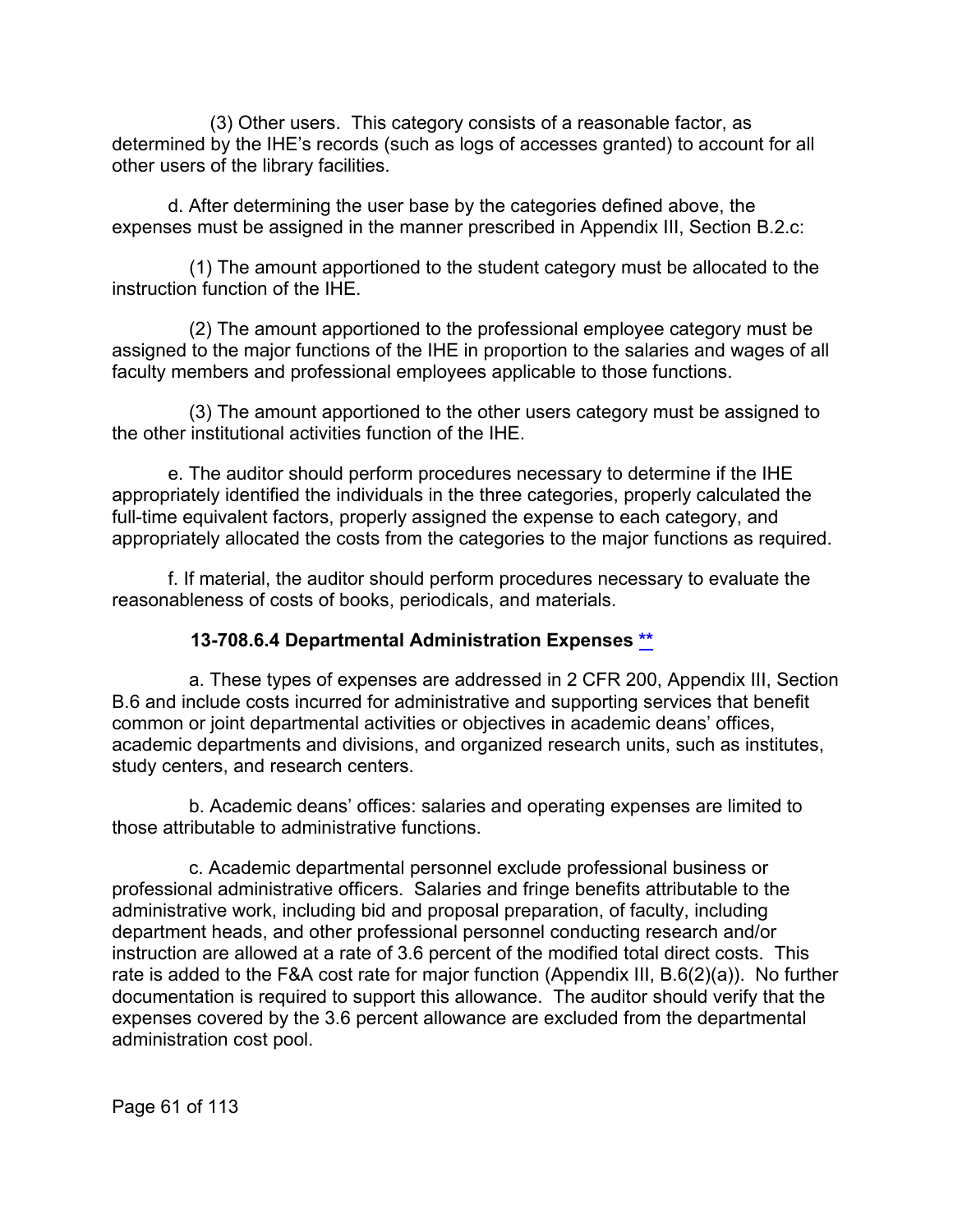(3) Other users. This category consists of a reasonable factor, as determined by the IHE's records (such as logs of accesses granted) to account for all other users of the library facilities.

d. After determining the user base by the categories defined above, the expenses must be assigned in the manner prescribed in Appendix III, Section B.2.c:

(1) The amount apportioned to the student category must be allocated to the instruction function of the IHE.

(2) The amount apportioned to the professional employee category must be assigned to the major functions of the IHE in proportion to the salaries and wages of all faculty members and professional employees applicable to those functions.

(3) The amount apportioned to the other users category must be assigned to the other institutional activities function of the IHE.

e. The auditor should perform procedures necessary to determine if the IHE appropriately identified the individuals in the three categories, properly calculated the full-time equivalent factors, properly assigned the expense to each category, and appropriately allocated the costs from the categories to the major functions as required.

f. If material, the auditor should perform procedures necessary to evaluate the reasonableness of costs of books, periodicals, and materials.

### 13-708.6.4 Departmental Administration Expenses **

a. These types of expenses are addressed in 2 CFR 200, Appendix III, Section B.6 and include costs incurred for administrative and supporting services that benefit common or joint departmental activities or objectives in academic deans' offices, academic departments and divisions, and organized research units, such as institutes, study centers, and research centers.

b. Academic deans' offices: salaries and operating expenses are limited to those attributable to administrative functions.

c. Academic departmental personnel exclude professional business or professional administrative officers. Salaries and fringe benefits attributable to the administrative work, including bid and proposal preparation, of faculty, including department heads, and other professional personnel conducting research and/or instruction are allowed at a rate of 3.6 percent of the modified total direct costs. This rate is added to the F&A cost rate for major function (Appendix III, B.6(2)(a)). No further documentation is required to support this allowance. The auditor should verify that the expenses covered by the 3.6 percent allowance are excluded from the departmental administration cost pool.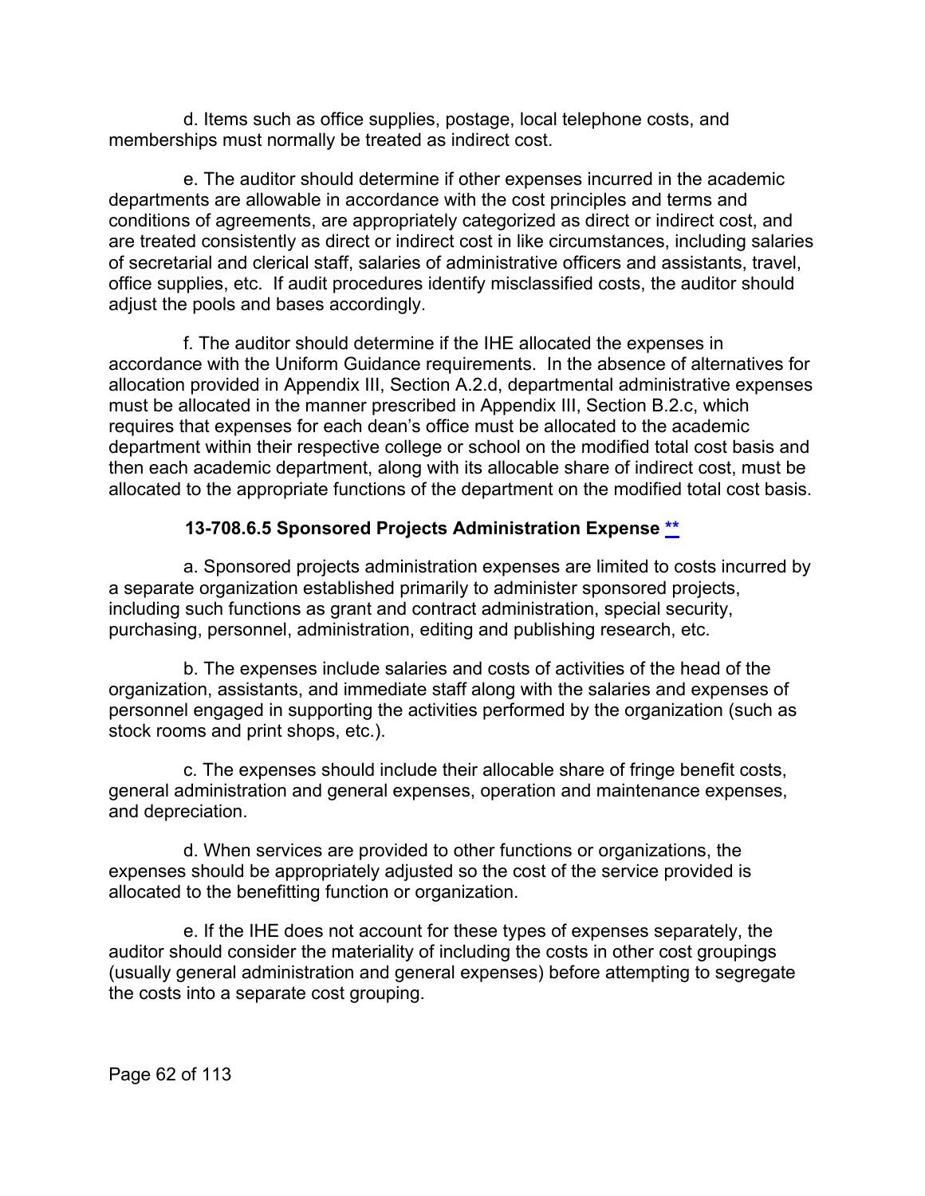d. Items such as office supplies, postage, local telephone costs, and memberships must normally be treated as indirect cost.

e. The auditor should determine if other expenses incurred in the academic departments are allowable in accordance with the cost principles and terms and conditions of agreements, are appropriately categorized as direct or indirect cost, and are treated consistently as direct or indirect cost in like circumstances, including salaries of secretarial and clerical staff, salaries of administrative officers and assistants, travel, office supplies, etc. If audit procedures identify misclassified costs, the auditor should adjust the pools and bases accordingly.

f. The auditor should determine if the IHE allocated the expenses in accordance with the Uniform Guidance requirements. In the absence of alternatives for allocation provided in Appendix III, Section A.2.d, departmental administrative expenses must be allocated in the manner prescribed in Appendix III, Section B.2.c, which requires that expenses for each dean's office must be allocated to the academic department within their respective college or school on the modified total cost basis and then each academic department, along with its allocable share of indirect cost, must be allocated to the appropriate functions of the department on the modified total cost basis.

### 13-708.6.5 Sponsored Projects Administration Expense **

a. Sponsored projects administration expenses are limited to costs incurred by a separate organization established primarily to administer sponsored projects, including such functions as grant and contract administration, special security, purchasing, personnel, administration, editing and publishing research, etc.

b. The expenses include salaries and costs of activities of the head of the organization, assistants, and immediate staff along with the salaries and expenses of personnel engaged in supporting the activities performed by the organization (such as stock rooms and print shops, etc.).

c. The expenses should include their allocable share of fringe benefit costs, general administration and general expenses, operation and maintenance expenses, and depreciation.

d. When services are provided to other functions or organizations, the expenses should be appropriately adjusted so the cost of the service provided is allocated to the benefitting function or organization.

e. If the IHE does not account for these types of expenses separately, the auditor should consider the materiality of including the costs in other cost groupings (usually general administration and general expenses) before attempting to segregate the costs into a separate cost grouping.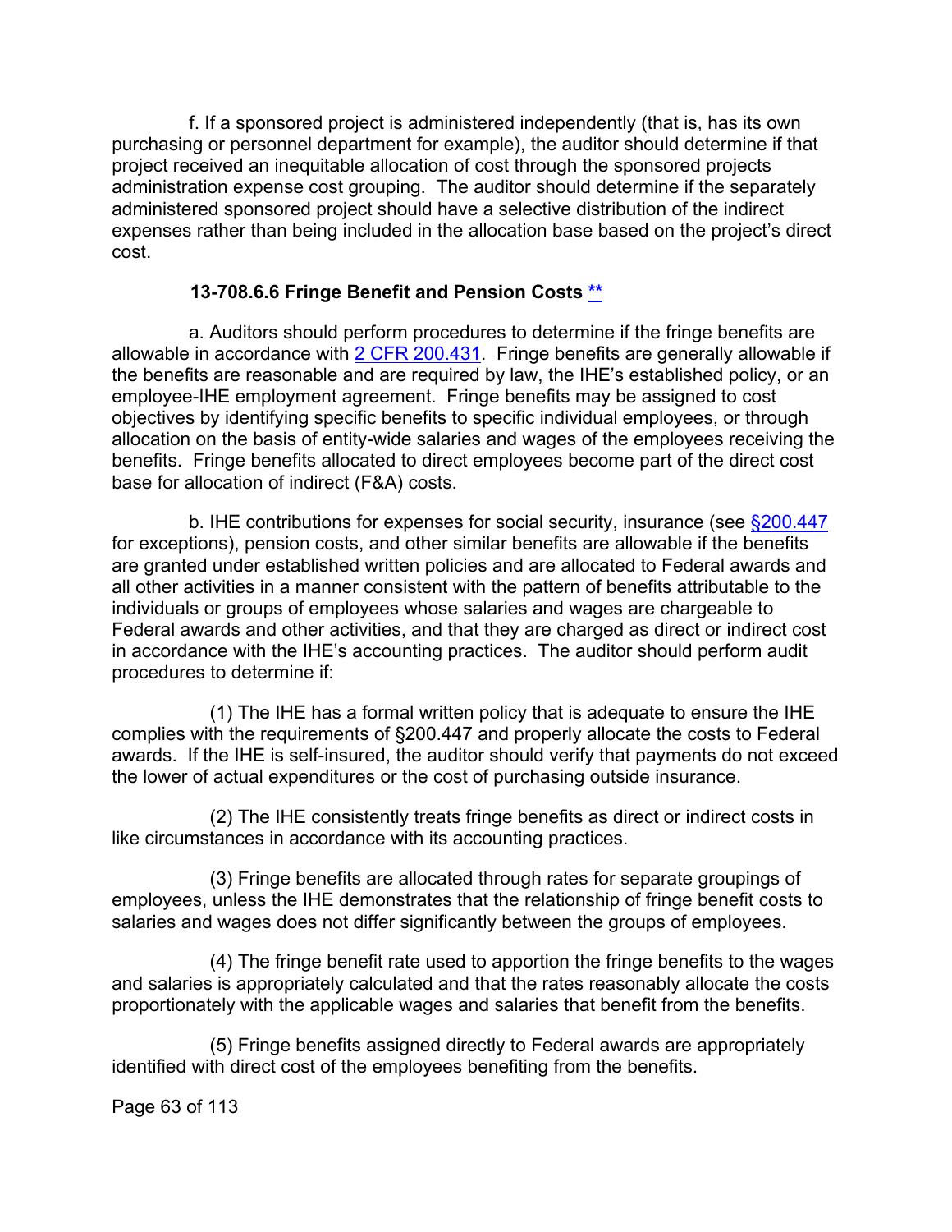f. If a sponsored project is administered independently (that is, has its own purchasing or personnel department for example), the auditor should determine if that project received an inequitable allocation of cost through the sponsored projects administration expense cost grouping. The auditor should determine if the separately administered sponsored project should have a selective distribution of the indirect expenses rather than being included in the allocation base based on the project's direct cost.

### 13-708.6.6 Fringe Benefit and Pension Costs **

a. Auditors should perform procedures to determine if the fringe benefits are allowable in accordance with 2 CFR 200.431. Fringe benefits are generally allowable if the benefits are reasonable and are required by law, the IHE's established policy, or an employee-IHE employment agreement. Fringe benefits may be assigned to cost objectives by identifying specific benefits to specific individual employees, or through allocation on the basis of entity-wide salaries and wages of the employees receiving the benefits. Fringe benefits allocated to direct employees become part of the direct cost base for allocation of indirect (F&A) costs.

b. IHE contributions for expenses for social security, insurance (see §200.447 for exceptions), pension costs, and other similar benefits are allowable if the benefits are granted under established written policies and are allocated to Federal awards and all other activities in a manner consistent with the pattern of benefits attributable to the individuals or groups of employees whose salaries and wages are chargeable to Federal awards and other activities, and that they are charged as direct or indirect cost in accordance with the IHE's accounting practices. The auditor should perform audit procedures to determine if:

(1) The IHE has a formal written policy that is adequate to ensure the IHE complies with the requirements of §200.447 and properly allocate the costs to Federal awards. If the IHE is self-insured, the auditor should verify that payments do not exceed the lower of actual expenditures or the cost of purchasing outside insurance.

(2) The IHE consistently treats fringe benefits as direct or indirect costs in like circumstances in accordance with its accounting practices.

(3) Fringe benefits are allocated through rates for separate groupings of employees, unless the IHE demonstrates that the relationship of fringe benefit costs to salaries and wages does not differ significantly between the groups of employees.

(4) The fringe benefit rate used to apportion the fringe benefits to the wages and salaries is appropriately calculated and that the rates reasonably allocate the costs proportionately with the applicable wages and salaries that benefit from the benefits.

(5) Fringe benefits assigned directly to Federal awards are appropriately identified with direct cost of the employees benefiting from the benefits.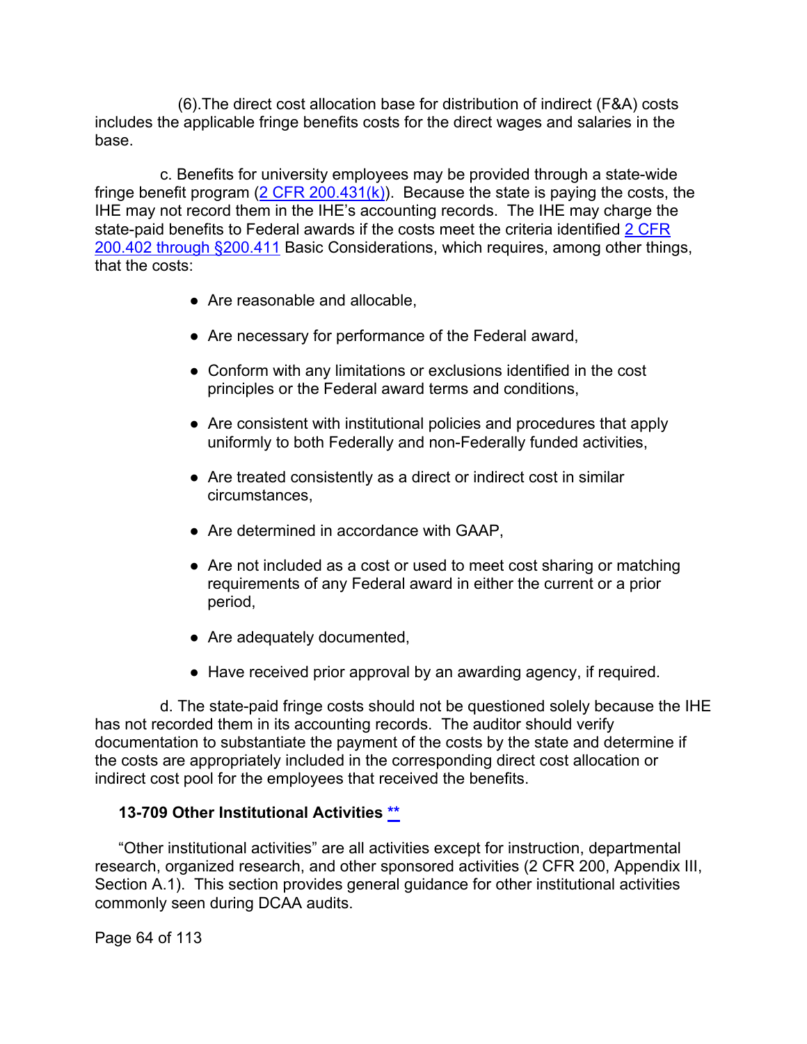(6).The direct cost allocation base for distribution of indirect (F&A) costs includes the applicable fringe benefits costs for the direct wages and salaries in the base.

c. Benefits for university employees may be provided through a state-wide fringe benefit program (2 CFR 200.431(k)). Because the state is paying the costs, the IHE may not record them in the IHE's accounting records. The IHE may charge the state-paid benefits to Federal awards if the costs meet the criteria identified 2 CFR 200.402 through §200.411 Basic Considerations, which requires, among other things, that the costs:

- Are reasonable and allocable,
- Are necessary for performance of the Federal award,
- Conform with any limitations or exclusions identified in the cost principles or the Federal award terms and conditions,
- Are consistent with institutional policies and procedures that apply uniformly to both Federally and non-Federally funded activities,
- Are treated consistently as a direct or indirect cost in similar circumstances,
- Are determined in accordance with GAAP,
- Are not included as a cost or used to meet cost sharing or matching requirements of any Federal award in either the current or a prior period,
- Are adequately documented,
- Have received prior approval by an awarding agency, if required.

d. The state-paid fringe costs should not be questioned solely because the IHE has not recorded them in its accounting records. The auditor should verify documentation to substantiate the payment of the costs by the state and determine if the costs are appropriately included in the corresponding direct cost allocation or indirect cost pool for the employees that received the benefits.

### 13-709 Other Institutional Activities **

"Other institutional activities" are all activities except for instruction, departmental research, organized research, and other sponsored activities (2 CFR 200, Appendix III, Section A.1). This section provides general guidance for other institutional activities commonly seen during DCAA audits.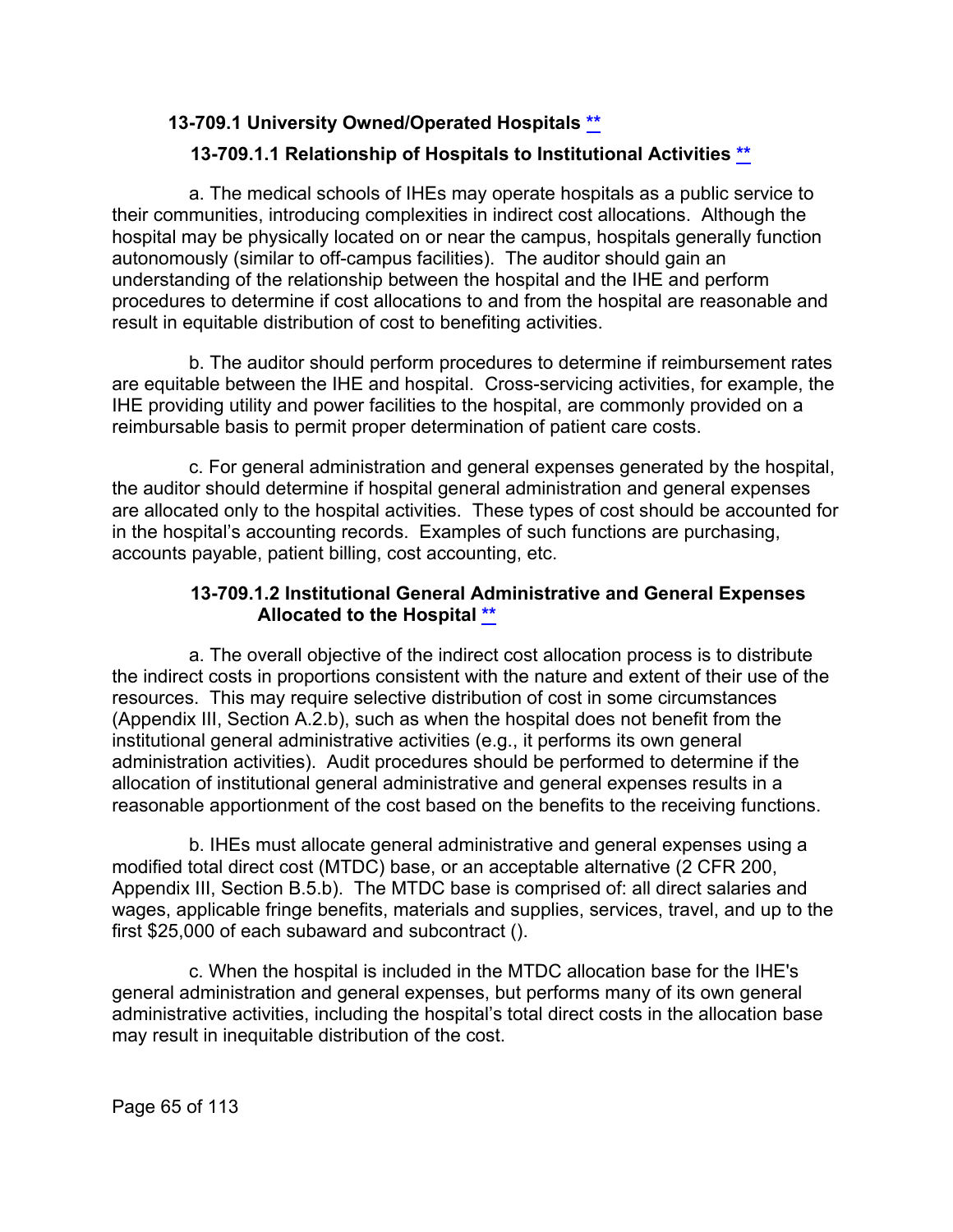### 13-709.1 University Owned/Operated Hospitals **

#### 13-709.1.1 Relationship of Hospitals to Institutional Activities **

a. The medical schools of IHEs may operate hospitals as a public service to their communities, introducing complexities in indirect cost allocations. Although the hospital may be physically located on or near the campus, hospitals generally function autonomously (similar to off-campus facilities). The auditor should gain an understanding of the relationship between the hospital and the IHE and perform procedures to determine if cost allocations to and from the hospital are reasonable and result in equitable distribution of cost to benefiting activities.

b. The auditor should perform procedures to determine if reimbursement rates are equitable between the IHE and hospital. Cross-servicing activities, for example, the IHE providing utility and power facilities to the hospital, are commonly provided on a reimbursable basis to permit proper determination of patient care costs.

c. For general administration and general expenses generated by the hospital, the auditor should determine if hospital general administration and general expenses are allocated only to the hospital activities. These types of cost should be accounted for in the hospital's accounting records. Examples of such functions are purchasing, accounts payable, patient billing, cost accounting, etc.

#### 13-709.1.2 Institutional General Administrative and General Expenses Allocated to the Hospital **

a. The overall objective of the indirect cost allocation process is to distribute the indirect costs in proportions consistent with the nature and extent of their use of the resources. This may require selective distribution of cost in some circumstances (Appendix III, Section A.2.b), such as when the hospital does not benefit from the institutional general administrative activities (e.g., it performs its own general administration activities). Audit procedures should be performed to determine if the allocation of institutional general administrative and general expenses results in a reasonable apportionment of the cost based on the benefits to the receiving functions.

b. IHEs must allocate general administrative and general expenses using a modified total direct cost (MTDC) base, or an acceptable alternative (2 CFR 200, Appendix III, Section B.5.b). The MTDC base is comprised of: all direct salaries and wages, applicable fringe benefits, materials and supplies, services, travel, and up to the first $25,000 of each subaward and subcontract ().

c. When the hospital is included in the MTDC allocation base for the IHE's general administration and general expenses, but performs many of its own general administrative activities, including the hospital's total direct costs in the allocation base may result in inequitable distribution of the cost.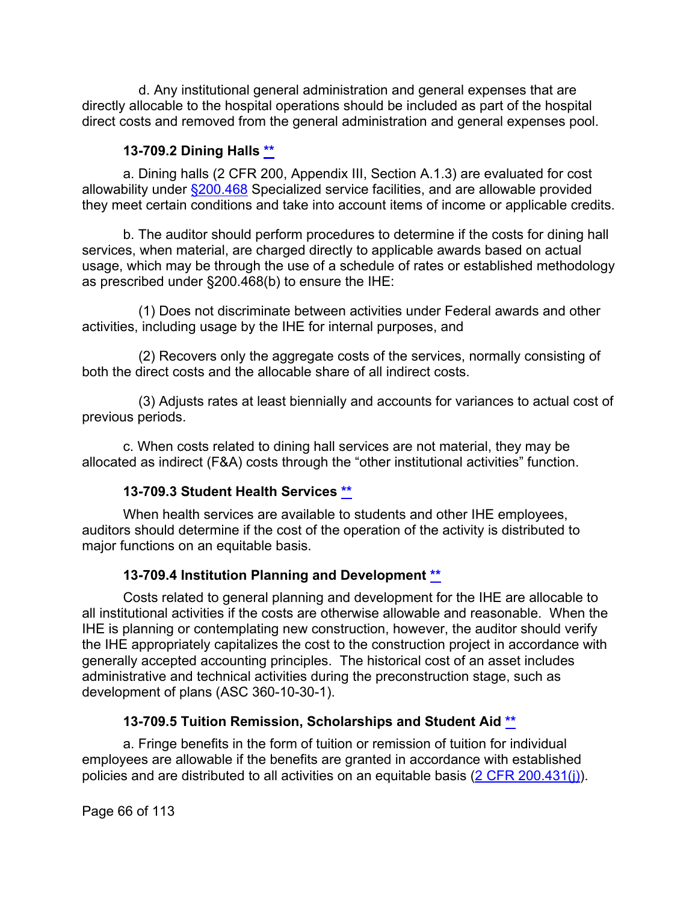d. Any institutional general administration and general expenses that are directly allocable to the hospital operations should be included as part of the hospital direct costs and removed from the general administration and general expenses pool.

#### 13-709.2 Dining Halls **

a. Dining halls (2 CFR 200, Appendix III, Section A.1.3) are evaluated for cost allowability under §200.468 Specialized service facilities, and are allowable provided they meet certain conditions and take into account items of income or applicable credits.

b. The auditor should perform procedures to determine if the costs for dining hall services, when material, are charged directly to applicable awards based on actual usage, which may be through the use of a schedule of rates or established methodology as prescribed under §200.468(b) to ensure the IHE:

(1) Does not discriminate between activities under Federal awards and other activities, including usage by the IHE for internal purposes, and

(2) Recovers only the aggregate costs of the services, normally consisting of both the direct costs and the allocable share of all indirect costs.

(3) Adjusts rates at least biennially and accounts for variances to actual cost of previous periods.

c. When costs related to dining hall services are not material, they may be allocated as indirect (F&A) costs through the "other institutional activities" function.

#### 13-709.3 Student Health Services **

When health services are available to students and other IHE employees, auditors should determine if the cost of the operation of the activity is distributed to major functions on an equitable basis.

#### 13-709.4 Institution Planning and Development **

Costs related to general planning and development for the IHE are allocable to all institutional activities if the costs are otherwise allowable and reasonable. When the IHE is planning or contemplating new construction, however, the auditor should verify the IHE appropriately capitalizes the cost to the construction project in accordance with generally accepted accounting principles. The historical cost of an asset includes administrative and technical activities during the preconstruction stage, such as development of plans (ASC 360-10-30-1).

#### 13-709.5 Tuition Remission, Scholarships and Student Aid **

a. Fringe benefits in the form of tuition or remission of tuition for individual employees are allowable if the benefits are granted in accordance with established policies and are distributed to all activities on an equitable basis (2 CFR 200.431(j)).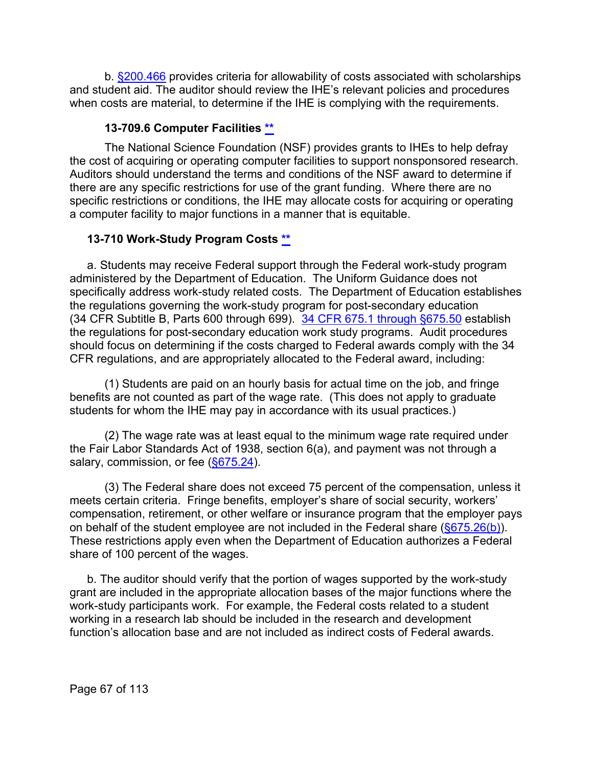b. [§200.466](#) provides criteria for allowability of costs associated with scholarships and student aid. The auditor should review the IHE's relevant policies and procedures when costs are material, to determine if the IHE is complying with the requirements.

#### 13-709.6 Computer Facilities [**](#)

The National Science Foundation (NSF) provides grants to IHEs to help defray the cost of acquiring or operating computer facilities to support nonsponsored research. Auditors should understand the terms and conditions of the NSF award to determine if there are any specific restrictions for use of the grant funding. Where there are no specific restrictions or conditions, the IHE may allocate costs for acquiring or operating a computer facility to major functions in a manner that is equitable.

### 13-710 Work-Study Program Costs [**](#)

a. Students may receive Federal support through the Federal work-study program administered by the Department of Education. The Uniform Guidance does not specifically address work-study related costs. The Department of Education establishes the regulations governing the work-study program for post-secondary education (34 CFR Subtitle B, Parts 600 through 699). [34 CFR 675.1 through §675.50](#) establish the regulations for post-secondary education work study programs. Audit procedures should focus on determining if the costs charged to Federal awards comply with the 34 CFR regulations, and are appropriately allocated to the Federal award, including:

(1) Students are paid on an hourly basis for actual time on the job, and fringe benefits are not counted as part of the wage rate. (This does not apply to graduate students for whom the IHE may pay in accordance with its usual practices.)

(2) The wage rate was at least equal to the minimum wage rate required under the Fair Labor Standards Act of 1938, section 6(a), and payment was not through a salary, commission, or fee ([§675.24](#)).

(3) The Federal share does not exceed 75 percent of the compensation, unless it meets certain criteria. Fringe benefits, employer's share of social security, workers' compensation, retirement, or other welfare or insurance program that the employer pays on behalf of the student employee are not included in the Federal share ([§675.26(b)](#)). These restrictions apply even when the Department of Education authorizes a Federal share of 100 percent of the wages.

b. The auditor should verify that the portion of wages supported by the work-study grant are included in the appropriate allocation bases of the major functions where the work-study participants work. For example, the Federal costs related to a student working in a research lab should be included in the research and development function's allocation base and are not included as indirect costs of Federal awards.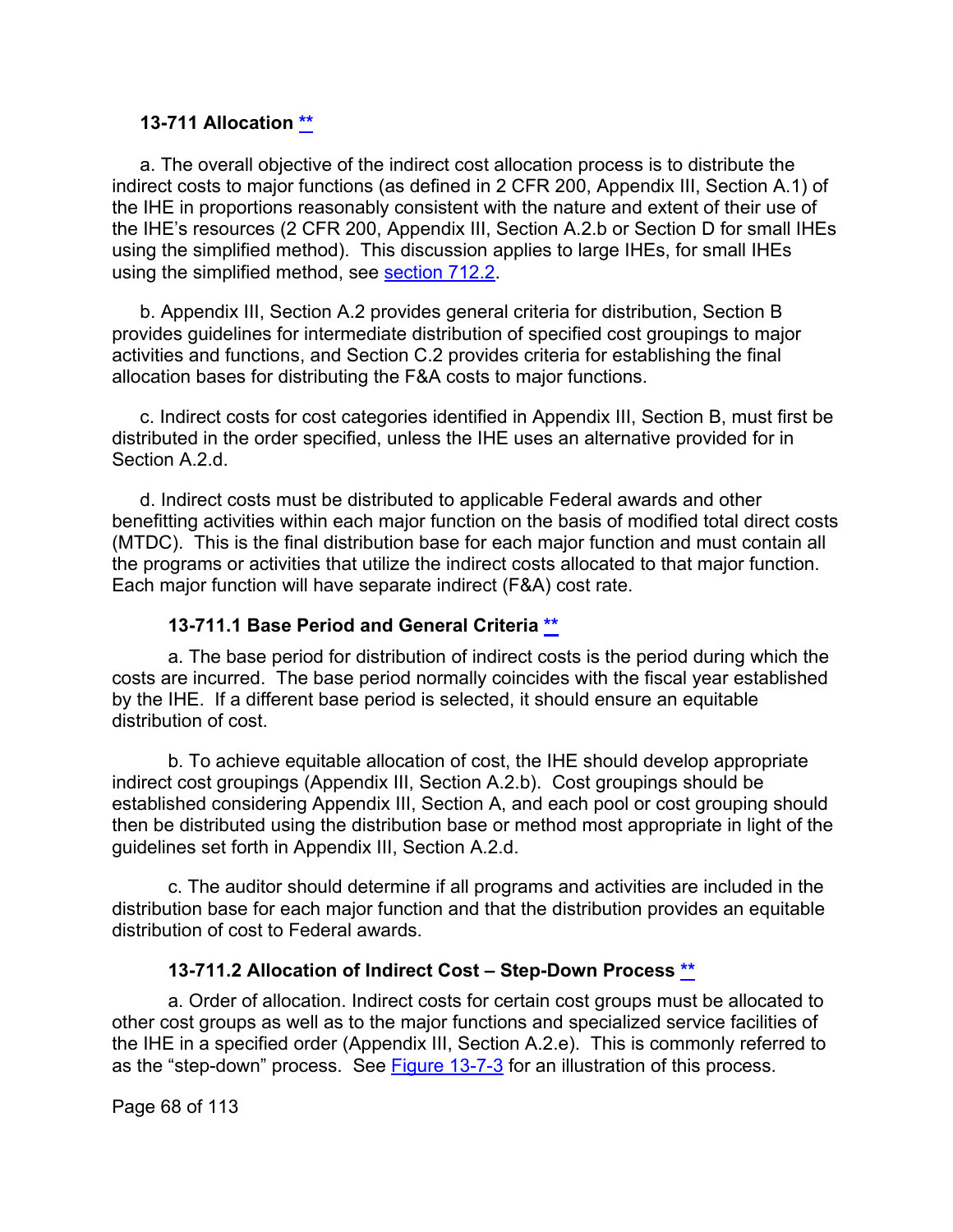### 13-711 Allocation **

a. The overall objective of the indirect cost allocation process is to distribute the indirect costs to major functions (as defined in 2 CFR 200, Appendix III, Section A.1) of the IHE in proportions reasonably consistent with the nature and extent of their use of the IHE's resources (2 CFR 200, Appendix III, Section A.2.b or Section D for small IHEs using the simplified method). This discussion applies to large IHEs, for small IHEs using the simplified method, see section 712.2.

b. Appendix III, Section A.2 provides general criteria for distribution, Section B provides guidelines for intermediate distribution of specified cost groupings to major activities and functions, and Section C.2 provides criteria for establishing the final allocation bases for distributing the F&A costs to major functions.

c. Indirect costs for cost categories identified in Appendix III, Section B, must first be distributed in the order specified, unless the IHE uses an alternative provided for in Section A.2.d.

d. Indirect costs must be distributed to applicable Federal awards and other benefitting activities within each major function on the basis of modified total direct costs (MTDC). This is the final distribution base for each major function and must contain all the programs or activities that utilize the indirect costs allocated to that major function. Each major function will have separate indirect (F&A) cost rate.

#### 13-711.1 Base Period and General Criteria **

a. The base period for distribution of indirect costs is the period during which the costs are incurred. The base period normally coincides with the fiscal year established by the IHE. If a different base period is selected, it should ensure an equitable distribution of cost.

b. To achieve equitable allocation of cost, the IHE should develop appropriate indirect cost groupings (Appendix III, Section A.2.b). Cost groupings should be established considering Appendix III, Section A, and each pool or cost grouping should then be distributed using the distribution base or method most appropriate in light of the guidelines set forth in Appendix III, Section A.2.d.

c. The auditor should determine if all programs and activities are included in the distribution base for each major function and that the distribution provides an equitable distribution of cost to Federal awards.

#### 13-711.2 Allocation of Indirect Cost – Step-Down Process **

a. Order of allocation. Indirect costs for certain cost groups must be allocated to other cost groups as well as to the major functions and specialized service facilities of the IHE in a specified order (Appendix III, Section A.2.e). This is commonly referred to as the "step-down" process. See Figure 13-7-3 for an illustration of this process.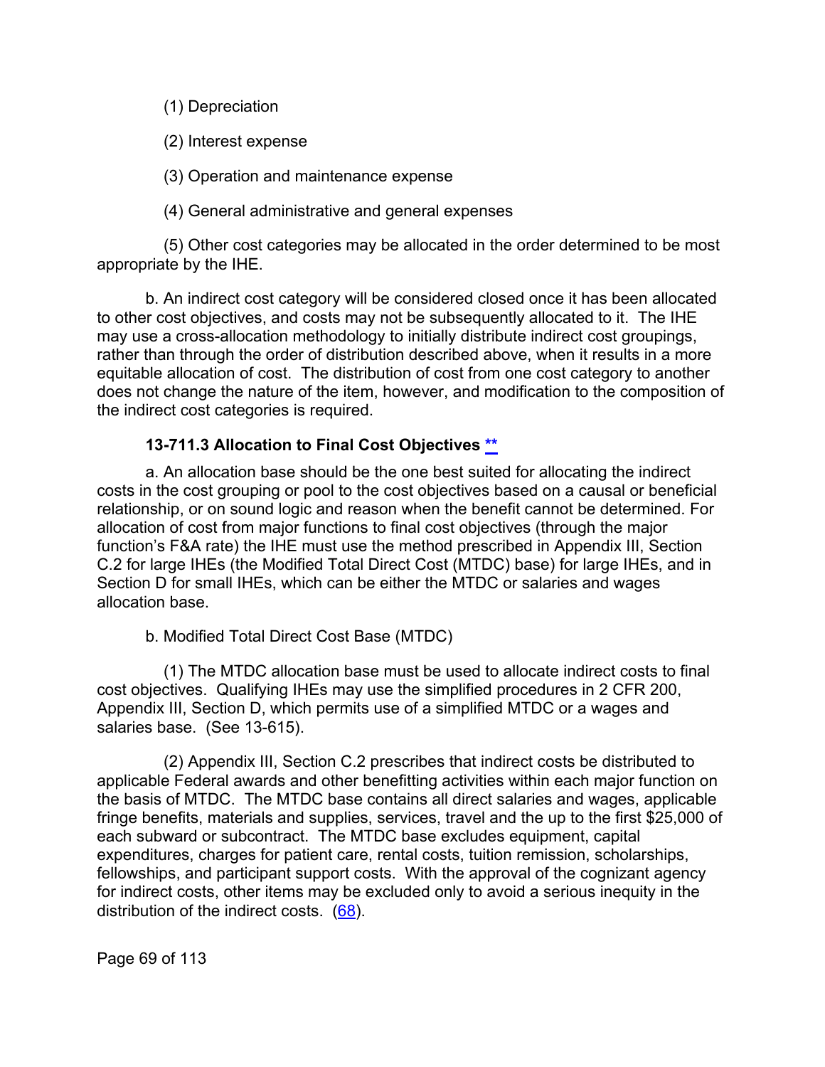(1) Depreciation

(2) Interest expense

(3) Operation and maintenance expense

(4) General administrative and general expenses

(5) Other cost categories may be allocated in the order determined to be most appropriate by the IHE.

b. An indirect cost category will be considered closed once it has been allocated to other cost objectives, and costs may not be subsequently allocated to it. The IHE may use a cross-allocation methodology to initially distribute indirect cost groupings, rather than through the order of distribution described above, when it results in a more equitable allocation of cost. The distribution of cost from one cost category to another does not change the nature of the item, however, and modification to the composition of the indirect cost categories is required.

### 13-711.3 Allocation to Final Cost Objectives **

a. An allocation base should be the one best suited for allocating the indirect costs in the cost grouping or pool to the cost objectives based on a causal or beneficial relationship, or on sound logic and reason when the benefit cannot be determined. For allocation of cost from major functions to final cost objectives (through the major function's F&A rate) the IHE must use the method prescribed in Appendix III, Section C.2 for large IHEs (the Modified Total Direct Cost (MTDC) base) for large IHEs, and in Section D for small IHEs, which can be either the MTDC or salaries and wages allocation base.

b. Modified Total Direct Cost Base (MTDC)

(1) The MTDC allocation base must be used to allocate indirect costs to final cost objectives. Qualifying IHEs may use the simplified procedures in 2 CFR 200, Appendix III, Section D, which permits use of a simplified MTDC or a wages and salaries base. (See 13-615).

(2) Appendix III, Section C.2 prescribes that indirect costs be distributed to applicable Federal awards and other benefitting activities within each major function on the basis of MTDC. The MTDC base contains all direct salaries and wages, applicable fringe benefits, materials and supplies, services, travel and the up to the first $25,000 of each subward or subcontract. The MTDC base excludes equipment, capital expenditures, charges for patient care, rental costs, tuition remission, scholarships, fellowships, and participant support costs. With the approval of the cognizant agency for indirect costs, other items may be excluded only to avoid a serious inequity in the distribution of the indirect costs. (68).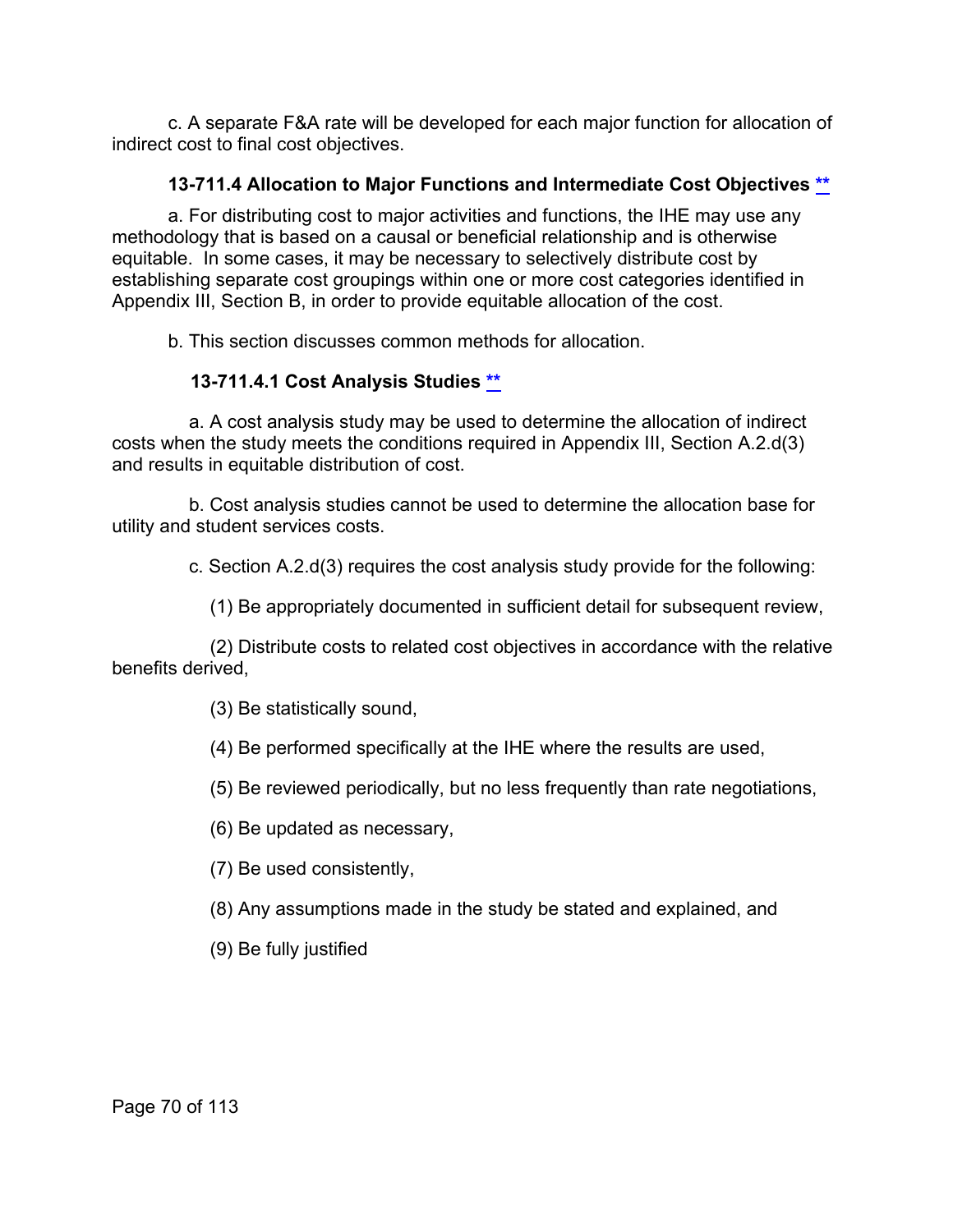c. A separate F&A rate will be developed for each major function for allocation of indirect cost to final cost objectives.

### 13-711.4 Allocation to Major Functions and Intermediate Cost Objectives **

a. For distributing cost to major activities and functions, the IHE may use any methodology that is based on a causal or beneficial relationship and is otherwise equitable. In some cases, it may be necessary to selectively distribute cost by establishing separate cost groupings within one or more cost categories identified in Appendix III, Section B, in order to provide equitable allocation of the cost.

b. This section discusses common methods for allocation.

#### 13-711.4.1 Cost Analysis Studies **

a. A cost analysis study may be used to determine the allocation of indirect costs when the study meets the conditions required in Appendix III, Section A.2.d(3) and results in equitable distribution of cost.

b. Cost analysis studies cannot be used to determine the allocation base for utility and student services costs.

c. Section A.2.d(3) requires the cost analysis study provide for the following:

(1) Be appropriately documented in sufficient detail for subsequent review,

(2) Distribute costs to related cost objectives in accordance with the relative benefits derived,

(3) Be statistically sound,

(4) Be performed specifically at the IHE where the results are used,

(5) Be reviewed periodically, but no less frequently than rate negotiations,

(6) Be updated as necessary,

(7) Be used consistently,

(8) Any assumptions made in the study be stated and explained, and

(9) Be fully justified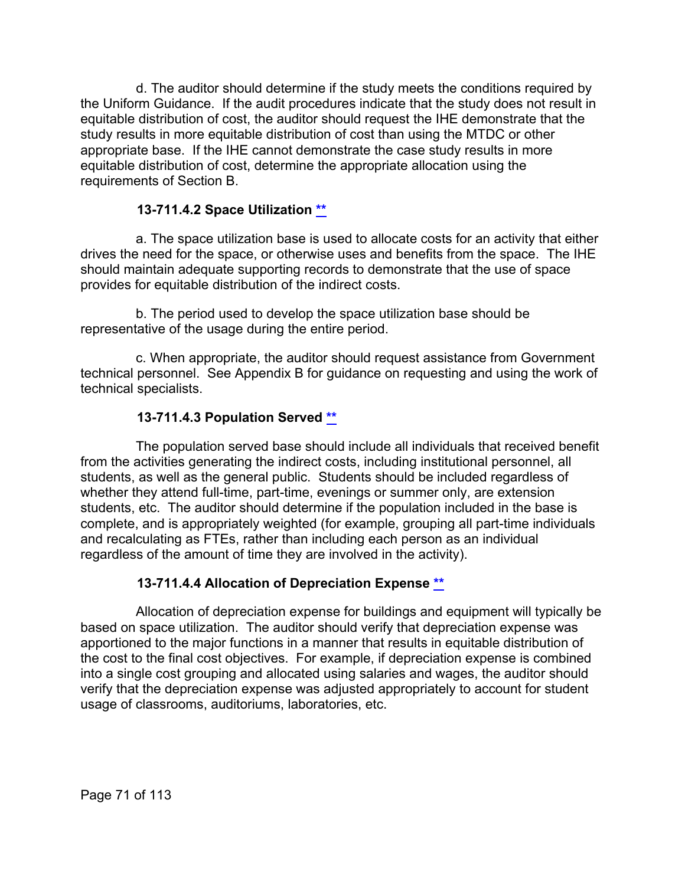d. The auditor should determine if the study meets the conditions required by the Uniform Guidance. If the audit procedures indicate that the study does not result in equitable distribution of cost, the auditor should request the IHE demonstrate that the study results in more equitable distribution of cost than using the MTDC or other appropriate base. If the IHE cannot demonstrate the case study results in more equitable distribution of cost, determine the appropriate allocation using the requirements of Section B.

#### 13-711.4.2 Space Utilization **

a. The space utilization base is used to allocate costs for an activity that either drives the need for the space, or otherwise uses and benefits from the space. The IHE should maintain adequate supporting records to demonstrate that the use of space provides for equitable distribution of the indirect costs.

b. The period used to develop the space utilization base should be representative of the usage during the entire period.

c. When appropriate, the auditor should request assistance from Government technical personnel. See Appendix B for guidance on requesting and using the work of technical specialists.

#### 13-711.4.3 Population Served **

The population served base should include all individuals that received benefit from the activities generating the indirect costs, including institutional personnel, all students, as well as the general public. Students should be included regardless of whether they attend full-time, part-time, evenings or summer only, are extension students, etc. The auditor should determine if the population included in the base is complete, and is appropriately weighted (for example, grouping all part-time individuals and recalculating as FTEs, rather than including each person as an individual regardless of the amount of time they are involved in the activity).

#### 13-711.4.4 Allocation of Depreciation Expense **

Allocation of depreciation expense for buildings and equipment will typically be based on space utilization. The auditor should verify that depreciation expense was apportioned to the major functions in a manner that results in equitable distribution of the cost to the final cost objectives. For example, if depreciation expense is combined into a single cost grouping and allocated using salaries and wages, the auditor should verify that the depreciation expense was adjusted appropriately to account for student usage of classrooms, auditoriums, laboratories, etc.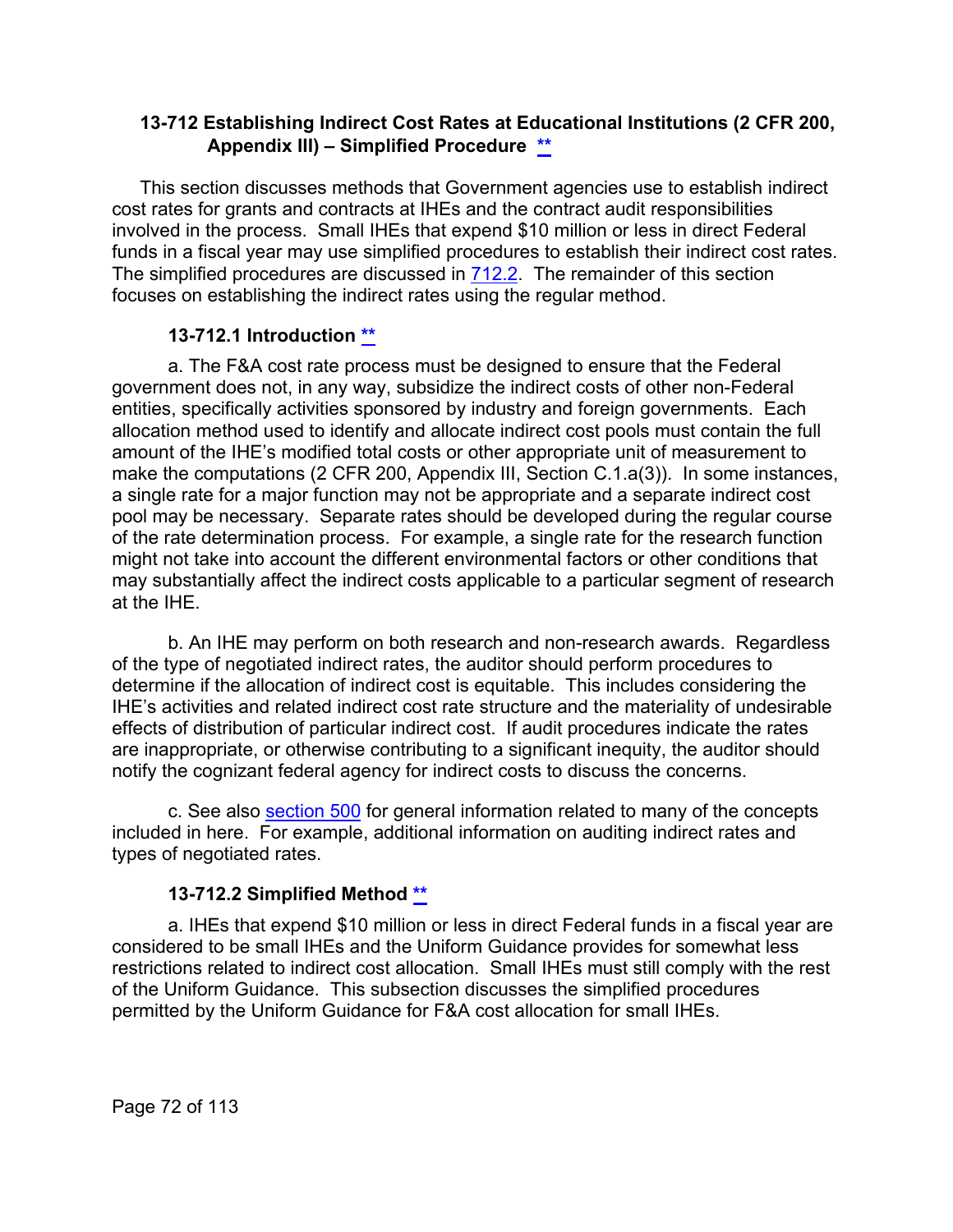## 13-712 Establishing Indirect Cost Rates at Educational Institutions (2 CFR 200, Appendix III) – Simplified Procedure **

This section discusses methods that Government agencies use to establish indirect cost rates for grants and contracts at IHEs and the contract audit responsibilities involved in the process. Small IHEs that expend $10 million or less in direct Federal funds in a fiscal year may use simplified procedures to establish their indirect cost rates. The simplified procedures are discussed in 712.2. The remainder of this section focuses on establishing the indirect rates using the regular method.

### 13-712.1 Introduction **

a. The F&A cost rate process must be designed to ensure that the Federal government does not, in any way, subsidize the indirect costs of other non-Federal entities, specifically activities sponsored by industry and foreign governments. Each allocation method used to identify and allocate indirect cost pools must contain the full amount of the IHE's modified total costs or other appropriate unit of measurement to make the computations (2 CFR 200, Appendix III, Section C.1.a(3)). In some instances, a single rate for a major function may not be appropriate and a separate indirect cost pool may be necessary. Separate rates should be developed during the regular course of the rate determination process. For example, a single rate for the research function might not take into account the different environmental factors or other conditions that may substantially affect the indirect costs applicable to a particular segment of research at the IHE.

b. An IHE may perform on both research and non-research awards. Regardless of the type of negotiated indirect rates, the auditor should perform procedures to determine if the allocation of indirect cost is equitable. This includes considering the IHE's activities and related indirect cost rate structure and the materiality of undesirable effects of distribution of particular indirect cost. If audit procedures indicate the rates are inappropriate, or otherwise contributing to a significant inequity, the auditor should notify the cognizant federal agency for indirect costs to discuss the concerns.

c. See also section 500 for general information related to many of the concepts included in here. For example, additional information on auditing indirect rates and types of negotiated rates.

### 13-712.2 Simplified Method **

a. IHEs that expend $10 million or less in direct Federal funds in a fiscal year are considered to be small IHEs and the Uniform Guidance provides for somewhat less restrictions related to indirect cost allocation. Small IHEs must still comply with the rest of the Uniform Guidance. This subsection discusses the simplified procedures permitted by the Uniform Guidance for F&A cost allocation for small IHEs.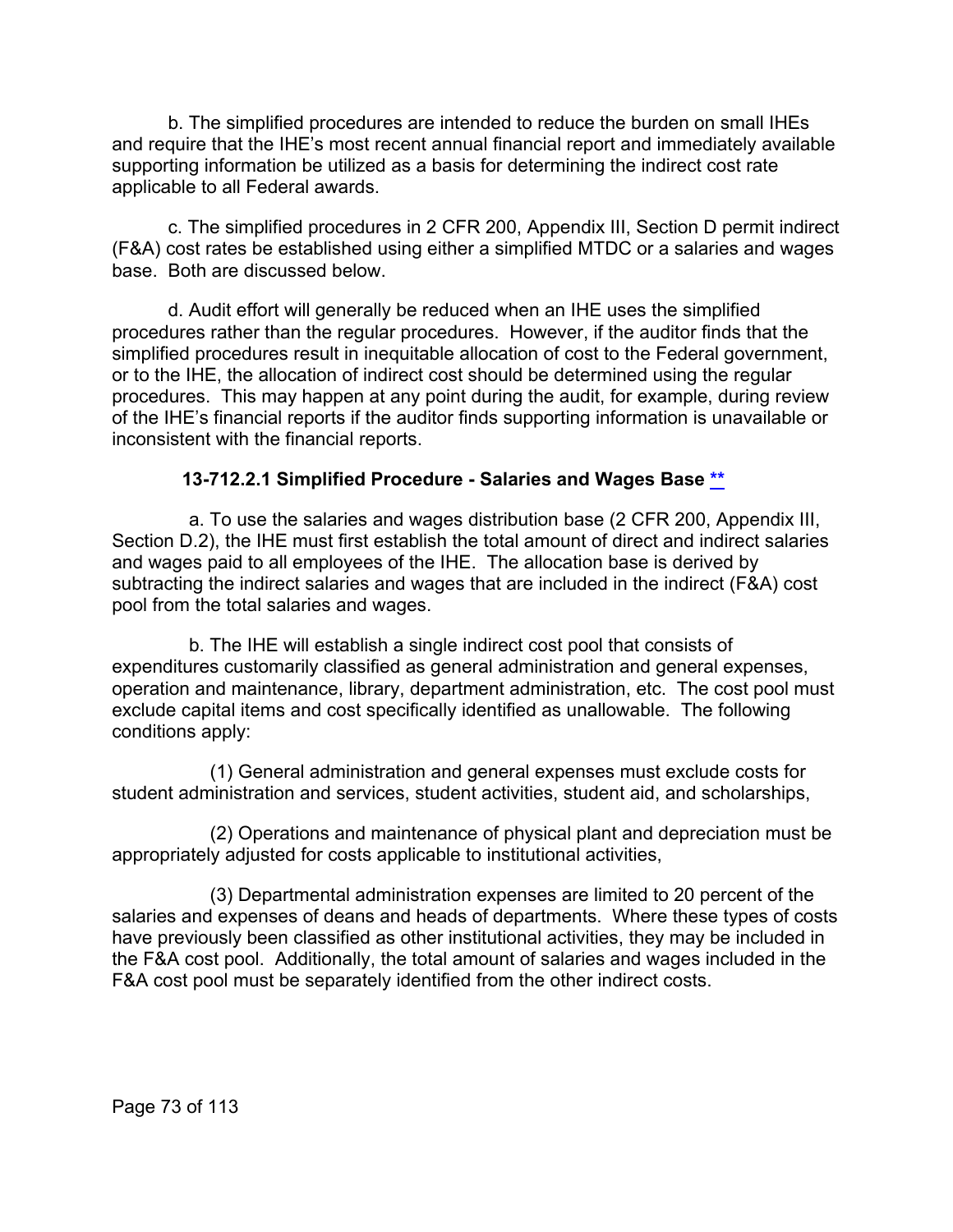b. The simplified procedures are intended to reduce the burden on small IHEs and require that the IHE's most recent annual financial report and immediately available supporting information be utilized as a basis for determining the indirect cost rate applicable to all Federal awards.

c. The simplified procedures in 2 CFR 200, Appendix III, Section D permit indirect (F&A) cost rates be established using either a simplified MTDC or a salaries and wages base. Both are discussed below.

d. Audit effort will generally be reduced when an IHE uses the simplified procedures rather than the regular procedures. However, if the auditor finds that the simplified procedures result in inequitable allocation of cost to the Federal government, or to the IHE, the allocation of indirect cost should be determined using the regular procedures. This may happen at any point during the audit, for example, during review of the IHE's financial reports if the auditor finds supporting information is unavailable or inconsistent with the financial reports.

### 13-712.2.1 Simplified Procedure - Salaries and Wages Base **

a. To use the salaries and wages distribution base (2 CFR 200, Appendix III, Section D.2), the IHE must first establish the total amount of direct and indirect salaries and wages paid to all employees of the IHE. The allocation base is derived by subtracting the indirect salaries and wages that are included in the indirect (F&A) cost pool from the total salaries and wages.

b. The IHE will establish a single indirect cost pool that consists of expenditures customarily classified as general administration and general expenses, operation and maintenance, library, department administration, etc. The cost pool must exclude capital items and cost specifically identified as unallowable. The following conditions apply:

(1) General administration and general expenses must exclude costs for student administration and services, student activities, student aid, and scholarships,

(2) Operations and maintenance of physical plant and depreciation must be appropriately adjusted for costs applicable to institutional activities,

(3) Departmental administration expenses are limited to 20 percent of the salaries and expenses of deans and heads of departments. Where these types of costs have previously been classified as other institutional activities, they may be included in the F&A cost pool. Additionally, the total amount of salaries and wages included in the F&A cost pool must be separately identified from the other indirect costs.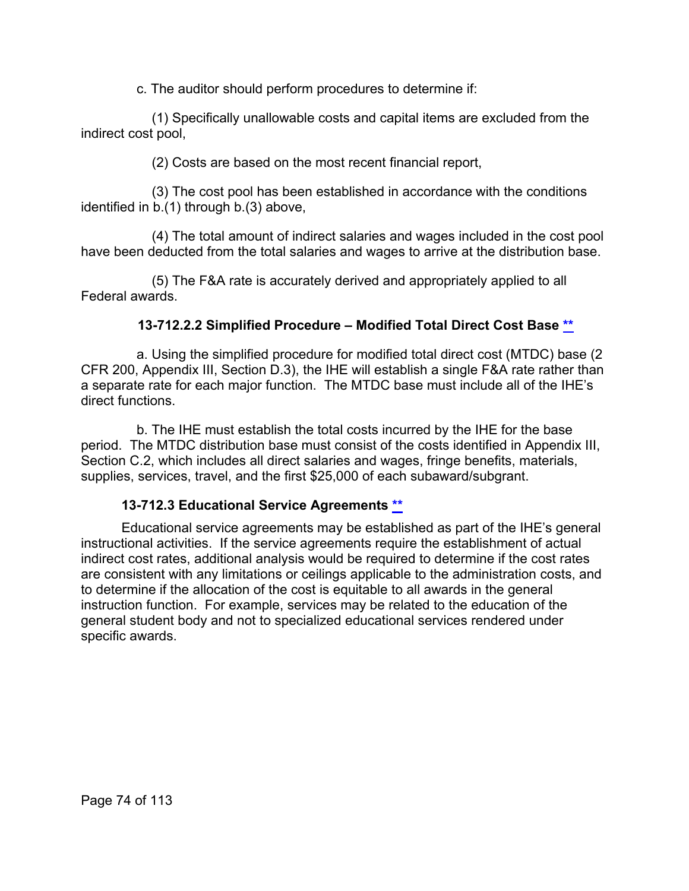c. The auditor should perform procedures to determine if:

(1) Specifically unallowable costs and capital items are excluded from the indirect cost pool,

(2) Costs are based on the most recent financial report,

(3) The cost pool has been established in accordance with the conditions identified in b.(1) through b.(3) above,

(4) The total amount of indirect salaries and wages included in the cost pool have been deducted from the total salaries and wages to arrive at the distribution base.

(5) The F&A rate is accurately derived and appropriately applied to all Federal awards.

#### 13-712.2.2 Simplified Procedure – Modified Total Direct Cost Base **

a. Using the simplified procedure for modified total direct cost (MTDC) base (2 CFR 200, Appendix III, Section D.3), the IHE will establish a single F&A rate rather than a separate rate for each major function. The MTDC base must include all of the IHE's direct functions.

b. The IHE must establish the total costs incurred by the IHE for the base period. The MTDC distribution base must consist of the costs identified in Appendix III, Section C.2, which includes all direct salaries and wages, fringe benefits, materials, supplies, services, travel, and the first $25,000 of each subaward/subgrant.

### 13-712.3 Educational Service Agreements **

Educational service agreements may be established as part of the IHE's general instructional activities. If the service agreements require the establishment of actual indirect cost rates, additional analysis would be required to determine if the cost rates are consistent with any limitations or ceilings applicable to the administration costs, and to determine if the allocation of the cost is equitable to all awards in the general instruction function. For example, services may be related to the education of the general student body and not to specialized educational services rendered under specific awards.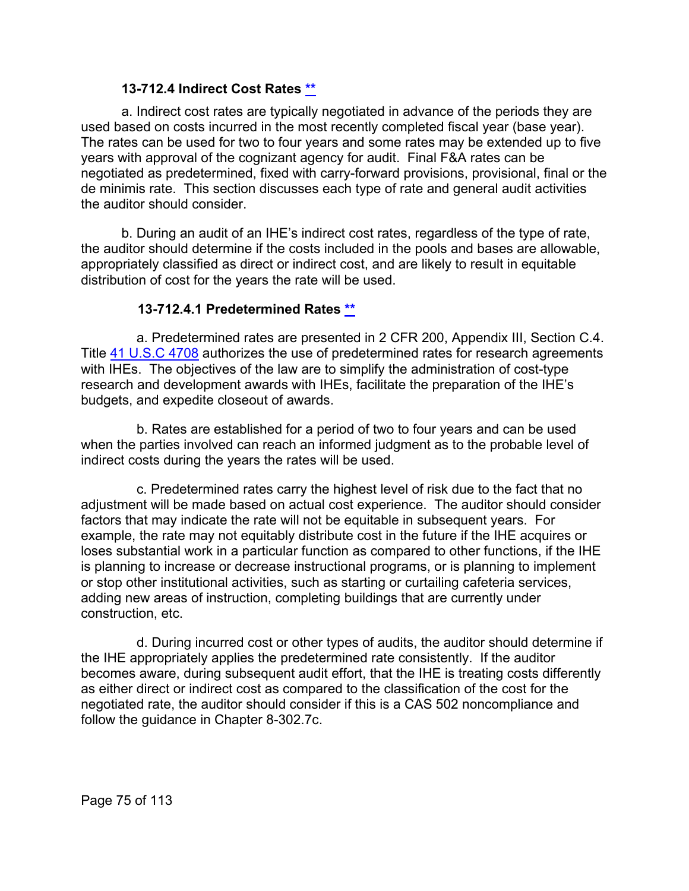#### 13-712.4 Indirect Cost Rates [**](#)

a. Indirect cost rates are typically negotiated in advance of the periods they are used based on costs incurred in the most recently completed fiscal year (base year). The rates can be used for two to four years and some rates may be extended up to five years with approval of the cognizant agency for audit. Final F&A rates can be negotiated as predetermined, fixed with carry-forward provisions, provisional, final or the de minimis rate. This section discusses each type of rate and general audit activities the auditor should consider.

b. During an audit of an IHE's indirect cost rates, regardless of the type of rate, the auditor should determine if the costs included in the pools and bases are allowable, appropriately classified as direct or indirect cost, and are likely to result in equitable distribution of cost for the years the rate will be used.

##### 13-712.4.1 Predetermined Rates [**](#)

a. Predetermined rates are presented in 2 CFR 200, Appendix III, Section C.4. Title [41 U.S.C 4708](#) authorizes the use of predetermined rates for research agreements with IHEs. The objectives of the law are to simplify the administration of cost-type research and development awards with IHEs, facilitate the preparation of the IHE's budgets, and expedite closeout of awards.

b. Rates are established for a period of two to four years and can be used when the parties involved can reach an informed judgment as to the probable level of indirect costs during the years the rates will be used.

c. Predetermined rates carry the highest level of risk due to the fact that no adjustment will be made based on actual cost experience. The auditor should consider factors that may indicate the rate will not be equitable in subsequent years. For example, the rate may not equitably distribute cost in the future if the IHE acquires or loses substantial work in a particular function as compared to other functions, if the IHE is planning to increase or decrease instructional programs, or is planning to implement or stop other institutional activities, such as starting or curtailing cafeteria services, adding new areas of instruction, completing buildings that are currently under construction, etc.

d. During incurred cost or other types of audits, the auditor should determine if the IHE appropriately applies the predetermined rate consistently. If the auditor becomes aware, during subsequent audit effort, that the IHE is treating costs differently as either direct or indirect cost as compared to the classification of the cost for the negotiated rate, the auditor should consider if this is a CAS 502 noncompliance and follow the guidance in Chapter 8-302.7c.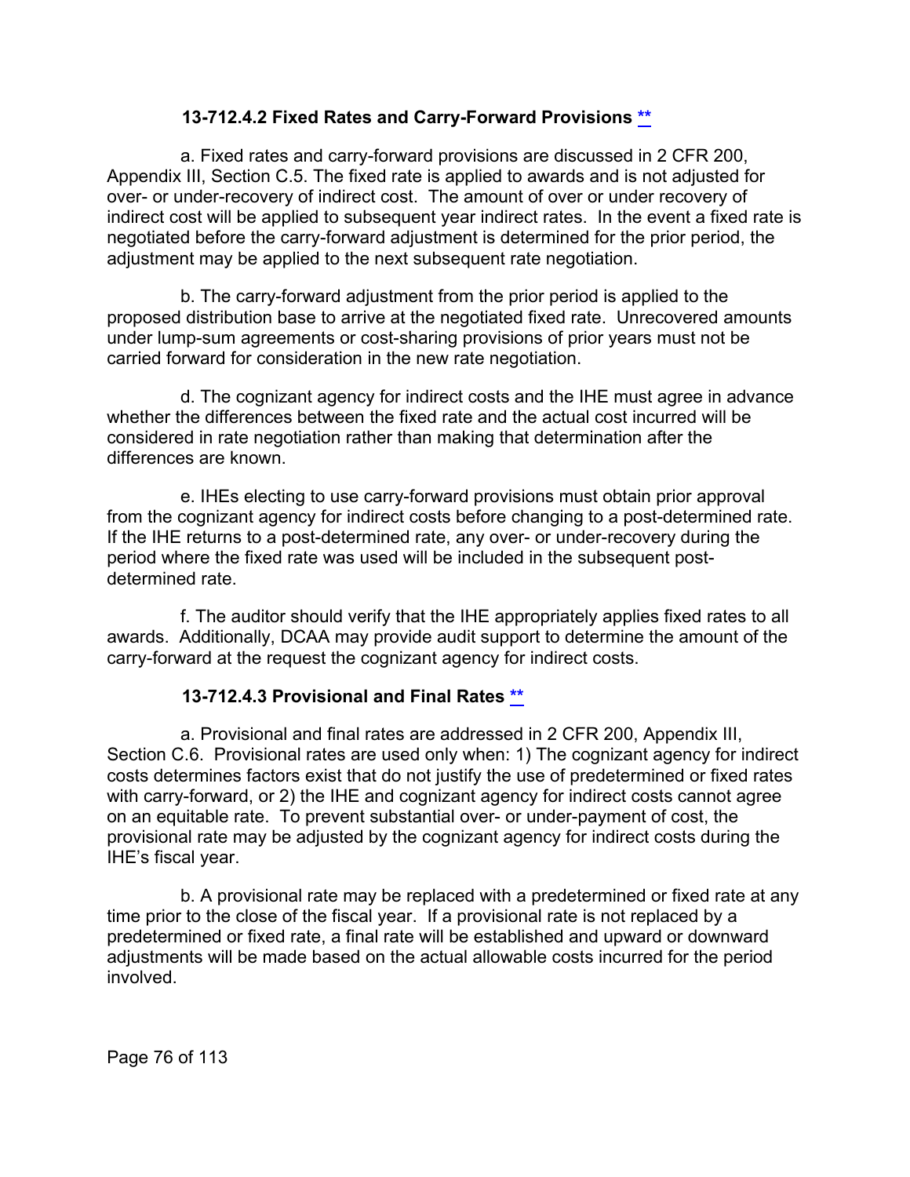### 13-712.4.2 Fixed Rates and Carry-Forward Provisions [**](#)

a. Fixed rates and carry-forward provisions are discussed in 2 CFR 200, Appendix III, Section C.5. The fixed rate is applied to awards and is not adjusted for over- or under-recovery of indirect cost. The amount of over or under recovery of indirect cost will be applied to subsequent year indirect rates. In the event a fixed rate is negotiated before the carry-forward adjustment is determined for the prior period, the adjustment may be applied to the next subsequent rate negotiation.

b. The carry-forward adjustment from the prior period is applied to the proposed distribution base to arrive at the negotiated fixed rate. Unrecovered amounts under lump-sum agreements or cost-sharing provisions of prior years must not be carried forward for consideration in the new rate negotiation.

d. The cognizant agency for indirect costs and the IHE must agree in advance whether the differences between the fixed rate and the actual cost incurred will be considered in rate negotiation rather than making that determination after the differences are known.

e. IHEs electing to use carry-forward provisions must obtain prior approval from the cognizant agency for indirect costs before changing to a post-determined rate. If the IHE returns to a post-determined rate, any over- or under-recovery during the period where the fixed rate was used will be included in the subsequent post-determined rate.

f. The auditor should verify that the IHE appropriately applies fixed rates to all awards. Additionally, DCAA may provide audit support to determine the amount of the carry-forward at the request the cognizant agency for indirect costs.

### 13-712.4.3 Provisional and Final Rates [**](#)

a. Provisional and final rates are addressed in 2 CFR 200, Appendix III, Section C.6. Provisional rates are used only when: 1) The cognizant agency for indirect costs determines factors exist that do not justify the use of predetermined or fixed rates with carry-forward, or 2) the IHE and cognizant agency for indirect costs cannot agree on an equitable rate. To prevent substantial over- or under-payment of cost, the provisional rate may be adjusted by the cognizant agency for indirect costs during the IHE's fiscal year.

b. A provisional rate may be replaced with a predetermined or fixed rate at any time prior to the close of the fiscal year. If a provisional rate is not replaced by a predetermined or fixed rate, a final rate will be established and upward or downward adjustments will be made based on the actual allowable costs incurred for the period involved.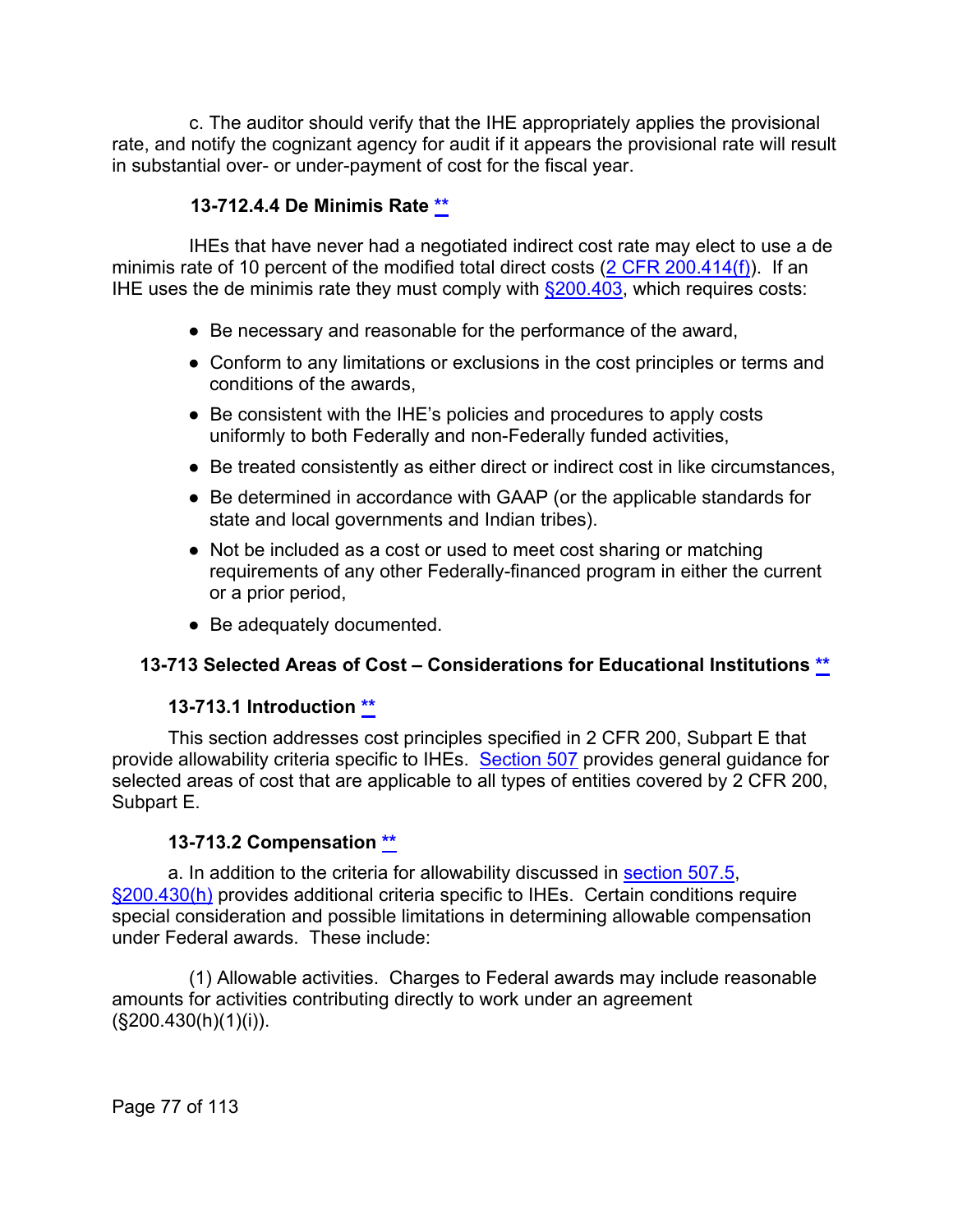c. The auditor should verify that the IHE appropriately applies the provisional rate, and notify the cognizant agency for audit if it appears the provisional rate will result in substantial over- or under-payment of cost for the fiscal year.

#### 13-712.4.4 De Minimis Rate **

IHEs that have never had a negotiated indirect cost rate may elect to use a de minimis rate of 10 percent of the modified total direct costs (2 CFR 200.414(f)). If an IHE uses the de minimis rate they must comply with §200.403, which requires costs:

- Be necessary and reasonable for the performance of the award,
- Conform to any limitations or exclusions in the cost principles or terms and conditions of the awards,
- Be consistent with the IHE's policies and procedures to apply costs uniformly to both Federally and non-Federally funded activities,
- Be treated consistently as either direct or indirect cost in like circumstances,
- Be determined in accordance with GAAP (or the applicable standards for state and local governments and Indian tribes).
- Not be included as a cost or used to meet cost sharing or matching requirements of any other Federally-financed program in either the current or a prior period,
- Be adequately documented.

## 13-713 Selected Areas of Cost – Considerations for Educational Institutions **

### 13-713.1 Introduction **

This section addresses cost principles specified in 2 CFR 200, Subpart E that provide allowability criteria specific to IHEs. Section 507 provides general guidance for selected areas of cost that are applicable to all types of entities covered by 2 CFR 200, Subpart E.

### 13-713.2 Compensation **

a. In addition to the criteria for allowability discussed in section 507.5, §200.430(h) provides additional criteria specific to IHEs. Certain conditions require special consideration and possible limitations in determining allowable compensation under Federal awards. These include:

(1) Allowable activities. Charges to Federal awards may include reasonable amounts for activities contributing directly to work under an agreement (§200.430(h)(1)(i)).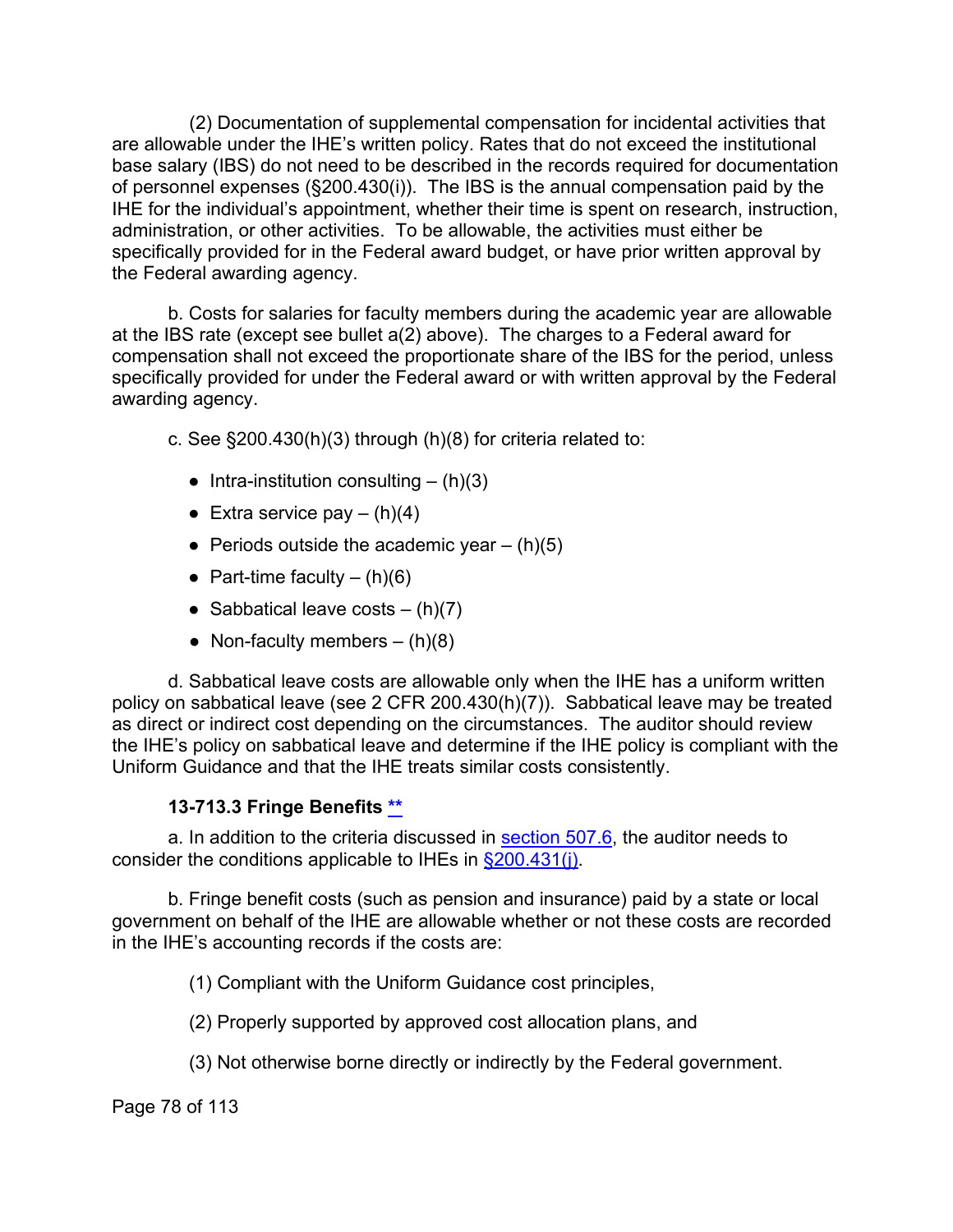(2) Documentation of supplemental compensation for incidental activities that are allowable under the IHE's written policy. Rates that do not exceed the institutional base salary (IBS) do not need to be described in the records required for documentation of personnel expenses (§200.430(i)). The IBS is the annual compensation paid by the IHE for the individual's appointment, whether their time is spent on research, instruction, administration, or other activities. To be allowable, the activities must either be specifically provided for in the Federal award budget, or have prior written approval by the Federal awarding agency.

b. Costs for salaries for faculty members during the academic year are allowable at the IBS rate (except see bullet a(2) above). The charges to a Federal award for compensation shall not exceed the proportionate share of the IBS for the period, unless specifically provided for under the Federal award or with written approval by the Federal awarding agency.

c. See §200.430(h)(3) through (h)(8) for criteria related to:

- Intra-institution consulting – (h)(3)
- Extra service pay – (h)(4)
- Periods outside the academic year – (h)(5)
- Part-time faculty – (h)(6)
- Sabbatical leave costs – (h)(7)
- Non-faculty members – (h)(8)

d. Sabbatical leave costs are allowable only when the IHE has a uniform written policy on sabbatical leave (see 2 CFR 200.430(h)(7)). Sabbatical leave may be treated as direct or indirect cost depending on the circumstances. The auditor should review the IHE's policy on sabbatical leave and determine if the IHE policy is compliant with the Uniform Guidance and that the IHE treats similar costs consistently.

### 13-713.3 Fringe Benefits **

a. In addition to the criteria discussed in section 507.6, the auditor needs to consider the conditions applicable to IHEs in §200.431(j).

b. Fringe benefit costs (such as pension and insurance) paid by a state or local government on behalf of the IHE are allowable whether or not these costs are recorded in the IHE's accounting records if the costs are:

(1) Compliant with the Uniform Guidance cost principles,

(2) Properly supported by approved cost allocation plans, and

(3) Not otherwise borne directly or indirectly by the Federal government.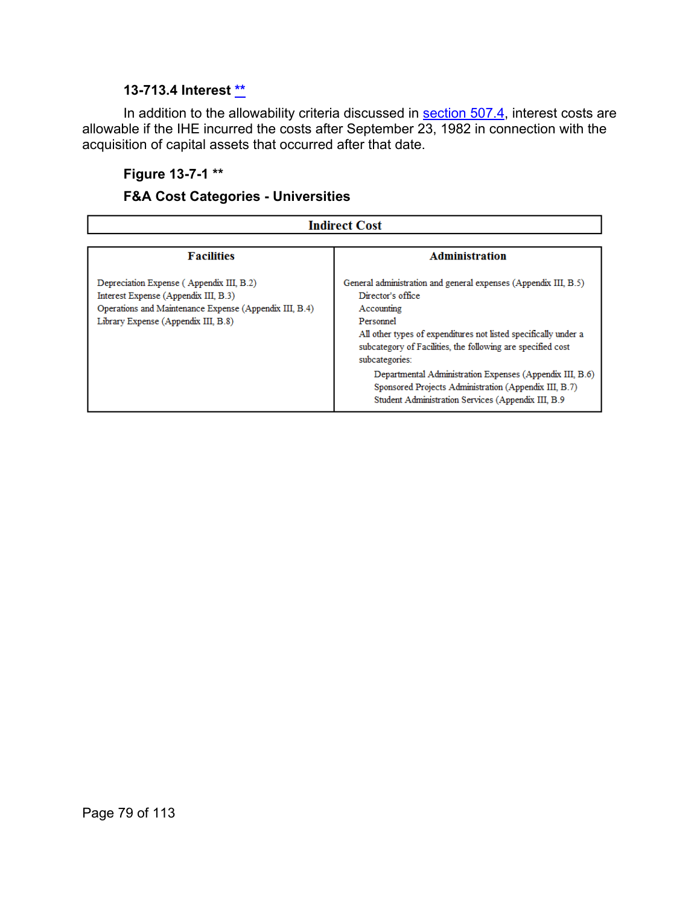### 13-713.4 Interest **

In addition to the allowability criteria discussed in section 507.4, interest costs are allowable if the IHE incurred the costs after September 23, 1982 in connection with the acquisition of capital assets that occurred after that date.

**Figure 13-7-1 ****

**F&A Cost Categories - Universities**

| Indirect Cost | |
|---|---|
| **Facilities** | **Administration** |
| Depreciation Expense ( Appendix III, B.2)<br>Interest Expense (Appendix III, B.3)<br>Operations and Maintenance Expense (Appendix III, B.4)<br>Library Expense (Appendix III, B.8) | General administration and general expenses (Appendix III, B.5)<br>Director's office<br>Accounting<br>Personnel<br>All other types of expenditures not listed specifically under a subcategory of Facilities, the following are specified cost subcategories:<br>Departmental Administration Expenses (Appendix III, B.6)<br>Sponsored Projects Administration (Appendix III, B.7)<br>Student Administration Services (Appendix III, B.9 |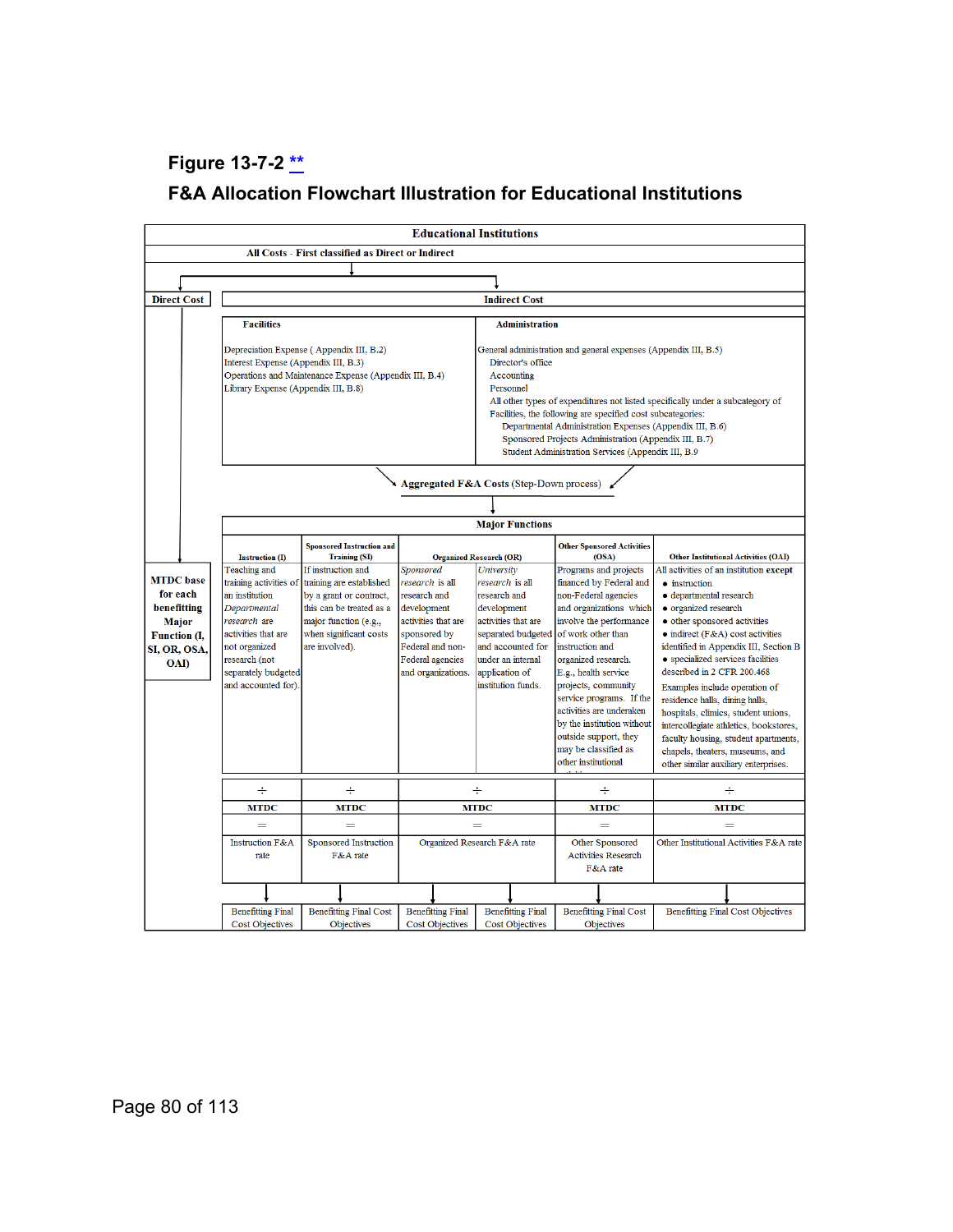## Figure 13-7-2 **

## F&A Allocation Flowchart Illustration for Educational Institutions

**Educational Institutions**

**All Costs - First classified as Direct or Indirect**

**Direct Cost**

**Indirect Cost**

**Facilities**

Depreciation Expense ( Appendix III, B.2)
Interest Expense (Appendix III, B.3)
Operations and Maintenance Expense (Appendix III, B.4)
Library Expense (Appendix III, B.8)

**Administration**

General administration and general expenses (Appendix III, B.5)
Director's office
Accounting
Personnel
All other types of expenditures not listed specifically under a subcategory of Facilities, the following are specified cost subcategories:
Departmental Administration Expenses (Appendix III, B.6)
Sponsored Projects Administration (Appendix III, B.7)
Student Administration Services (Appendix III, B.9

**Aggregated F&A Costs** (Step-Down process)

**Major Functions**

**MTDC base for each benefitting Major Function (I, SI, OR, OSA, OAI)**

| Instruction (I) | Sponsored Instruction and Training (SI) | Organized Research (OR) | | Other Sponsored Activities (OSA) | Other Institutional Activities (OAI) |
|---|---|---|---|---|---|
| Teaching and training activities of an institution *Departmental research* are activities that are not organized research (not separately budgeted and accounted for). | If instruction and training are established by a grant or contract, this can be treated as a major function (e.g., when significant costs are involved). | *Sponsored research* is all research and development activities that are sponsored by Federal and non-Federal agencies and organizations. | *University research* is all research and development activities that are separated budgeted and accounted for under an internal application of institution funds. | Programs and projects financed by Federal and non-Federal agencies and organizations which involve the performance of work other than instruction and organized research. E.g., health service projects, community service programs. If the activities are underaken by the institution without outside support, they may be classified as other institutional activities. | All activities of an institution **except** <br>• instruction <br>• departmental research <br>• organized research <br>• other sponsored activities <br>• indirect (F&A) cost activities identified in Appendix III, Section B <br>• specialized services facilities described in 2 CFR 200.468 <br>Examples include operation of residence halls, dining halls, hospitals, climics, student unions, intercollegiate athletics, bookstores, faculty housing, student apartments, chapels, theaters, museums, and other similar auxiliary enterprises. |
| ÷ | ÷ | ÷ | | ÷ | ÷ |
| MTDC | MTDC | MTDC | | MTDC | MTDC |
| = | = | = | | = | = |
| Instruction F&A rate | Sponsored Instruction F&A rate | Organized Research F&A rate | | Other Sponsored Activities Research F&A rate | Other Institutional Activities F&A rate |
| Benefitting Final Cost Objectives | Benefitting Final Cost Objectives | Benefitting Final Cost Objectives | Benefitting Final Cost Objectives | Benefitting Final Cost Objectives | Benefitting Final Cost Objectives |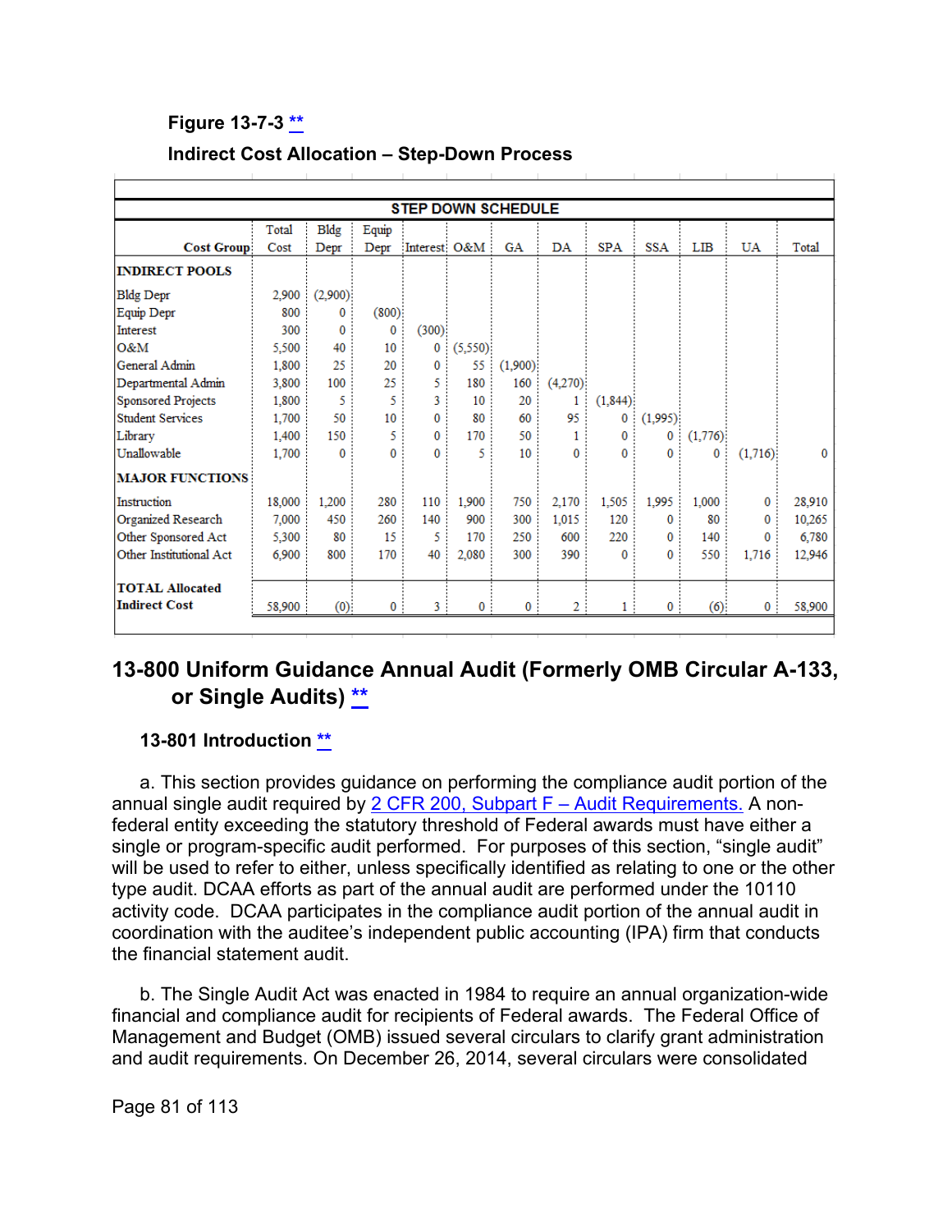**Figure 13-7-3 [**](#)**

**Indirect Cost Allocation – Step-Down Process**

| STEP DOWN SCHEDULE | | | | | | | | | | | | | |
|---|---|---|---|---|---|---|---|---|---|---|---|---|---|
| Cost Group | Total Cost | Bldg Depr | Equip Depr | Interest | O&M | GA | DA | SPA | SSA | LIB | UA | Total |
| **INDIRECT POOLS** | | | | | | | | | | | | | |
| Bldg Depr | 2,900 | (2,900) | | | | | | | | | | | |
| Equip Depr | 800 | 0 | (800) | | | | | | | | | | |
| Interest | 300 | 0 | 0 | (300) | | | | | | | | | |
| O&M | 5,500 | 40 | 10 | 0 | (5,550) | | | | | | | | |
| General Admin | 1,800 | 25 | 20 | 0 | 55 | (1,900) | | | | | | | |
| Departmental Admin | 3,800 | 100 | 25 | 5 | 180 | 160 | (4,270) | | | | | | |
| Sponsored Projects | 1,800 | 5 | 5 | 3 | 10 | 20 | 1 | (1,844) | | | | | |
| Student Services | 1,700 | 50 | 10 | 0 | 80 | 60 | 95 | 0 | (1,995) | | | | |
| Library | 1,400 | 150 | 5 | 0 | 170 | 50 | 1 | 0 | 0 | (1,776) | | | |
| Unallowable | 1,700 | 0 | 0 | 0 | 5 | 10 | 0 | 0 | 0 | 0 | (1,716) | 0 |
| **MAJOR FUNCTIONS** | | | | | | | | | | | | | |
| Instruction | 18,000 | 1,200 | 280 | 110 | 1,900 | 750 | 2,170 | 1,505 | 1,995 | 1,000 | 0 | 28,910 |
| Organized Research | 7,000 | 450 | 260 | 140 | 900 | 300 | 1,015 | 120 | 0 | 80 | 0 | 10,265 |
| Other Sponsored Act | 5,300 | 80 | 15 | 5 | 170 | 250 | 600 | 220 | 0 | 140 | 0 | 6,780 |
| Other Institutional Act | 6,900 | 800 | 170 | 40 | 2,080 | 300 | 390 | 0 | 0 | 550 | 1,716 | 12,946 |
| **TOTAL Allocated Indirect Cost** | 58,900 | (0) | 0 | 3 | 0 | 0 | 2 | 1 | 0 | (6) | 0 | 58,900 |

# 13-800 Uniform Guidance Annual Audit (Formerly OMB Circular A-133, or Single Audits) [**](#)

## 13-801 Introduction [**](#)

a. This section provides guidance on performing the compliance audit portion of the annual single audit required by [2 CFR 200, Subpart F – Audit Requirements.](#) A non-federal entity exceeding the statutory threshold of Federal awards must have either a single or program-specific audit performed. For purposes of this section, “single audit” will be used to refer to either, unless specifically identified as relating to one or the other type audit. DCAA efforts as part of the annual audit are performed under the 10110 activity code. DCAA participates in the compliance audit portion of the annual audit in coordination with the auditee’s independent public accounting (IPA) firm that conducts the financial statement audit.

b. The Single Audit Act was enacted in 1984 to require an annual organization-wide financial and compliance audit for recipients of Federal awards. The Federal Office of Management and Budget (OMB) issued several circulars to clarify grant administration and audit requirements. On December 26, 2014, several circulars were consolidated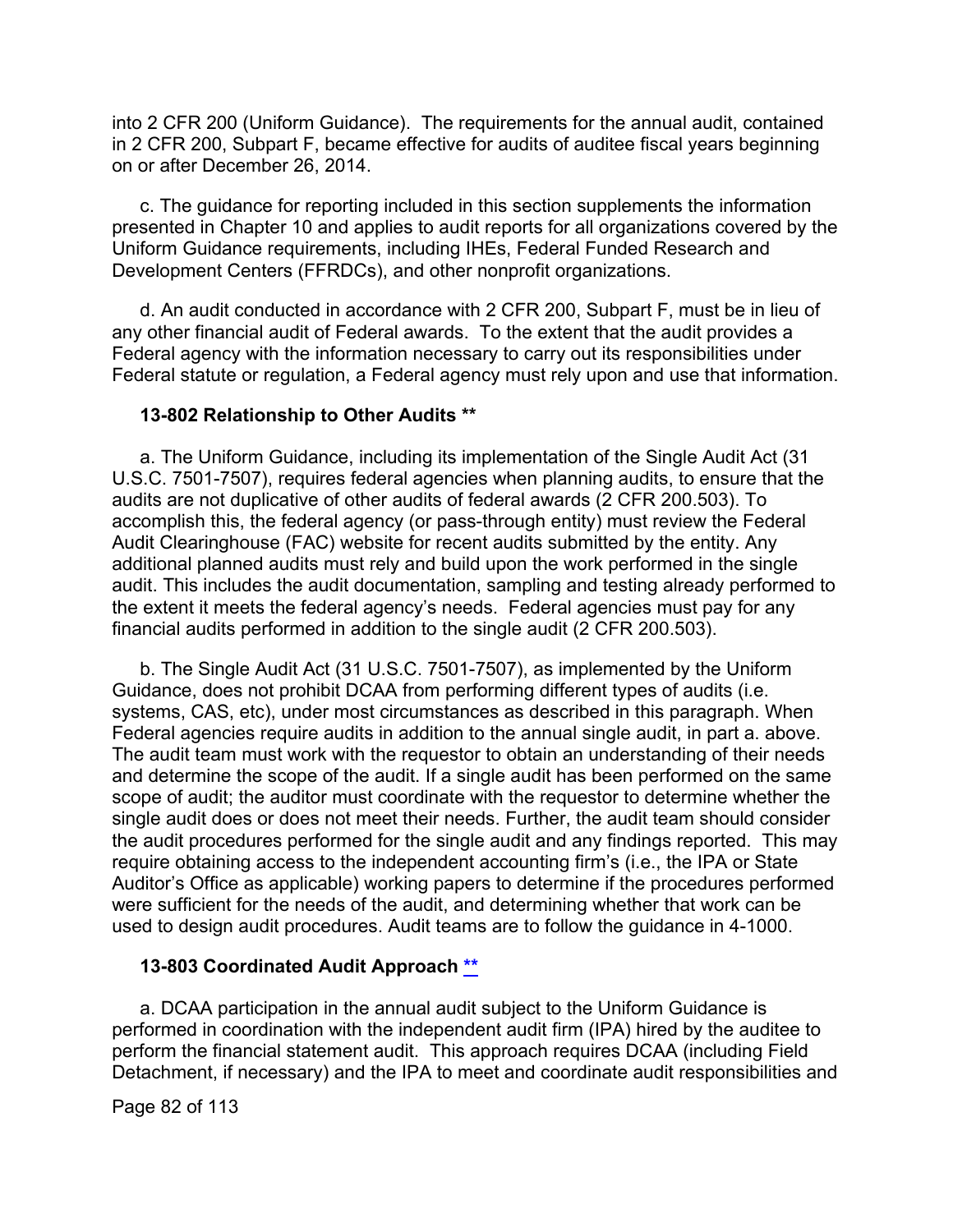into 2 CFR 200 (Uniform Guidance). The requirements for the annual audit, contained in 2 CFR 200, Subpart F, became effective for audits of auditee fiscal years beginning on or after December 26, 2014.

c. The guidance for reporting included in this section supplements the information presented in Chapter 10 and applies to audit reports for all organizations covered by the Uniform Guidance requirements, including IHEs, Federal Funded Research and Development Centers (FFRDCs), and other nonprofit organizations.

d. An audit conducted in accordance with 2 CFR 200, Subpart F, must be in lieu of any other financial audit of Federal awards. To the extent that the audit provides a Federal agency with the information necessary to carry out its responsibilities under Federal statute or regulation, a Federal agency must rely upon and use that information.

### 13-802 Relationship to Other Audits **

a. The Uniform Guidance, including its implementation of the Single Audit Act (31 U.S.C. 7501-7507), requires federal agencies when planning audits, to ensure that the audits are not duplicative of other audits of federal awards (2 CFR 200.503). To accomplish this, the federal agency (or pass-through entity) must review the Federal Audit Clearinghouse (FAC) website for recent audits submitted by the entity. Any additional planned audits must rely and build upon the work performed in the single audit. This includes the audit documentation, sampling and testing already performed to the extent it meets the federal agency's needs. Federal agencies must pay for any financial audits performed in addition to the single audit (2 CFR 200.503).

b. The Single Audit Act (31 U.S.C. 7501-7507), as implemented by the Uniform Guidance, does not prohibit DCAA from performing different types of audits (i.e. systems, CAS, etc), under most circumstances as described in this paragraph. When Federal agencies require audits in addition to the annual single audit, in part a. above. The audit team must work with the requestor to obtain an understanding of their needs and determine the scope of the audit. If a single audit has been performed on the same scope of audit; the auditor must coordinate with the requestor to determine whether the single audit does or does not meet their needs. Further, the audit team should consider the audit procedures performed for the single audit and any findings reported. This may require obtaining access to the independent accounting firm's (i.e., the IPA or State Auditor's Office as applicable) working papers to determine if the procedures performed were sufficient for the needs of the audit, and determining whether that work can be used to design audit procedures. Audit teams are to follow the guidance in 4-1000.

### 13-803 Coordinated Audit Approach **

a. DCAA participation in the annual audit subject to the Uniform Guidance is performed in coordination with the independent audit firm (IPA) hired by the auditee to perform the financial statement audit. This approach requires DCAA (including Field Detachment, if necessary) and the IPA to meet and coordinate audit responsibilities and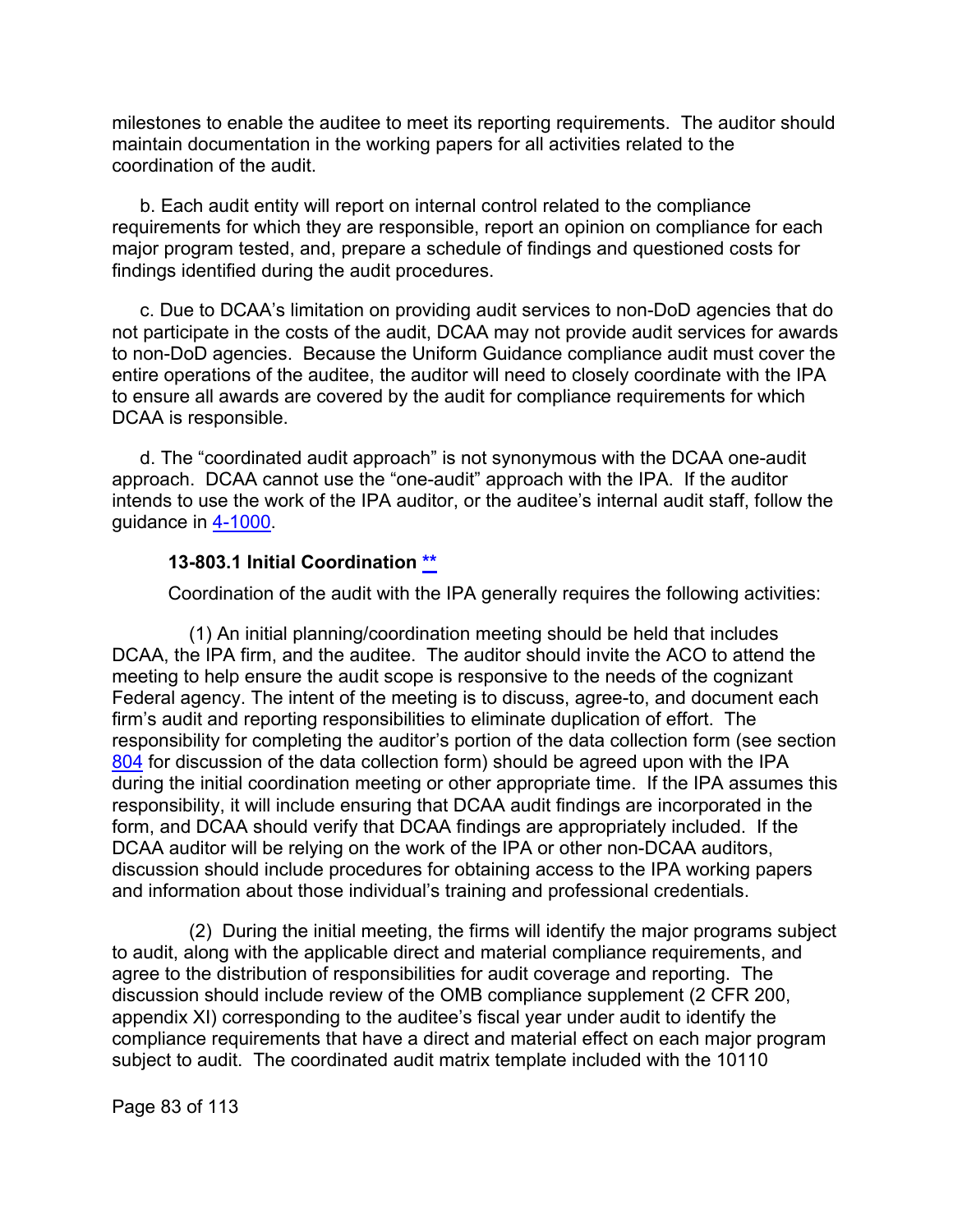milestones to enable the auditee to meet its reporting requirements. The auditor should maintain documentation in the working papers for all activities related to the coordination of the audit.

b. Each audit entity will report on internal control related to the compliance requirements for which they are responsible, report an opinion on compliance for each major program tested, and, prepare a schedule of findings and questioned costs for findings identified during the audit procedures.

c. Due to DCAA's limitation on providing audit services to non-DoD agencies that do not participate in the costs of the audit, DCAA may not provide audit services for awards to non-DoD agencies. Because the Uniform Guidance compliance audit must cover the entire operations of the auditee, the auditor will need to closely coordinate with the IPA to ensure all awards are covered by the audit for compliance requirements for which DCAA is responsible.

d. The "coordinated audit approach" is not synonymous with the DCAA one-audit approach. DCAA cannot use the "one-audit" approach with the IPA. If the auditor intends to use the work of the IPA auditor, or the auditee's internal audit staff, follow the guidance in 4-1000.

### 13-803.1 Initial Coordination **

Coordination of the audit with the IPA generally requires the following activities:

(1) An initial planning/coordination meeting should be held that includes DCAA, the IPA firm, and the auditee. The auditor should invite the ACO to attend the meeting to help ensure the audit scope is responsive to the needs of the cognizant Federal agency. The intent of the meeting is to discuss, agree-to, and document each firm's audit and reporting responsibilities to eliminate duplication of effort. The responsibility for completing the auditor's portion of the data collection form (see section 804 for discussion of the data collection form) should be agreed upon with the IPA during the initial coordination meeting or other appropriate time. If the IPA assumes this responsibility, it will include ensuring that DCAA audit findings are incorporated in the form, and DCAA should verify that DCAA findings are appropriately included. If the DCAA auditor will be relying on the work of the IPA or other non-DCAA auditors, discussion should include procedures for obtaining access to the IPA working papers and information about those individual's training and professional credentials.

(2) During the initial meeting, the firms will identify the major programs subject to audit, along with the applicable direct and material compliance requirements, and agree to the distribution of responsibilities for audit coverage and reporting. The discussion should include review of the OMB compliance supplement (2 CFR 200, appendix XI) corresponding to the auditee's fiscal year under audit to identify the compliance requirements that have a direct and material effect on each major program subject to audit. The coordinated audit matrix template included with the 10110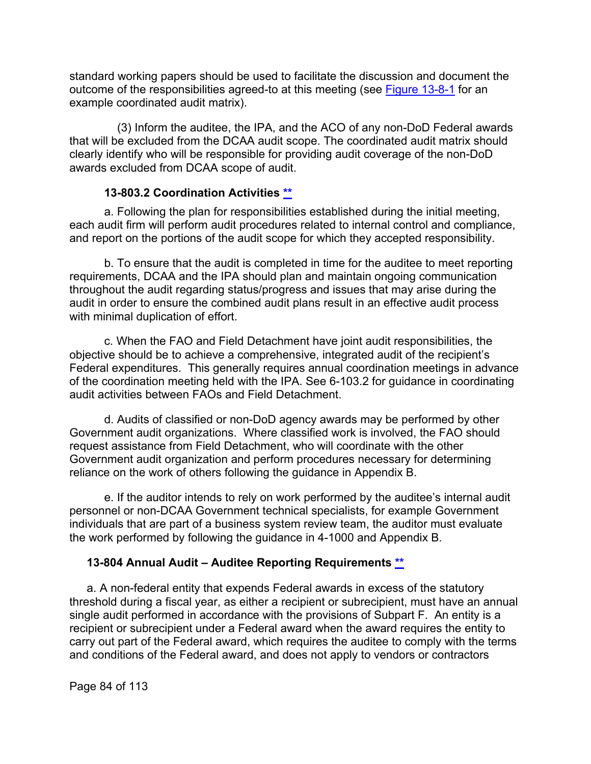standard working papers should be used to facilitate the discussion and document the outcome of the responsibilities agreed-to at this meeting (see [Figure 13-8-1](#) for an example coordinated audit matrix).

(3) Inform the auditee, the IPA, and the ACO of any non-DoD Federal awards that will be excluded from the DCAA audit scope. The coordinated audit matrix should clearly identify who will be responsible for providing audit coverage of the non-DoD awards excluded from DCAA scope of audit.

### 13-803.2 Coordination Activities [**](#)

a. Following the plan for responsibilities established during the initial meeting, each audit firm will perform audit procedures related to internal control and compliance, and report on the portions of the audit scope for which they accepted responsibility.

b. To ensure that the audit is completed in time for the auditee to meet reporting requirements, DCAA and the IPA should plan and maintain ongoing communication throughout the audit regarding status/progress and issues that may arise during the audit in order to ensure the combined audit plans result in an effective audit process with minimal duplication of effort.

c. When the FAO and Field Detachment have joint audit responsibilities, the objective should be to achieve a comprehensive, integrated audit of the recipient's Federal expenditures. This generally requires annual coordination meetings in advance of the coordination meeting held with the IPA. See 6-103.2 for guidance in coordinating audit activities between FAOs and Field Detachment.

d. Audits of classified or non-DoD agency awards may be performed by other Government audit organizations. Where classified work is involved, the FAO should request assistance from Field Detachment, who will coordinate with the other Government audit organization and perform procedures necessary for determining reliance on the work of others following the guidance in Appendix B.

e. If the auditor intends to rely on work performed by the auditee's internal audit personnel or non-DCAA Government technical specialists, for example Government individuals that are part of a business system review team, the auditor must evaluate the work performed by following the guidance in 4-1000 and Appendix B.

## 13-804 Annual Audit – Auditee Reporting Requirements [**](#)

a. A non-federal entity that expends Federal awards in excess of the statutory threshold during a fiscal year, as either a recipient or subrecipient, must have an annual single audit performed in accordance with the provisions of Subpart F. An entity is a recipient or subrecipient under a Federal award when the award requires the entity to carry out part of the Federal award, which requires the auditee to comply with the terms and conditions of the Federal award, and does not apply to vendors or contractors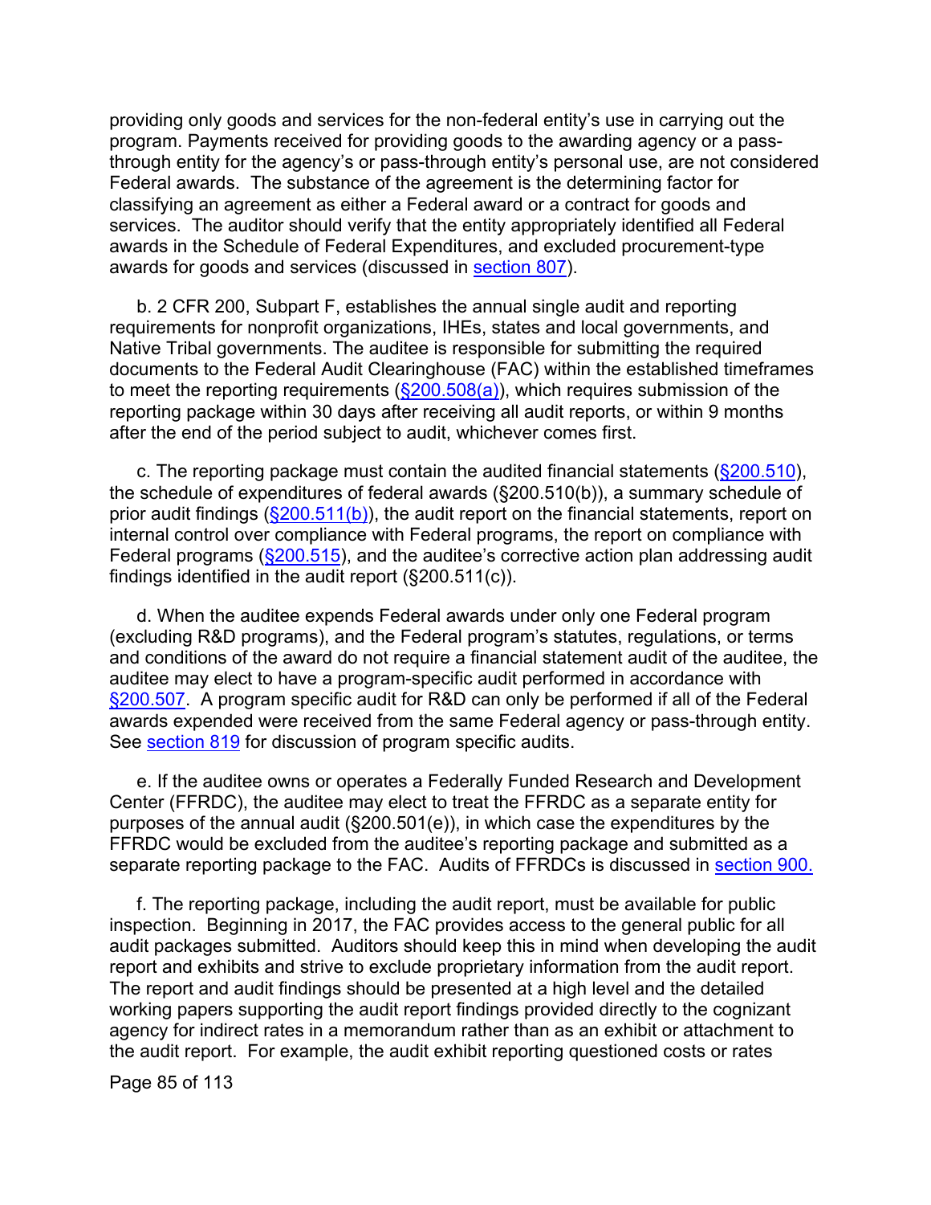providing only goods and services for the non-federal entity's use in carrying out the program. Payments received for providing goods to the awarding agency or a pass-through entity for the agency's or pass-through entity's personal use, are not considered Federal awards. The substance of the agreement is the determining factor for classifying an agreement as either a Federal award or a contract for goods and services. The auditor should verify that the entity appropriately identified all Federal awards in the Schedule of Federal Expenditures, and excluded procurement-type awards for goods and services (discussed in section 807).

b. 2 CFR 200, Subpart F, establishes the annual single audit and reporting requirements for nonprofit organizations, IHEs, states and local governments, and Native Tribal governments. The auditee is responsible for submitting the required documents to the Federal Audit Clearinghouse (FAC) within the established timeframes to meet the reporting requirements (§200.508(a)), which requires submission of the reporting package within 30 days after receiving all audit reports, or within 9 months after the end of the period subject to audit, whichever comes first.

c. The reporting package must contain the audited financial statements (§200.510), the schedule of expenditures of federal awards (§200.510(b)), a summary schedule of prior audit findings (§200.511(b)), the audit report on the financial statements, report on internal control over compliance with Federal programs, the report on compliance with Federal programs (§200.515), and the auditee's corrective action plan addressing audit findings identified in the audit report (§200.511(c)).

d. When the auditee expends Federal awards under only one Federal program (excluding R&D programs), and the Federal program's statutes, regulations, or terms and conditions of the award do not require a financial statement audit of the auditee, the auditee may elect to have a program-specific audit performed in accordance with §200.507. A program specific audit for R&D can only be performed if all of the Federal awards expended were received from the same Federal agency or pass-through entity. See section 819 for discussion of program specific audits.

e. If the auditee owns or operates a Federally Funded Research and Development Center (FFRDC), the auditee may elect to treat the FFRDC as a separate entity for purposes of the annual audit (§200.501(e)), in which case the expenditures by the FFRDC would be excluded from the auditee's reporting package and submitted as a separate reporting package to the FAC. Audits of FFRDCs is discussed in section 900.

f. The reporting package, including the audit report, must be available for public inspection. Beginning in 2017, the FAC provides access to the general public for all audit packages submitted. Auditors should keep this in mind when developing the audit report and exhibits and strive to exclude proprietary information from the audit report. The report and audit findings should be presented at a high level and the detailed working papers supporting the audit report findings provided directly to the cognizant agency for indirect rates in a memorandum rather than as an exhibit or attachment to the audit report. For example, the audit exhibit reporting questioned costs or rates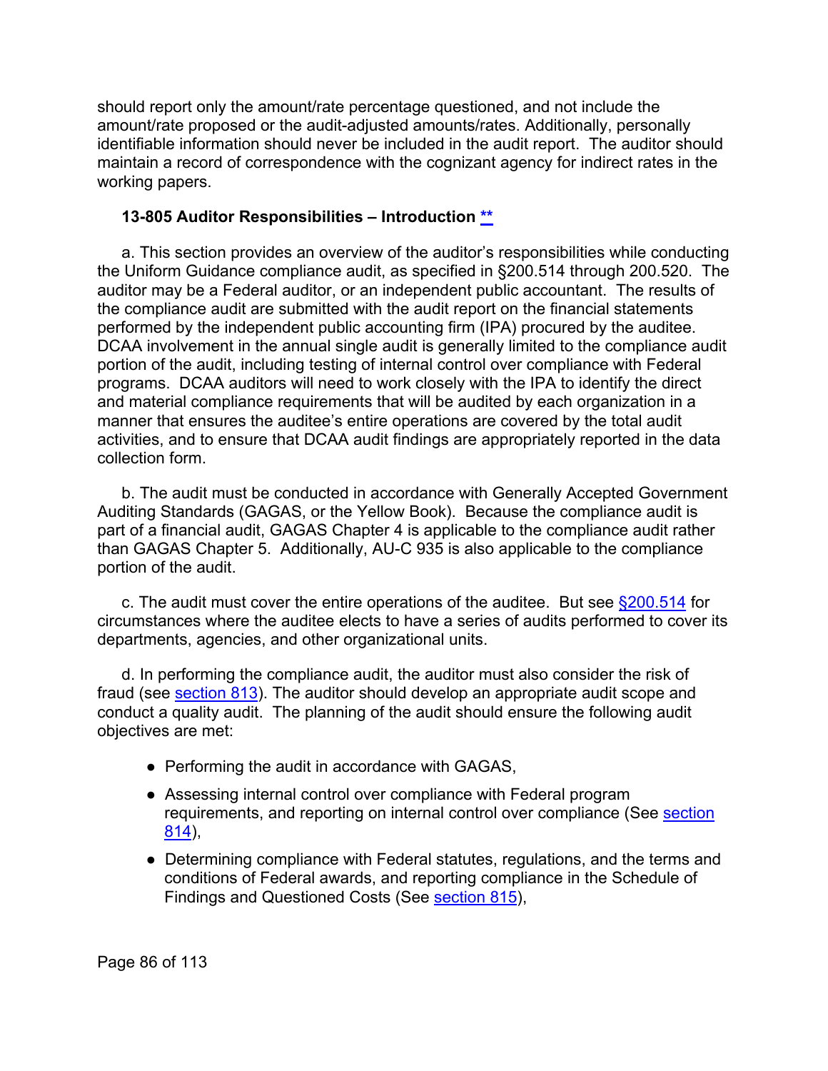should report only the amount/rate percentage questioned, and not include the amount/rate proposed or the audit-adjusted amounts/rates. Additionally, personally identifiable information should never be included in the audit report. The auditor should maintain a record of correspondence with the cognizant agency for indirect rates in the working papers.

### 13-805 Auditor Responsibilities – Introduction **

a. This section provides an overview of the auditor's responsibilities while conducting the Uniform Guidance compliance audit, as specified in §200.514 through 200.520. The auditor may be a Federal auditor, or an independent public accountant. The results of the compliance audit are submitted with the audit report on the financial statements performed by the independent public accounting firm (IPA) procured by the auditee. DCAA involvement in the annual single audit is generally limited to the compliance audit portion of the audit, including testing of internal control over compliance with Federal programs. DCAA auditors will need to work closely with the IPA to identify the direct and material compliance requirements that will be audited by each organization in a manner that ensures the auditee's entire operations are covered by the total audit activities, and to ensure that DCAA audit findings are appropriately reported in the data collection form.

b. The audit must be conducted in accordance with Generally Accepted Government Auditing Standards (GAGAS, or the Yellow Book). Because the compliance audit is part of a financial audit, GAGAS Chapter 4 is applicable to the compliance audit rather than GAGAS Chapter 5. Additionally, AU-C 935 is also applicable to the compliance portion of the audit.

c. The audit must cover the entire operations of the auditee. But see §200.514 for circumstances where the auditee elects to have a series of audits performed to cover its departments, agencies, and other organizational units.

d. In performing the compliance audit, the auditor must also consider the risk of fraud (see section 813). The auditor should develop an appropriate audit scope and conduct a quality audit. The planning of the audit should ensure the following audit objectives are met:

- Performing the audit in accordance with GAGAS,
- Assessing internal control over compliance with Federal program requirements, and reporting on internal control over compliance (See section 814),
- Determining compliance with Federal statutes, regulations, and the terms and conditions of Federal awards, and reporting compliance in the Schedule of Findings and Questioned Costs (See section 815),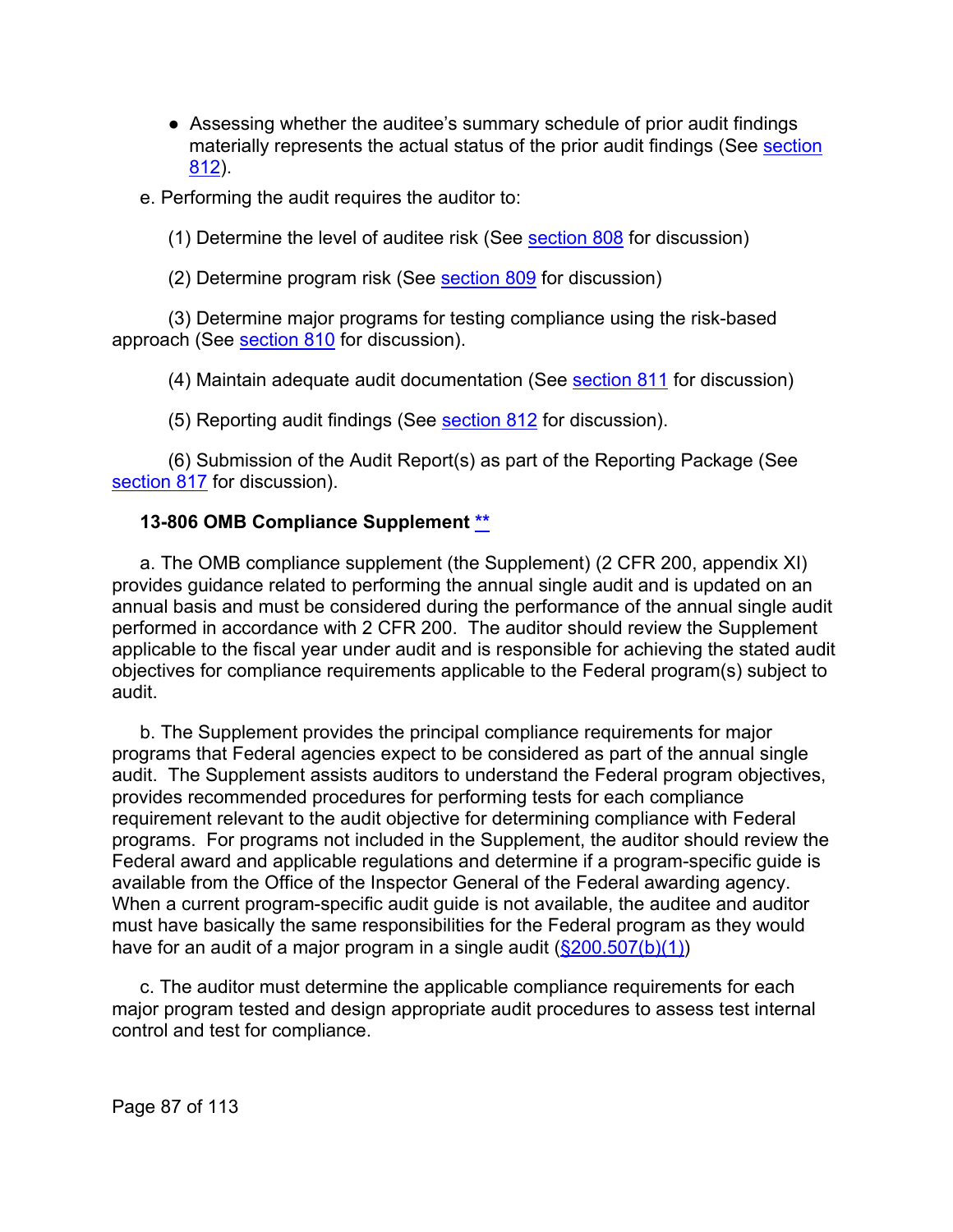- Assessing whether the auditee's summary schedule of prior audit findings materially represents the actual status of the prior audit findings (See section 812).

e. Performing the audit requires the auditor to:

(1) Determine the level of auditee risk (See section 808 for discussion)

(2) Determine program risk (See section 809 for discussion)

(3) Determine major programs for testing compliance using the risk-based approach (See section 810 for discussion).

(4) Maintain adequate audit documentation (See section 811 for discussion)

(5) Reporting audit findings (See section 812 for discussion).

(6) Submission of the Audit Report(s) as part of the Reporting Package (See section 817 for discussion).

**13-806 OMB Compliance Supplement** **

a. The OMB compliance supplement (the Supplement) (2 CFR 200, appendix XI) provides guidance related to performing the annual single audit and is updated on an annual basis and must be considered during the performance of the annual single audit performed in accordance with 2 CFR 200. The auditor should review the Supplement applicable to the fiscal year under audit and is responsible for achieving the stated audit objectives for compliance requirements applicable to the Federal program(s) subject to audit.

b. The Supplement provides the principal compliance requirements for major programs that Federal agencies expect to be considered as part of the annual single audit. The Supplement assists auditors to understand the Federal program objectives, provides recommended procedures for performing tests for each compliance requirement relevant to the audit objective for determining compliance with Federal programs. For programs not included in the Supplement, the auditor should review the Federal award and applicable regulations and determine if a program-specific guide is available from the Office of the Inspector General of the Federal awarding agency. When a current program-specific audit guide is not available, the auditee and auditor must have basically the same responsibilities for the Federal program as they would have for an audit of a major program in a single audit (§200.507(b)(1))

c. The auditor must determine the applicable compliance requirements for each major program tested and design appropriate audit procedures to assess test internal control and test for compliance.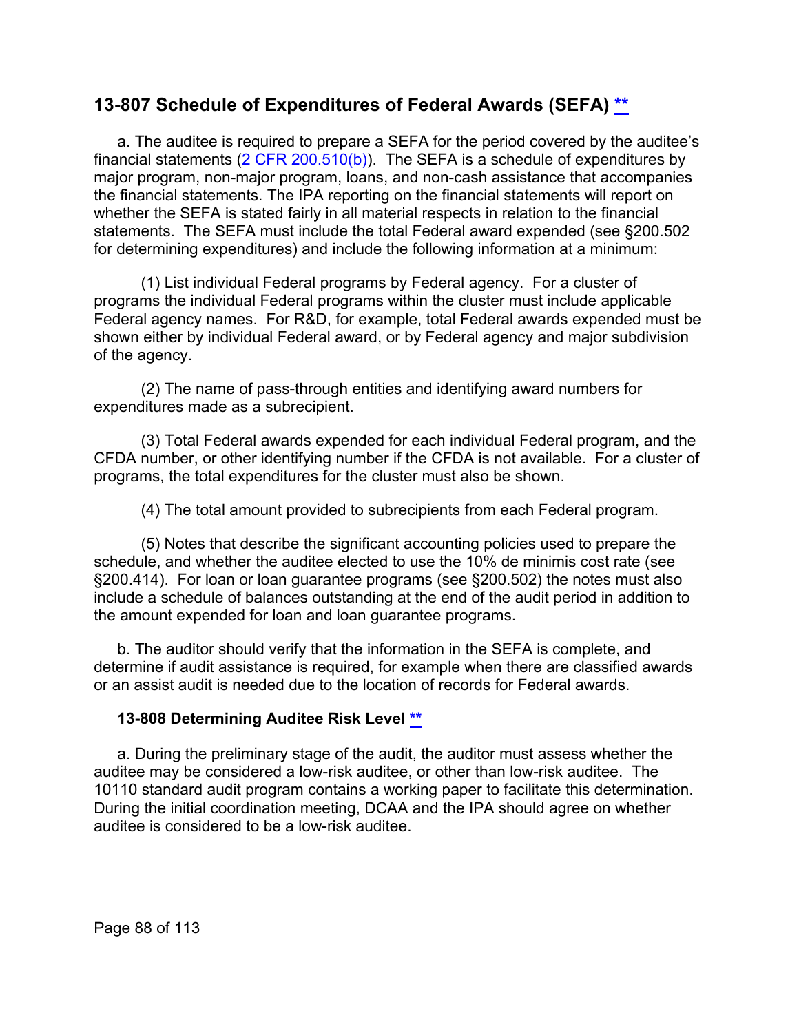## 13-807 Schedule of Expenditures of Federal Awards (SEFA) [**](#)

a. The auditee is required to prepare a SEFA for the period covered by the auditee's financial statements ([2 CFR 200.510(b)](#)). The SEFA is a schedule of expenditures by major program, non-major program, loans, and non-cash assistance that accompanies the financial statements. The IPA reporting on the financial statements will report on whether the SEFA is stated fairly in all material respects in relation to the financial statements. The SEFA must include the total Federal award expended (see §200.502 for determining expenditures) and include the following information at a minimum:

(1) List individual Federal programs by Federal agency. For a cluster of programs the individual Federal programs within the cluster must include applicable Federal agency names. For R&D, for example, total Federal awards expended must be shown either by individual Federal award, or by Federal agency and major subdivision of the agency.

(2) The name of pass-through entities and identifying award numbers for expenditures made as a subrecipient.

(3) Total Federal awards expended for each individual Federal program, and the CFDA number, or other identifying number if the CFDA is not available. For a cluster of programs, the total expenditures for the cluster must also be shown.

(4) The total amount provided to subrecipients from each Federal program.

(5) Notes that describe the significant accounting policies used to prepare the schedule, and whether the auditee elected to use the 10% de minimis cost rate (see §200.414). For loan or loan guarantee programs (see §200.502) the notes must also include a schedule of balances outstanding at the end of the audit period in addition to the amount expended for loan and loan guarantee programs.

b. The auditor should verify that the information in the SEFA is complete, and determine if audit assistance is required, for example when there are classified awards or an assist audit is needed due to the location of records for Federal awards.

### 13-808 Determining Auditee Risk Level [**](#)

a. During the preliminary stage of the audit, the auditor must assess whether the auditee may be considered a low-risk auditee, or other than low-risk auditee. The 10110 standard audit program contains a working paper to facilitate this determination. During the initial coordination meeting, DCAA and the IPA should agree on whether auditee is considered to be a low-risk auditee.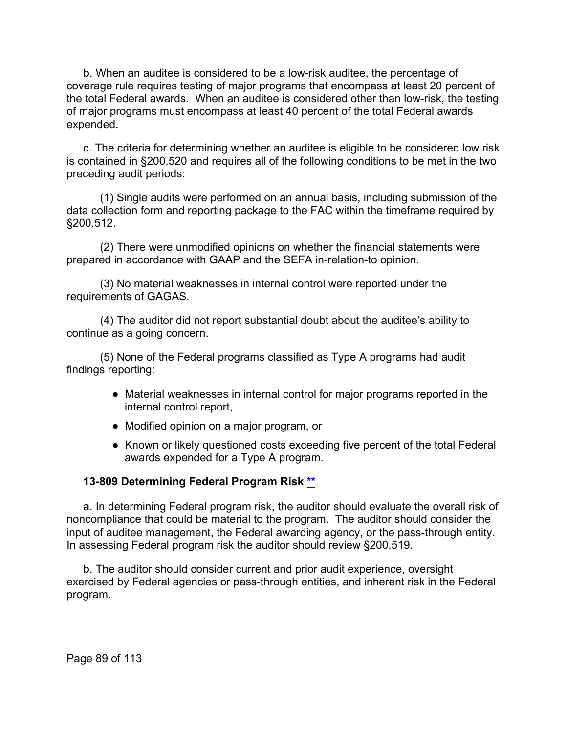b. When an auditee is considered to be a low-risk auditee, the percentage of coverage rule requires testing of major programs that encompass at least 20 percent of the total Federal awards. When an auditee is considered other than low-risk, the testing of major programs must encompass at least 40 percent of the total Federal awards expended.

c. The criteria for determining whether an auditee is eligible to be considered low risk is contained in §200.520 and requires all of the following conditions to be met in the two preceding audit periods:

(1) Single audits were performed on an annual basis, including submission of the data collection form and reporting package to the FAC within the timeframe required by §200.512.

(2) There were unmodified opinions on whether the financial statements were prepared in accordance with GAAP and the SEFA in-relation-to opinion.

(3) No material weaknesses in internal control were reported under the requirements of GAGAS.

(4) The auditor did not report substantial doubt about the auditee's ability to continue as a going concern.

(5) None of the Federal programs classified as Type A programs had audit findings reporting:

- Material weaknesses in internal control for major programs reported in the internal control report,
- Modified opinion on a major program, or
- Known or likely questioned costs exceeding five percent of the total Federal awards expended for a Type A program.

### 13-809 Determining Federal Program Risk **

a. In determining Federal program risk, the auditor should evaluate the overall risk of noncompliance that could be material to the program. The auditor should consider the input of auditee management, the Federal awarding agency, or the pass-through entity. In assessing Federal program risk the auditor should review §200.519.

b. The auditor should consider current and prior audit experience, oversight exercised by Federal agencies or pass-through entities, and inherent risk in the Federal program.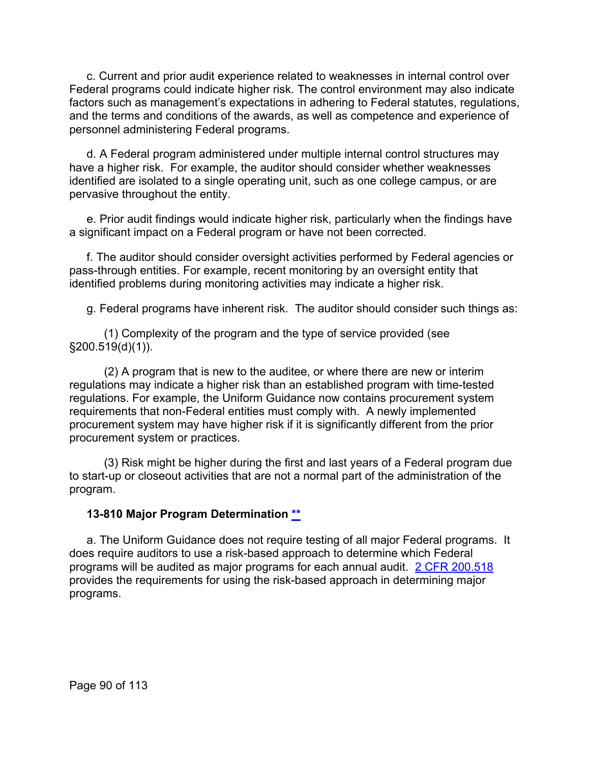c. Current and prior audit experience related to weaknesses in internal control over Federal programs could indicate higher risk. The control environment may also indicate factors such as management's expectations in adhering to Federal statutes, regulations, and the terms and conditions of the awards, as well as competence and experience of personnel administering Federal programs.

d. A Federal program administered under multiple internal control structures may have a higher risk. For example, the auditor should consider whether weaknesses identified are isolated to a single operating unit, such as one college campus, or are pervasive throughout the entity.

e. Prior audit findings would indicate higher risk, particularly when the findings have a significant impact on a Federal program or have not been corrected.

f. The auditor should consider oversight activities performed by Federal agencies or pass-through entities. For example, recent monitoring by an oversight entity that identified problems during monitoring activities may indicate a higher risk.

g. Federal programs have inherent risk. The auditor should consider such things as:

(1) Complexity of the program and the type of service provided (see §200.519(d)(1)).

(2) A program that is new to the auditee, or where there are new or interim regulations may indicate a higher risk than an established program with time-tested regulations. For example, the Uniform Guidance now contains procurement system requirements that non-Federal entities must comply with. A newly implemented procurement system may have higher risk if it is significantly different from the prior procurement system or practices.

(3) Risk might be higher during the first and last years of a Federal program due to start-up or closeout activities that are not a normal part of the administration of the program.

### 13-810 Major Program Determination [**](#)

a. The Uniform Guidance does not require testing of all major Federal programs. It does require auditors to use a risk-based approach to determine which Federal programs will be audited as major programs for each annual audit. [2 CFR 200.518](#) provides the requirements for using the risk-based approach in determining major programs.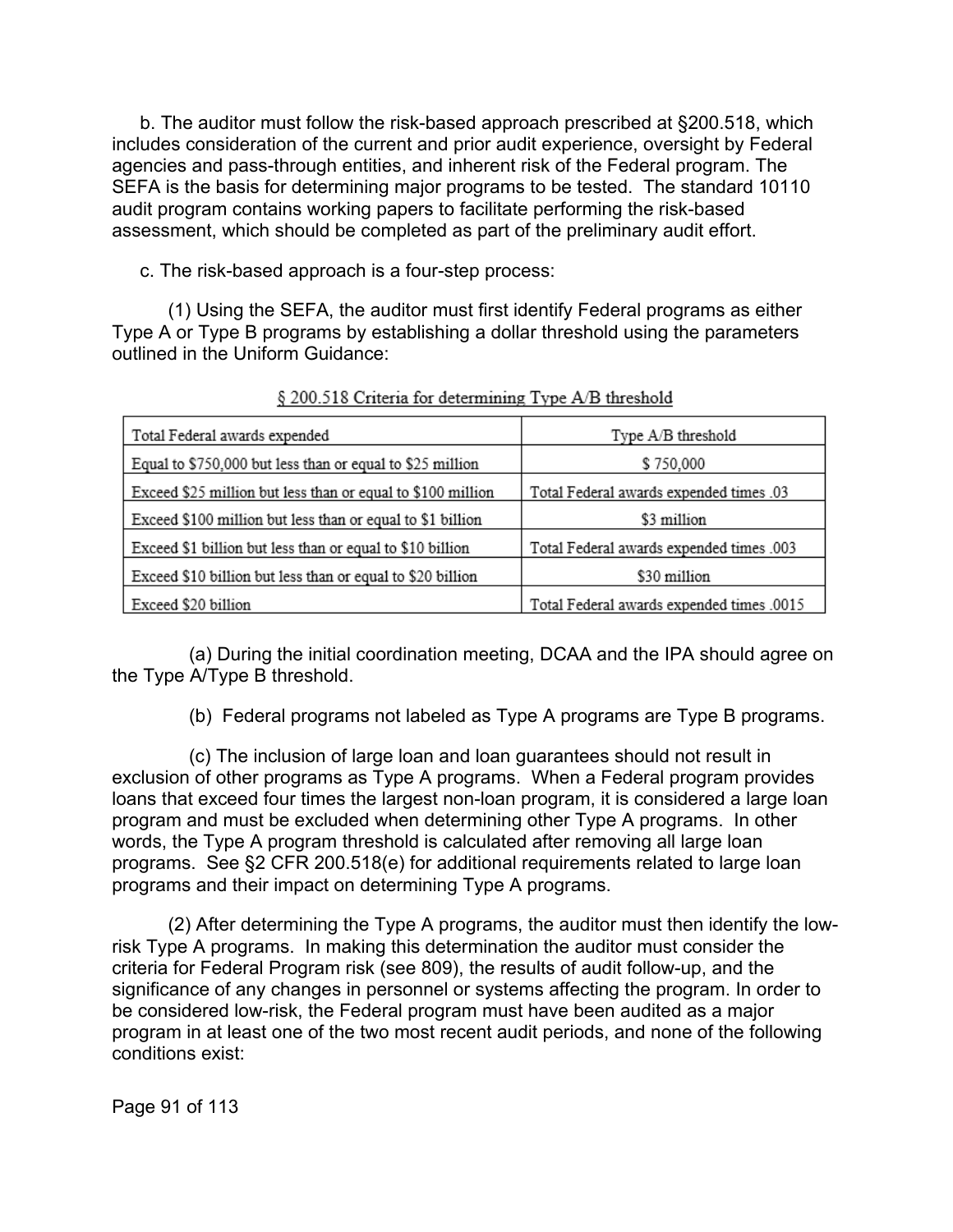b. The auditor must follow the risk-based approach prescribed at §200.518, which includes consideration of the current and prior audit experience, oversight by Federal agencies and pass-through entities, and inherent risk of the Federal program. The SEFA is the basis for determining major programs to be tested. The standard 10110 audit program contains working papers to facilitate performing the risk-based assessment, which should be completed as part of the preliminary audit effort.

c. The risk-based approach is a four-step process:

(1) Using the SEFA, the auditor must first identify Federal programs as either Type A or Type B programs by establishing a dollar threshold using the parameters outlined in the Uniform Guidance:

§ 200.518 Criteria for determining Type A/B threshold

| Total Federal awards expended | Type A/B threshold |
|---|---|
| Equal to $750,000 but less than or equal to $25 million | $ 750,000 |
| Exceed $25 million but less than or equal to $100 million | Total Federal awards expended times .03 |
| Exceed $100 million but less than or equal to $1 billion | $3 million |
| Exceed $1 billion but less than or equal to $10 billion | Total Federal awards expended times .003 |
| Exceed $10 billion but less than or equal to $20 billion | $30 million |
| Exceed $20 billion | Total Federal awards expended times .0015 |

(a) During the initial coordination meeting, DCAA and the IPA should agree on the Type A/Type B threshold.

(b) Federal programs not labeled as Type A programs are Type B programs.

(c) The inclusion of large loan and loan guarantees should not result in exclusion of other programs as Type A programs. When a Federal program provides loans that exceed four times the largest non-loan program, it is considered a large loan program and must be excluded when determining other Type A programs. In other words, the Type A program threshold is calculated after removing all large loan programs. See §2 CFR 200.518(e) for additional requirements related to large loan programs and their impact on determining Type A programs.

(2) After determining the Type A programs, the auditor must then identify the low-risk Type A programs. In making this determination the auditor must consider the criteria for Federal Program risk (see 809), the results of audit follow-up, and the significance of any changes in personnel or systems affecting the program. In order to be considered low-risk, the Federal program must have been audited as a major program in at least one of the two most recent audit periods, and none of the following conditions exist: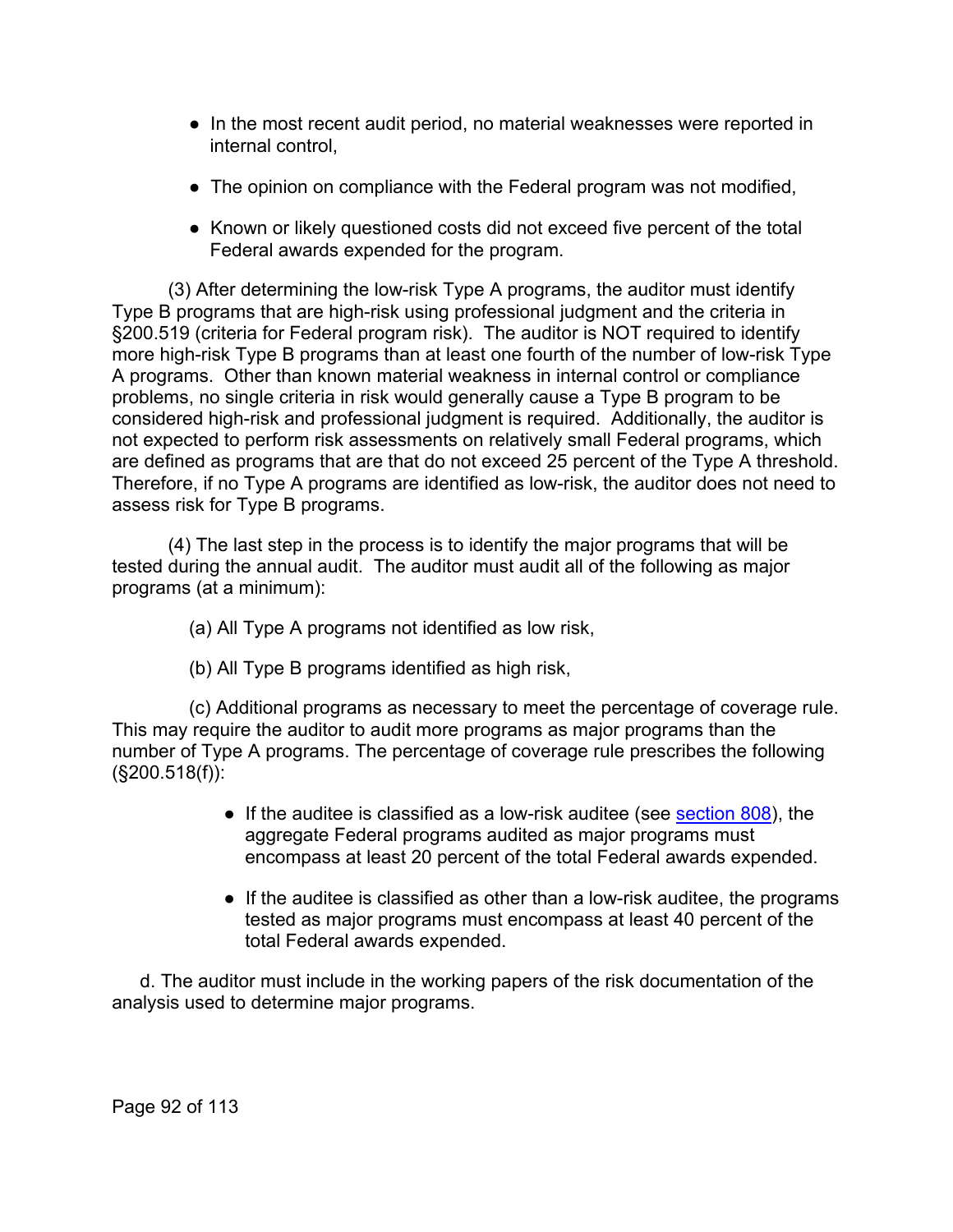- In the most recent audit period, no material weaknesses were reported in internal control,
- The opinion on compliance with the Federal program was not modified,
- Known or likely questioned costs did not exceed five percent of the total Federal awards expended for the program.

(3) After determining the low-risk Type A programs, the auditor must identify Type B programs that are high-risk using professional judgment and the criteria in §200.519 (criteria for Federal program risk). The auditor is NOT required to identify more high-risk Type B programs than at least one fourth of the number of low-risk Type A programs. Other than known material weakness in internal control or compliance problems, no single criteria in risk would generally cause a Type B program to be considered high-risk and professional judgment is required. Additionally, the auditor is not expected to perform risk assessments on relatively small Federal programs, which are defined as programs that are that do not exceed 25 percent of the Type A threshold. Therefore, if no Type A programs are identified as low-risk, the auditor does not need to assess risk for Type B programs.

(4) The last step in the process is to identify the major programs that will be tested during the annual audit. The auditor must audit all of the following as major programs (at a minimum):

(a) All Type A programs not identified as low risk,

(b) All Type B programs identified as high risk,

(c) Additional programs as necessary to meet the percentage of coverage rule. This may require the auditor to audit more programs as major programs than the number of Type A programs. The percentage of coverage rule prescribes the following (§200.518(f)):

- If the auditee is classified as a low-risk auditee (see section 808), the aggregate Federal programs audited as major programs must encompass at least 20 percent of the total Federal awards expended.
- If the auditee is classified as other than a low-risk auditee, the programs tested as major programs must encompass at least 40 percent of the total Federal awards expended.

d. The auditor must include in the working papers of the risk documentation of the analysis used to determine major programs.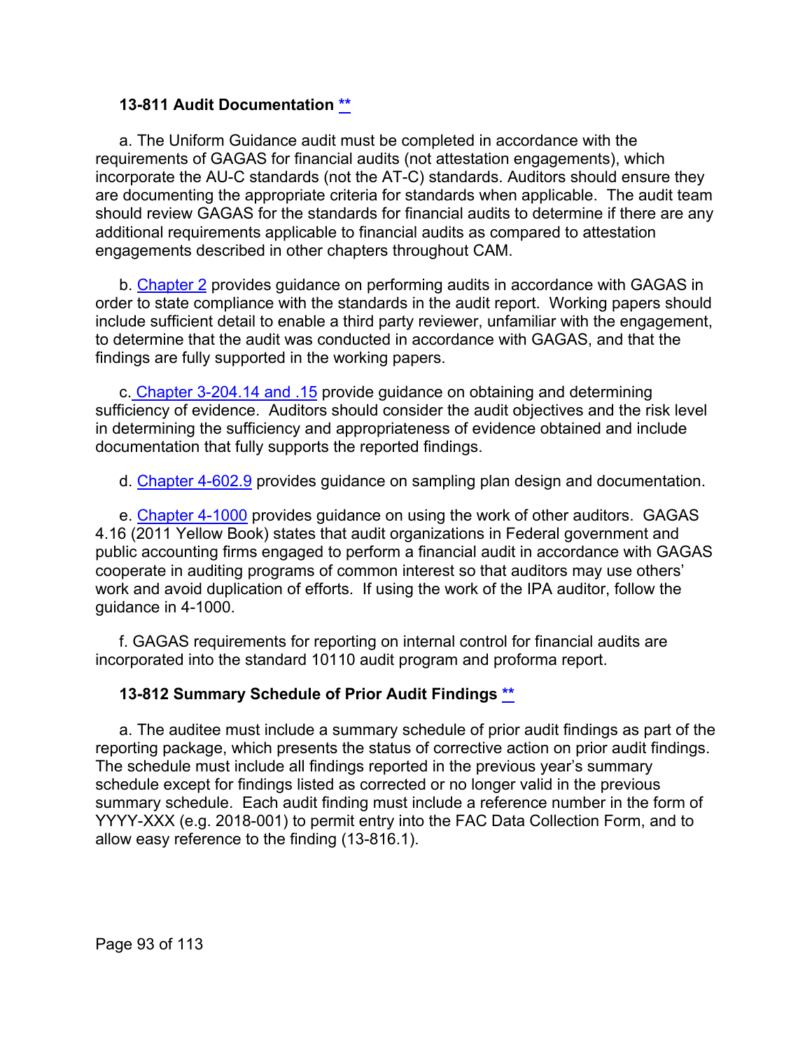### 13-811 Audit Documentation **

a. The Uniform Guidance audit must be completed in accordance with the requirements of GAGAS for financial audits (not attestation engagements), which incorporate the AU-C standards (not the AT-C) standards. Auditors should ensure they are documenting the appropriate criteria for standards when applicable. The audit team should review GAGAS for the standards for financial audits to determine if there are any additional requirements applicable to financial audits as compared to attestation engagements described in other chapters throughout CAM.

b. Chapter 2 provides guidance on performing audits in accordance with GAGAS in order to state compliance with the standards in the audit report. Working papers should include sufficient detail to enable a third party reviewer, unfamiliar with the engagement, to determine that the audit was conducted in accordance with GAGAS, and that the findings are fully supported in the working papers.

c. Chapter 3-204.14 and .15 provide guidance on obtaining and determining sufficiency of evidence. Auditors should consider the audit objectives and the risk level in determining the sufficiency and appropriateness of evidence obtained and include documentation that fully supports the reported findings.

d. Chapter 4-602.9 provides guidance on sampling plan design and documentation.

e. Chapter 4-1000 provides guidance on using the work of other auditors. GAGAS 4.16 (2011 Yellow Book) states that audit organizations in Federal government and public accounting firms engaged to perform a financial audit in accordance with GAGAS cooperate in auditing programs of common interest so that auditors may use others' work and avoid duplication of efforts. If using the work of the IPA auditor, follow the guidance in 4-1000.

f. GAGAS requirements for reporting on internal control for financial audits are incorporated into the standard 10110 audit program and proforma report.

### 13-812 Summary Schedule of Prior Audit Findings **

a. The auditee must include a summary schedule of prior audit findings as part of the reporting package, which presents the status of corrective action on prior audit findings. The schedule must include all findings reported in the previous year's summary schedule except for findings listed as corrected or no longer valid in the previous summary schedule. Each audit finding must include a reference number in the form of YYYY-XXX (e.g. 2018-001) to permit entry into the FAC Data Collection Form, and to allow easy reference to the finding (13-816.1).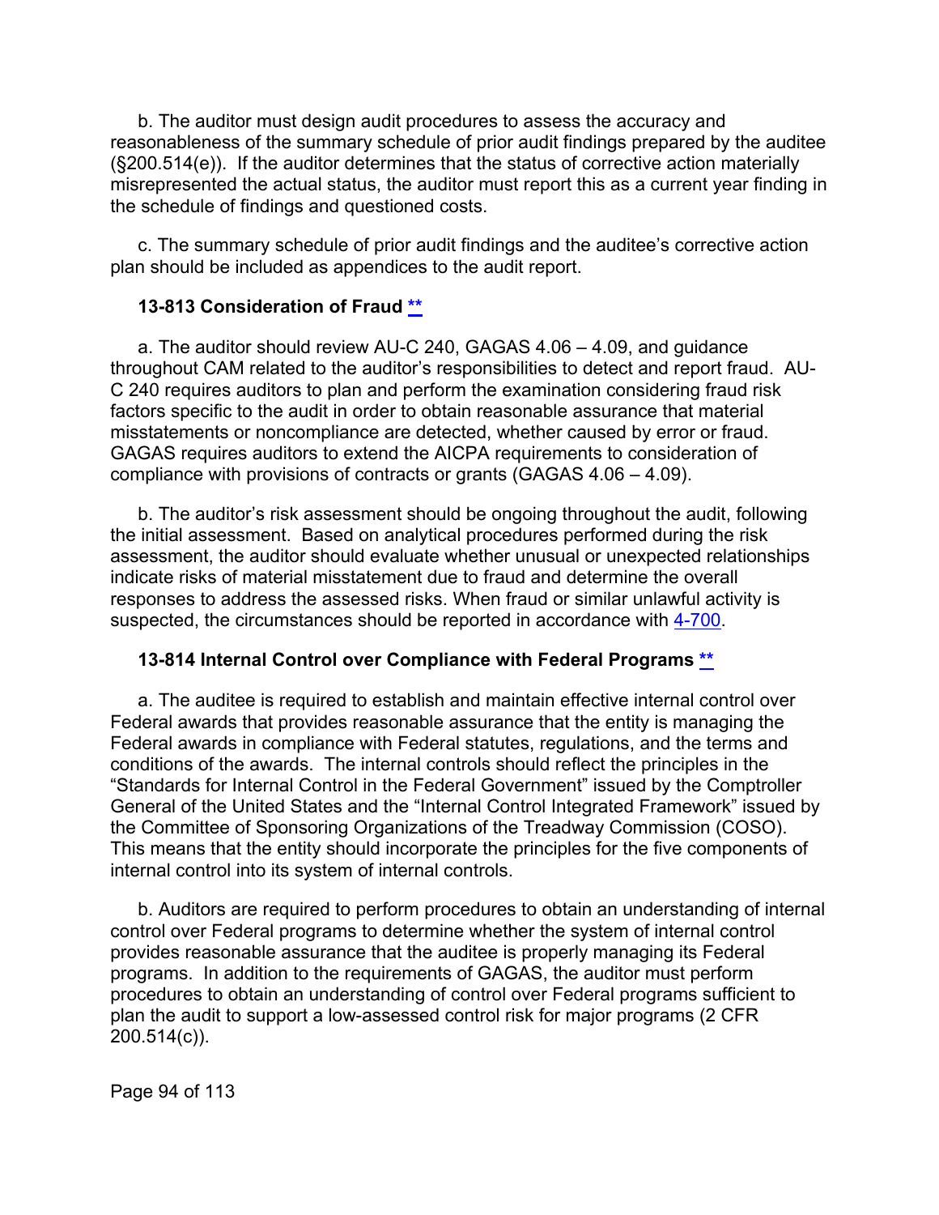b. The auditor must design audit procedures to assess the accuracy and reasonableness of the summary schedule of prior audit findings prepared by the auditee (§200.514(e)). If the auditor determines that the status of corrective action materially misrepresented the actual status, the auditor must report this as a current year finding in the schedule of findings and questioned costs.

c. The summary schedule of prior audit findings and the auditee's corrective action plan should be included as appendices to the audit report.

### 13-813 Consideration of Fraud **

a. The auditor should review AU-C 240, GAGAS 4.06 – 4.09, and guidance throughout CAM related to the auditor's responsibilities to detect and report fraud. AU-C 240 requires auditors to plan and perform the examination considering fraud risk factors specific to the audit in order to obtain reasonable assurance that material misstatements or noncompliance are detected, whether caused by error or fraud. GAGAS requires auditors to extend the AICPA requirements to consideration of compliance with provisions of contracts or grants (GAGAS 4.06 – 4.09).

b. The auditor's risk assessment should be ongoing throughout the audit, following the initial assessment. Based on analytical procedures performed during the risk assessment, the auditor should evaluate whether unusual or unexpected relationships indicate risks of material misstatement due to fraud and determine the overall responses to address the assessed risks. When fraud or similar unlawful activity is suspected, the circumstances should be reported in accordance with 4-700.

### 13-814 Internal Control over Compliance with Federal Programs **

a. The auditee is required to establish and maintain effective internal control over Federal awards that provides reasonable assurance that the entity is managing the Federal awards in compliance with Federal statutes, regulations, and the terms and conditions of the awards. The internal controls should reflect the principles in the "Standards for Internal Control in the Federal Government" issued by the Comptroller General of the United States and the "Internal Control Integrated Framework" issued by the Committee of Sponsoring Organizations of the Treadway Commission (COSO). This means that the entity should incorporate the principles for the five components of internal control into its system of internal controls.

b. Auditors are required to perform procedures to obtain an understanding of internal control over Federal programs to determine whether the system of internal control provides reasonable assurance that the auditee is properly managing its Federal programs. In addition to the requirements of GAGAS, the auditor must perform procedures to obtain an understanding of control over Federal programs sufficient to plan the audit to support a low-assessed control risk for major programs (2 CFR 200.514(c)).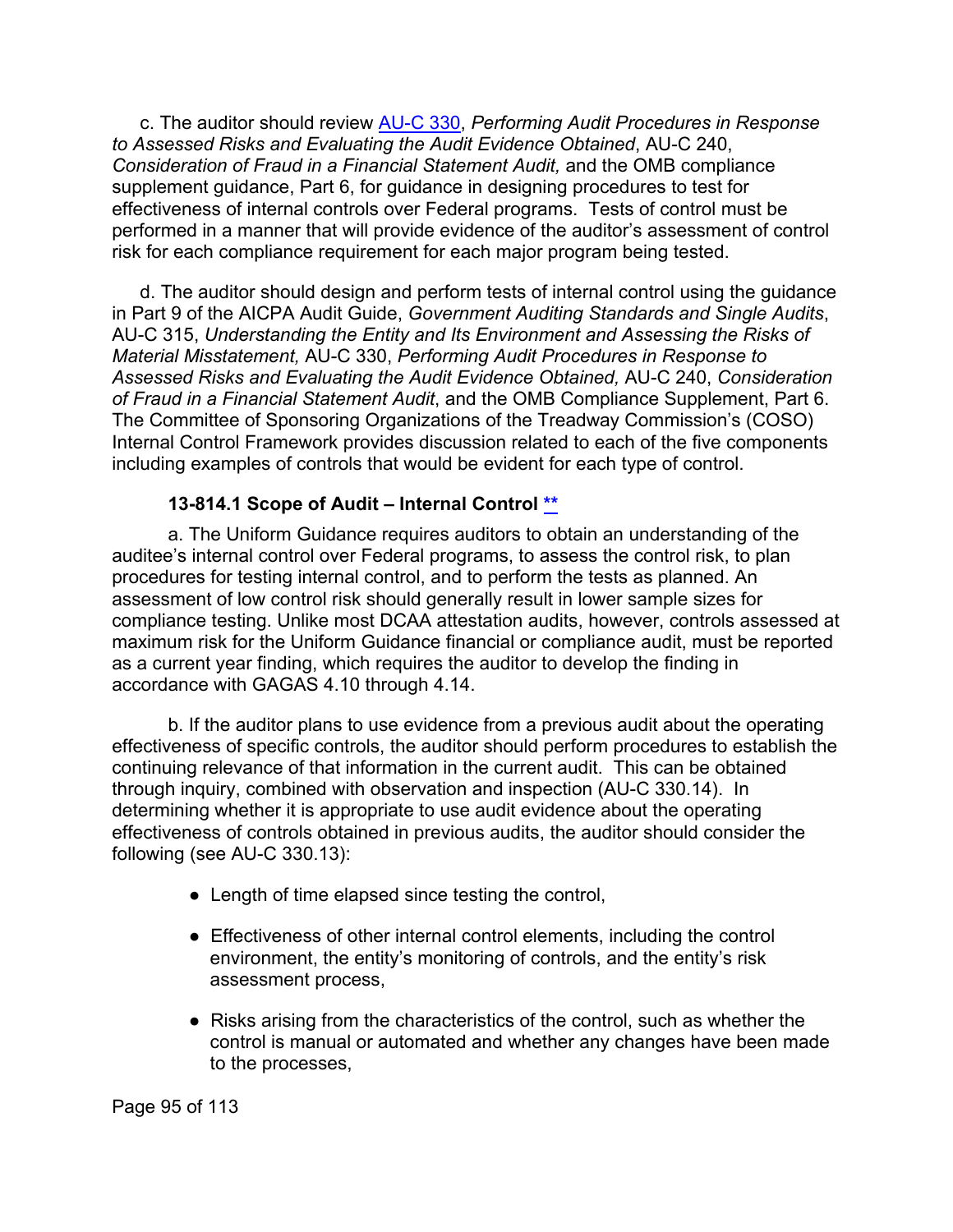c. The auditor should review AU-C 330, *Performing Audit Procedures in Response to Assessed Risks and Evaluating the Audit Evidence Obtained*, AU-C 240, *Consideration of Fraud in a Financial Statement Audit,* and the OMB compliance supplement guidance, Part 6, for guidance in designing procedures to test for effectiveness of internal controls over Federal programs. Tests of control must be performed in a manner that will provide evidence of the auditor's assessment of control risk for each compliance requirement for each major program being tested.

d. The auditor should design and perform tests of internal control using the guidance in Part 9 of the AICPA Audit Guide, *Government Auditing Standards and Single Audits*, AU-C 315, *Understanding the Entity and Its Environment and Assessing the Risks of Material Misstatement,* AU-C 330, *Performing Audit Procedures in Response to Assessed Risks and Evaluating the Audit Evidence Obtained,* AU-C 240, *Consideration of Fraud in a Financial Statement Audit*, and the OMB Compliance Supplement, Part 6. The Committee of Sponsoring Organizations of the Treadway Commission's (COSO) Internal Control Framework provides discussion related to each of the five components including examples of controls that would be evident for each type of control.

### 13-814.1 Scope of Audit – Internal Control **

a. The Uniform Guidance requires auditors to obtain an understanding of the auditee's internal control over Federal programs, to assess the control risk, to plan procedures for testing internal control, and to perform the tests as planned. An assessment of low control risk should generally result in lower sample sizes for compliance testing. Unlike most DCAA attestation audits, however, controls assessed at maximum risk for the Uniform Guidance financial or compliance audit, must be reported as a current year finding, which requires the auditor to develop the finding in accordance with GAGAS 4.10 through 4.14.

b. If the auditor plans to use evidence from a previous audit about the operating effectiveness of specific controls, the auditor should perform procedures to establish the continuing relevance of that information in the current audit. This can be obtained through inquiry, combined with observation and inspection (AU-C 330.14). In determining whether it is appropriate to use audit evidence about the operating effectiveness of controls obtained in previous audits, the auditor should consider the following (see AU-C 330.13):

- Length of time elapsed since testing the control,
- Effectiveness of other internal control elements, including the control environment, the entity's monitoring of controls, and the entity's risk assessment process,
- Risks arising from the characteristics of the control, such as whether the control is manual or automated and whether any changes have been made to the processes,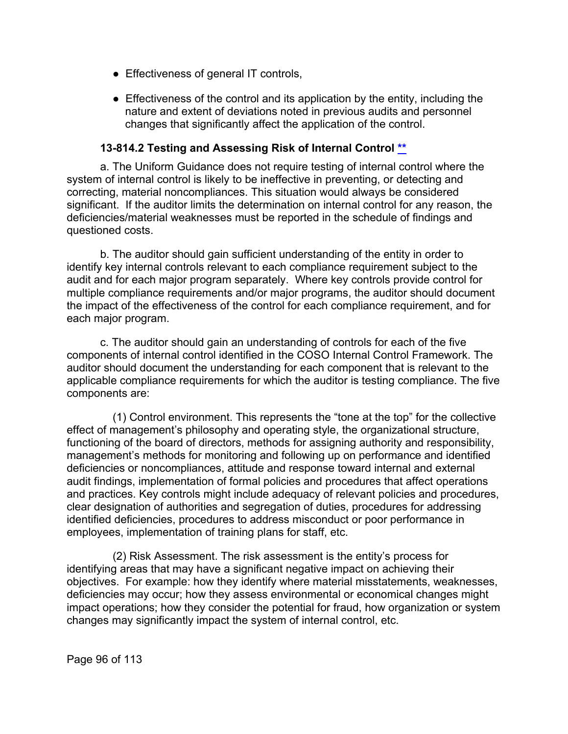- Effectiveness of general IT controls,
- Effectiveness of the control and its application by the entity, including the nature and extent of deviations noted in previous audits and personnel changes that significantly affect the application of the control.

### 13-814.2 Testing and Assessing Risk of Internal Control **

a. The Uniform Guidance does not require testing of internal control where the system of internal control is likely to be ineffective in preventing, or detecting and correcting, material noncompliances. This situation would always be considered significant. If the auditor limits the determination on internal control for any reason, the deficiencies/material weaknesses must be reported in the schedule of findings and questioned costs.

b. The auditor should gain sufficient understanding of the entity in order to identify key internal controls relevant to each compliance requirement subject to the audit and for each major program separately. Where key controls provide control for multiple compliance requirements and/or major programs, the auditor should document the impact of the effectiveness of the control for each compliance requirement, and for each major program.

c. The auditor should gain an understanding of controls for each of the five components of internal control identified in the COSO Internal Control Framework. The auditor should document the understanding for each component that is relevant to the applicable compliance requirements for which the auditor is testing compliance. The five components are:

(1) Control environment. This represents the "tone at the top" for the collective effect of management's philosophy and operating style, the organizational structure, functioning of the board of directors, methods for assigning authority and responsibility, management's methods for monitoring and following up on performance and identified deficiencies or noncompliances, attitude and response toward internal and external audit findings, implementation of formal policies and procedures that affect operations and practices. Key controls might include adequacy of relevant policies and procedures, clear designation of authorities and segregation of duties, procedures for addressing identified deficiencies, procedures to address misconduct or poor performance in employees, implementation of training plans for staff, etc.

(2) Risk Assessment. The risk assessment is the entity's process for identifying areas that may have a significant negative impact on achieving their objectives. For example: how they identify where material misstatements, weaknesses, deficiencies may occur; how they assess environmental or economical changes might impact operations; how they consider the potential for fraud, how organization or system changes may significantly impact the system of internal control, etc.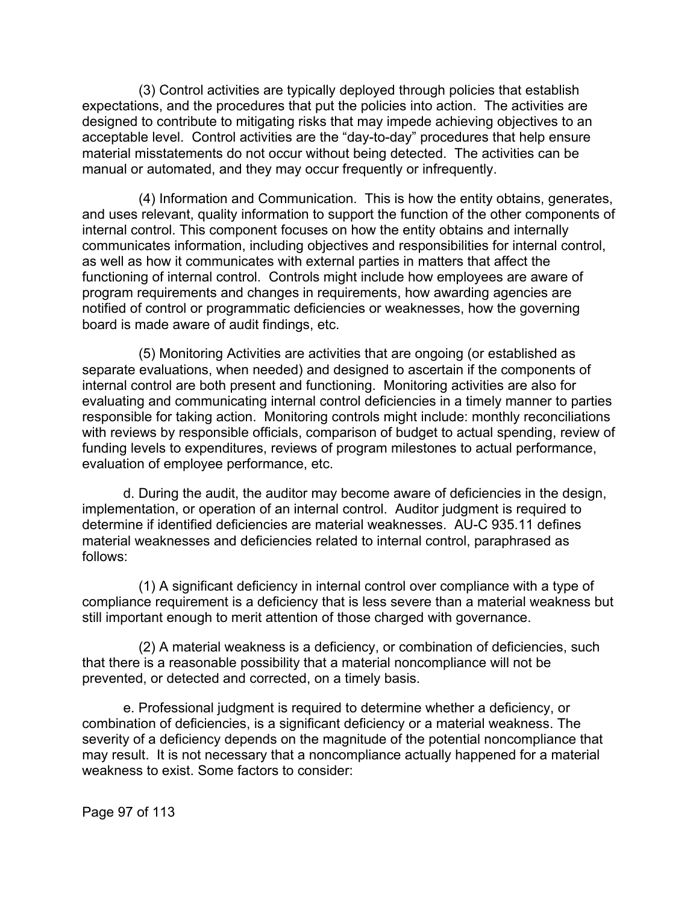(3) Control activities are typically deployed through policies that establish expectations, and the procedures that put the policies into action. The activities are designed to contribute to mitigating risks that may impede achieving objectives to an acceptable level. Control activities are the "day-to-day" procedures that help ensure material misstatements do not occur without being detected. The activities can be manual or automated, and they may occur frequently or infrequently.

(4) Information and Communication. This is how the entity obtains, generates, and uses relevant, quality information to support the function of the other components of internal control. This component focuses on how the entity obtains and internally communicates information, including objectives and responsibilities for internal control, as well as how it communicates with external parties in matters that affect the functioning of internal control. Controls might include how employees are aware of program requirements and changes in requirements, how awarding agencies are notified of control or programmatic deficiencies or weaknesses, how the governing board is made aware of audit findings, etc.

(5) Monitoring Activities are activities that are ongoing (or established as separate evaluations, when needed) and designed to ascertain if the components of internal control are both present and functioning. Monitoring activities are also for evaluating and communicating internal control deficiencies in a timely manner to parties responsible for taking action. Monitoring controls might include: monthly reconciliations with reviews by responsible officials, comparison of budget to actual spending, review of funding levels to expenditures, reviews of program milestones to actual performance, evaluation of employee performance, etc.

d. During the audit, the auditor may become aware of deficiencies in the design, implementation, or operation of an internal control. Auditor judgment is required to determine if identified deficiencies are material weaknesses. AU-C 935.11 defines material weaknesses and deficiencies related to internal control, paraphrased as follows:

(1) A significant deficiency in internal control over compliance with a type of compliance requirement is a deficiency that is less severe than a material weakness but still important enough to merit attention of those charged with governance.

(2) A material weakness is a deficiency, or combination of deficiencies, such that there is a reasonable possibility that a material noncompliance will not be prevented, or detected and corrected, on a timely basis.

e. Professional judgment is required to determine whether a deficiency, or combination of deficiencies, is a significant deficiency or a material weakness. The severity of a deficiency depends on the magnitude of the potential noncompliance that may result. It is not necessary that a noncompliance actually happened for a material weakness to exist. Some factors to consider: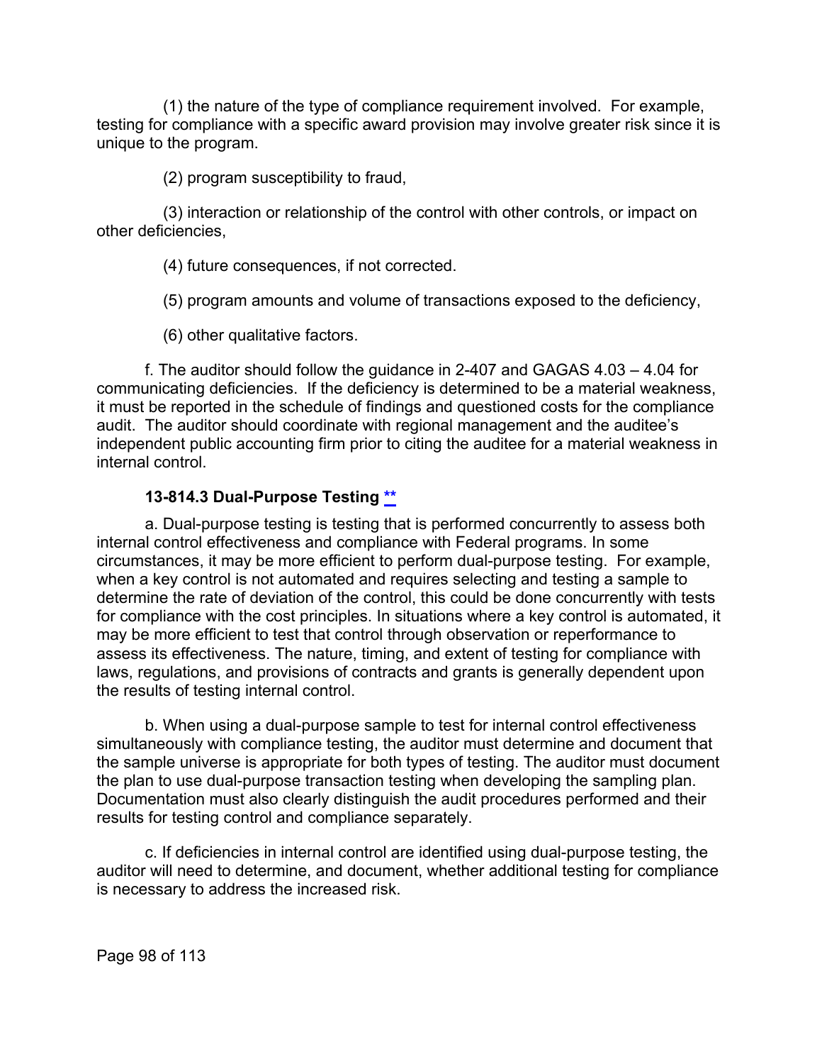(1) the nature of the type of compliance requirement involved. For example, testing for compliance with a specific award provision may involve greater risk since it is unique to the program.

(2) program susceptibility to fraud,

(3) interaction or relationship of the control with other controls, or impact on other deficiencies,

(4) future consequences, if not corrected.

(5) program amounts and volume of transactions exposed to the deficiency,

(6) other qualitative factors.

f. The auditor should follow the guidance in 2-407 and GAGAS 4.03 – 4.04 for communicating deficiencies. If the deficiency is determined to be a material weakness, it must be reported in the schedule of findings and questioned costs for the compliance audit. The auditor should coordinate with regional management and the auditee's independent public accounting firm prior to citing the auditee for a material weakness in internal control.

### 13-814.3 Dual-Purpose Testing **

a. Dual-purpose testing is testing that is performed concurrently to assess both internal control effectiveness and compliance with Federal programs. In some circumstances, it may be more efficient to perform dual-purpose testing. For example, when a key control is not automated and requires selecting and testing a sample to determine the rate of deviation of the control, this could be done concurrently with tests for compliance with the cost principles. In situations where a key control is automated, it may be more efficient to test that control through observation or reperformance to assess its effectiveness. The nature, timing, and extent of testing for compliance with laws, regulations, and provisions of contracts and grants is generally dependent upon the results of testing internal control.

b. When using a dual-purpose sample to test for internal control effectiveness simultaneously with compliance testing, the auditor must determine and document that the sample universe is appropriate for both types of testing. The auditor must document the plan to use dual-purpose transaction testing when developing the sampling plan. Documentation must also clearly distinguish the audit procedures performed and their results for testing control and compliance separately.

c. If deficiencies in internal control are identified using dual-purpose testing, the auditor will need to determine, and document, whether additional testing for compliance is necessary to address the increased risk.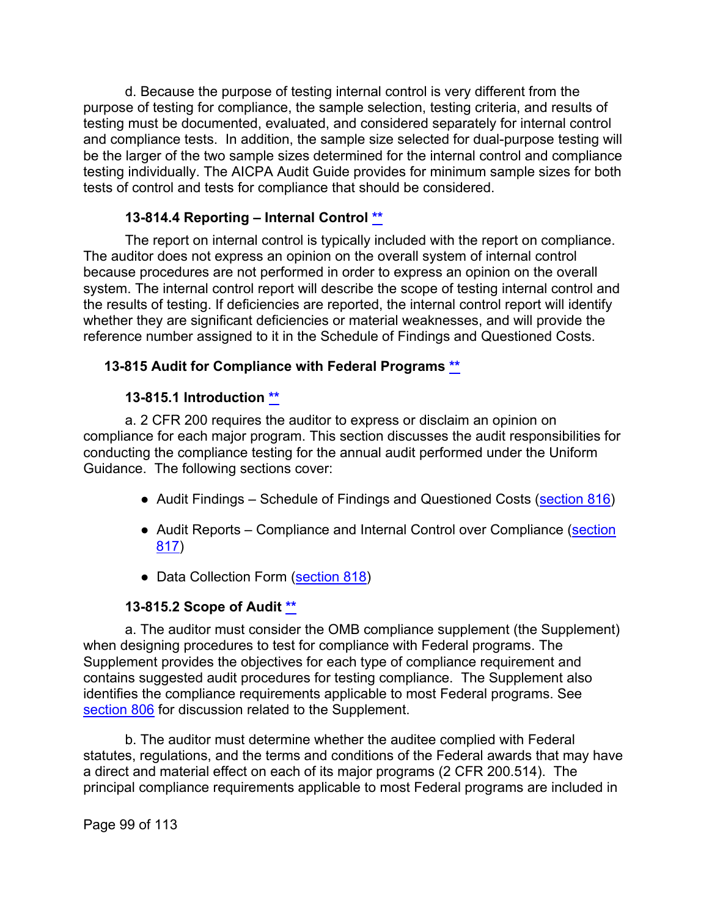d. Because the purpose of testing internal control is very different from the purpose of testing for compliance, the sample selection, testing criteria, and results of testing must be documented, evaluated, and considered separately for internal control and compliance tests. In addition, the sample size selected for dual-purpose testing will be the larger of the two sample sizes determined for the internal control and compliance testing individually. The AICPA Audit Guide provides for minimum sample sizes for both tests of control and tests for compliance that should be considered.

#### 13-814.4 Reporting – Internal Control **

The report on internal control is typically included with the report on compliance. The auditor does not express an opinion on the overall system of internal control because procedures are not performed in order to express an opinion on the overall system. The internal control report will describe the scope of testing internal control and the results of testing. If deficiencies are reported, the internal control report will identify whether they are significant deficiencies or material weaknesses, and will provide the reference number assigned to it in the Schedule of Findings and Questioned Costs.

### 13-815 Audit for Compliance with Federal Programs **

#### 13-815.1 Introduction **

a. 2 CFR 200 requires the auditor to express or disclaim an opinion on compliance for each major program. This section discusses the audit responsibilities for conducting the compliance testing for the annual audit performed under the Uniform Guidance. The following sections cover:

- Audit Findings – Schedule of Findings and Questioned Costs (section 816)
- Audit Reports – Compliance and Internal Control over Compliance (section 817)
- Data Collection Form (section 818)

#### 13-815.2 Scope of Audit **

a. The auditor must consider the OMB compliance supplement (the Supplement) when designing procedures to test for compliance with Federal programs. The Supplement provides the objectives for each type of compliance requirement and contains suggested audit procedures for testing compliance. The Supplement also identifies the compliance requirements applicable to most Federal programs. See section 806 for discussion related to the Supplement.

b. The auditor must determine whether the auditee complied with Federal statutes, regulations, and the terms and conditions of the Federal awards that may have a direct and material effect on each of its major programs (2 CFR 200.514). The principal compliance requirements applicable to most Federal programs are included in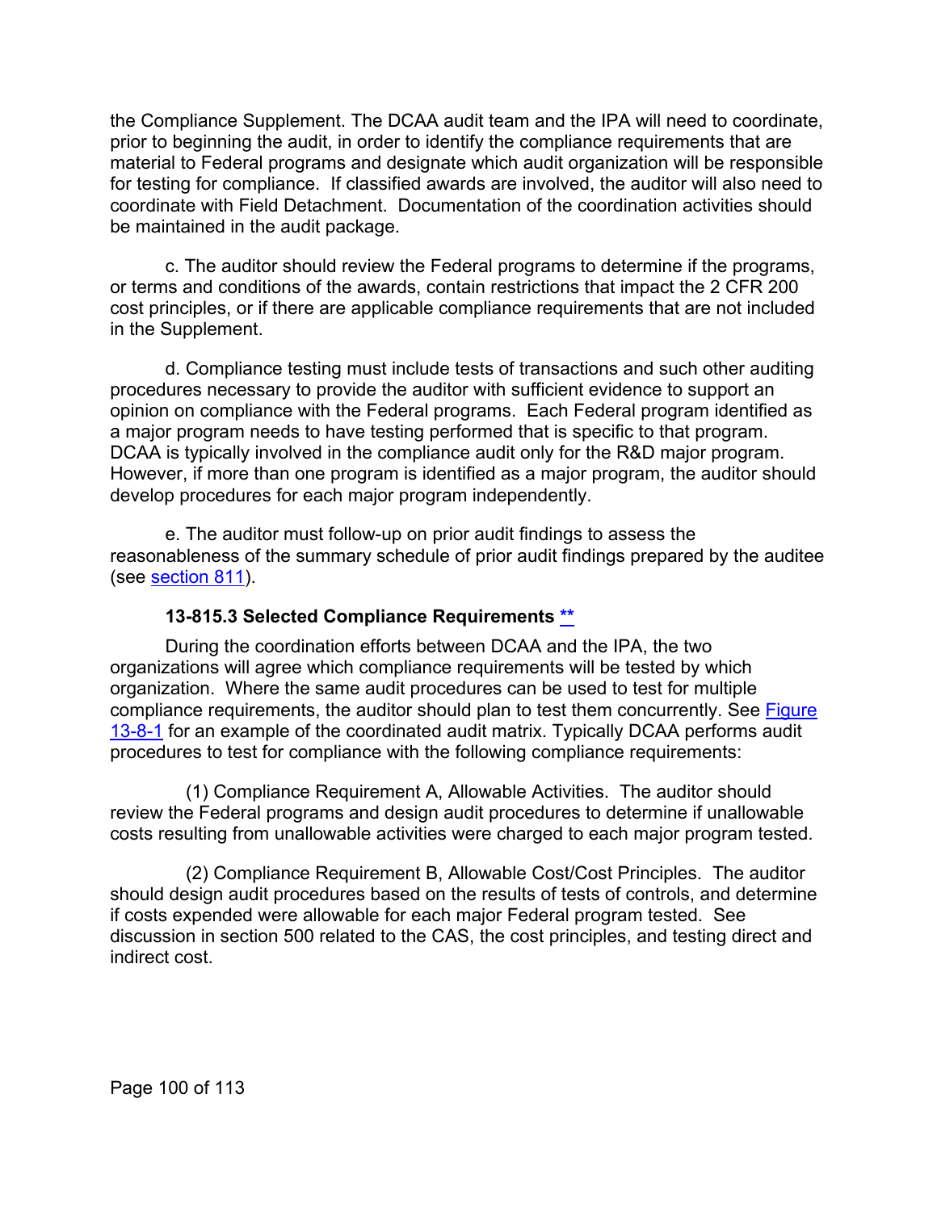the Compliance Supplement. The DCAA audit team and the IPA will need to coordinate, prior to beginning the audit, in order to identify the compliance requirements that are material to Federal programs and designate which audit organization will be responsible for testing for compliance. If classified awards are involved, the auditor will also need to coordinate with Field Detachment. Documentation of the coordination activities should be maintained in the audit package.

c. The auditor should review the Federal programs to determine if the programs, or terms and conditions of the awards, contain restrictions that impact the 2 CFR 200 cost principles, or if there are applicable compliance requirements that are not included in the Supplement.

d. Compliance testing must include tests of transactions and such other auditing procedures necessary to provide the auditor with sufficient evidence to support an opinion on compliance with the Federal programs. Each Federal program identified as a major program needs to have testing performed that is specific to that program. DCAA is typically involved in the compliance audit only for the R&D major program. However, if more than one program is identified as a major program, the auditor should develop procedures for each major program independently.

e. The auditor must follow-up on prior audit findings to assess the reasonableness of the summary schedule of prior audit findings prepared by the auditee (see section 811).

### 13-815.3 Selected Compliance Requirements **

During the coordination efforts between DCAA and the IPA, the two organizations will agree which compliance requirements will be tested by which organization. Where the same audit procedures can be used to test for multiple compliance requirements, the auditor should plan to test them concurrently. See Figure 13-8-1 for an example of the coordinated audit matrix. Typically DCAA performs audit procedures to test for compliance with the following compliance requirements:

(1) Compliance Requirement A, Allowable Activities. The auditor should review the Federal programs and design audit procedures to determine if unallowable costs resulting from unallowable activities were charged to each major program tested.

(2) Compliance Requirement B, Allowable Cost/Cost Principles. The auditor should design audit procedures based on the results of tests of controls, and determine if costs expended were allowable for each major Federal program tested. See discussion in section 500 related to the CAS, the cost principles, and testing direct and indirect cost.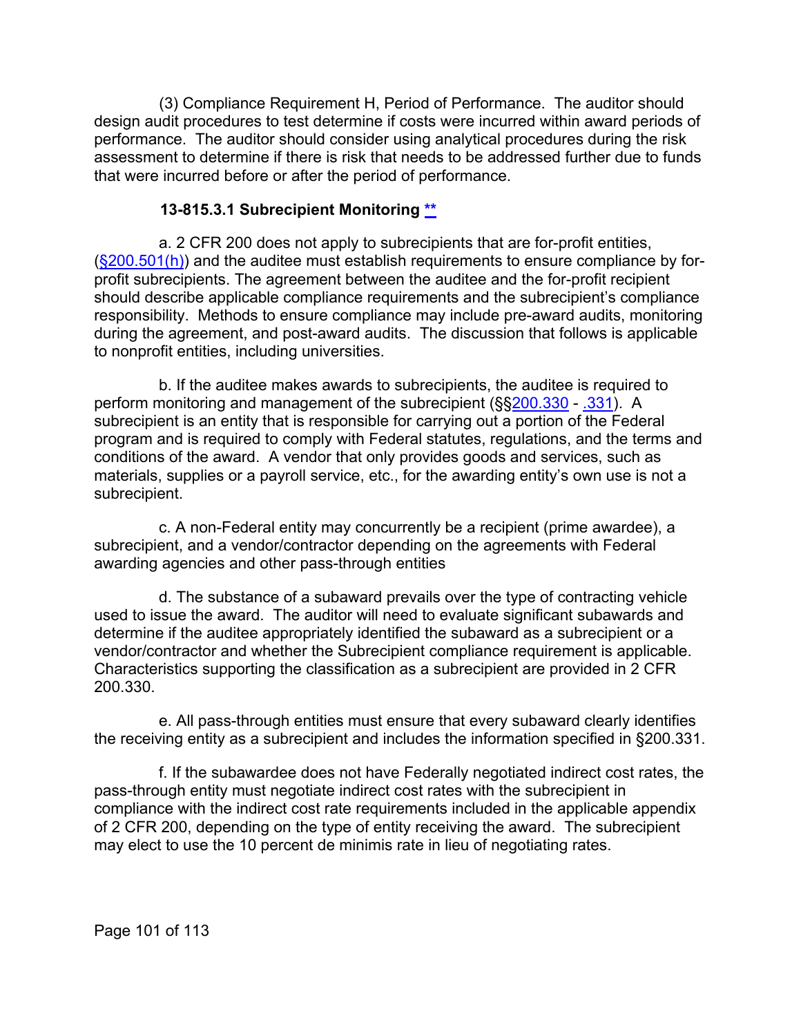(3) Compliance Requirement H, Period of Performance. The auditor should design audit procedures to test determine if costs were incurred within award periods of performance. The auditor should consider using analytical procedures during the risk assessment to determine if there is risk that needs to be addressed further due to funds that were incurred before or after the period of performance.

### 13-815.3.1 Subrecipient Monitoring **

a. 2 CFR 200 does not apply to subrecipients that are for-profit entities, (§200.501(h)) and the auditee must establish requirements to ensure compliance by for-profit subrecipients. The agreement between the auditee and the for-profit recipient should describe applicable compliance requirements and the subrecipient's compliance responsibility. Methods to ensure compliance may include pre-award audits, monitoring during the agreement, and post-award audits. The discussion that follows is applicable to nonprofit entities, including universities.

b. If the auditee makes awards to subrecipients, the auditee is required to perform monitoring and management of the subrecipient (§§200.330 - .331). A subrecipient is an entity that is responsible for carrying out a portion of the Federal program and is required to comply with Federal statutes, regulations, and the terms and conditions of the award. A vendor that only provides goods and services, such as materials, supplies or a payroll service, etc., for the awarding entity's own use is not a subrecipient.

c. A non-Federal entity may concurrently be a recipient (prime awardee), a subrecipient, and a vendor/contractor depending on the agreements with Federal awarding agencies and other pass-through entities

d. The substance of a subaward prevails over the type of contracting vehicle used to issue the award. The auditor will need to evaluate significant subawards and determine if the auditee appropriately identified the subaward as a subrecipient or a vendor/contractor and whether the Subrecipient compliance requirement is applicable. Characteristics supporting the classification as a subrecipient are provided in 2 CFR 200.330.

e. All pass-through entities must ensure that every subaward clearly identifies the receiving entity as a subrecipient and includes the information specified in §200.331.

f. If the subawardee does not have Federally negotiated indirect cost rates, the pass-through entity must negotiate indirect cost rates with the subrecipient in compliance with the indirect cost rate requirements included in the applicable appendix of 2 CFR 200, depending on the type of entity receiving the award. The subrecipient may elect to use the 10 percent de minimis rate in lieu of negotiating rates.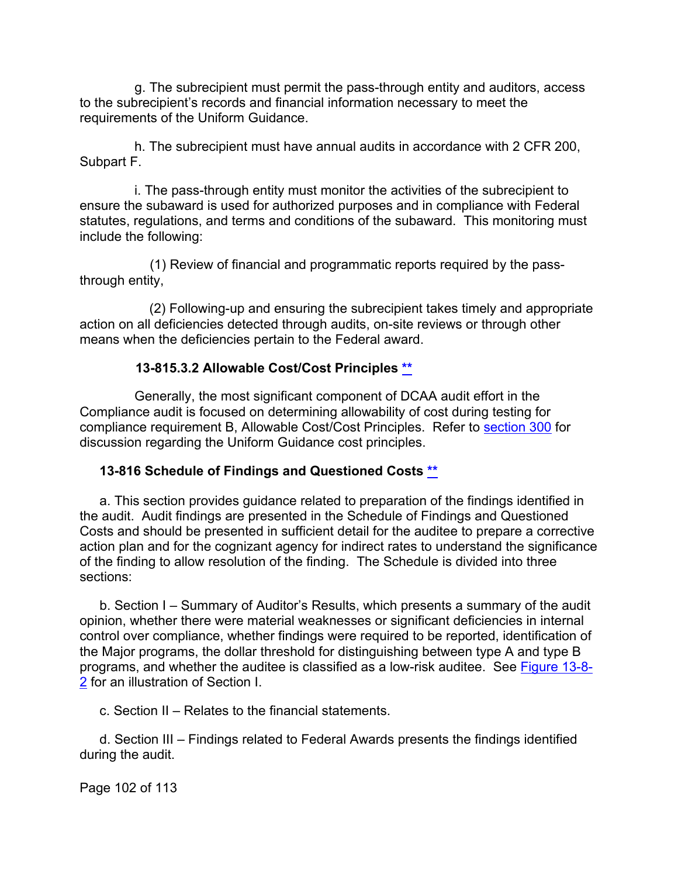g. The subrecipient must permit the pass-through entity and auditors, access to the subrecipient's records and financial information necessary to meet the requirements of the Uniform Guidance.

h. The subrecipient must have annual audits in accordance with 2 CFR 200, Subpart F.

i. The pass-through entity must monitor the activities of the subrecipient to ensure the subaward is used for authorized purposes and in compliance with Federal statutes, regulations, and terms and conditions of the subaward. This monitoring must include the following:

(1) Review of financial and programmatic reports required by the pass-through entity,

(2) Following-up and ensuring the subrecipient takes timely and appropriate action on all deficiencies detected through audits, on-site reviews or through other means when the deficiencies pertain to the Federal award.

#### 13-815.3.2 Allowable Cost/Cost Principles **

Generally, the most significant component of DCAA audit effort in the Compliance audit is focused on determining allowability of cost during testing for compliance requirement B, Allowable Cost/Cost Principles. Refer to section 300 for discussion regarding the Uniform Guidance cost principles.

### 13-816 Schedule of Findings and Questioned Costs **

a. This section provides guidance related to preparation of the findings identified in the audit. Audit findings are presented in the Schedule of Findings and Questioned Costs and should be presented in sufficient detail for the auditee to prepare a corrective action plan and for the cognizant agency for indirect rates to understand the significance of the finding to allow resolution of the finding. The Schedule is divided into three sections:

b. Section I – Summary of Auditor's Results, which presents a summary of the audit opinion, whether there were material weaknesses or significant deficiencies in internal control over compliance, whether findings were required to be reported, identification of the Major programs, the dollar threshold for distinguishing between type A and type B programs, and whether the auditee is classified as a low-risk auditee. See Figure 13-8-2 for an illustration of Section I.

c. Section II – Relates to the financial statements.

d. Section III – Findings related to Federal Awards presents the findings identified during the audit.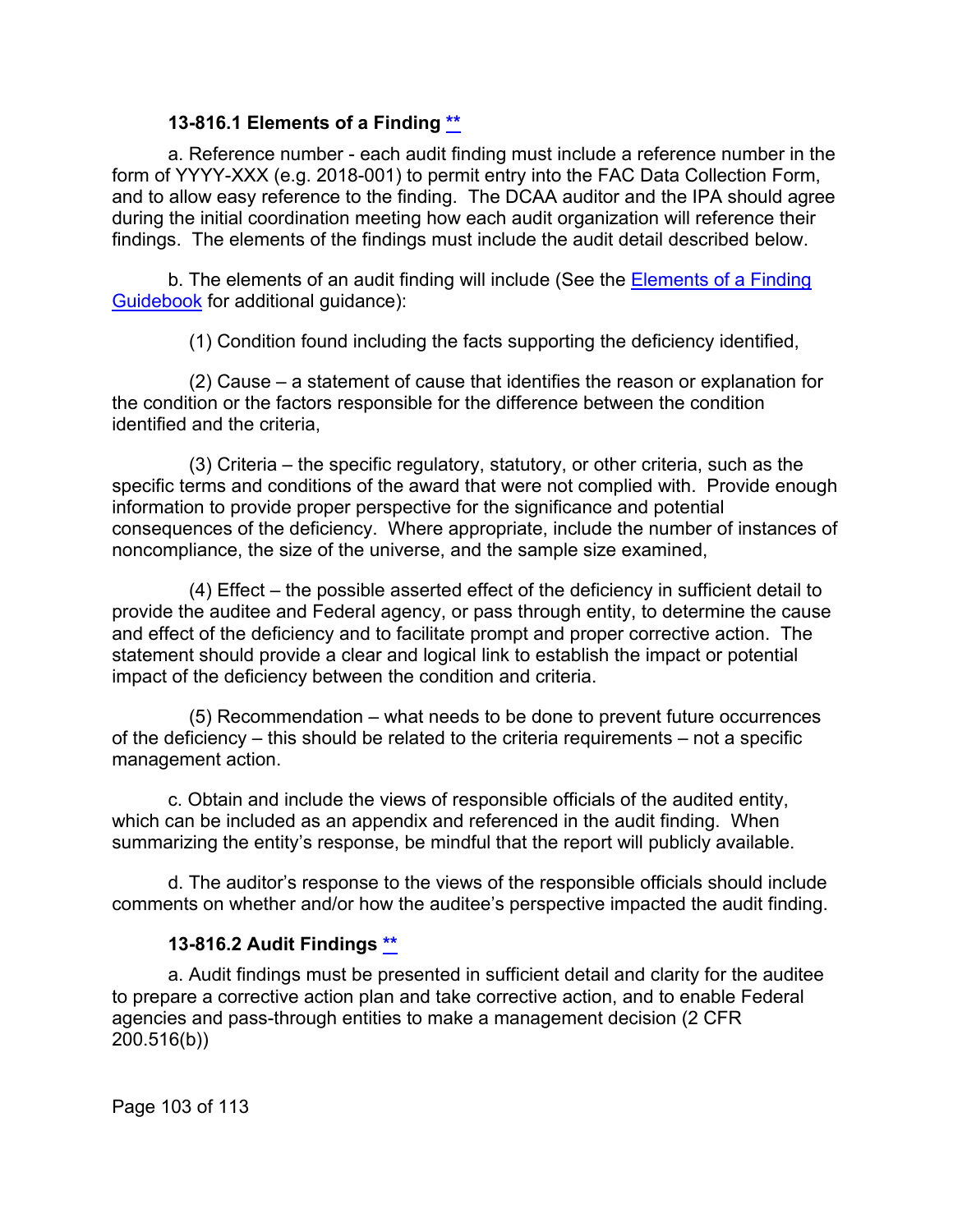### 13-816.1 Elements of a Finding [**](#)

a. Reference number - each audit finding must include a reference number in the form of YYYY-XXX (e.g. 2018-001) to permit entry into the FAC Data Collection Form, and to allow easy reference to the finding. The DCAA auditor and the IPA should agree during the initial coordination meeting how each audit organization will reference their findings. The elements of the findings must include the audit detail described below.

b. The elements of an audit finding will include (See the [Elements of a Finding Guidebook](#) for additional guidance):

(1) Condition found including the facts supporting the deficiency identified,

(2) Cause – a statement of cause that identifies the reason or explanation for the condition or the factors responsible for the difference between the condition identified and the criteria,

(3) Criteria – the specific regulatory, statutory, or other criteria, such as the specific terms and conditions of the award that were not complied with. Provide enough information to provide proper perspective for the significance and potential consequences of the deficiency. Where appropriate, include the number of instances of noncompliance, the size of the universe, and the sample size examined,

(4) Effect – the possible asserted effect of the deficiency in sufficient detail to provide the auditee and Federal agency, or pass through entity, to determine the cause and effect of the deficiency and to facilitate prompt and proper corrective action. The statement should provide a clear and logical link to establish the impact or potential impact of the deficiency between the condition and criteria.

(5) Recommendation – what needs to be done to prevent future occurrences of the deficiency – this should be related to the criteria requirements – not a specific management action.

c. Obtain and include the views of responsible officials of the audited entity, which can be included as an appendix and referenced in the audit finding. When summarizing the entity's response, be mindful that the report will publicly available.

d. The auditor's response to the views of the responsible officials should include comments on whether and/or how the auditee's perspective impacted the audit finding.

### 13-816.2 Audit Findings [**](#)

a. Audit findings must be presented in sufficient detail and clarity for the auditee to prepare a corrective action plan and take corrective action, and to enable Federal agencies and pass-through entities to make a management decision (2 CFR 200.516(b))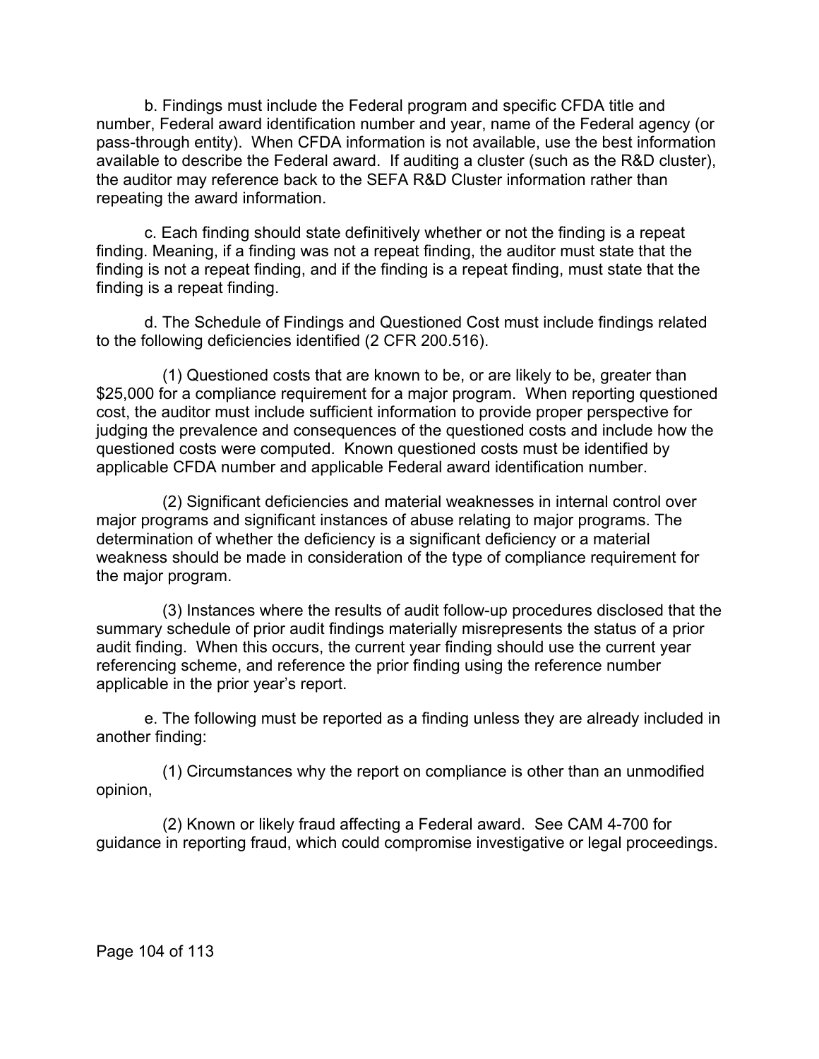b. Findings must include the Federal program and specific CFDA title and number, Federal award identification number and year, name of the Federal agency (or pass-through entity). When CFDA information is not available, use the best information available to describe the Federal award. If auditing a cluster (such as the R&D cluster), the auditor may reference back to the SEFA R&D Cluster information rather than repeating the award information.

c. Each finding should state definitively whether or not the finding is a repeat finding. Meaning, if a finding was not a repeat finding, the auditor must state that the finding is not a repeat finding, and if the finding is a repeat finding, must state that the finding is a repeat finding.

d. The Schedule of Findings and Questioned Cost must include findings related to the following deficiencies identified (2 CFR 200.516).

(1) Questioned costs that are known to be, or are likely to be, greater than $25,000 for a compliance requirement for a major program. When reporting questioned cost, the auditor must include sufficient information to provide proper perspective for judging the prevalence and consequences of the questioned costs and include how the questioned costs were computed. Known questioned costs must be identified by applicable CFDA number and applicable Federal award identification number.

(2) Significant deficiencies and material weaknesses in internal control over major programs and significant instances of abuse relating to major programs. The determination of whether the deficiency is a significant deficiency or a material weakness should be made in consideration of the type of compliance requirement for the major program.

(3) Instances where the results of audit follow-up procedures disclosed that the summary schedule of prior audit findings materially misrepresents the status of a prior audit finding. When this occurs, the current year finding should use the current year referencing scheme, and reference the prior finding using the reference number applicable in the prior year's report.

e. The following must be reported as a finding unless they are already included in another finding:

(1) Circumstances why the report on compliance is other than an unmodified opinion,

(2) Known or likely fraud affecting a Federal award. See CAM 4-700 for guidance in reporting fraud, which could compromise investigative or legal proceedings.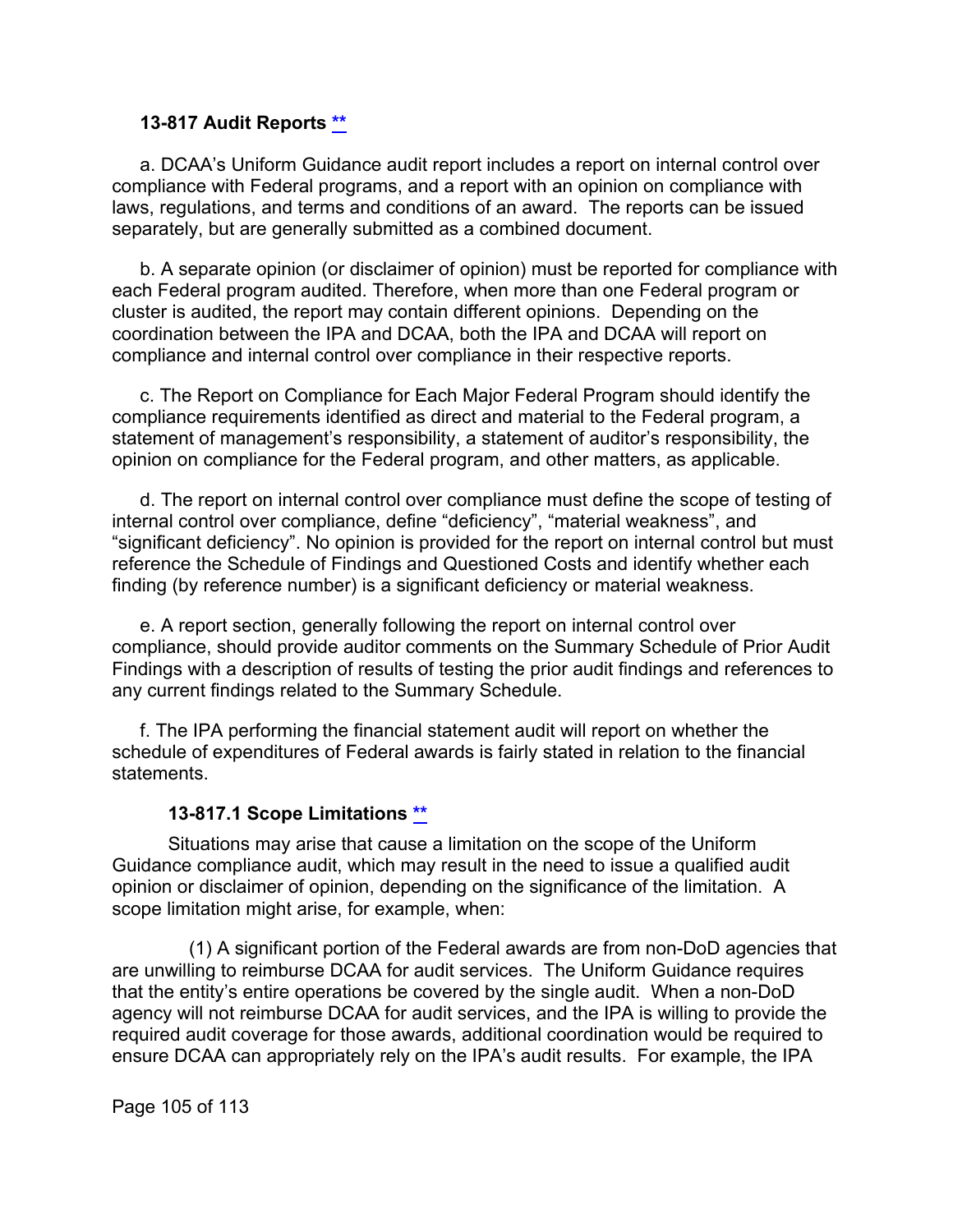### 13-817 Audit Reports **

a. DCAA's Uniform Guidance audit report includes a report on internal control over compliance with Federal programs, and a report with an opinion on compliance with laws, regulations, and terms and conditions of an award. The reports can be issued separately, but are generally submitted as a combined document.

b. A separate opinion (or disclaimer of opinion) must be reported for compliance with each Federal program audited. Therefore, when more than one Federal program or cluster is audited, the report may contain different opinions. Depending on the coordination between the IPA and DCAA, both the IPA and DCAA will report on compliance and internal control over compliance in their respective reports.

c. The Report on Compliance for Each Major Federal Program should identify the compliance requirements identified as direct and material to the Federal program, a statement of management's responsibility, a statement of auditor's responsibility, the opinion on compliance for the Federal program, and other matters, as applicable.

d. The report on internal control over compliance must define the scope of testing of internal control over compliance, define "deficiency", "material weakness", and "significant deficiency". No opinion is provided for the report on internal control but must reference the Schedule of Findings and Questioned Costs and identify whether each finding (by reference number) is a significant deficiency or material weakness.

e. A report section, generally following the report on internal control over compliance, should provide auditor comments on the Summary Schedule of Prior Audit Findings with a description of results of testing the prior audit findings and references to any current findings related to the Summary Schedule.

f. The IPA performing the financial statement audit will report on whether the schedule of expenditures of Federal awards is fairly stated in relation to the financial statements.

#### 13-817.1 Scope Limitations **

Situations may arise that cause a limitation on the scope of the Uniform Guidance compliance audit, which may result in the need to issue a qualified audit opinion or disclaimer of opinion, depending on the significance of the limitation. A scope limitation might arise, for example, when:

(1) A significant portion of the Federal awards are from non-DoD agencies that are unwilling to reimburse DCAA for audit services. The Uniform Guidance requires that the entity's entire operations be covered by the single audit. When a non-DoD agency will not reimburse DCAA for audit services, and the IPA is willing to provide the required audit coverage for those awards, additional coordination would be required to ensure DCAA can appropriately rely on the IPA's audit results. For example, the IPA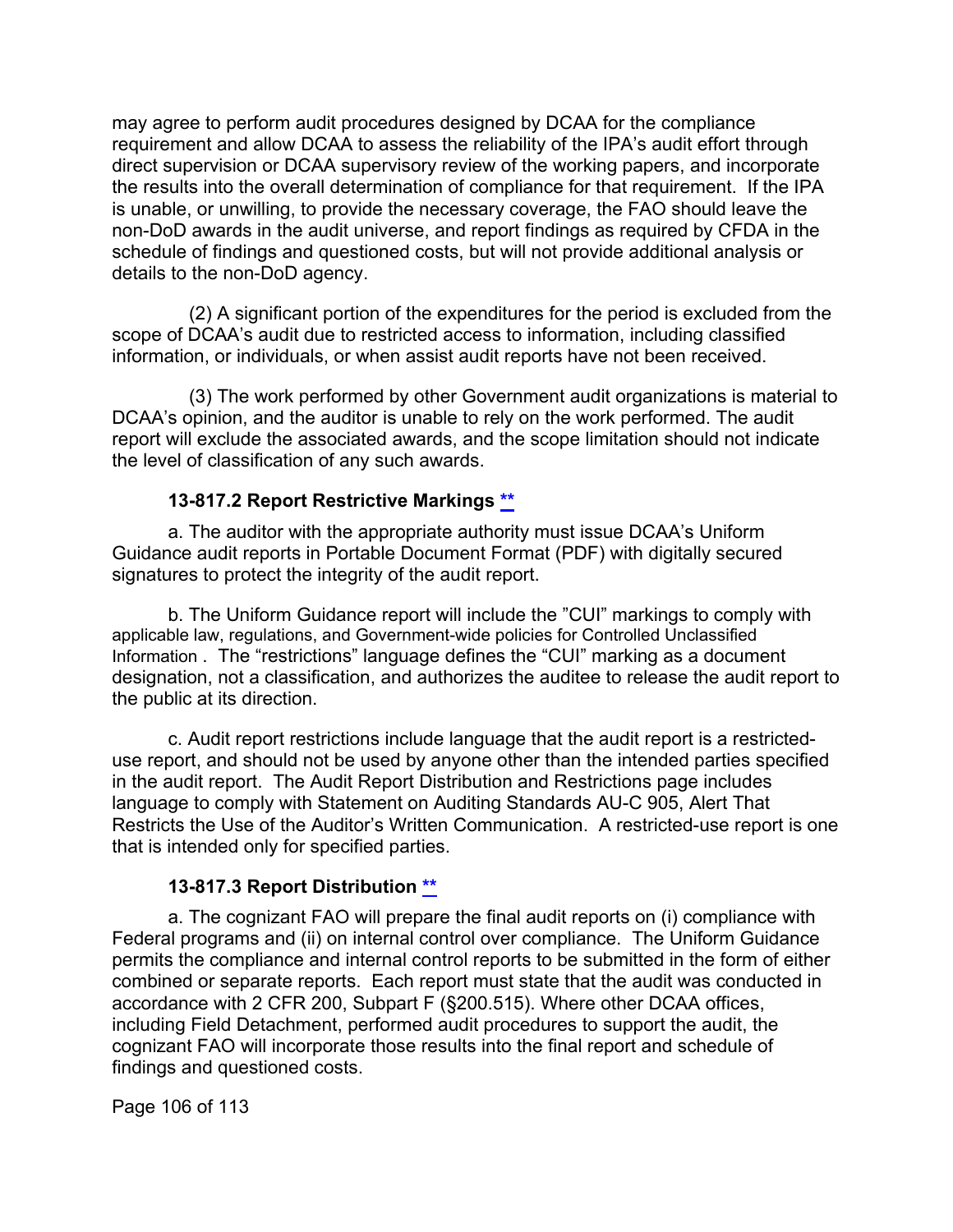may agree to perform audit procedures designed by DCAA for the compliance requirement and allow DCAA to assess the reliability of the IPA's audit effort through direct supervision or DCAA supervisory review of the working papers, and incorporate the results into the overall determination of compliance for that requirement. If the IPA is unable, or unwilling, to provide the necessary coverage, the FAO should leave the non-DoD awards in the audit universe, and report findings as required by CFDA in the schedule of findings and questioned costs, but will not provide additional analysis or details to the non-DoD agency.

(2) A significant portion of the expenditures for the period is excluded from the scope of DCAA's audit due to restricted access to information, including classified information, or individuals, or when assist audit reports have not been received.

(3) The work performed by other Government audit organizations is material to DCAA's opinion, and the auditor is unable to rely on the work performed. The audit report will exclude the associated awards, and the scope limitation should not indicate the level of classification of any such awards.

### 13-817.2 Report Restrictive Markings **

a. The auditor with the appropriate authority must issue DCAA's Uniform Guidance audit reports in Portable Document Format (PDF) with digitally secured signatures to protect the integrity of the audit report.

b. The Uniform Guidance report will include the "CUI" markings to comply with applicable law, regulations, and Government-wide policies for Controlled Unclassified Information . The "restrictions" language defines the "CUI" marking as a document designation, not a classification, and authorizes the auditee to release the audit report to the public at its direction.

c. Audit report restrictions include language that the audit report is a restricted-use report, and should not be used by anyone other than the intended parties specified in the audit report. The Audit Report Distribution and Restrictions page includes language to comply with Statement on Auditing Standards AU-C 905, Alert That Restricts the Use of the Auditor's Written Communication. A restricted-use report is one that is intended only for specified parties.

### 13-817.3 Report Distribution **

a. The cognizant FAO will prepare the final audit reports on (i) compliance with Federal programs and (ii) on internal control over compliance. The Uniform Guidance permits the compliance and internal control reports to be submitted in the form of either combined or separate reports. Each report must state that the audit was conducted in accordance with 2 CFR 200, Subpart F (§200.515). Where other DCAA offices, including Field Detachment, performed audit procedures to support the audit, the cognizant FAO will incorporate those results into the final report and schedule of findings and questioned costs.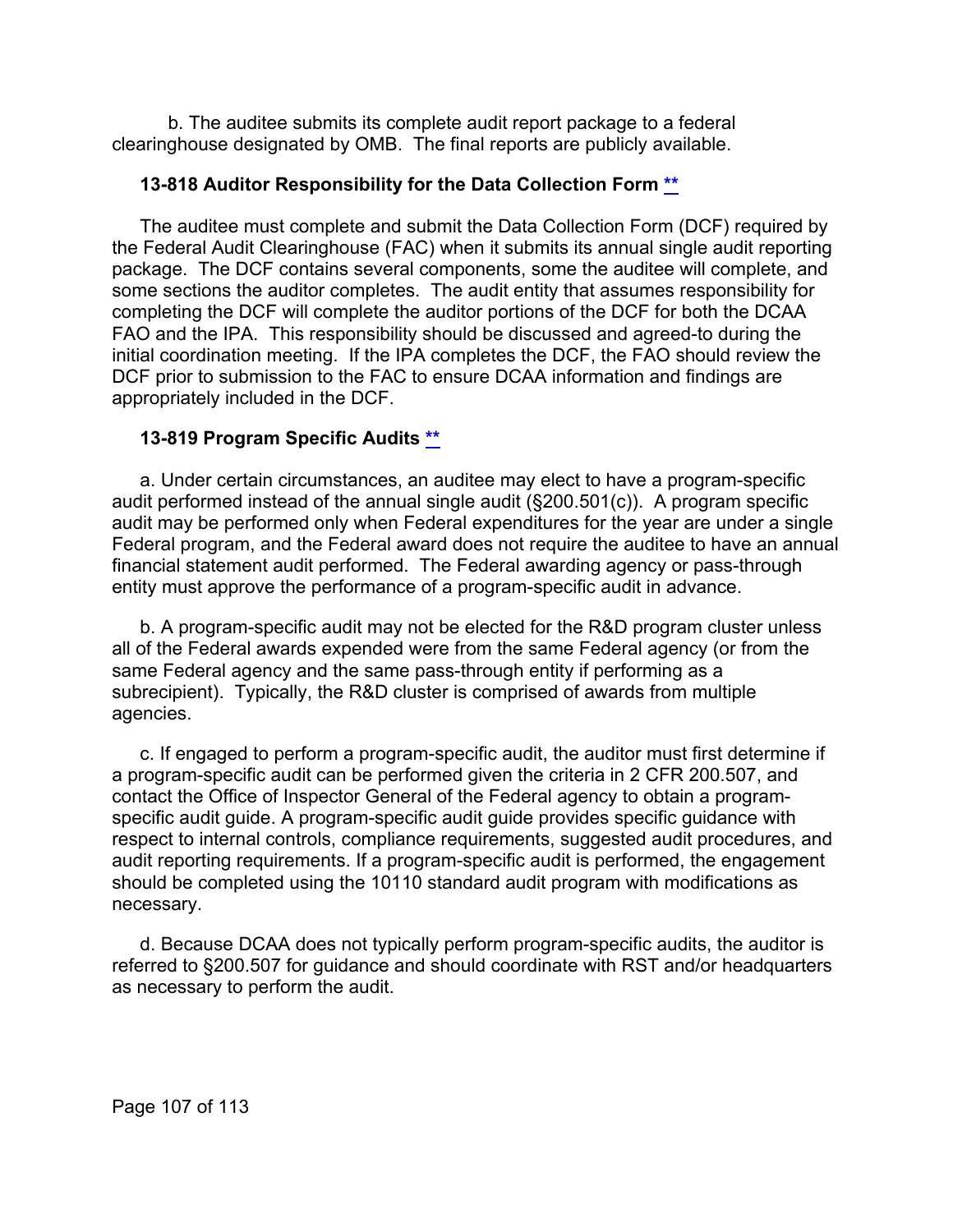b. The auditee submits its complete audit report package to a federal clearinghouse designated by OMB. The final reports are publicly available.

### 13-818 Auditor Responsibility for the Data Collection Form **

The auditee must complete and submit the Data Collection Form (DCF) required by the Federal Audit Clearinghouse (FAC) when it submits its annual single audit reporting package. The DCF contains several components, some the auditee will complete, and some sections the auditor completes. The audit entity that assumes responsibility for completing the DCF will complete the auditor portions of the DCF for both the DCAA FAO and the IPA. This responsibility should be discussed and agreed-to during the initial coordination meeting. If the IPA completes the DCF, the FAO should review the DCF prior to submission to the FAC to ensure DCAA information and findings are appropriately included in the DCF.

### 13-819 Program Specific Audits **

a. Under certain circumstances, an auditee may elect to have a program-specific audit performed instead of the annual single audit (§200.501(c)). A program specific audit may be performed only when Federal expenditures for the year are under a single Federal program, and the Federal award does not require the auditee to have an annual financial statement audit performed. The Federal awarding agency or pass-through entity must approve the performance of a program-specific audit in advance.

b. A program-specific audit may not be elected for the R&D program cluster unless all of the Federal awards expended were from the same Federal agency (or from the same Federal agency and the same pass-through entity if performing as a subrecipient). Typically, the R&D cluster is comprised of awards from multiple agencies.

c. If engaged to perform a program-specific audit, the auditor must first determine if a program-specific audit can be performed given the criteria in 2 CFR 200.507, and contact the Office of Inspector General of the Federal agency to obtain a program-specific audit guide. A program-specific audit guide provides specific guidance with respect to internal controls, compliance requirements, suggested audit procedures, and audit reporting requirements. If a program-specific audit is performed, the engagement should be completed using the 10110 standard audit program with modifications as necessary.

d. Because DCAA does not typically perform program-specific audits, the auditor is referred to §200.507 for guidance and should coordinate with RST and/or headquarters as necessary to perform the audit.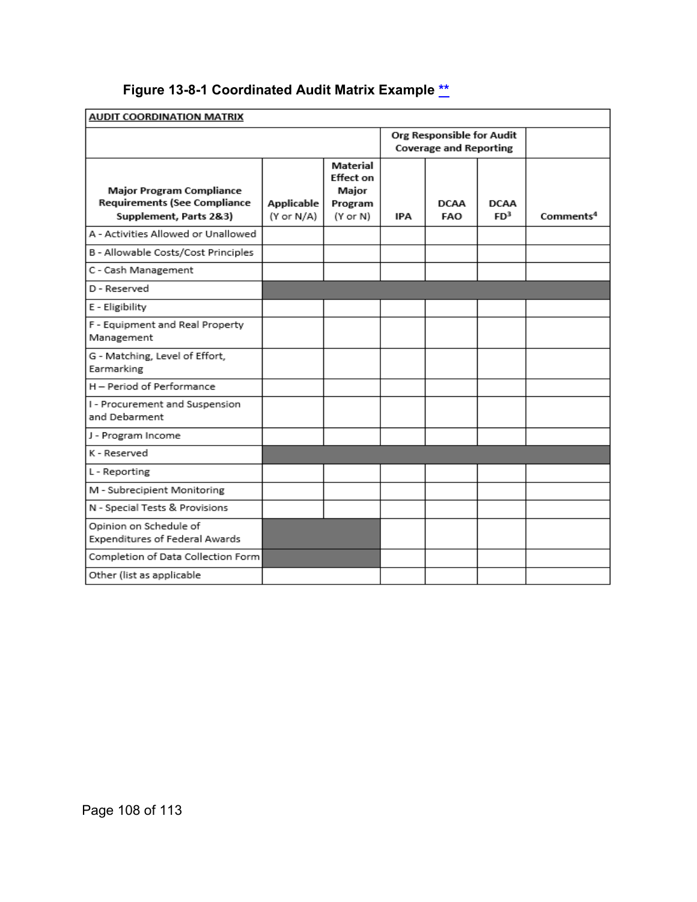**Figure 13-8-1 Coordinated Audit Matrix Example [**](#)**

| AUDIT COORDINATION MATRIX | | | | | | |
|---|---|---|---|---|---|---|
| | | | Org Responsible for Audit Coverage and Reporting | | | |
| **Major Program Compliance Requirements (See Compliance Supplement, Parts 2&3)** | **Applicable** (Y or N/A) | **Material Effect on Major Program** (Y or N) | **IPA** | **DCAA FAO** | **DCAA FD**[3] | **Comments**[4] |
| A - Activities Allowed or Unallowed | | | | | | |
| B - Allowable Costs/Cost Principles | | | | | | |
| C - Cash Management | | | | | | |
| D - Reserved | | | | | | |
| E - Eligibility | | | | | | |
| F - Equipment and Real Property Management | | | | | | |
| G - Matching, Level of Effort, Earmarking | | | | | | |
| H – Period of Performance | | | | | | |
| I - Procurement and Suspension and Debarment | | | | | | |
| J - Program Income | | | | | | |
| K - Reserved | | | | | | |
| L - Reporting | | | | | | |
| M - Subrecipient Monitoring | | | | | | |
| N - Special Tests & Provisions | | | | | | |
| Opinion on Schedule of Expenditures of Federal Awards | | | | | | |
| Completion of Data Collection Form | | | | | | |
| Other (list as applicable | | | | | | |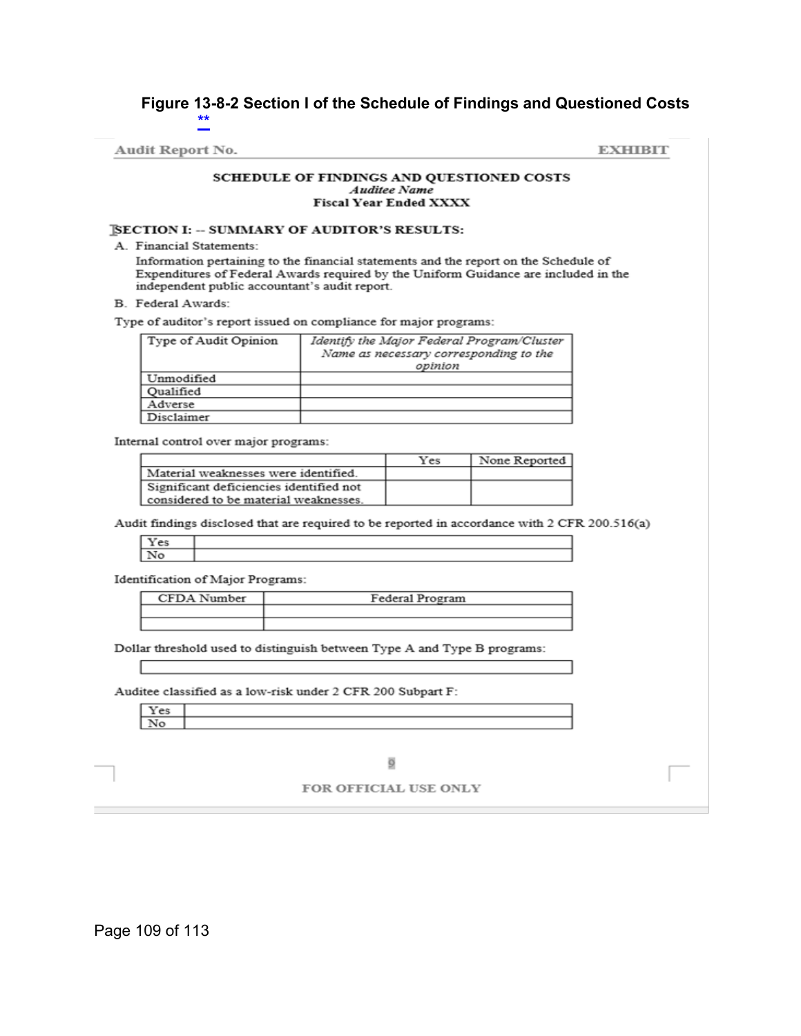**Figure 13-8-2 Section I of the Schedule of Findings and Questioned Costs**
**

Audit Report No. EXHIBIT

**SCHEDULE OF FINDINGS AND QUESTIONED COSTS**
***Auditee Name***
**Fiscal Year Ended XXXX**

**SECTION I: -- SUMMARY OF AUDITOR'S RESULTS:**

A. Financial Statements:

Information pertaining to the financial statements and the report on the Schedule of Expenditures of Federal Awards required by the Uniform Guidance are included in the independent public accountant's audit report.

B. Federal Awards:

Type of auditor's report issued on compliance for major programs:

| Type of Audit Opinion | *Identify the Major Federal Program/Cluster Name as necessary corresponding to the opinion* |
|---|---|
| Unmodified | |
| Qualified | |
| Adverse | |
| Disclaimer | |

Internal control over major programs:

| | Yes | None Reported |
|---|---|---|
| Material weaknesses were identified. | | |
| Significant deficiencies identified not considered to be material weaknesses. | | |

Audit findings disclosed that are required to be reported in accordance with 2 CFR 200.516(a)

| | |
|---|---|
| Yes | |
| No | |

Identification of Major Programs:

| CFDA Number | Federal Program |
|---|---|
| | |
| | |

Dollar threshold used to distinguish between Type A and Type B programs:

| |
|---|
| |

Auditee classified as a low-risk under 2 CFR 200 Subpart F:

| | |
|---|---|
| Yes | |
| No | |

FOR OFFICIAL USE ONLY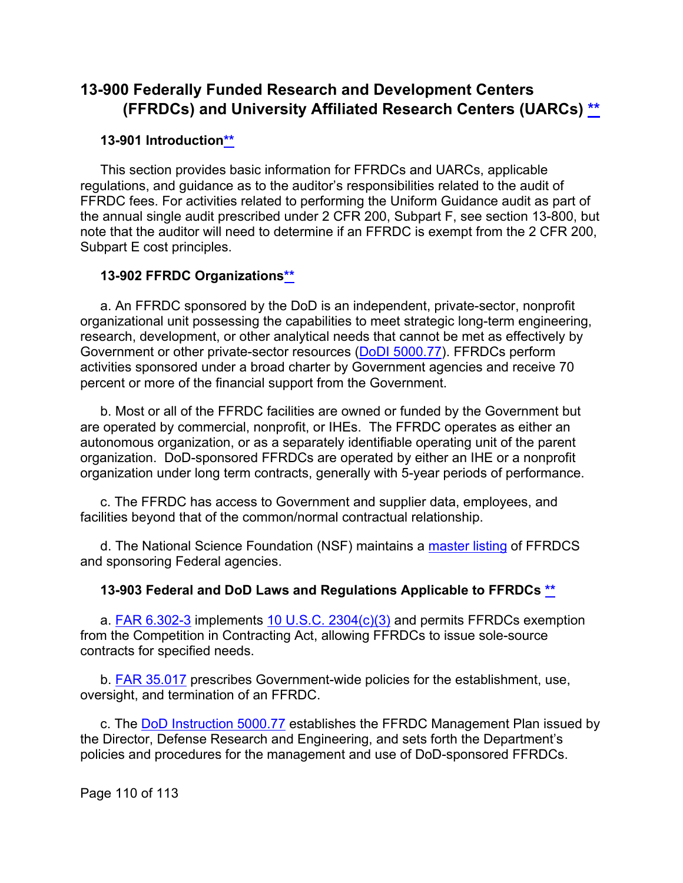## 13-900 Federally Funded Research and Development Centers (FFRDCs) and University Affiliated Research Centers (UARCs) **

### 13-901 Introduction**

This section provides basic information for FFRDCs and UARCs, applicable regulations, and guidance as to the auditor's responsibilities related to the audit of FFRDC fees. For activities related to performing the Uniform Guidance audit as part of the annual single audit prescribed under 2 CFR 200, Subpart F, see section 13-800, but note that the auditor will need to determine if an FFRDC is exempt from the 2 CFR 200, Subpart E cost principles.

### 13-902 FFRDC Organizations**

a. An FFRDC sponsored by the DoD is an independent, private-sector, nonprofit organizational unit possessing the capabilities to meet strategic long-term engineering, research, development, or other analytical needs that cannot be met as effectively by Government or other private-sector resources (DoDI 5000.77). FFRDCs perform activities sponsored under a broad charter by Government agencies and receive 70 percent or more of the financial support from the Government.

b. Most or all of the FFRDC facilities are owned or funded by the Government but are operated by commercial, nonprofit, or IHEs. The FFRDC operates as either an autonomous organization, or as a separately identifiable operating unit of the parent organization. DoD-sponsored FFRDCs are operated by either an IHE or a nonprofit organization under long term contracts, generally with 5-year periods of performance.

c. The FFRDC has access to Government and supplier data, employees, and facilities beyond that of the common/normal contractual relationship.

d. The National Science Foundation (NSF) maintains a master listing of FFRDCS and sponsoring Federal agencies.

### 13-903 Federal and DoD Laws and Regulations Applicable to FFRDCs **

a. FAR 6.302-3 implements 10 U.S.C. 2304(c)(3) and permits FFRDCs exemption from the Competition in Contracting Act, allowing FFRDCs to issue sole-source contracts for specified needs.

b. FAR 35.017 prescribes Government-wide policies for the establishment, use, oversight, and termination of an FFRDC.

c. The DoD Instruction 5000.77 establishes the FFRDC Management Plan issued by the Director, Defense Research and Engineering, and sets forth the Department's policies and procedures for the management and use of DoD-sponsored FFRDCs.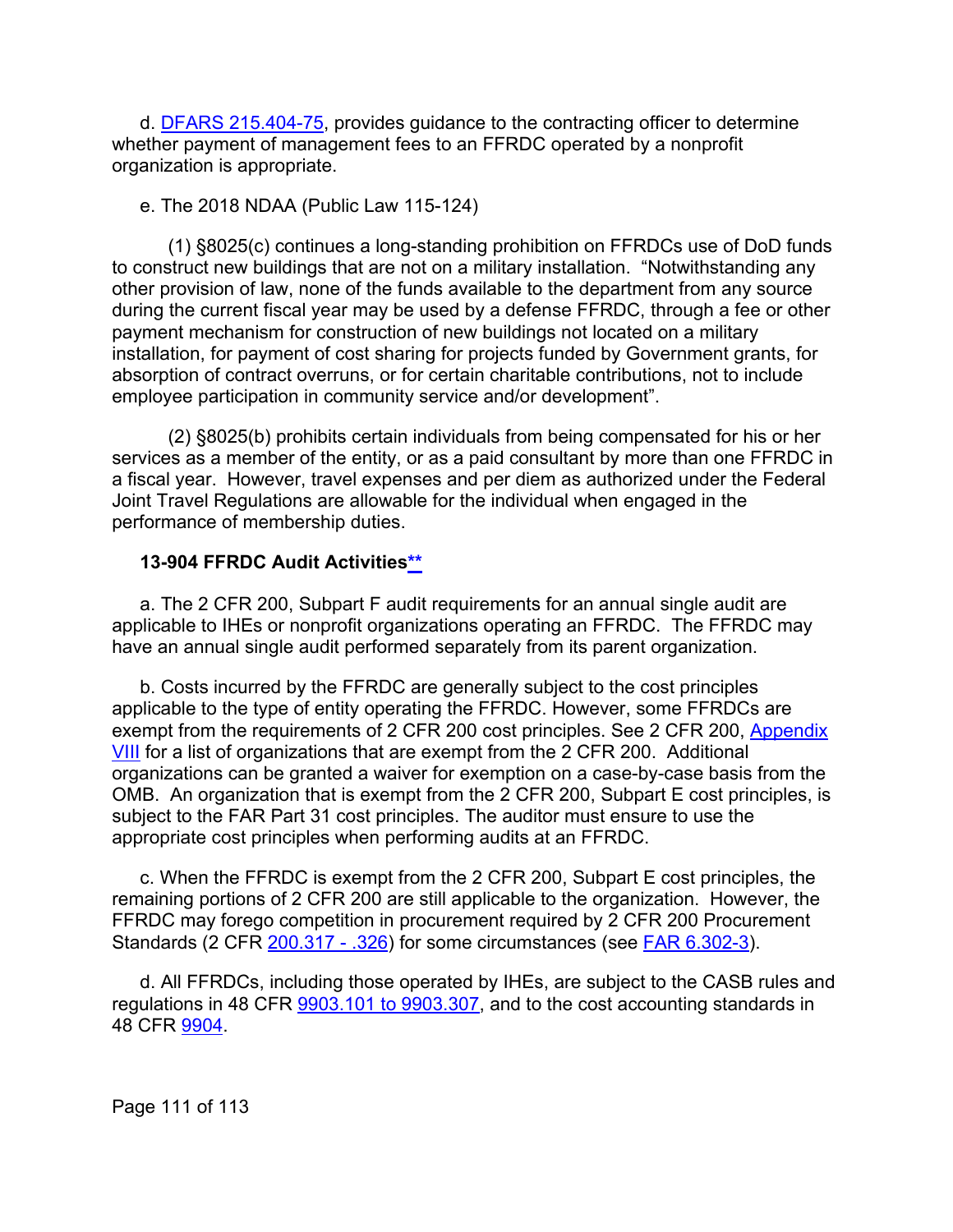d. [DFARS 215.404-75](#), provides guidance to the contracting officer to determine whether payment of management fees to an FFRDC operated by a nonprofit organization is appropriate.

e. The 2018 NDAA (Public Law 115-124)

(1) §8025(c) continues a long-standing prohibition on FFRDCs use of DoD funds to construct new buildings that are not on a military installation. "Notwithstanding any other provision of law, none of the funds available to the department from any source during the current fiscal year may be used by a defense FFRDC, through a fee or other payment mechanism for construction of new buildings not located on a military installation, for payment of cost sharing for projects funded by Government grants, for absorption of contract overruns, or for certain charitable contributions, not to include employee participation in community service and/or development".

(2) §8025(b) prohibits certain individuals from being compensated for his or her services as a member of the entity, or as a paid consultant by more than one FFRDC in a fiscal year. However, travel expenses and per diem as authorized under the Federal Joint Travel Regulations are allowable for the individual when engaged in the performance of membership duties.

### 13-904 FFRDC Audit Activities**

a. The 2 CFR 200, Subpart F audit requirements for an annual single audit are applicable to IHEs or nonprofit organizations operating an FFRDC. The FFRDC may have an annual single audit performed separately from its parent organization.

b. Costs incurred by the FFRDC are generally subject to the cost principles applicable to the type of entity operating the FFRDC. However, some FFRDCs are exempt from the requirements of 2 CFR 200 cost principles. See 2 CFR 200, Appendix VIII for a list of organizations that are exempt from the 2 CFR 200. Additional organizations can be granted a waiver for exemption on a case-by-case basis from the OMB. An organization that is exempt from the 2 CFR 200, Subpart E cost principles, is subject to the FAR Part 31 cost principles. The auditor must ensure to use the appropriate cost principles when performing audits at an FFRDC.

c. When the FFRDC is exempt from the 2 CFR 200, Subpart E cost principles, the remaining portions of 2 CFR 200 are still applicable to the organization. However, the FFRDC may forego competition in procurement required by 2 CFR 200 Procurement Standards (2 CFR 200.317 - .326) for some circumstances (see FAR 6.302-3).

d. All FFRDCs, including those operated by IHEs, are subject to the CASB rules and regulations in 48 CFR 9903.101 to 9903.307, and to the cost accounting standards in 48 CFR 9904.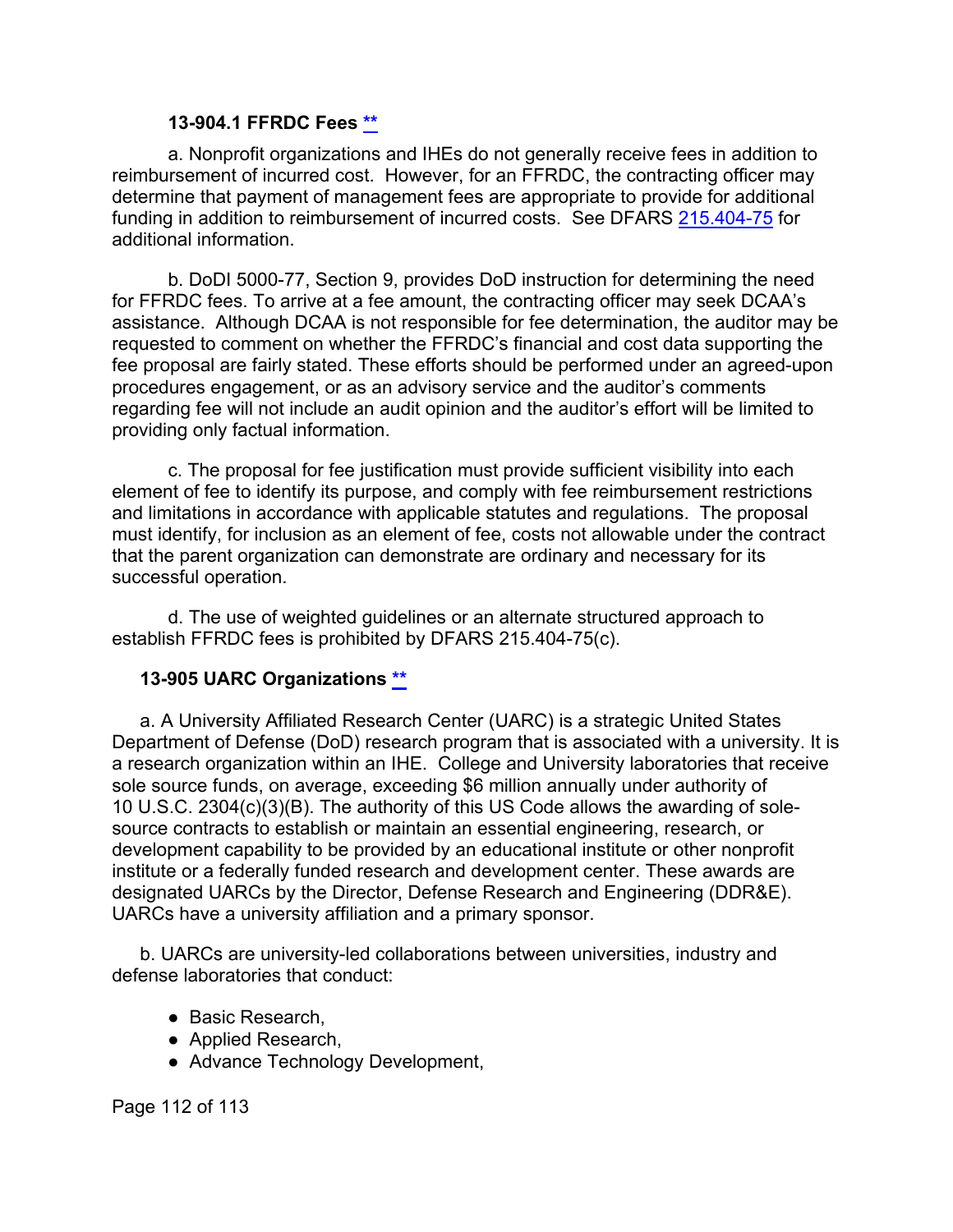### 13-904.1 FFRDC Fees [**]

a. Nonprofit organizations and IHEs do not generally receive fees in addition to reimbursement of incurred cost. However, for an FFRDC, the contracting officer may determine that payment of management fees are appropriate to provide for additional funding in addition to reimbursement of incurred costs. See DFARS [215.404-75] for additional information.

b. DoDI 5000-77, Section 9, provides DoD instruction for determining the need for FFRDC fees. To arrive at a fee amount, the contracting officer may seek DCAA's assistance. Although DCAA is not responsible for fee determination, the auditor may be requested to comment on whether the FFRDC's financial and cost data supporting the fee proposal are fairly stated. These efforts should be performed under an agreed-upon procedures engagement, or as an advisory service and the auditor's comments regarding fee will not include an audit opinion and the auditor's effort will be limited to providing only factual information.

c. The proposal for fee justification must provide sufficient visibility into each element of fee to identify its purpose, and comply with fee reimbursement restrictions and limitations in accordance with applicable statutes and regulations. The proposal must identify, for inclusion as an element of fee, costs not allowable under the contract that the parent organization can demonstrate are ordinary and necessary for its successful operation.

d. The use of weighted guidelines or an alternate structured approach to establish FFRDC fees is prohibited by DFARS 215.404-75(c).

### 13-905 UARC Organizations [**]

a. A University Affiliated Research Center (UARC) is a strategic United States Department of Defense (DoD) research program that is associated with a university. It is a research organization within an IHE. College and University laboratories that receive sole source funds, on average, exceeding $6 million annually under authority of 10 U.S.C. 2304(c)(3)(B). The authority of this US Code allows the awarding of sole-source contracts to establish or maintain an essential engineering, research, or development capability to be provided by an educational institute or other nonprofit institute or a federally funded research and development center. These awards are designated UARCs by the Director, Defense Research and Engineering (DDR&E). UARCs have a university affiliation and a primary sponsor.

b. UARCs are university-led collaborations between universities, industry and defense laboratories that conduct:

- Basic Research,
- Applied Research,
- Advance Technology Development,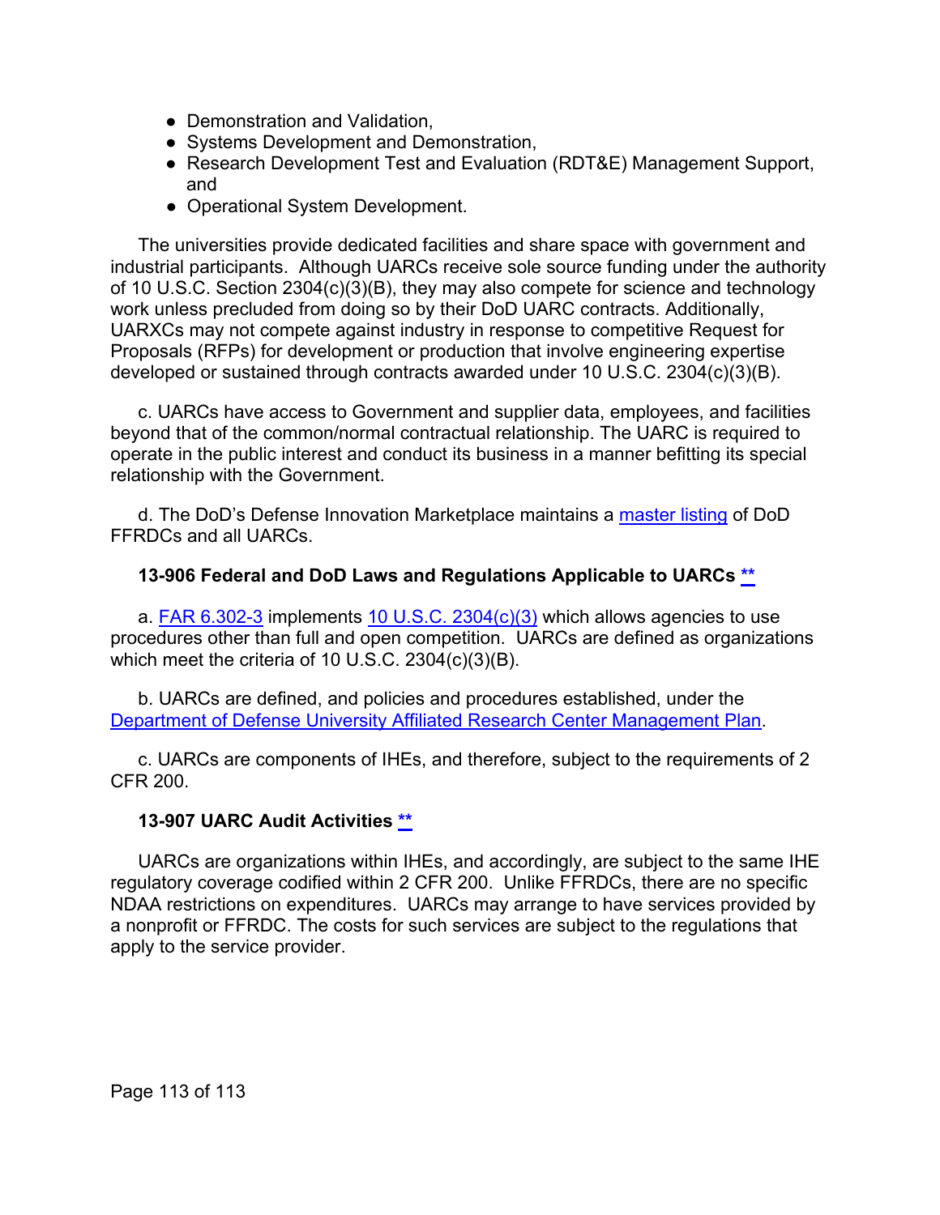- Demonstration and Validation,
- Systems Development and Demonstration,
- Research Development Test and Evaluation (RDT&E) Management Support, and
- Operational System Development.

The universities provide dedicated facilities and share space with government and industrial participants. Although UARCs receive sole source funding under the authority of 10 U.S.C. Section 2304(c)(3)(B), they may also compete for science and technology work unless precluded from doing so by their DoD UARC contracts. Additionally, UARXCs may not compete against industry in response to competitive Request for Proposals (RFPs) for development or production that involve engineering expertise developed or sustained through contracts awarded under 10 U.S.C. 2304(c)(3)(B).

c. UARCs have access to Government and supplier data, employees, and facilities beyond that of the common/normal contractual relationship. The UARC is required to operate in the public interest and conduct its business in a manner befitting its special relationship with the Government.

d. The DoD's Defense Innovation Marketplace maintains a master listing of DoD FFRDCs and all UARCs.

### 13-906 Federal and DoD Laws and Regulations Applicable to UARCs **

a. FAR 6.302-3 implements 10 U.S.C. 2304(c)(3) which allows agencies to use procedures other than full and open competition. UARCs are defined as organizations which meet the criteria of 10 U.S.C. 2304(c)(3)(B).

b. UARCs are defined, and policies and procedures established, under the Department of Defense University Affiliated Research Center Management Plan.

c. UARCs are components of IHEs, and therefore, subject to the requirements of 2 CFR 200.

### 13-907 UARC Audit Activities **

UARCs are organizations within IHEs, and accordingly, are subject to the same IHE regulatory coverage codified within 2 CFR 200. Unlike FFRDCs, there are no specific NDAA restrictions on expenditures. UARCs may arrange to have services provided by a nonprofit or FFRDC. The costs for such services are subject to the regulations that apply to the service provider.